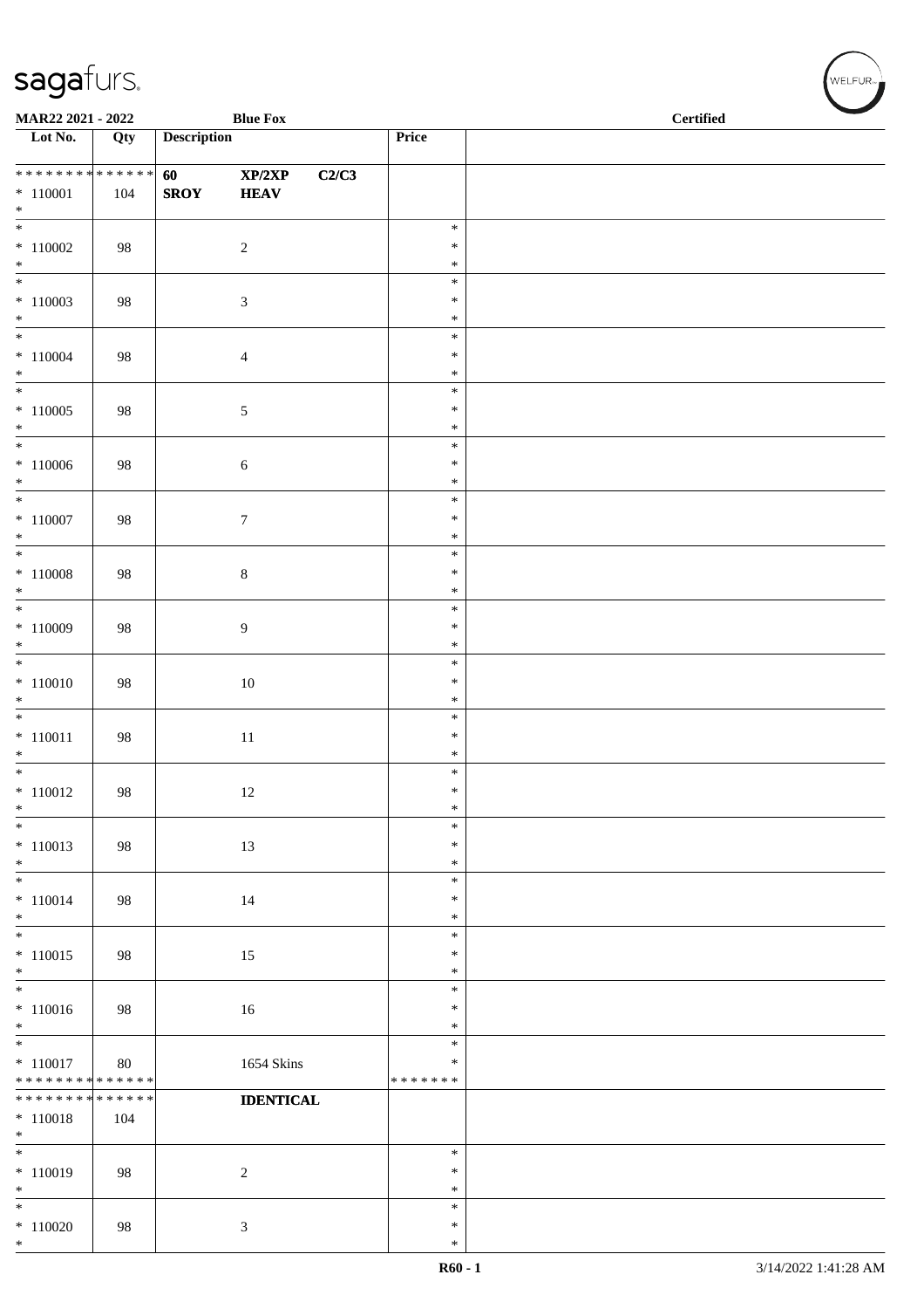| Lot No. | Qty | Description | | | Price | |
|---|---|---|---|---|---|---|
| * * * * * * * * * * * * * * | | 60 | XP/2XP | C2/C3 | | |
| * 110001 | 104 | SROY | HEAV | | | |
| * | | | | | | |
| * 110002 | 98 | | 2 | | * * * | |
| * 110003 | 98 | | 3 | | * * * | |
| * 110004 | 98 | | 4 | | * * * | |
| * 110005 | 98 | | 5 | | * * * | |
| * 110006 | 98 | | 6 | | * * * | |
| * 110007 | 98 | | 7 | | * * * | |
| * 110008 | 98 | | 8 | | * * * | |
| * 110009 | 98 | | 9 | | * * * | |
| * 110010 | 98 | | 10 | | * * * | |
| * 110011 | 98 | | 11 | | * * * | |
| * 110012 | 98 | | 12 | | * * * | |
| * 110013 | 98 | | 13 | | * * * | |
| * 110014 | 98 | | 14 | | * * * | |
| * 110015 | 98 | | 15 | | * * * | |
| * 110016 | 98 | | 16 | | * * * | |
| * 110017 | 80 | | 1654 Skins | | * * | |
| * * * * * * * * * * * * * * | | | | | * * * * * * * | |
| * * * * * * * * * * * * * * | | | IDENTICAL | | | |
| * 110018 | 104 | | | | | |
| * | | | | | | |
| * 110019 | 98 | | 2 | | * * * | |
| * 110020 | 98 | | 3 | | * * * | |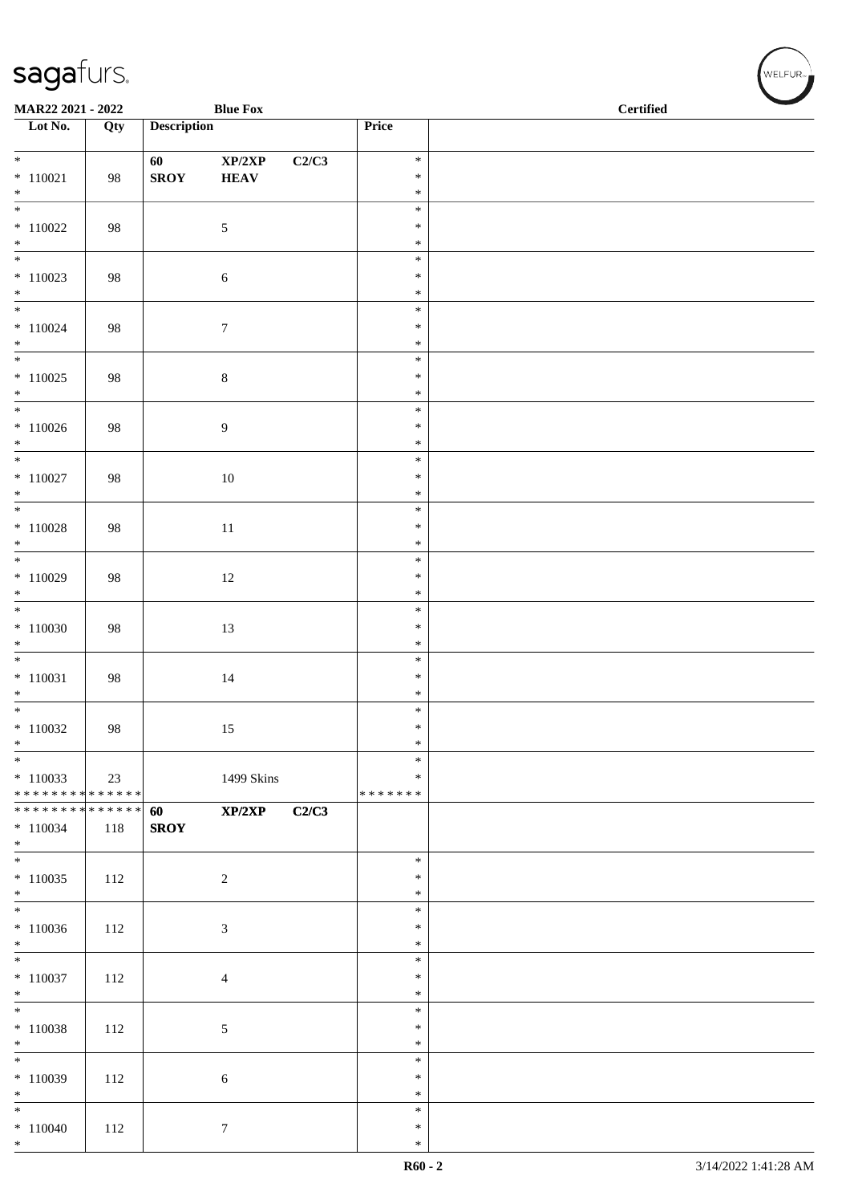| Lot No. | Qty | Description | | | Price | |
|---|---|---|---|---|---|---|
| * <br> * 110021 <br> * | 98 | 60 <br> SROY | XP/2XP <br> HEAV | C2/C3 | * <br> * <br> * | |
| * <br> * 110022 <br> * | 98 | | 5 | | * <br> * <br> * | |
| * <br> * 110023 <br> * | 98 | | 6 | | * <br> * <br> * | |
| * <br> * 110024 <br> * | 98 | | 7 | | * <br> * <br> * | |
| * <br> * 110025 <br> * | 98 | | 8 | | * <br> * <br> * | |
| * <br> * 110026 <br> * | 98 | | 9 | | * <br> * <br> * | |
| * <br> * 110027 <br> * | 98 | | 10 | | * <br> * <br> * | |
| * <br> * 110028 <br> * | 98 | | 11 | | * <br> * <br> * | |
| * <br> * 110029 <br> * | 98 | | 12 | | * <br> * <br> * | |
| * <br> * 110030 <br> * | 98 | | 13 | | * <br> * <br> * | |
| * <br> * 110031 <br> * | 98 | | 14 | | * <br> * <br> * | |
| * <br> * 110032 <br> * | 98 | | 15 | | * <br> * <br> * | |
| * <br> * 110033 <br> * * * * * * * * * * * * * * | 23 | | 1499 Skins | | * <br> * <br> * * * * * * * | |
| * * * * * * * * * * * * * * <br> * 110034 <br> * | 118 | 60 <br> SROY | XP/2XP | C2/C3 | | |
| * <br> * 110035 <br> * | 112 | | 2 | | * <br> * <br> * | |
| * <br> * 110036 <br> * | 112 | | 3 | | * <br> * <br> * | |
| * <br> * 110037 <br> * | 112 | | 4 | | * <br> * <br> * | |
| * <br> * 110038 <br> * | 112 | | 5 | | * <br> * <br> * | |
| * <br> * 110039 <br> * | 112 | | 6 | | * <br> * <br> * | |
| * <br> * 110040 <br> * | 112 | | 7 | | * <br> * <br> * | |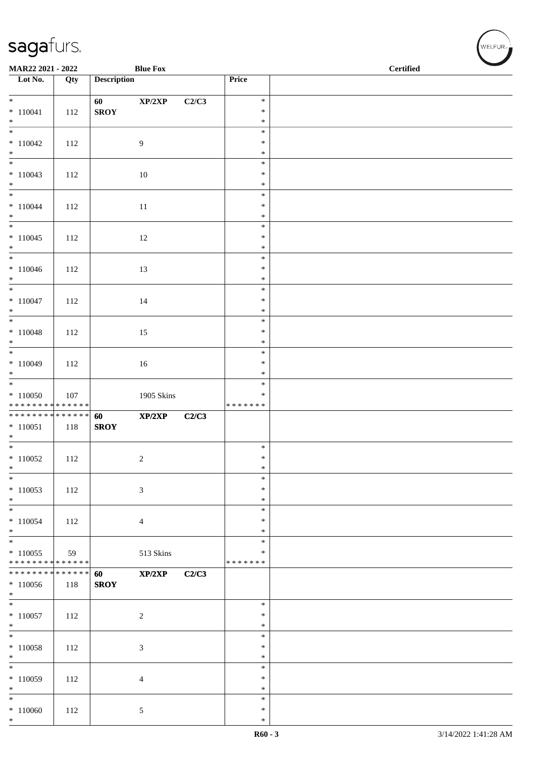MAR22 2021 - 2022 | Blue Fox | Certified

| Lot No. | Qty | Description | Price | |
|---|---|---|---|---|
| * <br> * 110041 <br> * | 112 | 60 XP/2XP C2/C3 <br> SROY | * <br> * <br> * | |
| * <br> * 110042 <br> * | 112 | 9 | * <br> * <br> * | |
| * <br> * 110043 <br> * | 112 | 10 | * <br> * <br> * | |
| * <br> * 110044 <br> * | 112 | 11 | * <br> * <br> * | |
| * <br> * 110045 <br> * | 112 | 12 | * <br> * <br> * | |
| * <br> * 110046 <br> * | 112 | 13 | * <br> * <br> * | |
| * <br> * 110047 <br> * | 112 | 14 | * <br> * <br> * | |
| * <br> * 110048 <br> * | 112 | 15 | * <br> * <br> * | |
| * <br> * 110049 <br> * | 112 | 16 | * <br> * <br> * | |
| * <br> * 110050 <br> * * * * * * * * * * * * * * | 107 | 1905 Skins | * <br> * <br> * * * * * * * | |
| * * * * * * * * * * * * * * <br> * 110051 <br> * | 118 | 60 XP/2XP C2/C3 <br> SROY | | |
| * <br> * 110052 <br> * | 112 | 2 | * <br> * <br> * | |
| * <br> * 110053 <br> * | 112 | 3 | * <br> * <br> * | |
| * <br> * 110054 <br> * | 112 | 4 | * <br> * <br> * | |
| * <br> * 110055 <br> * * * * * * * * * * * * * * | 59 | 513 Skins | * <br> * <br> * * * * * * * | |
| * * * * * * * * * * * * * * <br> * 110056 <br> * | 118 | 60 XP/2XP C2/C3 <br> SROY | | |
| * <br> * 110057 <br> * | 112 | 2 | * <br> * <br> * | |
| * <br> * 110058 <br> * | 112 | 3 | * <br> * <br> * | |
| * <br> * 110059 <br> * | 112 | 4 | * <br> * <br> * | |
| * <br> * 110060 <br> * | 112 | 5 | * <br> * <br> * | |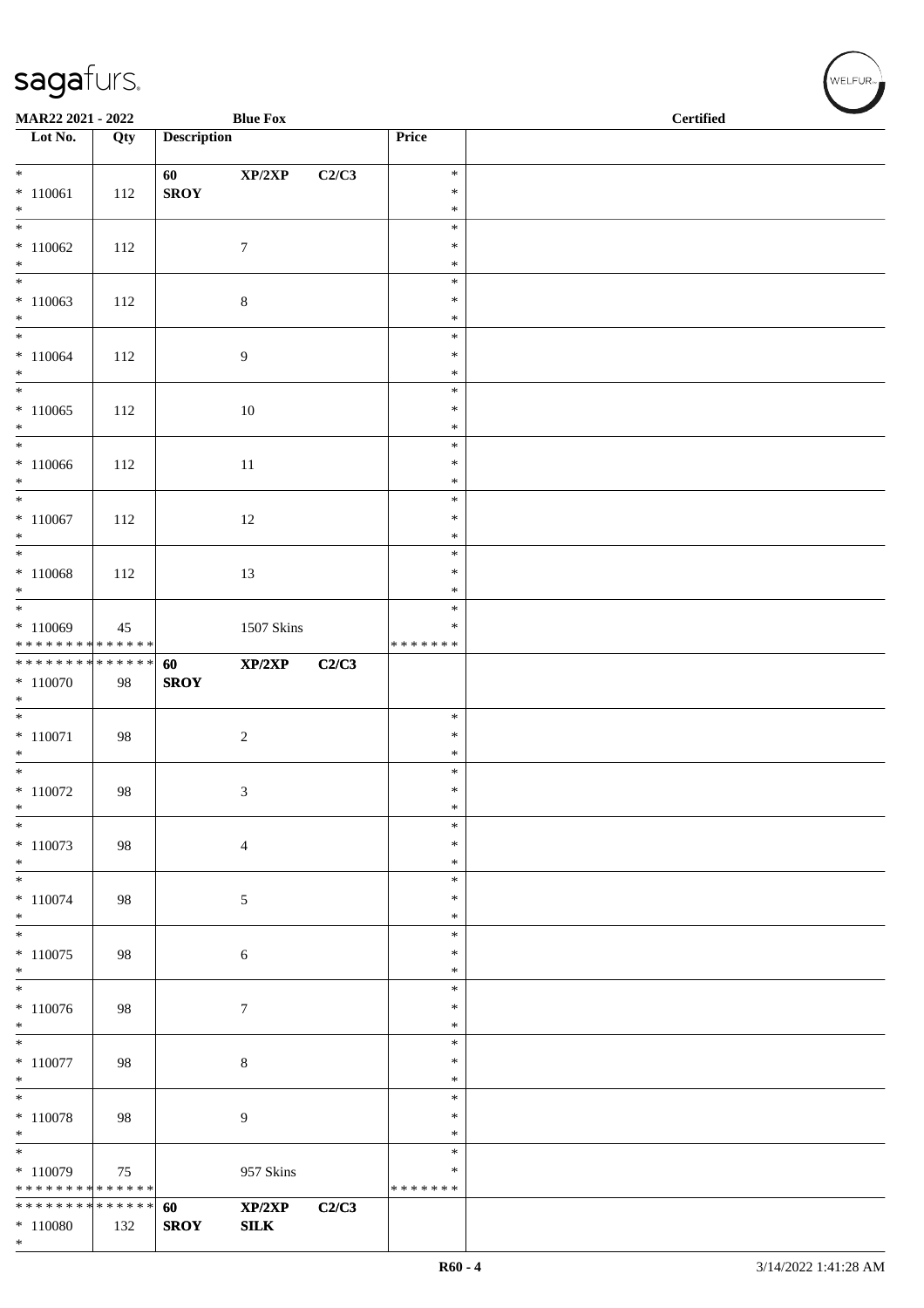MAR22 2021 - 2022 | Blue Fox | Certified

| Lot No. | Qty | Description | | | Price | |
|---|---|---|---|---|---|---|
| * | | 60 | XP/2XP | C2/C3 | * | |
| * 110061 | 112 | SROY | | | * | |
| * | | | | | * | |
| * | | | | | * | |
| * 110062 | 112 | | 7 | | * | |
| * | | | | | * | |
| * | | | | | * | |
| * 110063 | 112 | | 8 | | * | |
| * | | | | | * | |
| * | | | | | * | |
| * 110064 | 112 | | 9 | | * | |
| * | | | | | * | |
| * | | | | | * | |
| * 110065 | 112 | | 10 | | * | |
| * | | | | | * | |
| * | | | | | * | |
| * 110066 | 112 | | 11 | | * | |
| * | | | | | * | |
| * | | | | | * | |
| * 110067 | 112 | | 12 | | * | |
| * | | | | | * | |
| * | | | | | * | |
| * 110068 | 112 | | 13 | | * | |
| * | | | | | * | |
| * | | | | | * | |
| * 110069 | 45 | | 1507 Skins | | * | |
| * * * * * * * * * * * * * * | | | | | * * * * * * * | |
| * * * * * * * * * * * * * * | | 60 | XP/2XP | C2/C3 | | |
| * 110070 | 98 | SROY | | | | |
| * | | | | | | |
| * | | | | | * | |
| * 110071 | 98 | | 2 | | * | |
| * | | | | | * | |
| * | | | | | * | |
| * 110072 | 98 | | 3 | | * | |
| * | | | | | * | |
| * | | | | | * | |
| * 110073 | 98 | | 4 | | * | |
| * | | | | | * | |
| * | | | | | * | |
| * 110074 | 98 | | 5 | | * | |
| * | | | | | * | |
| * | | | | | * | |
| * 110075 | 98 | | 6 | | * | |
| * | | | | | * | |
| * | | | | | * | |
| * 110076 | 98 | | 7 | | * | |
| * | | | | | * | |
| * | | | | | * | |
| * 110077 | 98 | | 8 | | * | |
| * | | | | | * | |
| * | | | | | * | |
| * 110078 | 98 | | 9 | | * | |
| * | | | | | * | |
| * | | | | | * | |
| * 110079 | 75 | | 957 Skins | | * | |
| * * * * * * * * * * * * * * | | | | | * * * * * * * | |
| * * * * * * * * * * * * * * | | 60 | XP/2XP | C2/C3 | | |
| * 110080 | 132 | SROY | SILK | | | |
| * | | | | | | |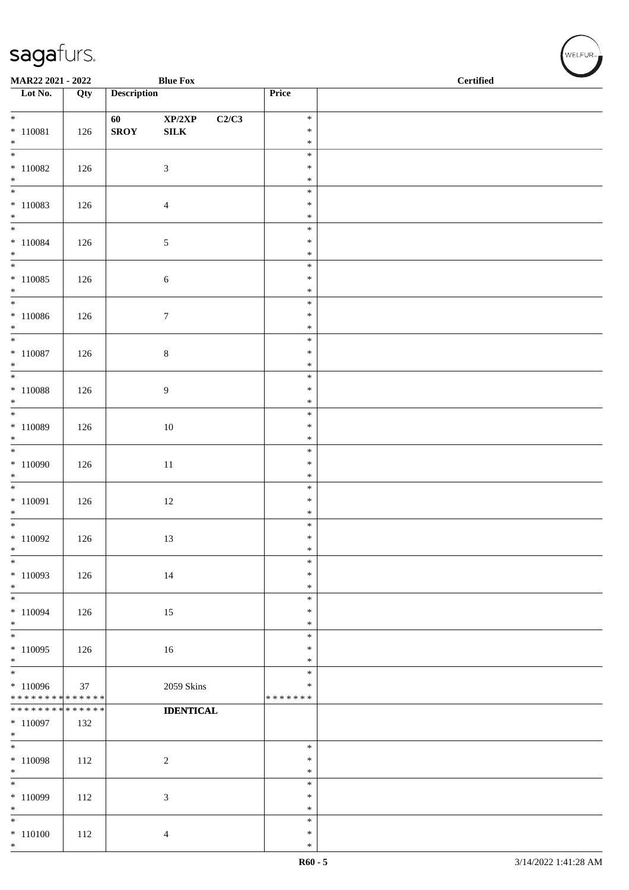| Lot No. | Qty | Description | | | Price | |
|---|---|---|---|---|---|---|
| * 110081 * | 126 | 60 SROY | XP/2XP SILK | C2/C3 | * * * | |
| * 110082 * | 126 | | 3 | | * * * | |
| * 110083 * | 126 | | 4 | | * * * | |
| * 110084 * | 126 | | 5 | | * * * | |
| * 110085 * | 126 | | 6 | | * * * | |
| * 110086 * | 126 | | 7 | | * * * | |
| * 110087 * | 126 | | 8 | | * * * | |
| * 110088 * | 126 | | 9 | | * * * | |
| * 110089 * | 126 | | 10 | | * * * | |
| * 110090 * | 126 | | 11 | | * * * | |
| * 110091 * | 126 | | 12 | | * * * | |
| * 110092 * | 126 | | 13 | | * * * | |
| * 110093 * | 126 | | 14 | | * * * | |
| * 110094 * | 126 | | 15 | | * * * | |
| * 110095 * | 126 | | 16 | | * * * | |
| * 110096 * * * * * * * * * * * * * * | 37 | | 2059 Skins | | * * * * * * * * * | |
| * * * * * * * * * * * * * * 110097 * | 132 | | **IDENTICAL** | | | |
| * 110098 * | 112 | | 2 | | * * * | |
| * 110099 * | 112 | | 3 | | * * * | |
| * 110100 * | 112 | | 4 | | * * * | |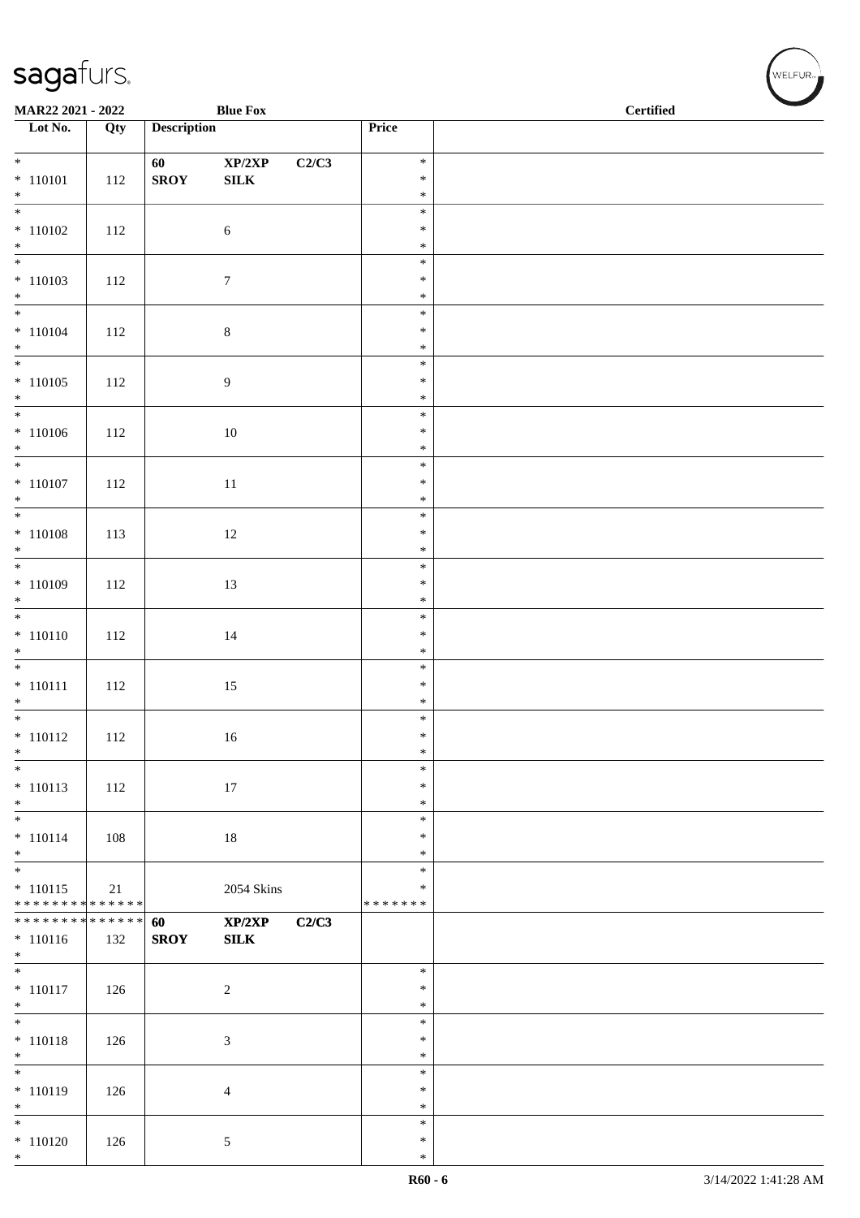MAR22 2021 - 2022 | Blue Fox | Certified

| Lot No. | Qty | Description | | | Price | |
|---|---|---|---|---|---|---|
| * 110101 * | 112 | 60 SROY | XP/2XP SILK | C2/C3 | * * * | |
| * 110102 * | 112 | | 6 | | * * * | |
| * 110103 * | 112 | | 7 | | * * * | |
| * 110104 * | 112 | | 8 | | * * * | |
| * 110105 * | 112 | | 9 | | * * * | |
| * 110106 * | 112 | | 10 | | * * * | |
| * 110107 * | 112 | | 11 | | * * * | |
| * 110108 * | 113 | | 12 | | * * * | |
| * 110109 * | 112 | | 13 | | * * * | |
| * 110110 * | 112 | | 14 | | * * * | |
| * 110111 * | 112 | | 15 | | * * * | |
| * 110112 * | 112 | | 16 | | * * * | |
| * 110113 * | 112 | | 17 | | * * * | |
| * 110114 * | 108 | | 18 | | * * * | |
| * 110115 * * * * * * * * * * * * * * | 21 | | 2054 Skins | | * * * * * * * * * | |
| * * * * * * * * * * * * * * 110116 * | 132 | 60 SROY | XP/2XP SILK | C2/C3 | | |
| * 110117 * | 126 | | 2 | | * * * | |
| * 110118 * | 126 | | 3 | | * * * | |
| * 110119 * | 126 | | 4 | | * * * | |
| * 110120 * | 126 | | 5 | | * * * | |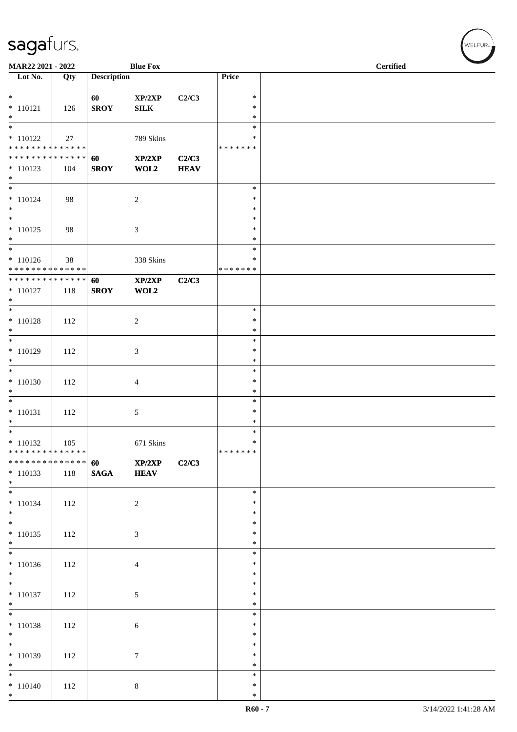MAR22 2021 - 2022 | Blue Fox | Certified

| Lot No. | Qty | Description | | | Price | |
|---|---|---|---|---|---|---|
| * | | 60 | XP/2XP | C2/C3 | * | |
| * 110121 | 126 | SROY | SILK | | * | |
| * | | | | | * | |
| * | | | | | * | |
| * 110122 | 27 | | 789 Skins | | * | |
| * * * * * * * * * * * * * * | | | | | * * * * * * * | |
| * * * * * * * * * * * * * * | | 60 | XP/2XP | C2/C3 | | |
| * 110123 | 104 | SROY | WOL2 | HEAV | | |
| * | | | | | | |
| * | | | | | * | |
| * 110124 | 98 | | 2 | | * | |
| * | | | | | * | |
| * | | | | | * | |
| * 110125 | 98 | | 3 | | * | |
| * | | | | | * | |
| * | | | | | * | |
| * 110126 | 38 | | 338 Skins | | * | |
| * * * * * * * * * * * * * * | | | | | * * * * * * * | |
| * * * * * * * * * * * * * * | | 60 | XP/2XP | C2/C3 | | |
| * 110127 | 118 | SROY | WOL2 | | | |
| * | | | | | | |
| * | | | | | * | |
| * 110128 | 112 | | 2 | | * | |
| * | | | | | * | |
| * | | | | | * | |
| * 110129 | 112 | | 3 | | * | |
| * | | | | | * | |
| * | | | | | * | |
| * 110130 | 112 | | 4 | | * | |
| * | | | | | * | |
| * | | | | | * | |
| * 110131 | 112 | | 5 | | * | |
| * | | | | | * | |
| * | | | | | * | |
| * 110132 | 105 | | 671 Skins | | * | |
| * * * * * * * * * * * * * * | | | | | * * * * * * * | |
| * * * * * * * * * * * * * * | | 60 | XP/2XP | C2/C3 | | |
| * 110133 | 118 | SAGA | HEAV | | | |
| * | | | | | | |
| * | | | | | * | |
| * 110134 | 112 | | 2 | | * | |
| * | | | | | * | |
| * | | | | | * | |
| * 110135 | 112 | | 3 | | * | |
| * | | | | | * | |
| * | | | | | * | |
| * 110136 | 112 | | 4 | | * | |
| * | | | | | * | |
| * | | | | | * | |
| * 110137 | 112 | | 5 | | * | |
| * | | | | | * | |
| * | | | | | * | |
| * 110138 | 112 | | 6 | | * | |
| * | | | | | * | |
| * | | | | | * | |
| * 110139 | 112 | | 7 | | * | |
| * | | | | | * | |
| * | | | | | * | |
| * 110140 | 112 | | 8 | | * | |
| * | | | | | * | |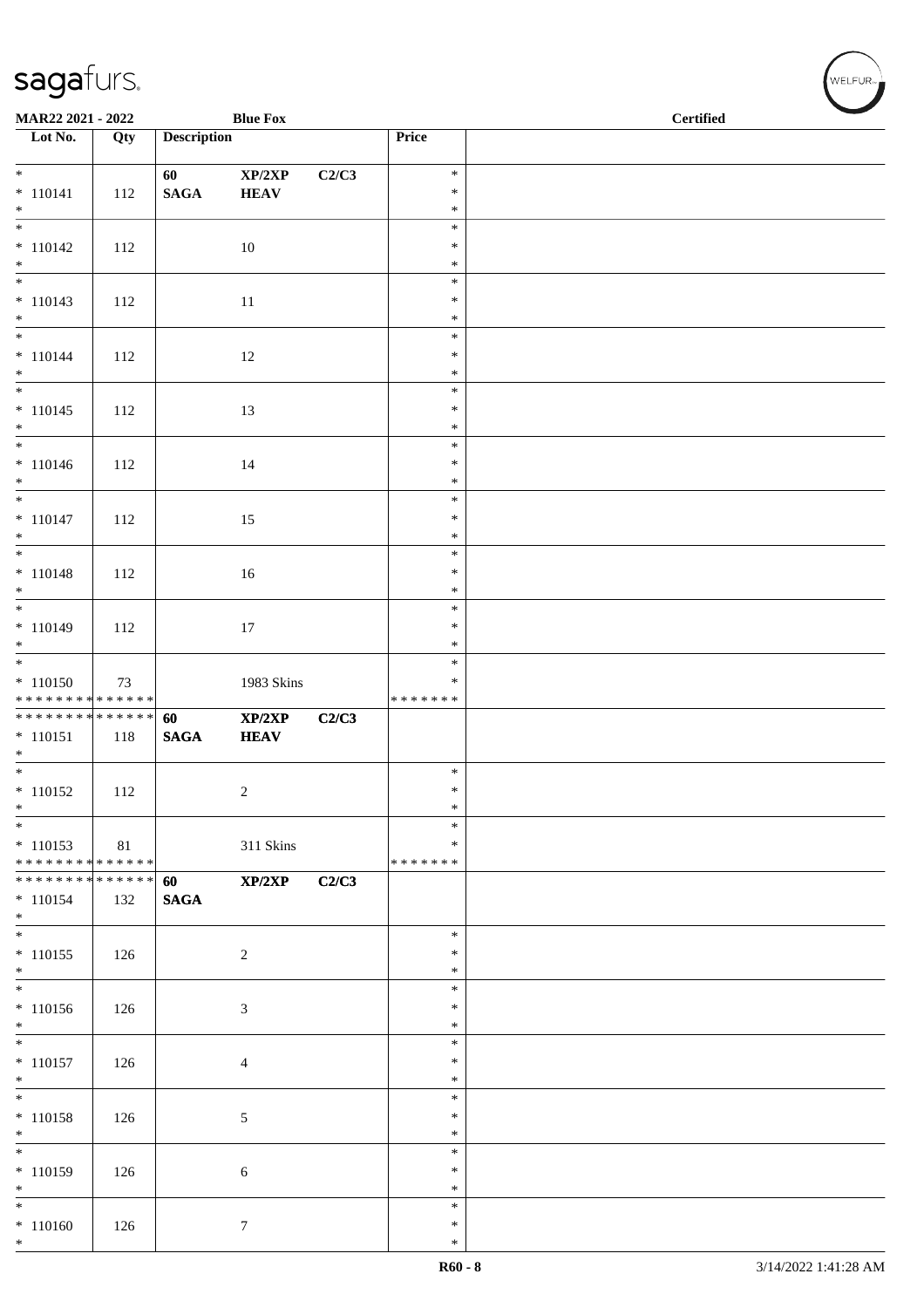**MAR22 2021 - 2022** | **Blue Fox** | **Certified**

| Lot No. | Qty | Description | | | Price | |
|---|---|---|---|---|---|---|
| * 110141 * | 112 | 60 SAGA | XP/2XP HEAV | C2/C3 | * * * | |
| * 110142 * | 112 | | 10 | | * * * | |
| * 110143 * | 112 | | 11 | | * * * | |
| * 110144 * | 112 | | 12 | | * * * | |
| * 110145 * | 112 | | 13 | | * * * | |
| * 110146 * | 112 | | 14 | | * * * | |
| * 110147 * | 112 | | 15 | | * * * | |
| * 110148 * | 112 | | 16 | | * * * | |
| * 110149 * | 112 | | 17 | | * * * | |
| * 110150 ************** | 73 | | 1983 Skins | | * * ******* | |
| ************** 110151 * | 118 | 60 SAGA | XP/2XP HEAV | C2/C3 | | |
| * 110152 * | 112 | | 2 | | * * * | |
| * 110153 ************** | 81 | | 311 Skins | | * * ******* | |
| ************** 110154 * | 132 | 60 SAGA | XP/2XP | C2/C3 | | |
| * 110155 * | 126 | | 2 | | * * * | |
| * 110156 * | 126 | | 3 | | * * * | |
| * 110157 * | 126 | | 4 | | * * * | |
| * 110158 * | 126 | | 5 | | * * * | |
| * 110159 * | 126 | | 6 | | * * * | |
| * 110160 * | 126 | | 7 | | * * * | |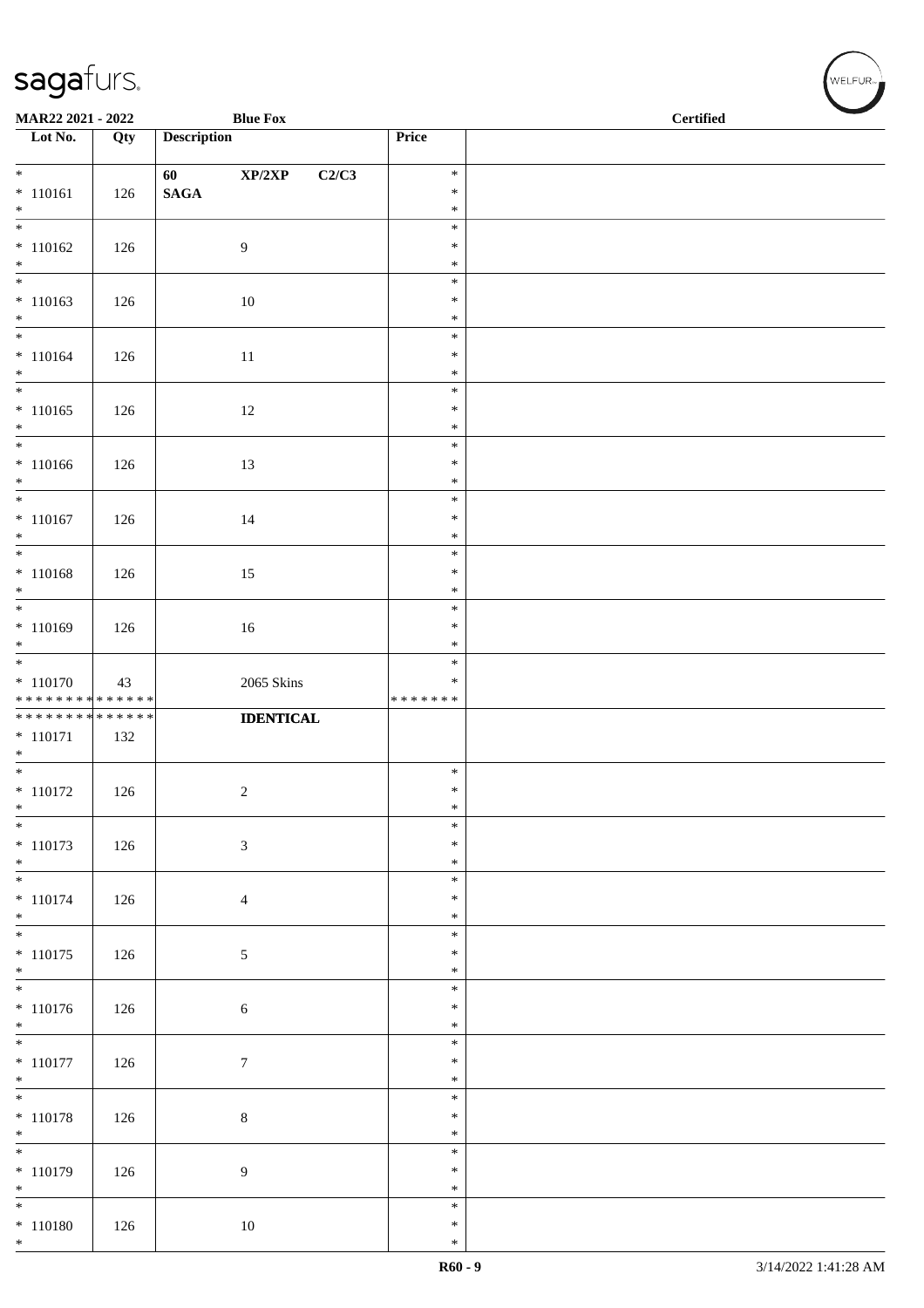| Lot No. | Qty | Description | Price | |
|---|---|---|---|---|
| * 110161 * | 126 | 60 XP/2XP C2/C3 SAGA | * * * | |
| * 110162 * | 126 | 9 | * * * | |
| * 110163 * | 126 | 10 | * * * | |
| * 110164 * | 126 | 11 | * * * | |
| * 110165 * | 126 | 12 | * * * | |
| * 110166 * | 126 | 13 | * * * | |
| * 110167 * | 126 | 14 | * * * | |
| * 110168 * | 126 | 15 | * * * | |
| * 110169 * | 126 | 16 | * * * | |
| * 110170 ************** | 43 | 2065 Skins | * * ******* | |
| ************** * 110171 * | 132 | **IDENTICAL** | | |
| * 110172 * | 126 | 2 | * * * | |
| * 110173 * | 126 | 3 | * * * | |
| * 110174 * | 126 | 4 | * * * | |
| * 110175 * | 126 | 5 | * * * | |
| * 110176 * | 126 | 6 | * * * | |
| * 110177 * | 126 | 7 | * * * | |
| * 110178 * | 126 | 8 | * * * | |
| * 110179 * | 126 | 9 | * * * | |
| * 110180 * | 126 | 10 | * * * | |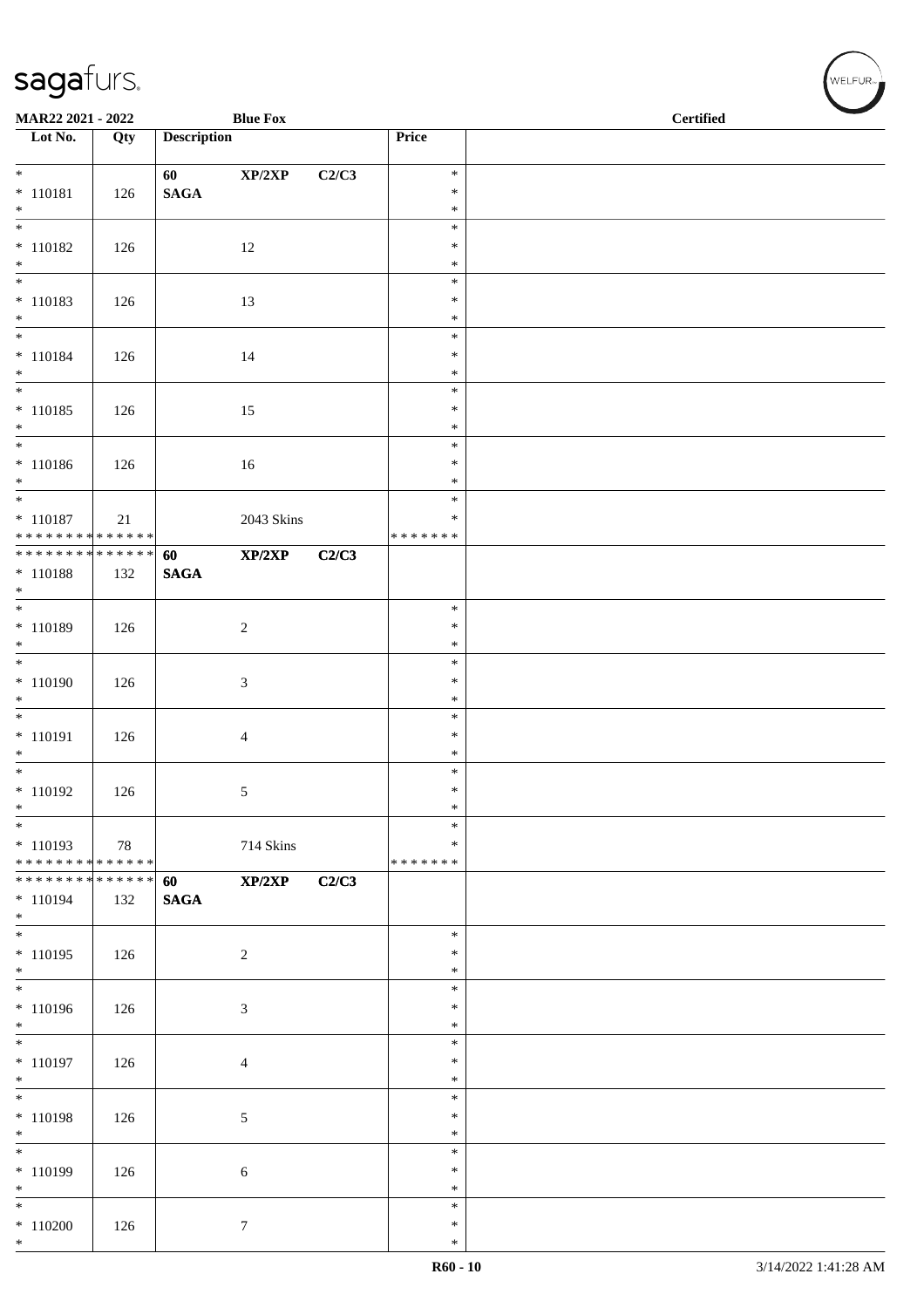**MAR22 2021 - 2022** **Blue Fox** **Certified**

| Lot No. | Qty | Description | | | Price | |
|---|---|---|---|---|---|---|
| * <br> * 110181 <br> * | 126 | **60** <br> **SAGA** | **XP/2XP** | **C2/C3** | * <br> * <br> * | |
| * <br> * 110182 <br> * | 126 | | 12 | | * <br> * <br> * | |
| * <br> * 110183 <br> * | 126 | | 13 | | * <br> * <br> * | |
| * <br> * 110184 <br> * | 126 | | 14 | | * <br> * <br> * | |
| * <br> * 110185 <br> * | 126 | | 15 | | * <br> * <br> * | |
| * <br> * 110186 <br> * | 126 | | 16 | | * <br> * <br> * | |
| * <br> * 110187 <br> * * * * * * * * * * * * * * | 21 | | 2043 Skins | | * <br> * <br> * * * * * * * | |
| * * * * * * * * * * * * * * <br> * 110188 <br> * | 132 | **60** <br> **SAGA** | **XP/2XP** | **C2/C3** | | |
| * <br> * 110189 <br> * | 126 | | 2 | | * <br> * <br> * | |
| * <br> * 110190 <br> * | 126 | | 3 | | * <br> * <br> * | |
| * <br> * 110191 <br> * | 126 | | 4 | | * <br> * <br> * | |
| * <br> * 110192 <br> * | 126 | | 5 | | * <br> * <br> * | |
| * <br> * 110193 <br> * * * * * * * * * * * * * * | 78 | | 714 Skins | | * <br> * <br> * * * * * * * | |
| * * * * * * * * * * * * * * <br> * 110194 <br> * | 132 | **60** <br> **SAGA** | **XP/2XP** | **C2/C3** | | |
| * <br> * 110195 <br> * | 126 | | 2 | | * <br> * <br> * | |
| * <br> * 110196 <br> * | 126 | | 3 | | * <br> * <br> * | |
| * <br> * 110197 <br> * | 126 | | 4 | | * <br> * <br> * | |
| * <br> * 110198 <br> * | 126 | | 5 | | * <br> * <br> * | |
| * <br> * 110199 <br> * | 126 | | 6 | | * <br> * <br> * | |
| * <br> * 110200 <br> * | 126 | | 7 | | * <br> * <br> * | |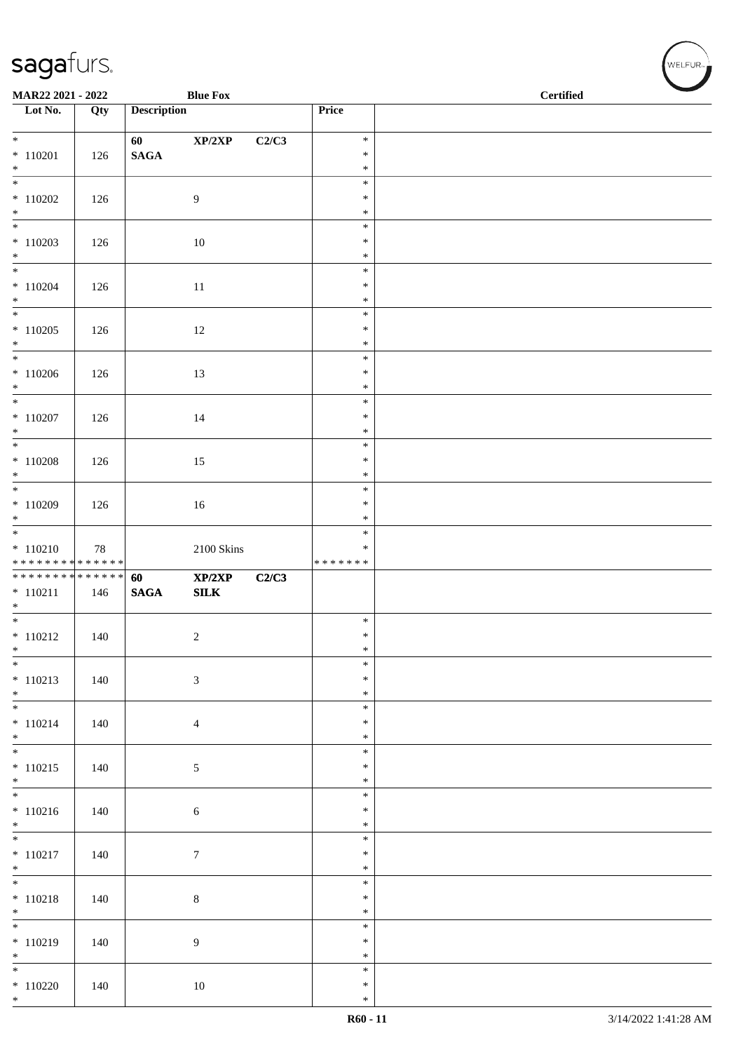| Lot No. | Qty | Description | | | Price | |
|---|---|---|---|---|---|---|
| * | | 60 | XP/2XP | C2/C3 | * | |
| * 110201 | 126 | SAGA | | | * | |
| * | | | | | * | |
| * | | | | | * | |
| * 110202 | 126 | | 9 | | * | |
| * | | | | | * | |
| * | | | | | * | |
| * 110203 | 126 | | 10 | | * | |
| * | | | | | * | |
| * | | | | | * | |
| * 110204 | 126 | | 11 | | * | |
| * | | | | | * | |
| * | | | | | * | |
| * 110205 | 126 | | 12 | | * | |
| * | | | | | * | |
| * | | | | | * | |
| * 110206 | 126 | | 13 | | * | |
| * | | | | | * | |
| * | | | | | * | |
| * 110207 | 126 | | 14 | | * | |
| * | | | | | * | |
| * | | | | | * | |
| * 110208 | 126 | | 15 | | * | |
| * | | | | | * | |
| * | | | | | * | |
| * 110209 | 126 | | 16 | | * | |
| * | | | | | * | |
| * | | | | | * | |
| * 110210 | 78 | | 2100 Skins | | * | |
| * * * * * * * * * * * * * * | | | | | * * * * * * * | |
| * * * * * * * * * * * * * * | | 60 | XP/2XP | C2/C3 | | |
| * 110211 | 146 | SAGA | SILK | | | |
| * | | | | | | |
| * | | | | | * | |
| * 110212 | 140 | | 2 | | * | |
| * | | | | | * | |
| * | | | | | * | |
| * 110213 | 140 | | 3 | | * | |
| * | | | | | * | |
| * | | | | | * | |
| * 110214 | 140 | | 4 | | * | |
| * | | | | | * | |
| * | | | | | * | |
| * 110215 | 140 | | 5 | | * | |
| * | | | | | * | |
| * | | | | | * | |
| * 110216 | 140 | | 6 | | * | |
| * | | | | | * | |
| * | | | | | * | |
| * 110217 | 140 | | 7 | | * | |
| * | | | | | * | |
| * | | | | | * | |
| * 110218 | 140 | | 8 | | * | |
| * | | | | | * | |
| * | | | | | * | |
| * 110219 | 140 | | 9 | | * | |
| * | | | | | * | |
| * | | | | | * | |
| * 110220 | 140 | | 10 | | * | |
| * | | | | | * | |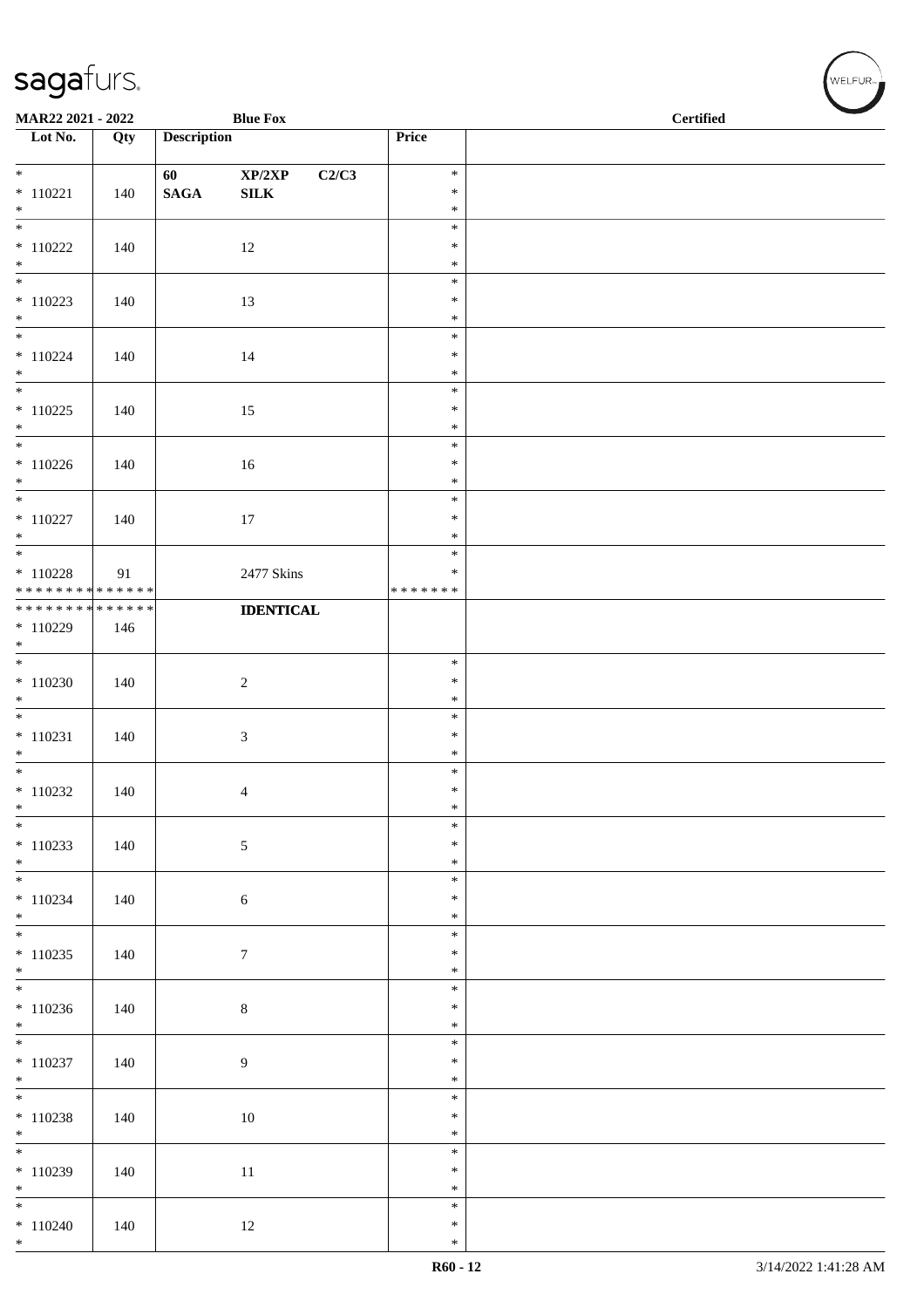MAR22 2021 - 2022 | Blue Fox | Certified

| Lot No. | Qty | Description | Price | |
|---|---|---|---|---|
| * <br> * 110221 <br> * | 140 | 60 XP/2XP C2/C3 <br> SAGA SILK | * <br> * <br> * | |
| * <br> * 110222 <br> * | 140 | 12 | * <br> * <br> * | |
| * <br> * 110223 <br> * | 140 | 13 | * <br> * <br> * | |
| * <br> * 110224 <br> * | 140 | 14 | * <br> * <br> * | |
| * <br> * 110225 <br> * | 140 | 15 | * <br> * <br> * | |
| * <br> * 110226 <br> * | 140 | 16 | * <br> * <br> * | |
| * <br> * 110227 <br> * | 140 | 17 | * <br> * <br> * | |
| * <br> * 110228 <br> ************** | 91 | 2477 Skins | * <br> * <br> ******* | |
| ************** <br> * 110229 <br> * | 146 | **IDENTICAL** | | |
| * <br> * 110230 <br> * | 140 | 2 | * <br> * <br> * | |
| * <br> * 110231 <br> * | 140 | 3 | * <br> * <br> * | |
| * <br> * 110232 <br> * | 140 | 4 | * <br> * <br> * | |
| * <br> * 110233 <br> * | 140 | 5 | * <br> * <br> * | |
| * <br> * 110234 <br> * | 140 | 6 | * <br> * <br> * | |
| * <br> * 110235 <br> * | 140 | 7 | * <br> * <br> * | |
| * <br> * 110236 <br> * | 140 | 8 | * <br> * <br> * | |
| * <br> * 110237 <br> * | 140 | 9 | * <br> * <br> * | |
| * <br> * 110238 <br> * | 140 | 10 | * <br> * <br> * | |
| * <br> * 110239 <br> * | 140 | 11 | * <br> * <br> * | |
| * <br> * 110240 <br> * | 140 | 12 | * <br> * <br> * | |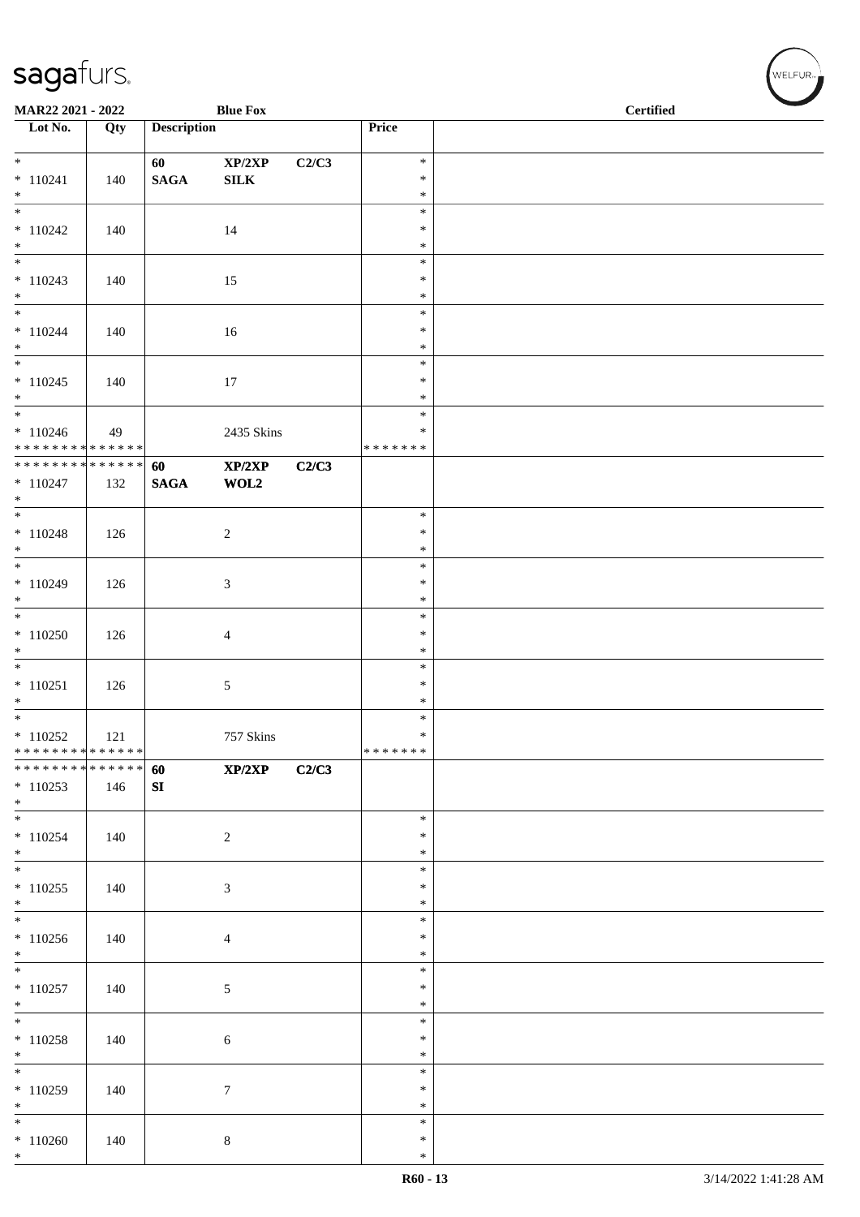| Lot No. | Qty | Description | | | Price | |
|---|---|---|---|---|---|---|
| * <br> * 110241 <br> * | 140 | **60** <br> **SAGA** | **XP/2XP** <br> **SILK** | **C2/C3** | * <br> * <br> * | |
| * <br> * 110242 <br> * | 140 | | 14 | | * <br> * <br> * | |
| * <br> * 110243 <br> * | 140 | | 15 | | * <br> * <br> * | |
| * <br> * 110244 <br> * | 140 | | 16 | | * <br> * <br> * | |
| * <br> * 110245 <br> * | 140 | | 17 | | * <br> * <br> * | |
| * <br> * 110246 <br> * * * * * * * * * * * * * * | 49 | | 2435 Skins | | * <br> * <br> * * * * * * * | |
| * * * * * * * * * * * * * * <br> * 110247 <br> * | 132 | **60** <br> **SAGA** | **XP/2XP** <br> **WOL2** | **C2/C3** | | |
| * <br> * 110248 <br> * | 126 | | 2 | | * <br> * <br> * | |
| * <br> * 110249 <br> * | 126 | | 3 | | * <br> * <br> * | |
| * <br> * 110250 <br> * | 126 | | 4 | | * <br> * <br> * | |
| * <br> * 110251 <br> * | 126 | | 5 | | * <br> * <br> * | |
| * <br> * 110252 <br> * * * * * * * * * * * * * * | 121 | | 757 Skins | | * <br> * <br> * * * * * * * | |
| * * * * * * * * * * * * * * <br> * 110253 <br> * | 146 | **60** <br> **SI** | **XP/2XP** | **C2/C3** | | |
| * <br> * 110254 <br> * | 140 | | 2 | | * <br> * <br> * | |
| * <br> * 110255 <br> * | 140 | | 3 | | * <br> * <br> * | |
| * <br> * 110256 <br> * | 140 | | 4 | | * <br> * <br> * | |
| * <br> * 110257 <br> * | 140 | | 5 | | * <br> * <br> * | |
| * <br> * 110258 <br> * | 140 | | 6 | | * <br> * <br> * | |
| * <br> * 110259 <br> * | 140 | | 7 | | * <br> * <br> * | |
| * <br> * 110260 <br> * | 140 | | 8 | | * <br> * <br> * | |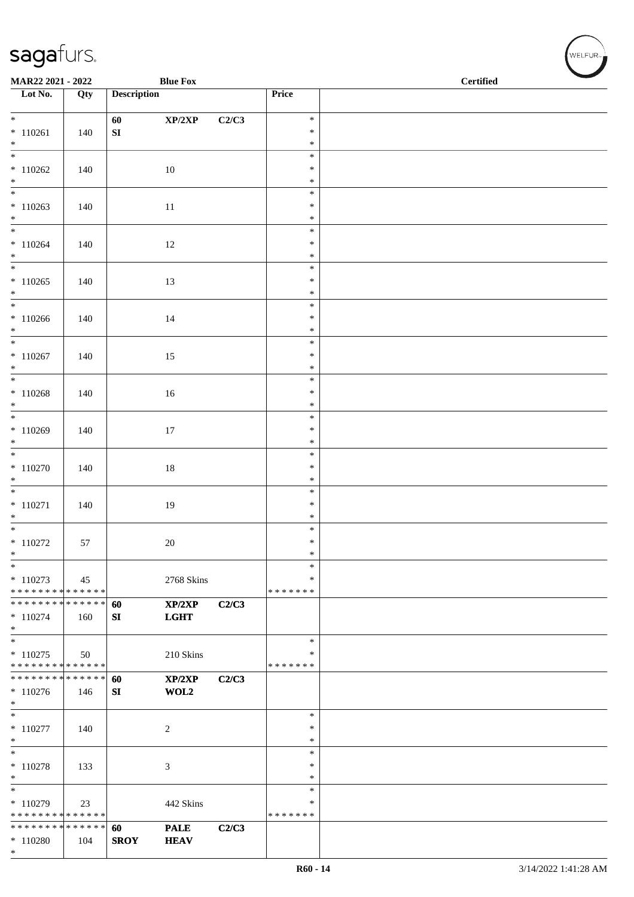**MAR22 2021 - 2022** **Blue Fox** **Certified**

| Lot No. | Qty | Description | | | Price | |
|---|---|---|---|---|---|---|
| * <br> * 110261 <br> * | 140 | 60 <br> SI | XP/2XP | C2/C3 | * <br> * <br> * | |
| * <br> * 110262 <br> * | 140 | | 10 | | * <br> * <br> * | |
| * <br> * 110263 <br> * | 140 | | 11 | | * <br> * <br> * | |
| * <br> * 110264 <br> * | 140 | | 12 | | * <br> * <br> * | |
| * <br> * 110265 <br> * | 140 | | 13 | | * <br> * <br> * | |
| * <br> * 110266 <br> * | 140 | | 14 | | * <br> * <br> * | |
| * <br> * 110267 <br> * | 140 | | 15 | | * <br> * <br> * | |
| * <br> * 110268 <br> * | 140 | | 16 | | * <br> * <br> * | |
| * <br> * 110269 <br> * | 140 | | 17 | | * <br> * <br> * | |
| * <br> * 110270 <br> * | 140 | | 18 | | * <br> * <br> * | |
| * <br> * 110271 <br> * | 140 | | 19 | | * <br> * <br> * | |
| * <br> * 110272 <br> * | 57 | | 20 | | * <br> * <br> * | |
| * <br> * 110273 <br> * * * * * * * * * * * * * * | 45 | | 2768 Skins | | * <br> * <br> * * * * * * * | |
| * * * * * * * * * * * * * * <br> * 110274 <br> * | 160 | **60** <br> **SI** | **XP/2XP** <br> **LGHT** | **C2/C3** | | |
| * <br> * 110275 <br> * * * * * * * * * * * * * * | 50 | | 210 Skins | | * <br> * <br> * * * * * * * | |
| * * * * * * * * * * * * * * <br> * 110276 <br> * | 146 | **60** <br> **SI** | **XP/2XP** <br> **WOL2** | **C2/C3** | | |
| * <br> * 110277 <br> * | 140 | | 2 | | * <br> * <br> * | |
| * <br> * 110278 <br> * | 133 | | 3 | | * <br> * <br> * | |
| * <br> * 110279 <br> * * * * * * * * * * * * * * | 23 | | 442 Skins | | * <br> * <br> * * * * * * * | |
| * * * * * * * * * * * * * * <br> * 110280 <br> * | 104 | **60** <br> **SROY** | **PALE** <br> **HEAV** | **C2/C3** | | |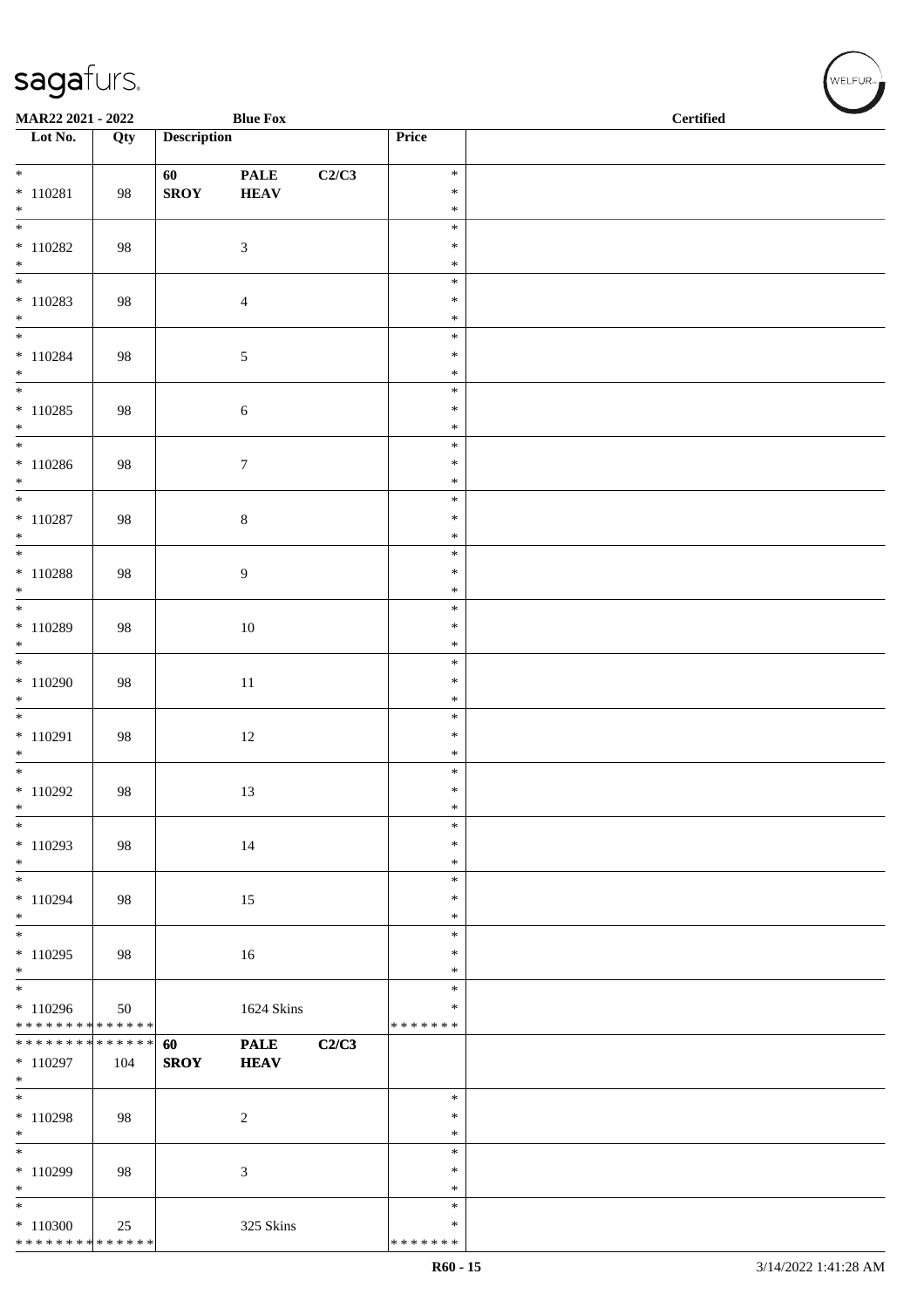sagafurs.

MAR22 2021 - 2022 | Blue Fox | Certified

| Lot No. | Qty | Description | | | Price | |
|---|---|---|---|---|---|---|
| * | | 60 | PALE | C2/C3 | * | |
| * 110281 | 98 | SROY | HEAV | | * | |
| * | | | | | * | |
| * 110282 | 98 | | 3 | | * | |
| * 110283 | 98 | | 4 | | * | |
| * 110284 | 98 | | 5 | | * | |
| * 110285 | 98 | | 6 | | * | |
| * 110286 | 98 | | 7 | | * | |
| * 110287 | 98 | | 8 | | * | |
| * 110288 | 98 | | 9 | | * | |
| * 110289 | 98 | | 10 | | * | |
| * 110290 | 98 | | 11 | | * | |
| * 110291 | 98 | | 12 | | * | |
| * 110292 | 98 | | 13 | | * | |
| * 110293 | 98 | | 14 | | * | |
| * 110294 | 98 | | 15 | | * | |
| * 110295 | 98 | | 16 | | * | |
| * 110296 | 50 | | 1624 Skins | | * | |
| * * * * * * * * * * * * * * | | | | | * * * * * * * | |
| * * * * * * * * * * * * * * | | 60 | PALE | C2/C3 | | |
| * 110297 | 104 | SROY | HEAV | | | |
| * | | | | | | |
| * 110298 | 98 | | 2 | | * | |
| * 110299 | 98 | | 3 | | * | |
| * 110300 | 25 | | 325 Skins | | * | |
| * * * * * * * * * * * * * * | | | | | * * * * * * * | |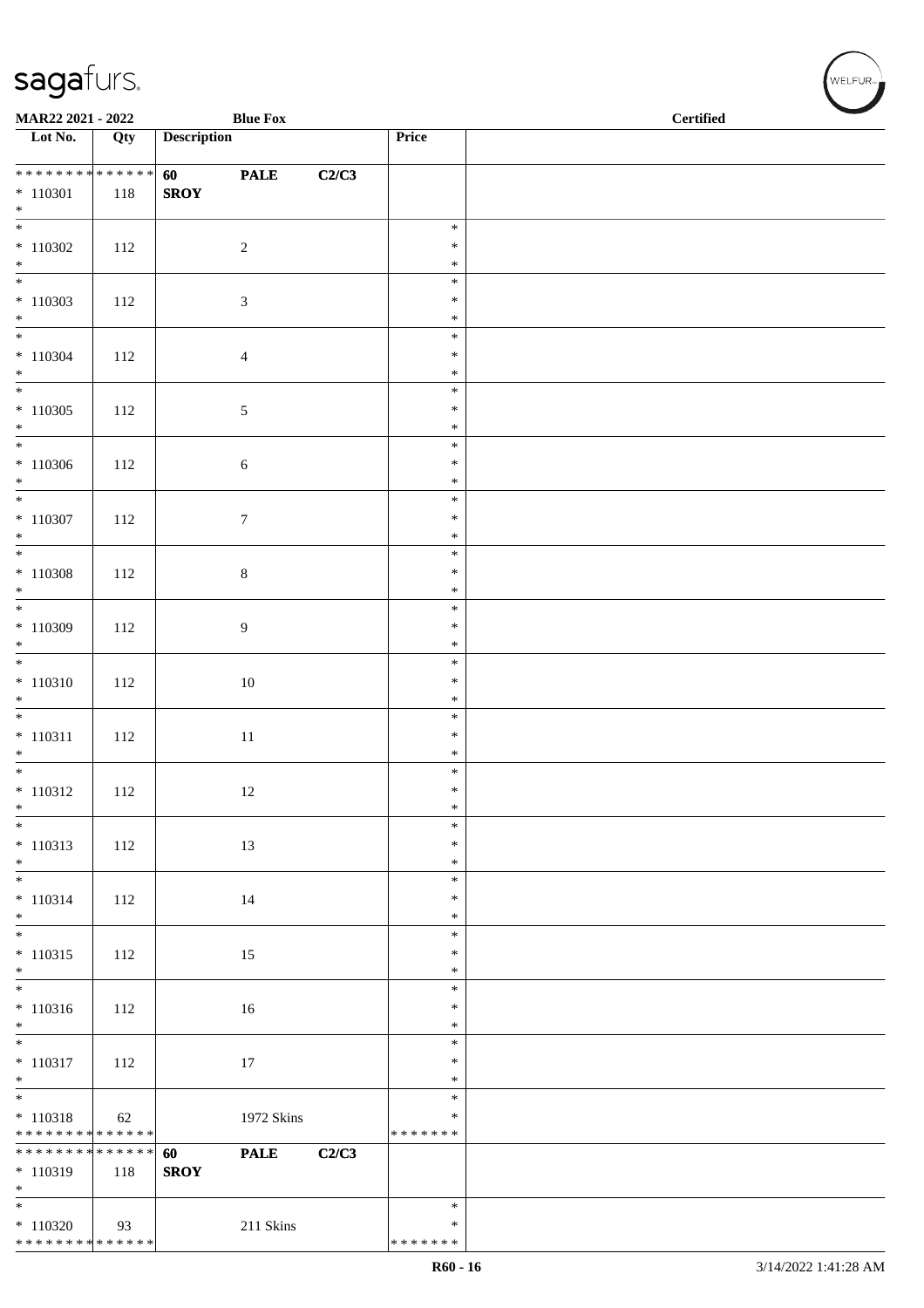**MAR22 2021 - 2022** **Blue Fox** **Certified**

| Lot No. | Qty | Description | | | Price | |
|---|---|---|---|---|---|---|
| * * * * * * * * * * * * * * | | **60** | **PALE** | **C2/C3** | | |
| * 110301 | 118 | **SROY** | | | | |
| * | | | | | | |
| * | | | | | * | |
| * 110302 | 112 | | 2 | | * | |
| * | | | | | * | |
| * | | | | | * | |
| * 110303 | 112 | | 3 | | * | |
| * | | | | | * | |
| * | | | | | * | |
| * 110304 | 112 | | 4 | | * | |
| * | | | | | * | |
| * | | | | | * | |
| * 110305 | 112 | | 5 | | * | |
| * | | | | | * | |
| * | | | | | * | |
| * 110306 | 112 | | 6 | | * | |
| * | | | | | * | |
| * | | | | | * | |
| * 110307 | 112 | | 7 | | * | |
| * | | | | | * | |
| * | | | | | * | |
| * 110308 | 112 | | 8 | | * | |
| * | | | | | * | |
| * | | | | | * | |
| * 110309 | 112 | | 9 | | * | |
| * | | | | | * | |
| * | | | | | * | |
| * 110310 | 112 | | 10 | | * | |
| * | | | | | * | |
| * | | | | | * | |
| * 110311 | 112 | | 11 | | * | |
| * | | | | | * | |
| * | | | | | * | |
| * 110312 | 112 | | 12 | | * | |
| * | | | | | * | |
| * | | | | | * | |
| * 110313 | 112 | | 13 | | * | |
| * | | | | | * | |
| * | | | | | * | |
| * 110314 | 112 | | 14 | | * | |
| * | | | | | * | |
| * | | | | | * | |
| * 110315 | 112 | | 15 | | * | |
| * | | | | | * | |
| * | | | | | * | |
| * 110316 | 112 | | 16 | | * | |
| * | | | | | * | |
| * | | | | | * | |
| * 110317 | 112 | | 17 | | * | |
| * | | | | | * | |
| * | | | | | * | |
| * 110318 | 62 | | 1972 Skins | | * | |
| * * * * * * * * * * * * * * | | | | | * * * * * * * | |
| * * * * * * * * * * * * * * | | **60** | **PALE** | **C2/C3** | | |
| * 110319 | 118 | **SROY** | | | | |
| * | | | | | | |
| * | | | | | * | |
| * 110320 | 93 | | 211 Skins | | * | |
| * * * * * * * * * * * * * * | | | | | * * * * * * * | |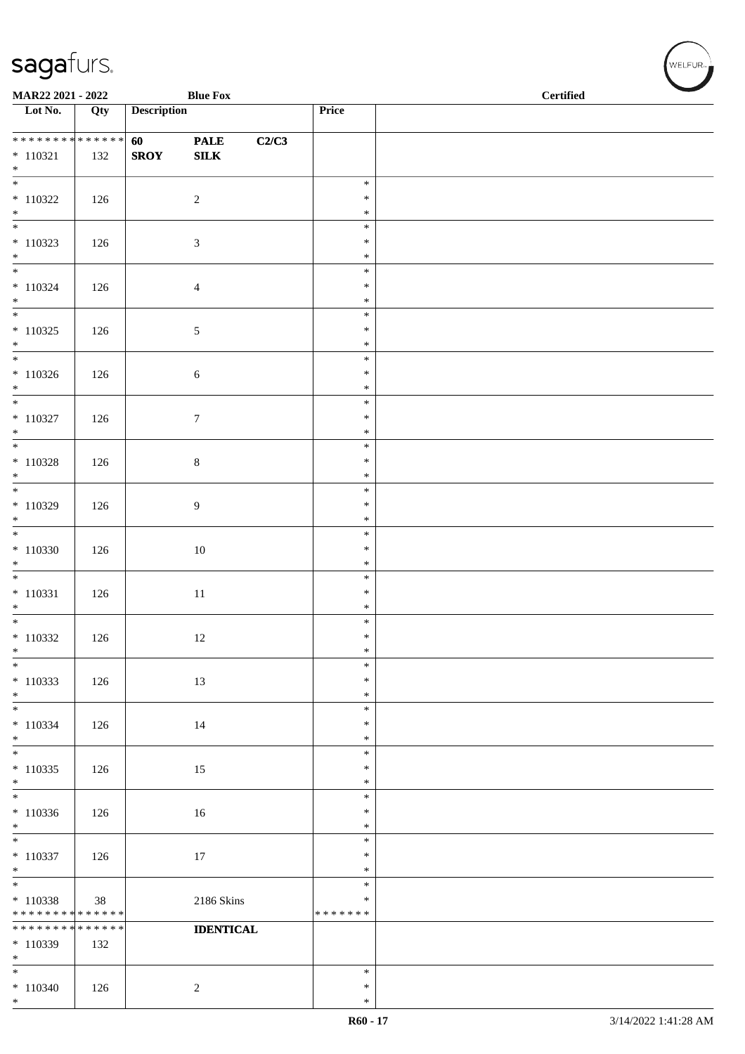MAR22 2021 - 2022 | Blue Fox | Certified

| Lot No. | Qty | Description | | | Price | |
|---|---|---|---|---|---|---|
| * * * * * * * * * * * * * * * 110321 * | 132 | 60 SROY | PALE SILK | C2/C3 | | |
| * * 110322 * | 126 | | 2 | | * * * | |
| * * 110323 * | 126 | | 3 | | * * * | |
| * * 110324 * | 126 | | 4 | | * * * | |
| * * 110325 * | 126 | | 5 | | * * * | |
| * * 110326 * | 126 | | 6 | | * * * | |
| * * 110327 * | 126 | | 7 | | * * * | |
| * * 110328 * | 126 | | 8 | | * * * | |
| * * 110329 * | 126 | | 9 | | * * * | |
| * * 110330 * | 126 | | 10 | | * * * | |
| * * 110331 * | 126 | | 11 | | * * * | |
| * * 110332 * | 126 | | 12 | | * * * | |
| * * 110333 * | 126 | | 13 | | * * * | |
| * * 110334 * | 126 | | 14 | | * * * | |
| * * 110335 * | 126 | | 15 | | * * * | |
| * * 110336 * | 126 | | 16 | | * * * | |
| * * 110337 * | 126 | | 17 | | * * * | |
| * * 110338 * * * * * * * * * * * * * * | 38 | | 2186 Skins | | * * * * * * * * * | |
| * * * * * * * * * * * * * * * 110339 * | 132 | | IDENTICAL | | | |
| * * 110340 * | 126 | | 2 | | * * * | |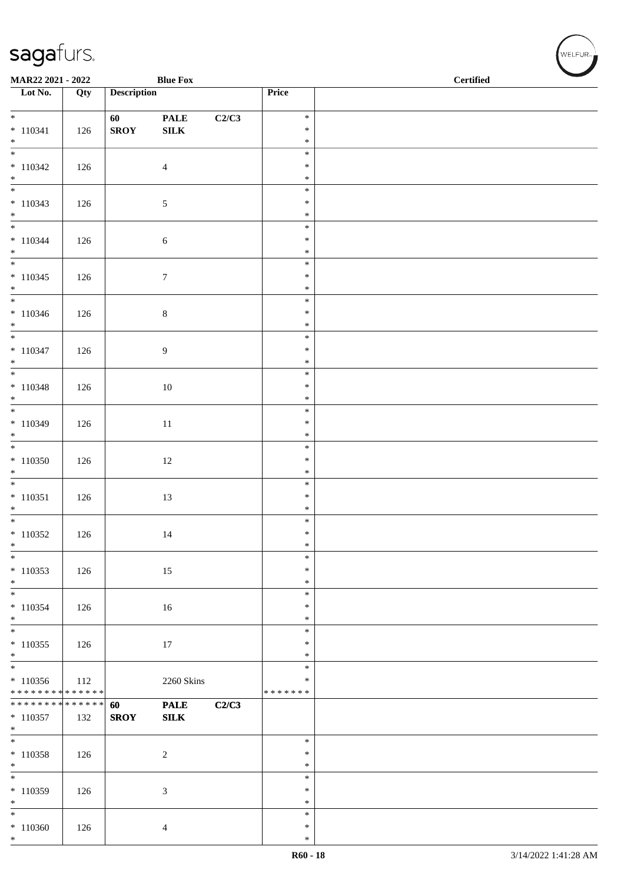MAR22 2021 - 2022 Blue Fox Certified

| Lot No. | Qty | Description | | | Price | |
|---|---|---|---|---|---|---|
| * | | **60** | **PALE** | **C2/C3** | * | |
| * 110341 | 126 | **SROY** | **SILK** | | * | |
| * | | | | | * | |
| * | | | | | * | |
| * 110342 | 126 | | 4 | | * | |
| * | | | | | * | |
| * | | | | | * | |
| * 110343 | 126 | | 5 | | * | |
| * | | | | | * | |
| * | | | | | * | |
| * 110344 | 126 | | 6 | | * | |
| * | | | | | * | |
| * | | | | | * | |
| * 110345 | 126 | | 7 | | * | |
| * | | | | | * | |
| * | | | | | * | |
| * 110346 | 126 | | 8 | | * | |
| * | | | | | * | |
| * | | | | | * | |
| * 110347 | 126 | | 9 | | * | |
| * | | | | | * | |
| * | | | | | * | |
| * 110348 | 126 | | 10 | | * | |
| * | | | | | * | |
| * | | | | | * | |
| * 110349 | 126 | | 11 | | * | |
| * | | | | | * | |
| * | | | | | * | |
| * 110350 | 126 | | 12 | | * | |
| * | | | | | * | |
| * | | | | | * | |
| * 110351 | 126 | | 13 | | * | |
| * | | | | | * | |
| * | | | | | * | |
| * 110352 | 126 | | 14 | | * | |
| * | | | | | * | |
| * | | | | | * | |
| * 110353 | 126 | | 15 | | * | |
| * | | | | | * | |
| * | | | | | * | |
| * 110354 | 126 | | 16 | | * | |
| * | | | | | * | |
| * | | | | | * | |
| * 110355 | 126 | | 17 | | * | |
| * | | | | | * | |
| * | | | | | * | |
| * 110356 | 112 | | 2260 Skins | | * | |
| * * * * * * * * * * * * * * | | | | | * * * * * * * | |
| * * * * * * * * * * * * * * | | **60** | **PALE** | **C2/C3** | | |
| * 110357 | 132 | **SROY** | **SILK** | | | |
| * | | | | | | |
| * | | | | | * | |
| * 110358 | 126 | | 2 | | * | |
| * | | | | | * | |
| * | | | | | * | |
| * 110359 | 126 | | 3 | | * | |
| * | | | | | * | |
| * | | | | | * | |
| * 110360 | 126 | | 4 | | * | |
| * | | | | | * | |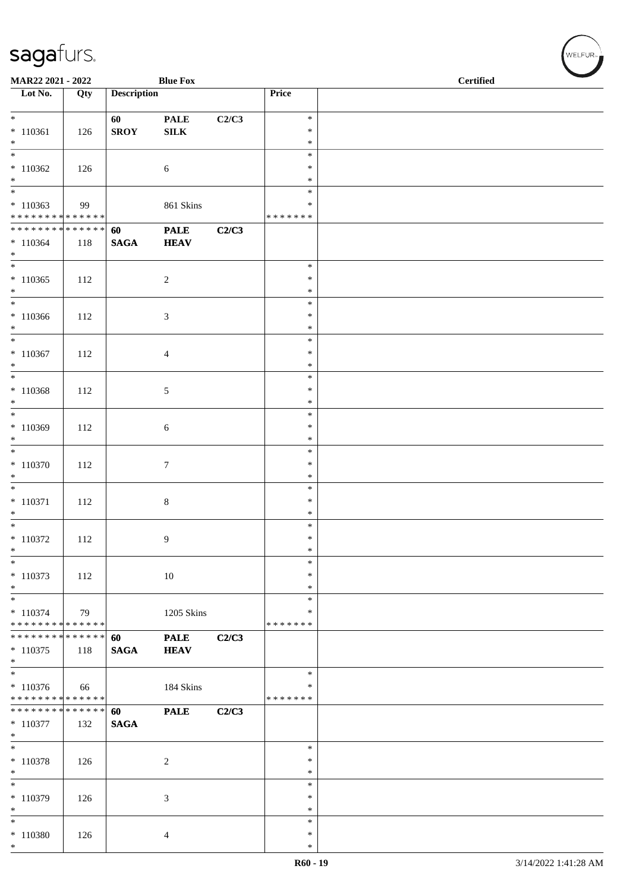MAR22 2021 - 2022 | Blue Fox | Certified

| Lot No. | Qty | Description | | | Price | |
|---|---|---|---|---|---|---|
| * | | 60 | PALE | C2/C3 | * | |
| * 110361 | 126 | SROY | SILK | | * | |
| * | | | | | * | |
| * | | | | | * | |
| * 110362 | 126 | | 6 | | * | |
| * | | | | | * | |
| * | | | | | * | |
| * 110363 | 99 | | 861 Skins | | * | |
| * * * * * * * * * * * * * * | | | | | * * * * * * * | |
| * * * * * * * * * * * * * * | | 60 | PALE | C2/C3 | | |
| * 110364 | 118 | SAGA | HEAV | | | |
| * | | | | | | |
| * | | | | | * | |
| * 110365 | 112 | | 2 | | * | |
| * | | | | | * | |
| * | | | | | * | |
| * 110366 | 112 | | 3 | | * | |
| * | | | | | * | |
| * | | | | | * | |
| * 110367 | 112 | | 4 | | * | |
| * | | | | | * | |
| * | | | | | * | |
| * 110368 | 112 | | 5 | | * | |
| * | | | | | * | |
| * | | | | | * | |
| * 110369 | 112 | | 6 | | * | |
| * | | | | | * | |
| * | | | | | * | |
| * 110370 | 112 | | 7 | | * | |
| * | | | | | * | |
| * | | | | | * | |
| * 110371 | 112 | | 8 | | * | |
| * | | | | | * | |
| * | | | | | * | |
| * 110372 | 112 | | 9 | | * | |
| * | | | | | * | |
| * | | | | | * | |
| * 110373 | 112 | | 10 | | * | |
| * | | | | | * | |
| * | | | | | * | |
| * 110374 | 79 | | 1205 Skins | | * | |
| * * * * * * * * * * * * * * | | | | | * * * * * * * | |
| * * * * * * * * * * * * * * | | 60 | PALE | C2/C3 | | |
| * 110375 | 118 | SAGA | HEAV | | | |
| * | | | | | | |
| * | | | | | * | |
| * 110376 | 66 | | 184 Skins | | * | |
| * * * * * * * * * * * * * * | | | | | * * * * * * * | |
| * * * * * * * * * * * * * * | | 60 | PALE | C2/C3 | | |
| * 110377 | 132 | SAGA | | | | |
| * | | | | | | |
| * | | | | | * | |
| * 110378 | 126 | | 2 | | * | |
| * | | | | | * | |
| * | | | | | * | |
| * 110379 | 126 | | 3 | | * | |
| * | | | | | * | |
| * | | | | | * | |
| * 110380 | 126 | | 4 | | * | |
| * | | | | | * | |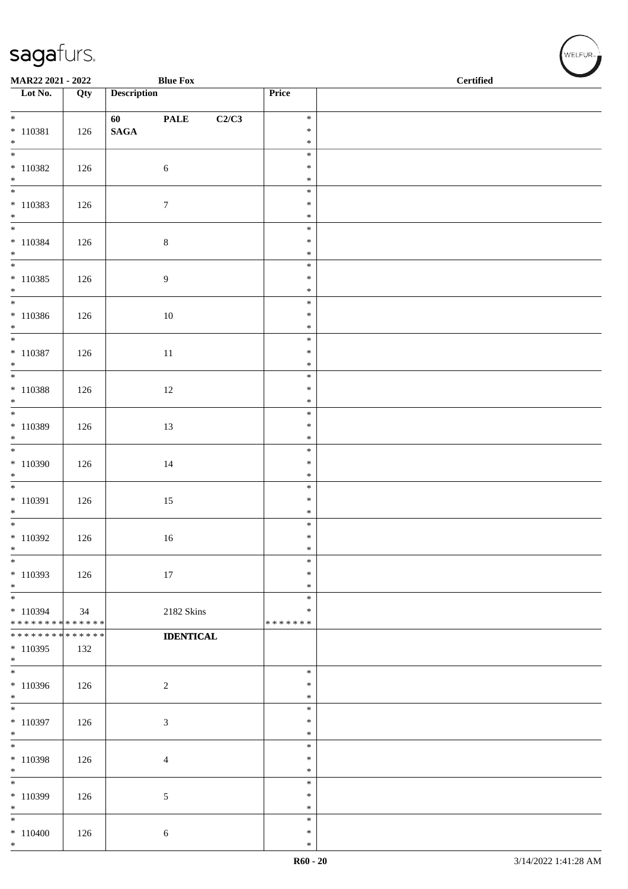sagafurs.

MAR22 2021 - 2022 | Blue Fox | Certified

| Lot No. | Qty | Description | Price | |
|---|---|---|---|---|
| * 110381 * | 126 | 60 PALE C2/C3 SAGA | * * * | |
| * 110382 * | 126 | 6 | * * * | |
| * 110383 * | 126 | 7 | * * * | |
| * 110384 * | 126 | 8 | * * * | |
| * 110385 * | 126 | 9 | * * * | |
| * 110386 * | 126 | 10 | * * * | |
| * 110387 * | 126 | 11 | * * * | |
| * 110388 * | 126 | 12 | * * * | |
| * 110389 * | 126 | 13 | * * * | |
| * 110390 * | 126 | 14 | * * * | |
| * 110391 * | 126 | 15 | * * * | |
| * 110392 * | 126 | 16 | * * * | |
| * 110393 * | 126 | 17 | * * * | |
| * 110394 * * * * * * * * * * * * * * | 34 | 2182 Skins | * * * * * * * * * | |
| * * * * * * * * * * * * * * 110395 * | 132 | IDENTICAL | | |
| * 110396 * | 126 | 2 | * * * | |
| * 110397 * | 126 | 3 | * * * | |
| * 110398 * | 126 | 4 | * * * | |
| * 110399 * | 126 | 5 | * * * | |
| * 110400 * | 126 | 6 | * * * | |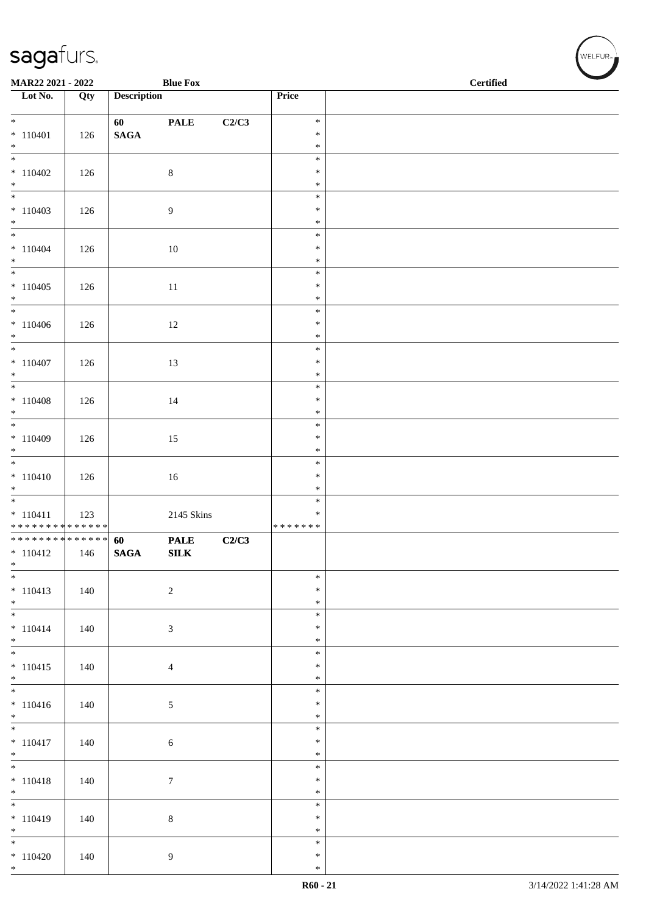sagafurs.

MAR22 2021 - 2022 Blue Fox Certified

| Lot No. | Qty | Description | | | Price | |
|---|---|---|---|---|---|---|
| * | | 60 | PALE | C2/C3 | * | |
| * 110401 | 126 | SAGA | | | * | |
| * | | | | | * | |
| * 110402 | 126 | | 8 | | * | |
| * 110403 | 126 | | 9 | | * | |
| * 110404 | 126 | | 10 | | * | |
| * 110405 | 126 | | 11 | | * | |
| * 110406 | 126 | | 12 | | * | |
| * 110407 | 126 | | 13 | | * | |
| * 110408 | 126 | | 14 | | * | |
| * 110409 | 126 | | 15 | | * | |
| * 110410 | 126 | | 16 | | * | |
| * 110411 | 123 | | 2145 Skins | | * | |
| * * * * * * * * * * * * * * | | | | | * * * * * * * | |
| * * * * * * * * * * * * * * | | 60 | PALE | C2/C3 | | |
| * 110412 | 146 | SAGA | SILK | | | |
| * 110413 | 140 | | 2 | | * | |
| * 110414 | 140 | | 3 | | * | |
| * 110415 | 140 | | 4 | | * | |
| * 110416 | 140 | | 5 | | * | |
| * 110417 | 140 | | 6 | | * | |
| * 110418 | 140 | | 7 | | * | |
| * 110419 | 140 | | 8 | | * | |
| * 110420 | 140 | | 9 | | * | |

R60 - 21 3/14/2022 1:41:28 AM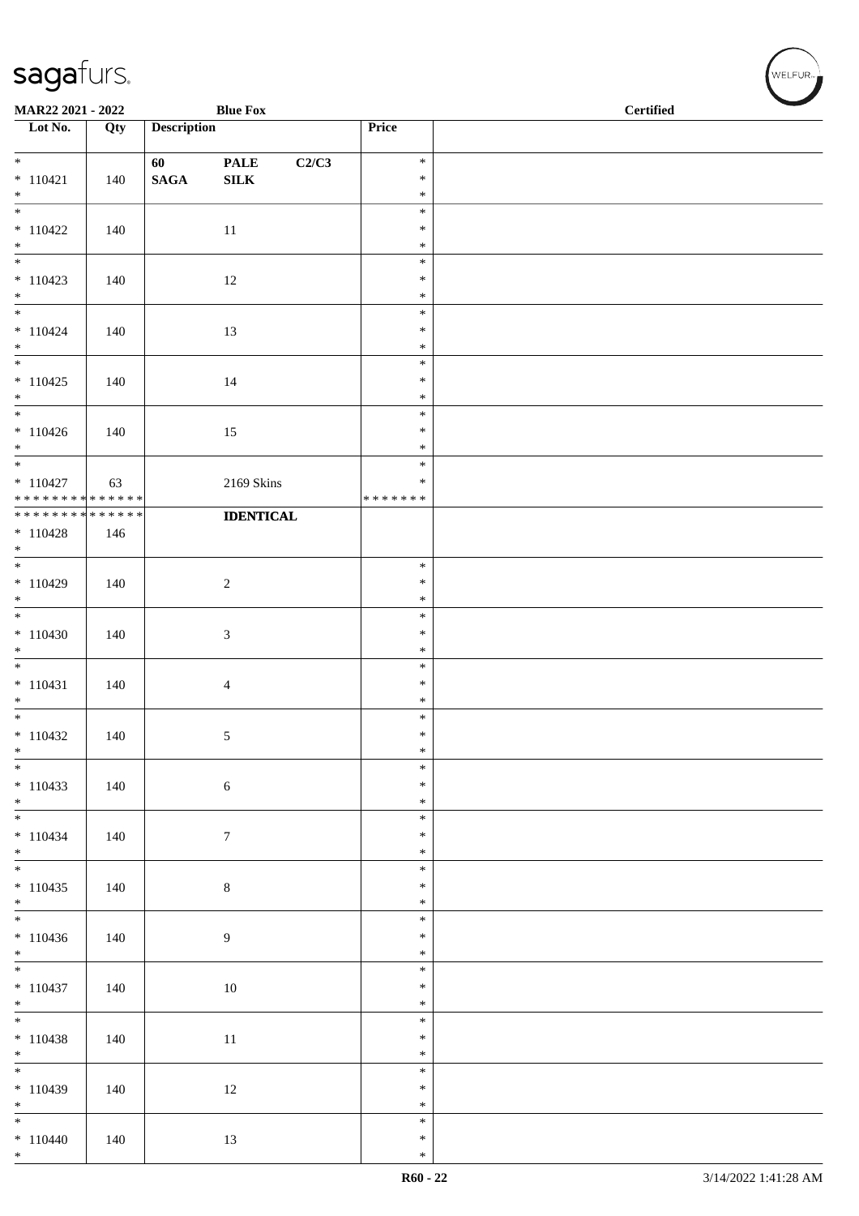MAR22 2021 - 2022 | Blue Fox | Certified

| Lot No. | Qty | Description | Price | |
|---|---|---|---|---|
| * <br>* 110421<br>* | 140 | 60 PALE C2/C3<br>SAGA SILK | *<br>*<br>* | |
| * <br>* 110422<br>* | 140 | 11 | *<br>*<br>* | |
| * <br>* 110423<br>* | 140 | 12 | *<br>*<br>* | |
| * <br>* 110424<br>* | 140 | 13 | *<br>*<br>* | |
| * <br>* 110425<br>* | 140 | 14 | *<br>*<br>* | |
| * <br>* 110426<br>* | 140 | 15 | *<br>*<br>* | |
| * <br>* 110427<br>* * * * * * * * * * * * * * | 63 | 2169 Skins | *<br>*<br>* * * * * * * | |
| * * * * * * * * * * * * * *<br>* 110428<br>* | 146 | **IDENTICAL** | | |
| * <br>* 110429<br>* | 140 | 2 | *<br>*<br>* | |
| * <br>* 110430<br>* | 140 | 3 | *<br>*<br>* | |
| * <br>* 110431<br>* | 140 | 4 | *<br>*<br>* | |
| * <br>* 110432<br>* | 140 | 5 | *<br>*<br>* | |
| * <br>* 110433<br>* | 140 | 6 | *<br>*<br>* | |
| * <br>* 110434<br>* | 140 | 7 | *<br>*<br>* | |
| * <br>* 110435<br>* | 140 | 8 | *<br>*<br>* | |
| * <br>* 110436<br>* | 140 | 9 | *<br>*<br>* | |
| * <br>* 110437<br>* | 140 | 10 | *<br>*<br>* | |
| * <br>* 110438<br>* | 140 | 11 | *<br>*<br>* | |
| * <br>* 110439<br>* | 140 | 12 | *<br>*<br>* | |
| * <br>* 110440<br>* | 140 | 13 | *<br>*<br>* | |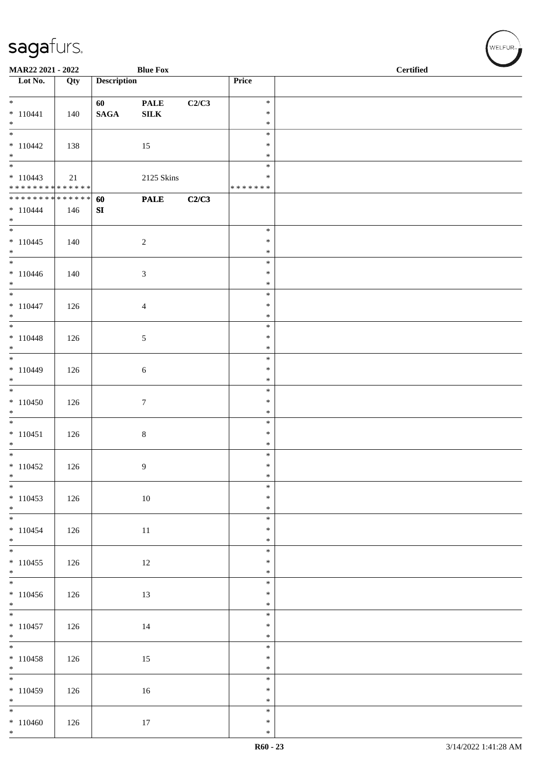| Lot No. | Qty | Description | | | Price | |
|---|---|---|---|---|---|---|
| * <br> * 110441 <br> * | 140 | 60 <br> **SAGA** | **PALE** <br> **SILK** | **C2/C3** | * <br> * <br> * | |
| * <br> * 110442 <br> * | 138 | | 15 | | * <br> * <br> * | |
| * <br> * 110443 <br> * * * * * * * * * * * * * * | 21 | | 2125 Skins | | * <br> * <br> * * * * * * * | |
| * * * * * * * * * * * * * * <br> * 110444 <br> * | 146 | **60** <br> **SI** | **PALE** | **C2/C3** | | |
| * <br> * 110445 <br> * | 140 | | 2 | | * <br> * <br> * | |
| * <br> * 110446 <br> * | 140 | | 3 | | * <br> * <br> * | |
| * <br> * 110447 <br> * | 126 | | 4 | | * <br> * <br> * | |
| * <br> * 110448 <br> * | 126 | | 5 | | * <br> * <br> * | |
| * <br> * 110449 <br> * | 126 | | 6 | | * <br> * <br> * | |
| * <br> * 110450 <br> * | 126 | | 7 | | * <br> * <br> * | |
| * <br> * 110451 <br> * | 126 | | 8 | | * <br> * <br> * | |
| * <br> * 110452 <br> * | 126 | | 9 | | * <br> * <br> * | |
| * <br> * 110453 <br> * | 126 | | 10 | | * <br> * <br> * | |
| * <br> * 110454 <br> * | 126 | | 11 | | * <br> * <br> * | |
| * <br> * 110455 <br> * | 126 | | 12 | | * <br> * <br> * | |
| * <br> * 110456 <br> * | 126 | | 13 | | * <br> * <br> * | |
| * <br> * 110457 <br> * | 126 | | 14 | | * <br> * <br> * | |
| * <br> * 110458 <br> * | 126 | | 15 | | * <br> * <br> * | |
| * <br> * 110459 <br> * | 126 | | 16 | | * <br> * <br> * | |
| * <br> * 110460 <br> * | 126 | | 17 | | * <br> * <br> * | |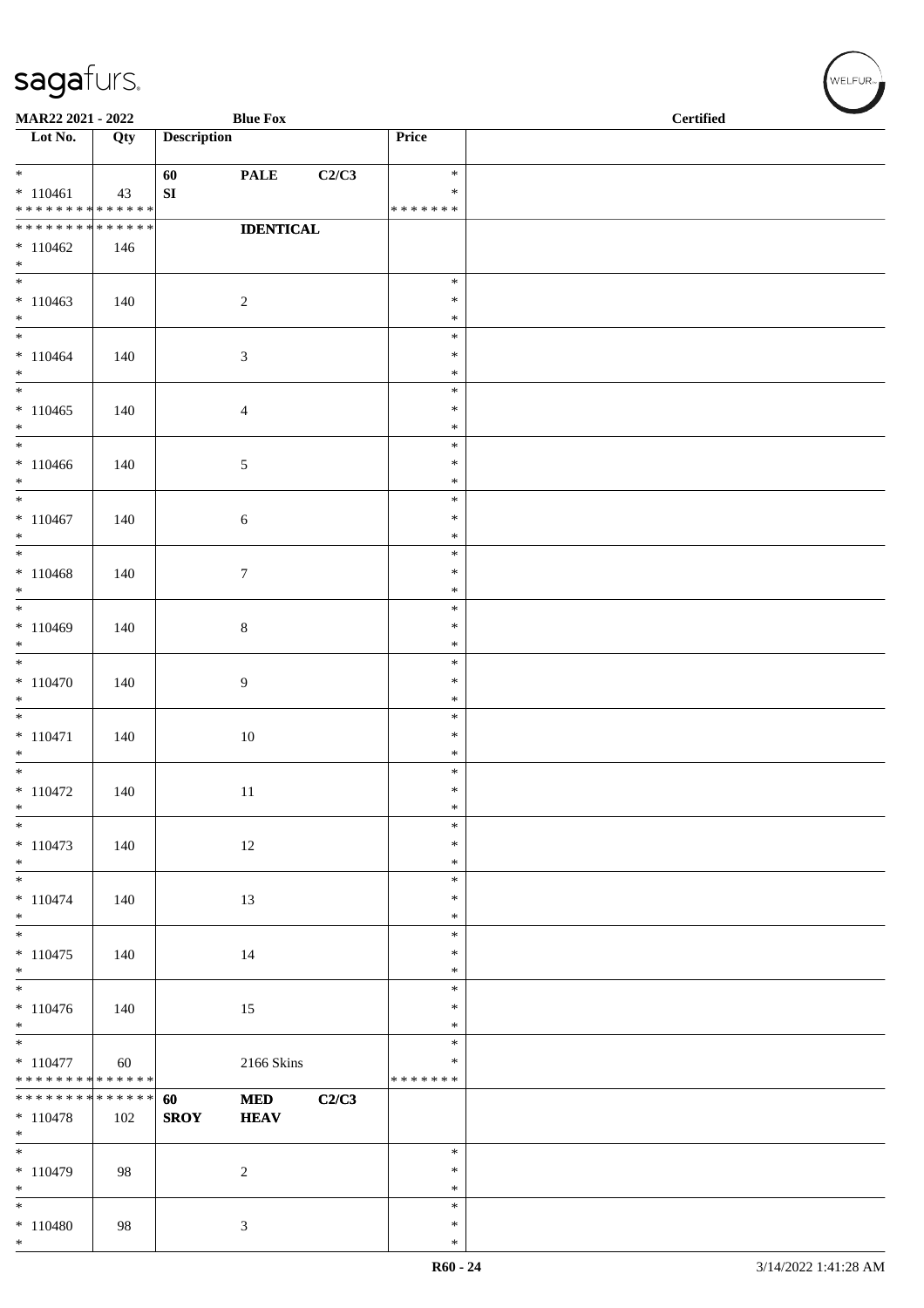# sagafurs.

**MAR22 2021 - 2022** **Blue Fox** **Certified**

| Lot No. | Qty | Description | | | Price | |
|---|---|---|---|---|---|---|
| * | | **60** | **PALE** | **C2/C3** | * | |
| * 110461 | 43 | **SI** | | | * | |
| * * * * * * * * * * * * * * | | | | | * * * * * * * | |
| * * * * * * * * * * * * * * | | | **IDENTICAL** | | | |
| * 110462 | 146 | | | | | |
| * | | | | | | |
| * | | | | | * | |
| * 110463 | 140 | | 2 | | * | |
| * | | | | | * | |
| * | | | | | * | |
| * 110464 | 140 | | 3 | | * | |
| * | | | | | * | |
| * | | | | | * | |
| * 110465 | 140 | | 4 | | * | |
| * | | | | | * | |
| * | | | | | * | |
| * 110466 | 140 | | 5 | | * | |
| * | | | | | * | |
| * | | | | | * | |
| * 110467 | 140 | | 6 | | * | |
| * | | | | | * | |
| * | | | | | * | |
| * 110468 | 140 | | 7 | | * | |
| * | | | | | * | |
| * | | | | | * | |
| * 110469 | 140 | | 8 | | * | |
| * | | | | | * | |
| * | | | | | * | |
| * 110470 | 140 | | 9 | | * | |
| * | | | | | * | |
| * | | | | | * | |
| * 110471 | 140 | | 10 | | * | |
| * | | | | | * | |
| * | | | | | * | |
| * 110472 | 140 | | 11 | | * | |
| * | | | | | * | |
| * | | | | | * | |
| * 110473 | 140 | | 12 | | * | |
| * | | | | | * | |
| * | | | | | * | |
| * 110474 | 140 | | 13 | | * | |
| * | | | | | * | |
| * | | | | | * | |
| * 110475 | 140 | | 14 | | * | |
| * | | | | | * | |
| * | | | | | * | |
| * 110476 | 140 | | 15 | | * | |
| * | | | | | * | |
| * | | | | | * | |
| * 110477 | 60 | | 2166 Skins | | * | |
| * * * * * * * * * * * * * * | | | | | * * * * * * * | |
| * * * * * * * * * * * * * * | | **60** | **MED** | **C2/C3** | | |
| * 110478 | 102 | **SROY** | **HEAV** | | | |
| * | | | | | | |
| * | | | | | * | |
| * 110479 | 98 | | 2 | | * | |
| * | | | | | * | |
| * | | | | | * | |
| * 110480 | 98 | | 3 | | * | |
| * | | | | | * | |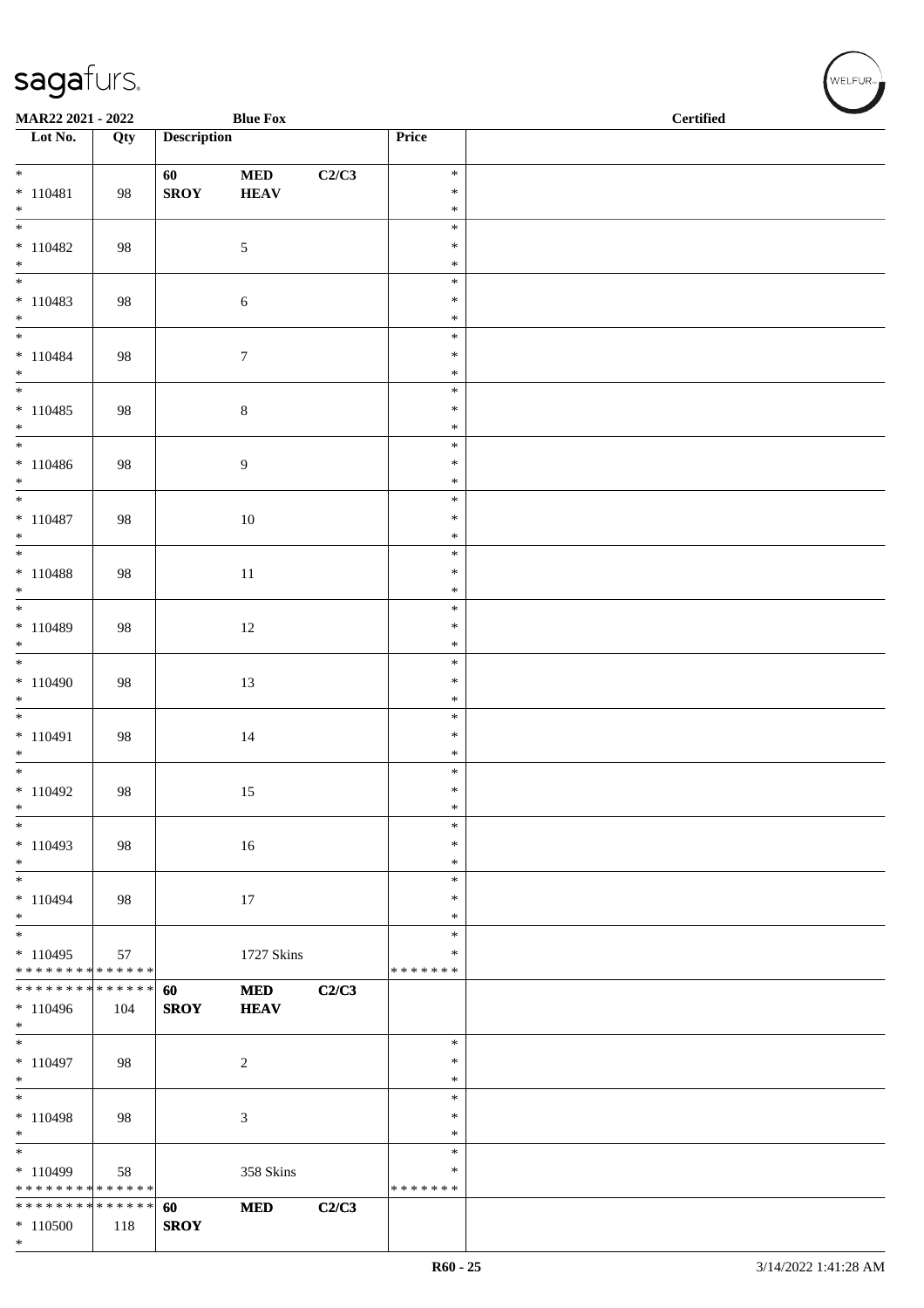MAR22 2021 - 2022 | Blue Fox | Certified

| Lot No. | Qty | Description | | | Price | |
|---|---|---|---|---|---|---|
| * 110481 * | 98 | 60 SROY | MED HEAV | C2/C3 | * * * | |
| * 110482 * | 98 | | 5 | | * * * | |
| * 110483 * | 98 | | 6 | | * * * | |
| * 110484 * | 98 | | 7 | | * * * | |
| * 110485 * | 98 | | 8 | | * * * | |
| * 110486 * | 98 | | 9 | | * * * | |
| * 110487 * | 98 | | 10 | | * * * | |
| * 110488 * | 98 | | 11 | | * * * | |
| * 110489 * | 98 | | 12 | | * * * | |
| * 110490 * | 98 | | 13 | | * * * | |
| * 110491 * | 98 | | 14 | | * * * | |
| * 110492 * | 98 | | 15 | | * * * | |
| * 110493 * | 98 | | 16 | | * * * | |
| * 110494 * | 98 | | 17 | | * * * | |
| * 110495 * * * * * * * * * * * * * * | 57 | | 1727 Skins | | * * * * * * * * * | |
| * * * * * * * * * * * * * * 110496 * | 104 | 60 SROY | MED HEAV | C2/C3 | | |
| * 110497 * | 98 | | 2 | | * * * | |
| * 110498 * | 98 | | 3 | | * * * | |
| * 110499 * * * * * * * * * * * * * * | 58 | | 358 Skins | | * * * * * * * * * | |
| * * * * * * * * * * * * * * 110500 * | 118 | 60 SROY | MED | C2/C3 | | |

R60 - 25 | 3/14/2022 1:41:28 AM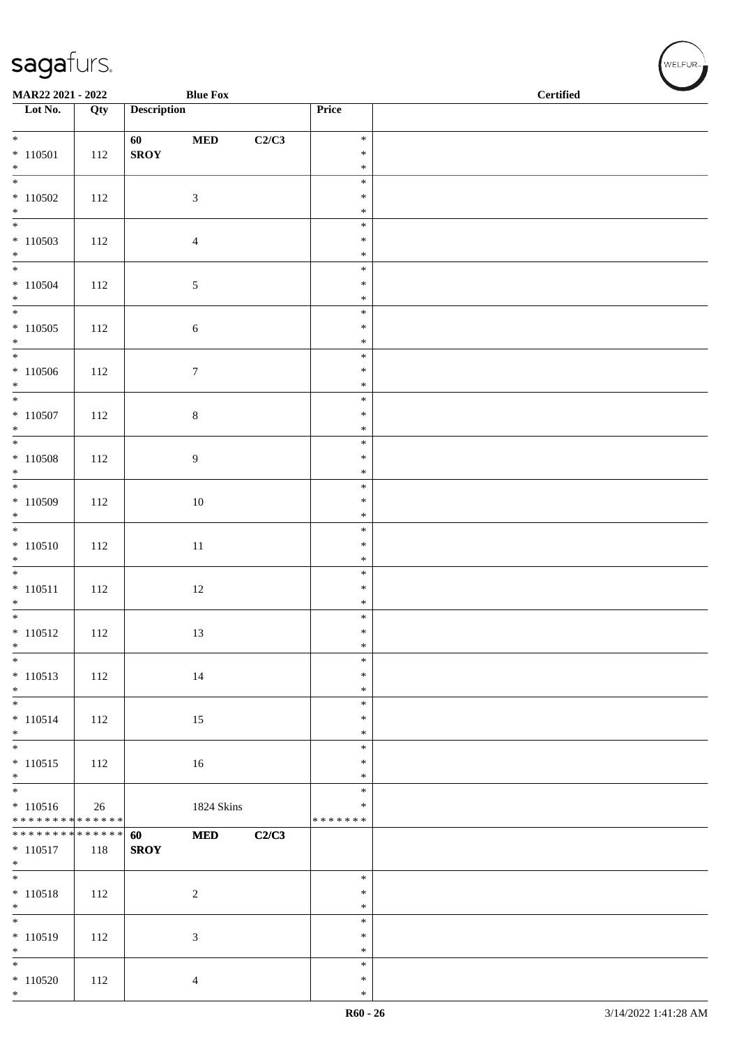| Lot No. | Qty | Description | | | Price | |
|---|---|---|---|---|---|---|
| * 110501 * | 112 | 60 SROY | MED | C2/C3 | * * * | |
| * 110502 * | 112 | | 3 | | * * * | |
| * 110503 * | 112 | | 4 | | * * * | |
| * 110504 * | 112 | | 5 | | * * * | |
| * 110505 * | 112 | | 6 | | * * * | |
| * 110506 * | 112 | | 7 | | * * * | |
| * 110507 * | 112 | | 8 | | * * * | |
| * 110508 * | 112 | | 9 | | * * * | |
| * 110509 * | 112 | | 10 | | * * * | |
| * 110510 * | 112 | | 11 | | * * * | |
| * 110511 * | 112 | | 12 | | * * * | |
| * 110512 * | 112 | | 13 | | * * * | |
| * 110513 * | 112 | | 14 | | * * * | |
| * 110514 * | 112 | | 15 | | * * * | |
| * 110515 * | 112 | | 16 | | * * * | |
| * 110516 * * * * * * * * * * * * * * | 26 | | 1824 Skins | | * * * * * * * * | |
| * * * * * * * * * * * * * * 110517 * | 118 | 60 SROY | MED | C2/C3 | | |
| * 110518 * | 112 | | 2 | | * * * | |
| * 110519 * | 112 | | 3 | | * * * | |
| * 110520 * | 112 | | 4 | | * * * | |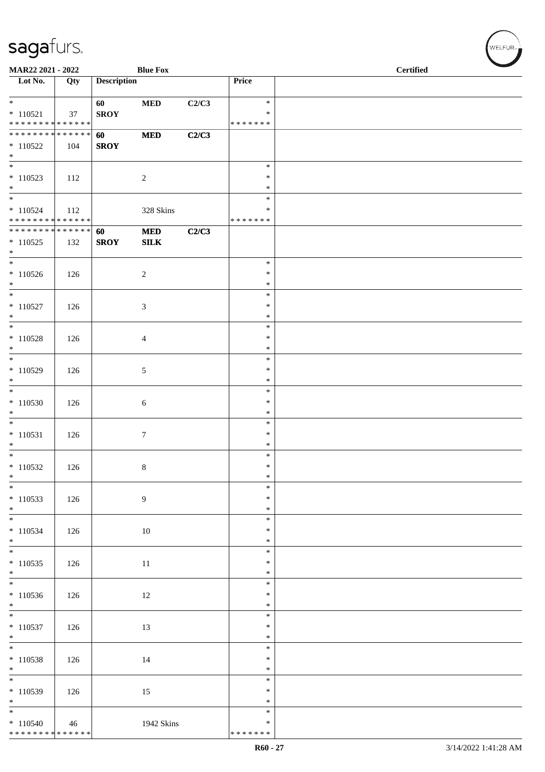| Lot No. | Qty | Description | | | Price | |
|---|---|---|---|---|---|---|
| * | | 60 | MED | C2/C3 | * | |
| * 110521 | 37 | SROY | | | * | |
| * * * * * * * * * * * * * * | | | | | * * * * * * * | |
| * * * * * * * * * * * * * * | | 60 | MED | C2/C3 | | |
| * 110522 | 104 | SROY | | | | |
| * | | | | | | |
| * | | | | | * | |
| * 110523 | 112 | | 2 | | * | |
| * | | | | | * | |
| * | | | | | * | |
| * 110524 | 112 | | 328 Skins | | * | |
| * * * * * * * * * * * * * * | | | | | * * * * * * * | |
| * * * * * * * * * * * * * * | | 60 | MED | C2/C3 | | |
| * 110525 | 132 | SROY | SILK | | | |
| * | | | | | | |
| * | | | | | * | |
| * 110526 | 126 | | 2 | | * | |
| * | | | | | * | |
| * | | | | | * | |
| * 110527 | 126 | | 3 | | * | |
| * | | | | | * | |
| * | | | | | * | |
| * 110528 | 126 | | 4 | | * | |
| * | | | | | * | |
| * | | | | | * | |
| * 110529 | 126 | | 5 | | * | |
| * | | | | | * | |
| * | | | | | * | |
| * 110530 | 126 | | 6 | | * | |
| * | | | | | * | |
| * | | | | | * | |
| * 110531 | 126 | | 7 | | * | |
| * | | | | | * | |
| * | | | | | * | |
| * 110532 | 126 | | 8 | | * | |
| * | | | | | * | |
| * | | | | | * | |
| * 110533 | 126 | | 9 | | * | |
| * | | | | | * | |
| * | | | | | * | |
| * 110534 | 126 | | 10 | | * | |
| * | | | | | * | |
| * | | | | | * | |
| * 110535 | 126 | | 11 | | * | |
| * | | | | | * | |
| * | | | | | * | |
| * 110536 | 126 | | 12 | | * | |
| * | | | | | * | |
| * | | | | | * | |
| * 110537 | 126 | | 13 | | * | |
| * | | | | | * | |
| * | | | | | * | |
| * 110538 | 126 | | 14 | | * | |
| * | | | | | * | |
| * | | | | | * | |
| * 110539 | 126 | | 15 | | * | |
| * | | | | | * | |
| * | | | | | * | |
| * 110540 | 46 | | 1942 Skins | | * | |
| * * * * * * * * * * * * * * | | | | | * * * * * * * | |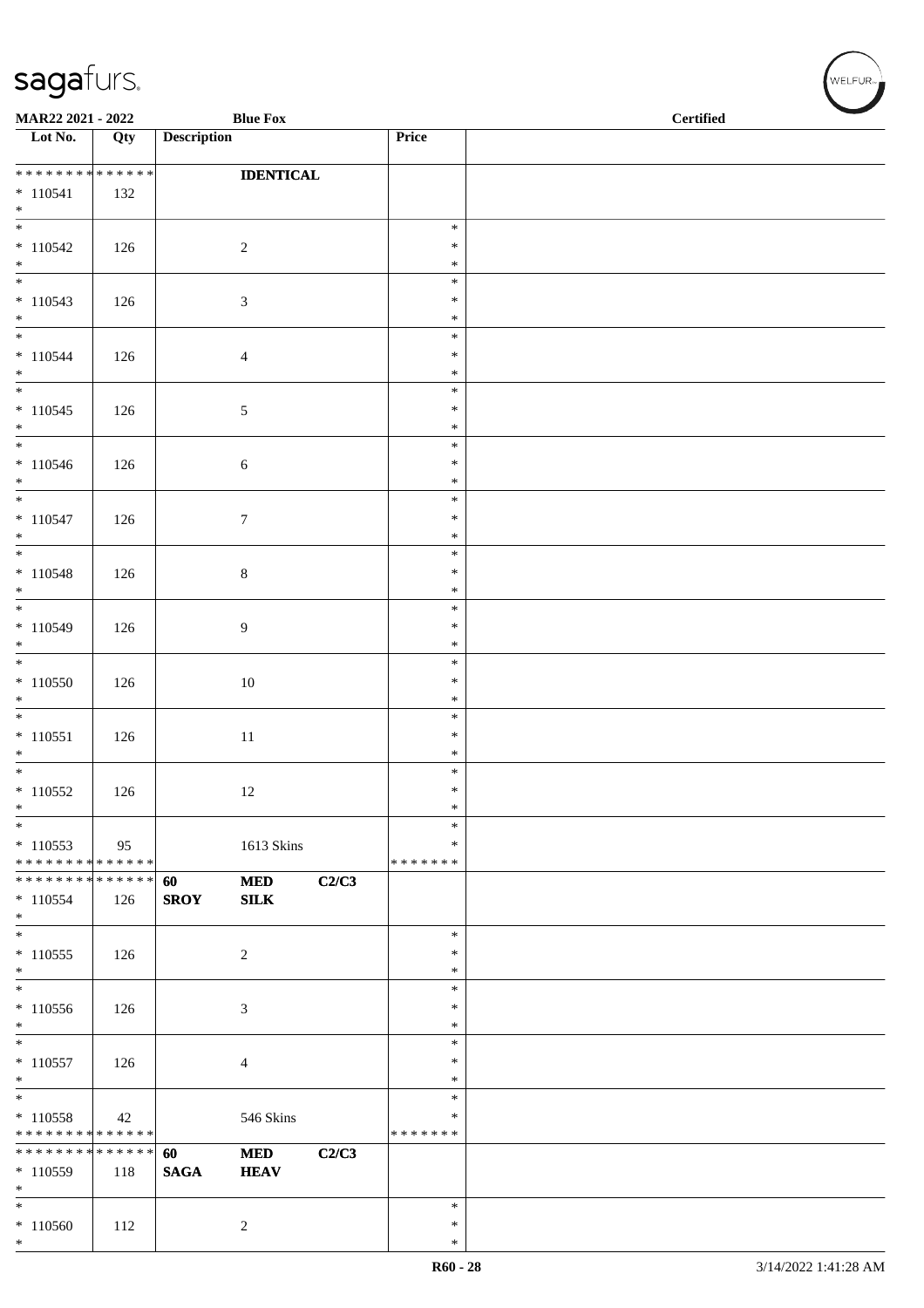MAR22 2021 - 2022 | Blue Fox | Certified

| Lot No. | Qty | Description | | | Price | |
|---|---|---|---|---|---|---|
| * * * * * * * * * * * * * * | | | **IDENTICAL** | | | |
| * 110541 | 132 | | | | | |
| * | | | | | | |
| * 110542 | 126 | | 2 | | * * * | |
| * 110543 | 126 | | 3 | | * * * | |
| * 110544 | 126 | | 4 | | * * * | |
| * 110545 | 126 | | 5 | | * * * | |
| * 110546 | 126 | | 6 | | * * * | |
| * 110547 | 126 | | 7 | | * * * | |
| * 110548 | 126 | | 8 | | * * * | |
| * 110549 | 126 | | 9 | | * * * | |
| * 110550 | 126 | | 10 | | * * * | |
| * 110551 | 126 | | 11 | | * * * | |
| * 110552 | 126 | | 12 | | * * * | |
| * 110553 | 95 | | 1613 Skins | | * * * * * * * * | |
| * * * * * * * * * * * * * * | | **60** | **MED** | **C2/C3** | | |
| * 110554 | 126 | **SROY** | **SILK** | | | |
| * 110555 | 126 | | 2 | | * * * | |
| * 110556 | 126 | | 3 | | * * * | |
| * 110557 | 126 | | 4 | | * * * | |
| * 110558 | 42 | | 546 Skins | | * * * * * * * * | |
| * * * * * * * * * * * * * * | | **60** | **MED** | **C2/C3** | | |
| * 110559 | 118 | **SAGA** | **HEAV** | | | |
| * 110560 | 112 | | 2 | | * * * | |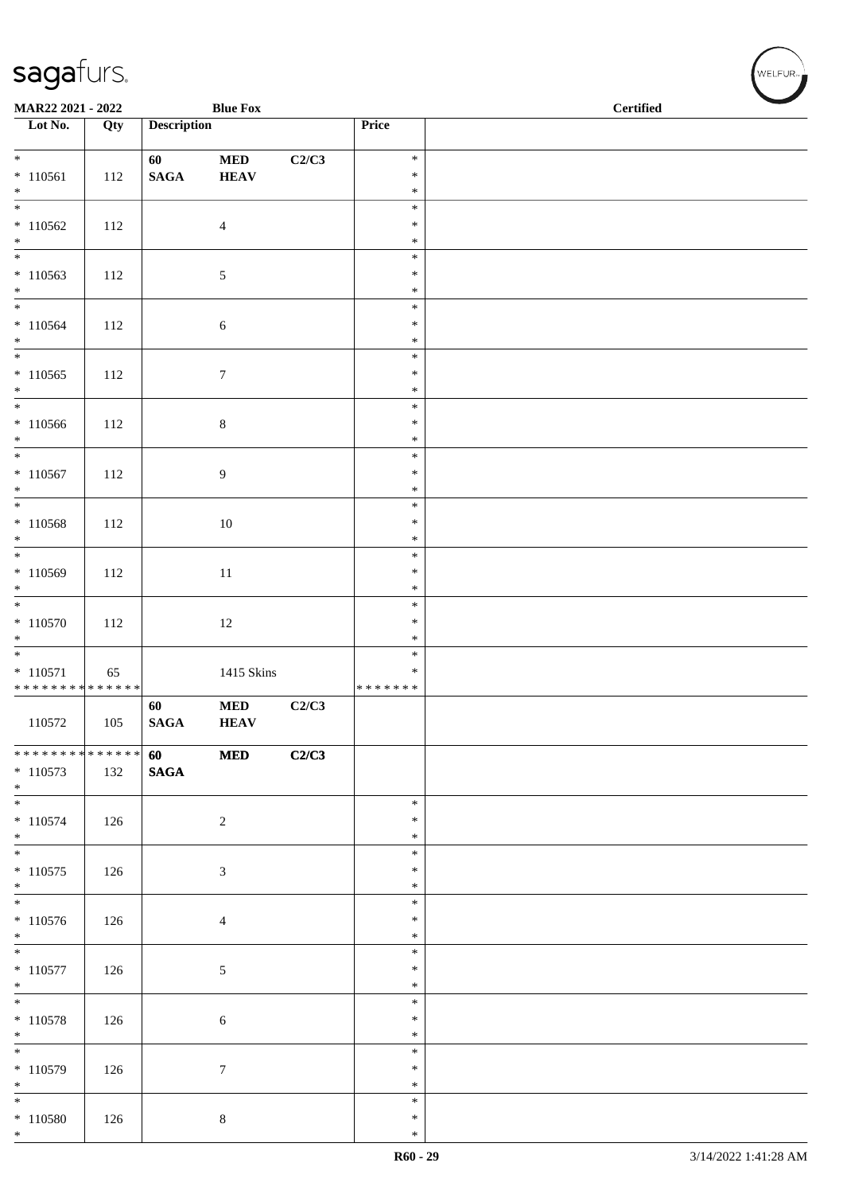| Lot No. | Qty | Description | | | Price | |
|---|---|---|---|---|---|---|
| * <br> * 110561 <br> * | 112 | 60 <br> **SAGA** | **MED** <br> **HEAV** | C2/C3 | * <br> * <br> * | |
| * <br> * 110562 <br> * | 112 | | 4 | | * <br> * <br> * | |
| * <br> * 110563 <br> * | 112 | | 5 | | * <br> * <br> * | |
| * <br> * 110564 <br> * | 112 | | 6 | | * <br> * <br> * | |
| * <br> * 110565 <br> * | 112 | | 7 | | * <br> * <br> * | |
| * <br> * 110566 <br> * | 112 | | 8 | | * <br> * <br> * | |
| * <br> * 110567 <br> * | 112 | | 9 | | * <br> * <br> * | |
| * <br> * 110568 <br> * | 112 | | 10 | | * <br> * <br> * | |
| * <br> * 110569 <br> * | 112 | | 11 | | * <br> * <br> * | |
| * <br> * 110570 <br> * | 112 | | 12 | | * <br> * <br> * | |
| * <br> * 110571 <br> * * * * * * * * * * * * * * | 65 | | 1415 Skins | | * <br> * <br> * * * * * * * | |
| 110572 | 105 | 60 <br> **SAGA** | **MED** <br> **HEAV** | C2/C3 | | |
| * * * * * * * * * * * * * * <br> * 110573 <br> * | 132 | 60 <br> **SAGA** | **MED** | C2/C3 | | |
| * <br> * 110574 <br> * | 126 | | 2 | | * <br> * <br> * | |
| * <br> * 110575 <br> * | 126 | | 3 | | * <br> * <br> * | |
| * <br> * 110576 <br> * | 126 | | 4 | | * <br> * <br> * | |
| * <br> * 110577 <br> * | 126 | | 5 | | * <br> * <br> * | |
| * <br> * 110578 <br> * | 126 | | 6 | | * <br> * <br> * | |
| * <br> * 110579 <br> * | 126 | | 7 | | * <br> * <br> * | |
| * <br> * 110580 <br> * | 126 | | 8 | | * <br> * <br> * | |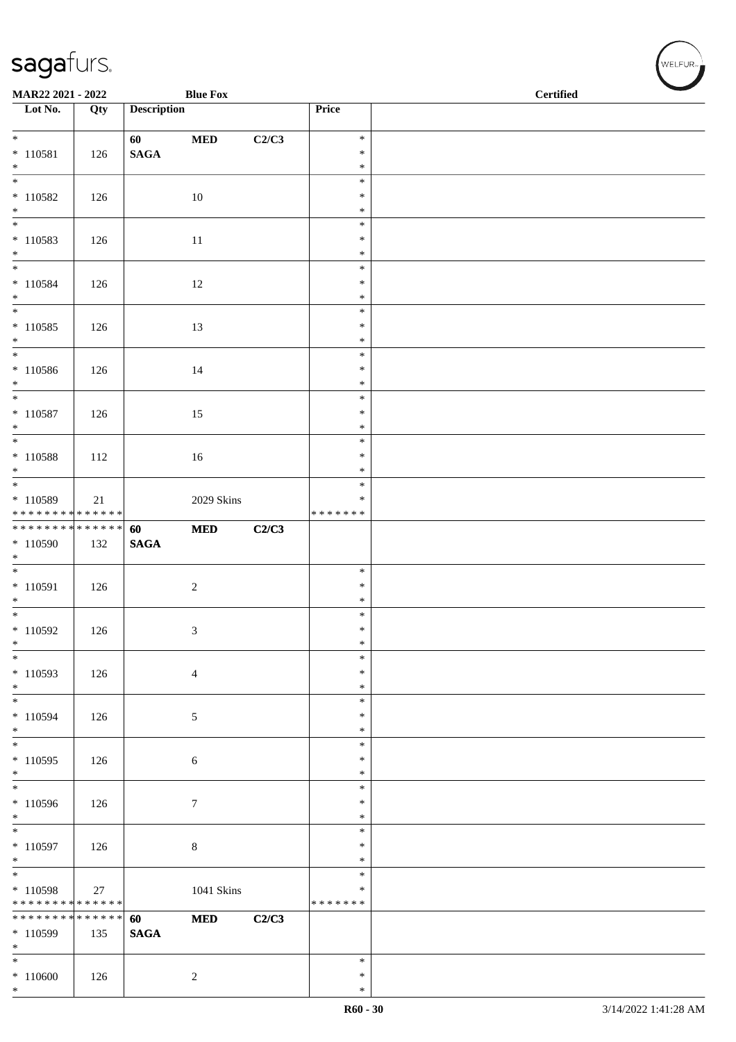**MAR22 2021 - 2022** **Blue Fox** **Certified**

| Lot No. | Qty | Description | | | Price | |
|---|---|---|---|---|---|---|
| * | | **60** | **MED** | **C2/C3** | * | |
| * 110581 | 126 | **SAGA** | | | * | |
| * | | | | | * | |
| * | | | | | * | |
| * 110582 | 126 | | 10 | | * | |
| * | | | | | * | |
| * | | | | | * | |
| * 110583 | 126 | | 11 | | * | |
| * | | | | | * | |
| * | | | | | * | |
| * 110584 | 126 | | 12 | | * | |
| * | | | | | * | |
| * | | | | | * | |
| * 110585 | 126 | | 13 | | * | |
| * | | | | | * | |
| * | | | | | * | |
| * 110586 | 126 | | 14 | | * | |
| * | | | | | * | |
| * | | | | | * | |
| * 110587 | 126 | | 15 | | * | |
| * | | | | | * | |
| * | | | | | * | |
| * 110588 | 112 | | 16 | | * | |
| * | | | | | * | |
| * | | | | | * | |
| * 110589 | 21 | | 2029 Skins | | * | |
| * * * * * * * * * * * * * * | | | | | * * * * * * * | |
| * * * * * * * * * * * * * * | | **60** | **MED** | **C2/C3** | | |
| * 110590 | 132 | **SAGA** | | | | |
| * | | | | | | |
| * | | | | | * | |
| * 110591 | 126 | | 2 | | * | |
| * | | | | | * | |
| * | | | | | * | |
| * 110592 | 126 | | 3 | | * | |
| * | | | | | * | |
| * | | | | | * | |
| * 110593 | 126 | | 4 | | * | |
| * | | | | | * | |
| * | | | | | * | |
| * 110594 | 126 | | 5 | | * | |
| * | | | | | * | |
| * | | | | | * | |
| * 110595 | 126 | | 6 | | * | |
| * | | | | | * | |
| * | | | | | * | |
| * 110596 | 126 | | 7 | | * | |
| * | | | | | * | |
| * | | | | | * | |
| * 110597 | 126 | | 8 | | * | |
| * | | | | | * | |
| * | | | | | * | |
| * 110598 | 27 | | 1041 Skins | | * | |
| * * * * * * * * * * * * * * | | | | | * * * * * * * | |
| * * * * * * * * * * * * * * | | **60** | **MED** | **C2/C3** | | |
| * 110599 | 135 | **SAGA** | | | | |
| * | | | | | | |
| * | | | | | * | |
| * 110600 | 126 | | 2 | | * | |
| * | | | | | * | |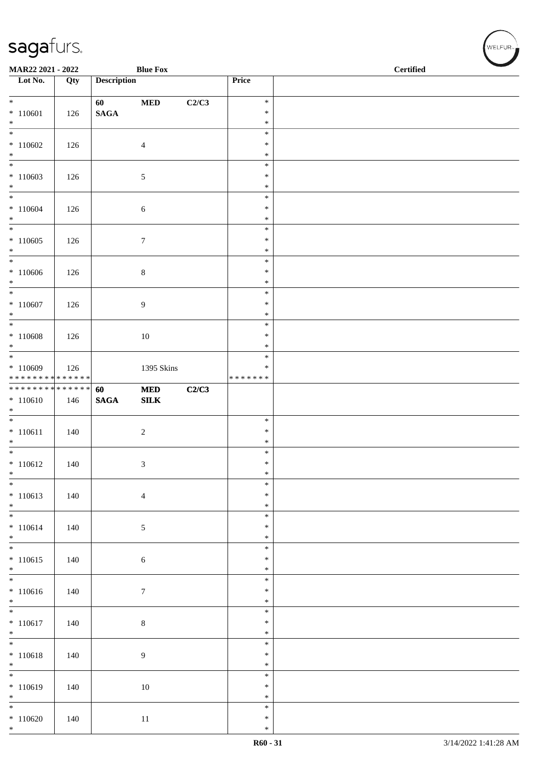MAR22 2021 - 2022 Blue Fox Certified

| Lot No. | Qty | Description | | | Price | |
|---|---|---|---|---|---|---|
| * <br> * 110601 <br> * | 126 | 60 <br> **SAGA** | **MED** | **C2/C3** | * <br> * <br> * | |
| * <br> * 110602 <br> * | 126 | | 4 | | * <br> * <br> * | |
| * <br> * 110603 <br> * | 126 | | 5 | | * <br> * <br> * | |
| * <br> * 110604 <br> * | 126 | | 6 | | * <br> * <br> * | |
| * <br> * 110605 <br> * | 126 | | 7 | | * <br> * <br> * | |
| * <br> * 110606 <br> * | 126 | | 8 | | * <br> * <br> * | |
| * <br> * 110607 <br> * | 126 | | 9 | | * <br> * <br> * | |
| * <br> * 110608 <br> * | 126 | | 10 | | * <br> * <br> * | |
| * <br> * 110609 <br> * * * * * * * * * * * * * * | 126 | | 1395 Skins | | * <br> * <br> * * * * * * * | |
| * * * * * * * * * * * * * * <br> * 110610 <br> * | 146 | **60** <br> **SAGA** | **MED** <br> **SILK** | **C2/C3** | | |
| * <br> * 110611 <br> * | 140 | | 2 | | * <br> * <br> * | |
| * <br> * 110612 <br> * | 140 | | 3 | | * <br> * <br> * | |
| * <br> * 110613 <br> * | 140 | | 4 | | * <br> * <br> * | |
| * <br> * 110614 <br> * | 140 | | 5 | | * <br> * <br> * | |
| * <br> * 110615 <br> * | 140 | | 6 | | * <br> * <br> * | |
| * <br> * 110616 <br> * | 140 | | 7 | | * <br> * <br> * | |
| * <br> * 110617 <br> * | 140 | | 8 | | * <br> * <br> * | |
| * <br> * 110618 <br> * | 140 | | 9 | | * <br> * <br> * | |
| * <br> * 110619 <br> * | 140 | | 10 | | * <br> * <br> * | |
| * <br> * 110620 <br> * | 140 | | 11 | | * <br> * <br> * | |

R60 - 31 3/14/2022 1:41:28 AM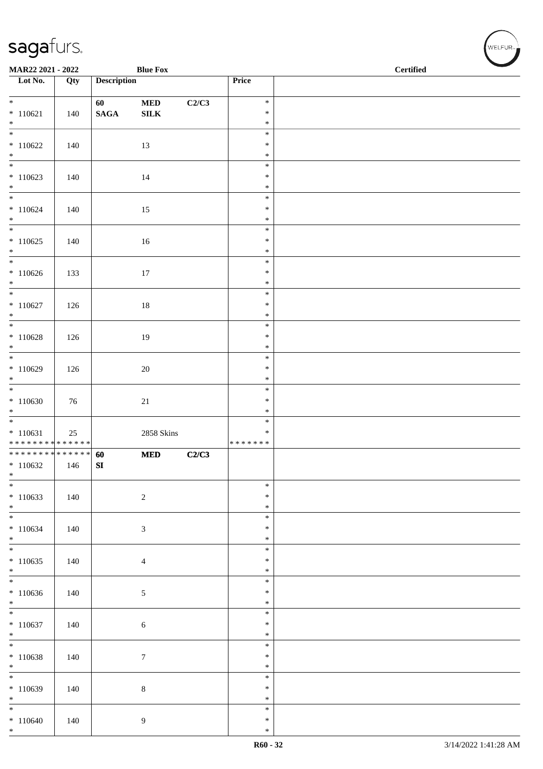**MAR22 2021 - 2022** **Blue Fox** **Certified**

| Lot No. | Qty | Description | | | Price | |
|---|---|---|---|---|---|---|
| * * 110621 * | 140 | **60 SAGA** | **MED SILK** | **C2/C3** | * * * | |
| * * 110622 * | 140 | | 13 | | * * * | |
| * * 110623 * | 140 | | 14 | | * * * | |
| * * 110624 * | 140 | | 15 | | * * * | |
| * * 110625 * | 140 | | 16 | | * * * | |
| * * 110626 * | 133 | | 17 | | * * * | |
| * * 110627 * | 126 | | 18 | | * * * | |
| * * 110628 * | 126 | | 19 | | * * * | |
| * * 110629 * | 126 | | 20 | | * * * | |
| * * 110630 * | 76 | | 21 | | * * * | |
| * * 110631 * * * * * * * * * * * * * * | 25 | | 2858 Skins | | * * * * * * * * * | |
| * * * * * * * * * * * * * * * 110632 * | 146 | **60 SI** | **MED** | **C2/C3** | | |
| * * 110633 * | 140 | | 2 | | * * * | |
| * * 110634 * | 140 | | 3 | | * * * | |
| * * 110635 * | 140 | | 4 | | * * * | |
| * * 110636 * | 140 | | 5 | | * * * | |
| * * 110637 * | 140 | | 6 | | * * * | |
| * * 110638 * | 140 | | 7 | | * * * | |
| * * 110639 * | 140 | | 8 | | * * * | |
| * * 110640 * | 140 | | 9 | | * * * | |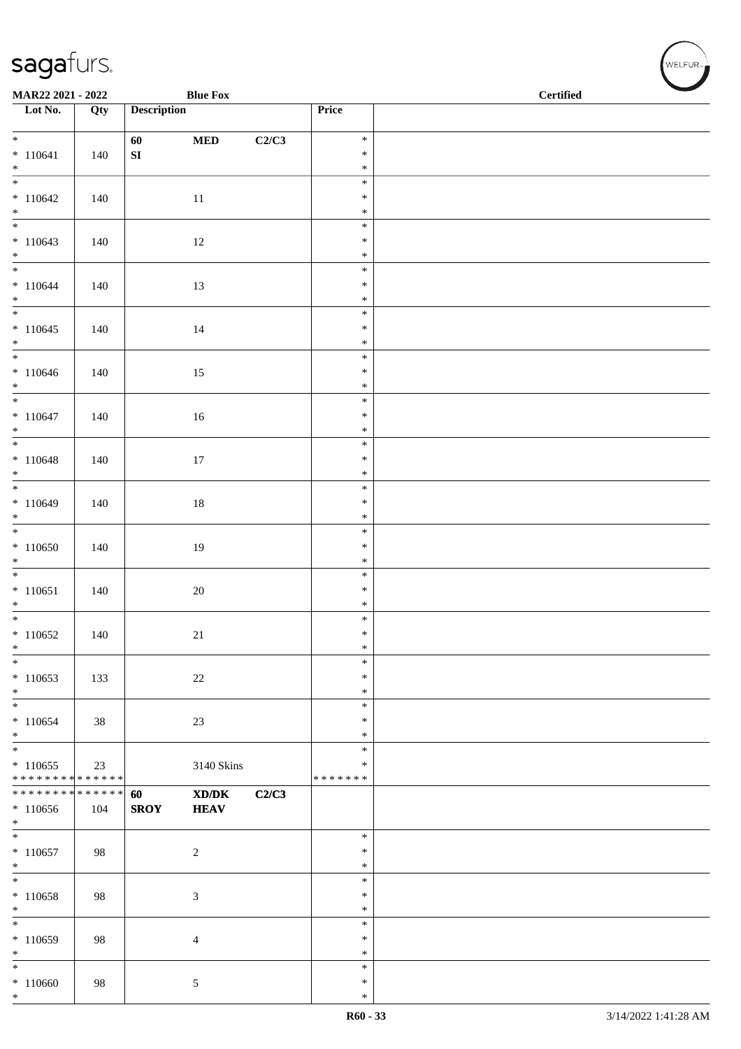MAR22 2021 - 2022 — Blue Fox — Certified

| Lot No. | Qty | Description | | | Price | |
|---|---|---|---|---|---|---|
| * <br> * 110641 <br> * | 140 | 60 <br> SI | MED | C2/C3 | * <br> * <br> * | |
| * <br> * 110642 <br> * | 140 | | 11 | | * <br> * <br> * | |
| * <br> * 110643 <br> * | 140 | | 12 | | * <br> * <br> * | |
| * <br> * 110644 <br> * | 140 | | 13 | | * <br> * <br> * | |
| * <br> * 110645 <br> * | 140 | | 14 | | * <br> * <br> * | |
| * <br> * 110646 <br> * | 140 | | 15 | | * <br> * <br> * | |
| * <br> * 110647 <br> * | 140 | | 16 | | * <br> * <br> * | |
| * <br> * 110648 <br> * | 140 | | 17 | | * <br> * <br> * | |
| * <br> * 110649 <br> * | 140 | | 18 | | * <br> * <br> * | |
| * <br> * 110650 <br> * | 140 | | 19 | | * <br> * <br> * | |
| * <br> * 110651 <br> * | 140 | | 20 | | * <br> * <br> * | |
| * <br> * 110652 <br> * | 140 | | 21 | | * <br> * <br> * | |
| * <br> * 110653 <br> * | 133 | | 22 | | * <br> * <br> * | |
| * <br> * 110654 <br> * | 38 | | 23 | | * <br> * <br> * | |
| * <br> * 110655 <br> ************** | 23 | | 3140 Skins | | * <br> * <br> ******* | |
| ************** <br> * 110656 <br> * | 104 | 60 <br> SROY | XD/DK <br> HEAV | C2/C3 | | |
| * <br> * 110657 <br> * | 98 | | 2 | | * <br> * <br> * | |
| * <br> * 110658 <br> * | 98 | | 3 | | * <br> * <br> * | |
| * <br> * 110659 <br> * | 98 | | 4 | | * <br> * <br> * | |
| * <br> * 110660 <br> * | 98 | | 5 | | * <br> * <br> * | |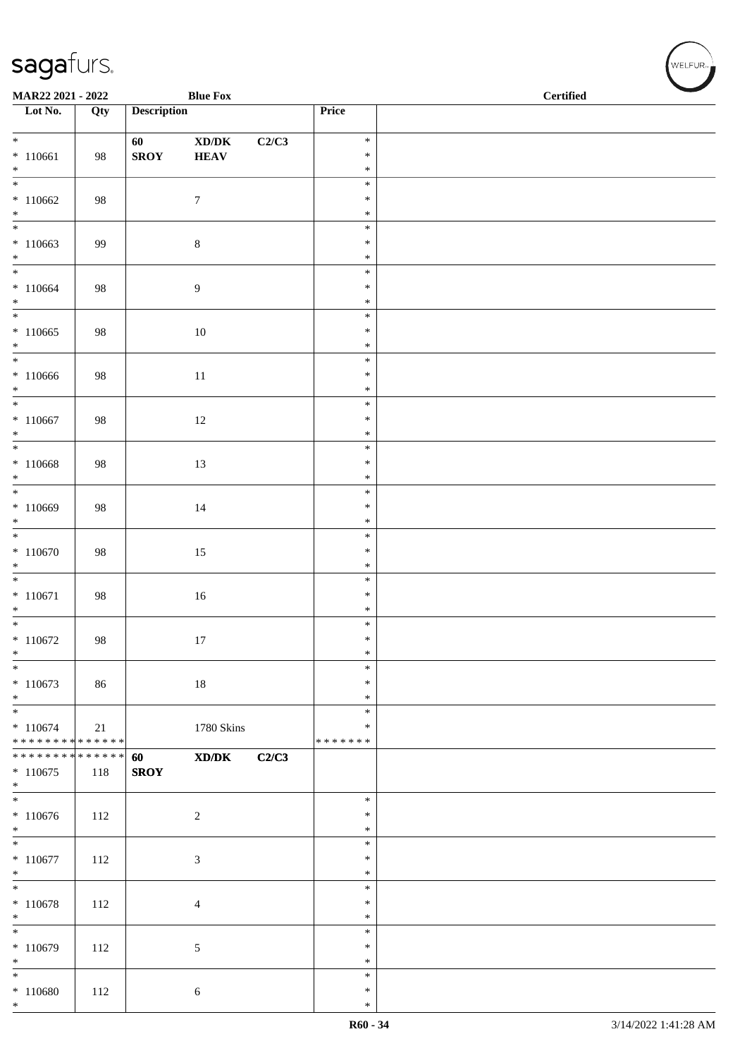MAR22 2021 - 2022 | Blue Fox | Certified

| Lot No. | Qty | Description | | | Price | |
|---|---|---|---|---|---|---|
| * <br> * 110661 <br> * | 98 | 60 <br> **SROY** | **XD/DK** <br> **HEAV** | **C2/C3** | * <br> * <br> * | |
| * <br> * 110662 <br> * | 98 | | 7 | | * <br> * <br> * | |
| * <br> * 110663 <br> * | 99 | | 8 | | * <br> * <br> * | |
| * <br> * 110664 <br> * | 98 | | 9 | | * <br> * <br> * | |
| * <br> * 110665 <br> * | 98 | | 10 | | * <br> * <br> * | |
| * <br> * 110666 <br> * | 98 | | 11 | | * <br> * <br> * | |
| * <br> * 110667 <br> * | 98 | | 12 | | * <br> * <br> * | |
| * <br> * 110668 <br> * | 98 | | 13 | | * <br> * <br> * | |
| * <br> * 110669 <br> * | 98 | | 14 | | * <br> * <br> * | |
| * <br> * 110670 <br> * | 98 | | 15 | | * <br> * <br> * | |
| * <br> * 110671 <br> * | 98 | | 16 | | * <br> * <br> * | |
| * <br> * 110672 <br> * | 98 | | 17 | | * <br> * <br> * | |
| * <br> * 110673 <br> * | 86 | | 18 | | * <br> * <br> * | |
| * <br> * 110674 <br> * * * * * * * * * * * * * * | 21 | | 1780 Skins | | * <br> * <br> * * * * * * * | |
| * * * * * * * * * * * * * * <br> * 110675 <br> * | 118 | **60** <br> **SROY** | **XD/DK** | **C2/C3** | | |
| * <br> * 110676 <br> * | 112 | | 2 | | * <br> * <br> * | |
| * <br> * 110677 <br> * | 112 | | 3 | | * <br> * <br> * | |
| * <br> * 110678 <br> * | 112 | | 4 | | * <br> * <br> * | |
| * <br> * 110679 <br> * | 112 | | 5 | | * <br> * <br> * | |
| * <br> * 110680 <br> * | 112 | | 6 | | * <br> * <br> * | |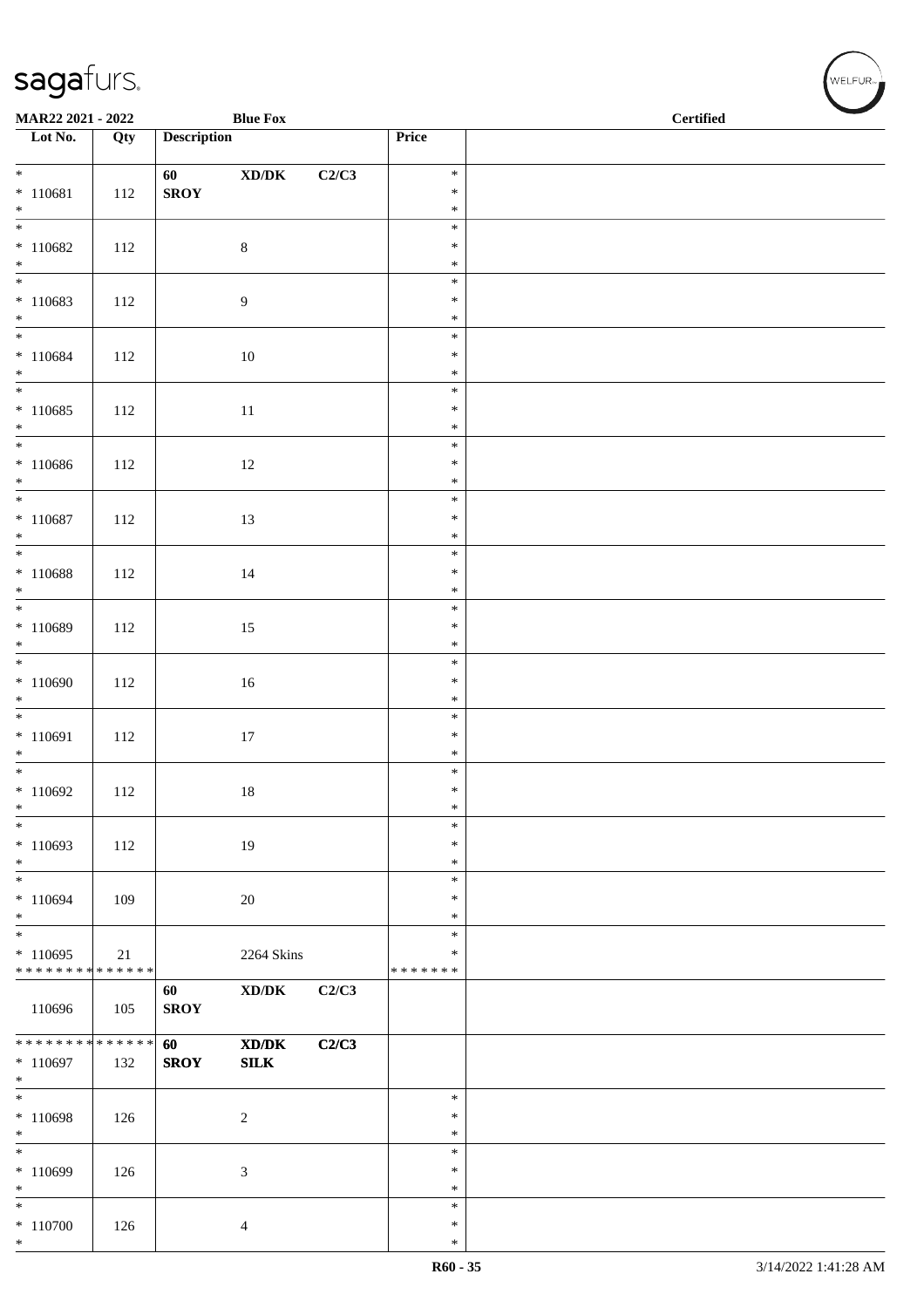MAR22 2021 - 2022 — Blue Fox — Certified

| Lot No. | Qty | Description | | | Price | |
|---|---|---|---|---|---|---|
| * | | 60 | XD/DK | C2/C3 | * | |
| * 110681 | 112 | SROY | | | * | |
| * | | | | | * | |
| * | | | | | * | |
| * 110682 | 112 | | 8 | | * | |
| * | | | | | * | |
| * | | | | | * | |
| * 110683 | 112 | | 9 | | * | |
| * | | | | | * | |
| * | | | | | * | |
| * 110684 | 112 | | 10 | | * | |
| * | | | | | * | |
| * | | | | | * | |
| * 110685 | 112 | | 11 | | * | |
| * | | | | | * | |
| * | | | | | * | |
| * 110686 | 112 | | 12 | | * | |
| * | | | | | * | |
| * | | | | | * | |
| * 110687 | 112 | | 13 | | * | |
| * | | | | | * | |
| * | | | | | * | |
| * 110688 | 112 | | 14 | | * | |
| * | | | | | * | |
| * | | | | | * | |
| * 110689 | 112 | | 15 | | * | |
| * | | | | | * | |
| * | | | | | * | |
| * 110690 | 112 | | 16 | | * | |
| * | | | | | * | |
| * | | | | | * | |
| * 110691 | 112 | | 17 | | * | |
| * | | | | | * | |
| * | | | | | * | |
| * 110692 | 112 | | 18 | | * | |
| * | | | | | * | |
| * | | | | | * | |
| * 110693 | 112 | | 19 | | * | |
| * | | | | | * | |
| * | | | | | * | |
| * 110694 | 109 | | 20 | | * | |
| * | | | | | * | |
| * | | | | | * | |
| * 110695 | 21 | | 2264 Skins | | * | |
| * * * * * * * * * * * * * * | | | | | * * * * * * * | |
| | | 60 | XD/DK | C2/C3 | | |
| 110696 | 105 | SROY | | | | |
| * * * * * * * * * * * * * * | | 60 | XD/DK | C2/C3 | | |
| * 110697 | 132 | SROY | SILK | | | |
| * | | | | | | |
| * | | | | | * | |
| * 110698 | 126 | | 2 | | * | |
| * | | | | | * | |
| * | | | | | * | |
| * 110699 | 126 | | 3 | | * | |
| * | | | | | * | |
| * | | | | | * | |
| * 110700 | 126 | | 4 | | * | |
| * | | | | | * | |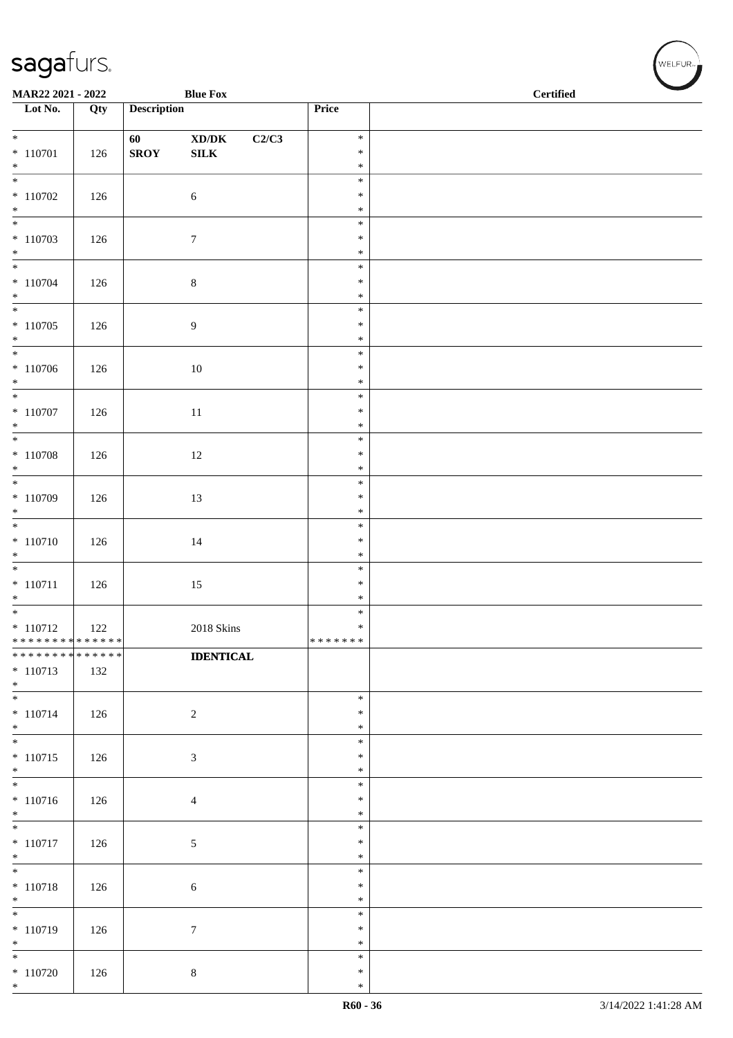| Lot No. | Qty | Description | Price |  |
|---|---|---|---|---|
| * 110701 * | 126 | 60 SROY XD/DK SILK C2/C3 | * * * |  |
| * 110702 * | 126 | 6 | * * * |  |
| * 110703 * | 126 | 7 | * * * |  |
| * 110704 * | 126 | 8 | * * * |  |
| * 110705 * | 126 | 9 | * * * |  |
| * 110706 * | 126 | 10 | * * * |  |
| * 110707 * | 126 | 11 | * * * |  |
| * 110708 * | 126 | 12 | * * * |  |
| * 110709 * | 126 | 13 | * * * |  |
| * 110710 * | 126 | 14 | * * * |  |
| * 110711 * | 126 | 15 | * * * |  |
| * 110712 ************** | 122 | 2018 Skins | * * ******* |  |
| ************** 110713 * | 132 | **IDENTICAL** |  |  |
| * 110714 * | 126 | 2 | * * * |  |
| * 110715 * | 126 | 3 | * * * |  |
| * 110716 * | 126 | 4 | * * * |  |
| * 110717 * | 126 | 5 | * * * |  |
| * 110718 * | 126 | 6 | * * * |  |
| * 110719 * | 126 | 7 | * * * |  |
| * 110720 * | 126 | 8 | * * * |  |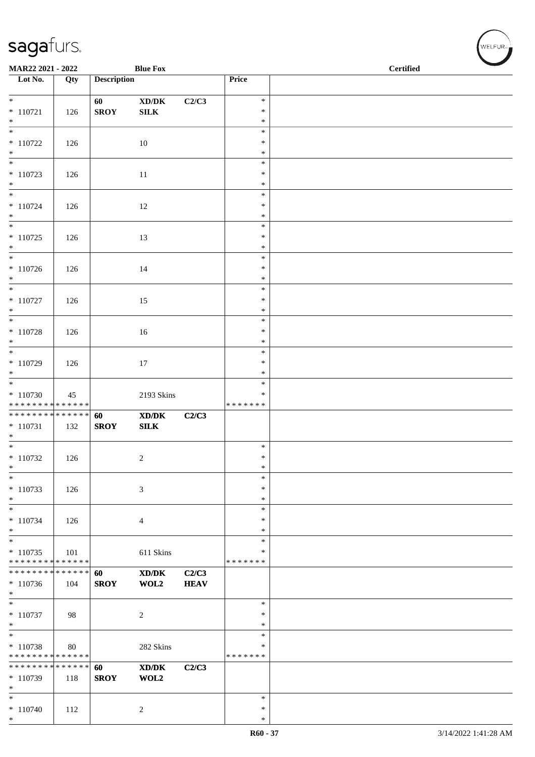MAR22 2021 - 2022 Blue Fox Certified

| Lot No. | Qty | Description | | | Price | |
|---|---|---|---|---|---|---|
| * | | 60 | XD/DK | C2/C3 | * | |
| * 110721 | 126 | SROY | SILK | | * | |
| * | | | | | * | |
| * | | | | | * | |
| * 110722 | 126 | | 10 | | * | |
| * | | | | | * | |
| * | | | | | * | |
| * 110723 | 126 | | 11 | | * | |
| * | | | | | * | |
| * | | | | | * | |
| * 110724 | 126 | | 12 | | * | |
| * | | | | | * | |
| * | | | | | * | |
| * 110725 | 126 | | 13 | | * | |
| * | | | | | * | |
| * | | | | | * | |
| * 110726 | 126 | | 14 | | * | |
| * | | | | | * | |
| * | | | | | * | |
| * 110727 | 126 | | 15 | | * | |
| * | | | | | * | |
| * | | | | | * | |
| * 110728 | 126 | | 16 | | * | |
| * | | | | | * | |
| * | | | | | * | |
| * 110729 | 126 | | 17 | | * | |
| * | | | | | * | |
| * | | | | | * | |
| * 110730 | 45 | | 2193 Skins | | * | |
| * * * * * * * * * * * * * * | | | | | * * * * * * * | |
| * * * * * * * * * * * * * * | | 60 | XD/DK | C2/C3 | | |
| * 110731 | 132 | SROY | SILK | | | |
| * | | | | | | |
| * | | | | | * | |
| * 110732 | 126 | | 2 | | * | |
| * | | | | | * | |
| * | | | | | * | |
| * 110733 | 126 | | 3 | | * | |
| * | | | | | * | |
| * | | | | | * | |
| * 110734 | 126 | | 4 | | * | |
| * | | | | | * | |
| * | | | | | * | |
| * 110735 | 101 | | 611 Skins | | * | |
| * * * * * * * * * * * * * * | | | | | * * * * * * * | |
| * * * * * * * * * * * * * * | | 60 | XD/DK | C2/C3 | | |
| * 110736 | 104 | SROY | WOL2 | HEAV | | |
| * | | | | | | |
| * | | | | | * | |
| * 110737 | 98 | | 2 | | * | |
| * | | | | | * | |
| * | | | | | * | |
| * 110738 | 80 | | 282 Skins | | * | |
| * * * * * * * * * * * * * * | | | | | * * * * * * * | |
| * * * * * * * * * * * * * * | | 60 | XD/DK | C2/C3 | | |
| * 110739 | 118 | SROY | WOL2 | | | |
| * | | | | | | |
| * | | | | | * | |
| * 110740 | 112 | | 2 | | * | |
| * | | | | | * | |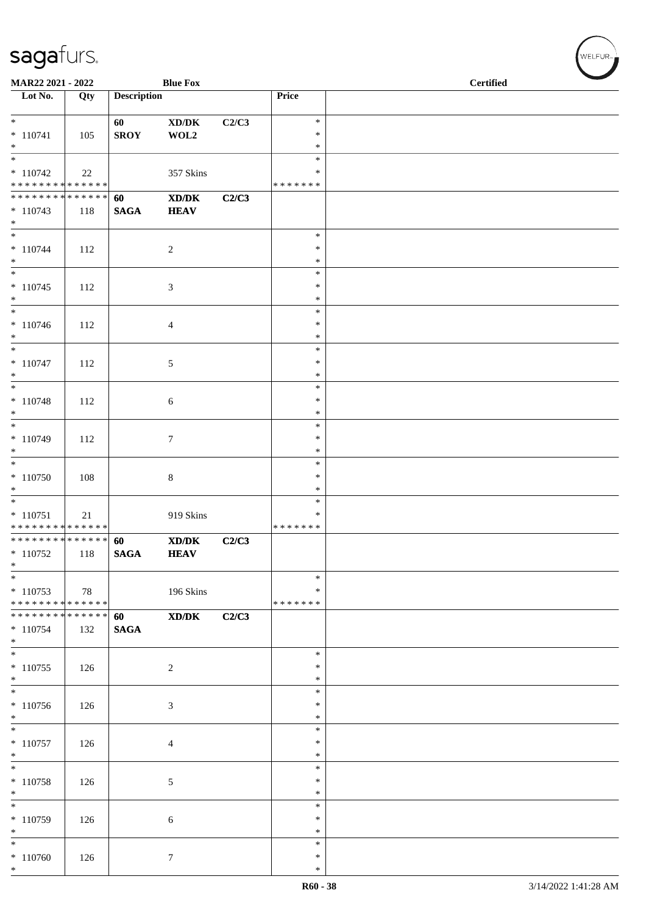MAR22 2021 - 2022 **Blue Fox** **Certified**

| Lot No. | Qty | Description | | | Price | |
|---|---|---|---|---|---|---|
| * | | 60 | XD/DK | C2/C3 | * | |
| * 110741 | 105 | SROY | WOL2 | | * | |
| * | | | | | * | |
| * | | | | | * | |
| * 110742 | 22 | | 357 Skins | | * | |
| * * * * * * * * * * * * * * | | | | | * * * * * * * | |
| * * * * * * * * * * * * * * | | 60 | XD/DK | C2/C3 | | |
| * 110743 | 118 | SAGA | HEAV | | | |
| * | | | | | | |
| * | | | | | * | |
| * 110744 | 112 | | 2 | | * | |
| * | | | | | * | |
| * | | | | | * | |
| * 110745 | 112 | | 3 | | * | |
| * | | | | | * | |
| * | | | | | * | |
| * 110746 | 112 | | 4 | | * | |
| * | | | | | * | |
| * | | | | | * | |
| * 110747 | 112 | | 5 | | * | |
| * | | | | | * | |
| * | | | | | * | |
| * 110748 | 112 | | 6 | | * | |
| * | | | | | * | |
| * | | | | | * | |
| * 110749 | 112 | | 7 | | * | |
| * | | | | | * | |
| * | | | | | * | |
| * 110750 | 108 | | 8 | | * | |
| * | | | | | * | |
| * | | | | | * | |
| * 110751 | 21 | | 919 Skins | | * | |
| * * * * * * * * * * * * * * | | | | | * * * * * * * | |
| * * * * * * * * * * * * * * | | 60 | XD/DK | C2/C3 | | |
| * 110752 | 118 | SAGA | HEAV | | | |
| * | | | | | | |
| * | | | | | * | |
| * 110753 | 78 | | 196 Skins | | * | |
| * * * * * * * * * * * * * * | | | | | * * * * * * * | |
| * * * * * * * * * * * * * * | | 60 | XD/DK | C2/C3 | | |
| * 110754 | 132 | SAGA | | | | |
| * | | | | | | |
| * | | | | | * | |
| * 110755 | 126 | | 2 | | * | |
| * | | | | | * | |
| * | | | | | * | |
| * 110756 | 126 | | 3 | | * | |
| * | | | | | * | |
| * | | | | | * | |
| * 110757 | 126 | | 4 | | * | |
| * | | | | | * | |
| * | | | | | * | |
| * 110758 | 126 | | 5 | | * | |
| * | | | | | * | |
| * | | | | | * | |
| * 110759 | 126 | | 6 | | * | |
| * | | | | | * | |
| * | | | | | * | |
| * 110760 | 126 | | 7 | | * | |
| * | | | | | * | |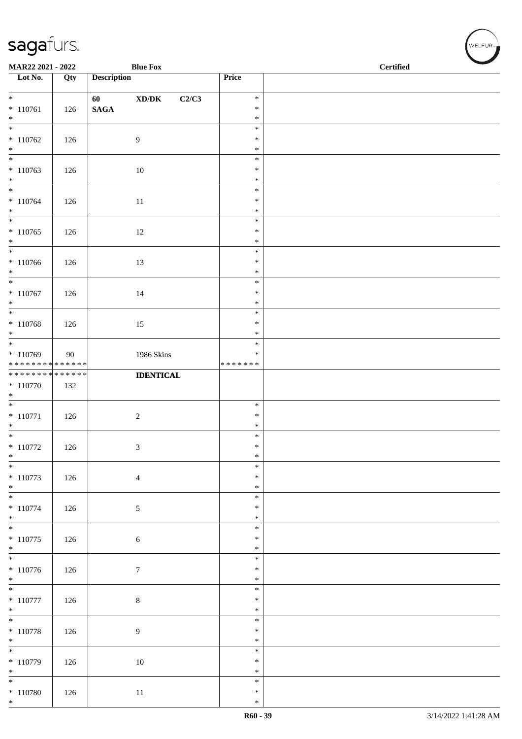**MAR22 2021 - 2022** **Blue Fox** **Certified**

| Lot No. | Qty | Description | Price | |
|---|---|---|---|---|
| * <br> * 110761 <br> * | 126 | **60 XD/DK C2/C3** <br> **SAGA** | * <br> * <br> * | |
| * <br> * 110762 <br> * | 126 | 9 | * <br> * <br> * | |
| * <br> * 110763 <br> * | 126 | 10 | * <br> * <br> * | |
| * <br> * 110764 <br> * | 126 | 11 | * <br> * <br> * | |
| * <br> * 110765 <br> * | 126 | 12 | * <br> * <br> * | |
| * <br> * 110766 <br> * | 126 | 13 | * <br> * <br> * | |
| * <br> * 110767 <br> * | 126 | 14 | * <br> * <br> * | |
| * <br> * 110768 <br> * | 126 | 15 | * <br> * <br> * | |
| * <br> * 110769 <br> * * * * * * * * * * * * * * | 90 | 1986 Skins | * <br> * <br> * * * * * * * | |
| * * * * * * * * * * * * * * <br> * 110770 <br> * | 132 | **IDENTICAL** | | |
| * <br> * 110771 <br> * | 126 | 2 | * <br> * <br> * | |
| * <br> * 110772 <br> * | 126 | 3 | * <br> * <br> * | |
| * <br> * 110773 <br> * | 126 | 4 | * <br> * <br> * | |
| * <br> * 110774 <br> * | 126 | 5 | * <br> * <br> * | |
| * <br> * 110775 <br> * | 126 | 6 | * <br> * <br> * | |
| * <br> * 110776 <br> * | 126 | 7 | * <br> * <br> * | |
| * <br> * 110777 <br> * | 126 | 8 | * <br> * <br> * | |
| * <br> * 110778 <br> * | 126 | 9 | * <br> * <br> * | |
| * <br> * 110779 <br> * | 126 | 10 | * <br> * <br> * | |
| * <br> * 110780 <br> * | 126 | 11 | * <br> * <br> * | |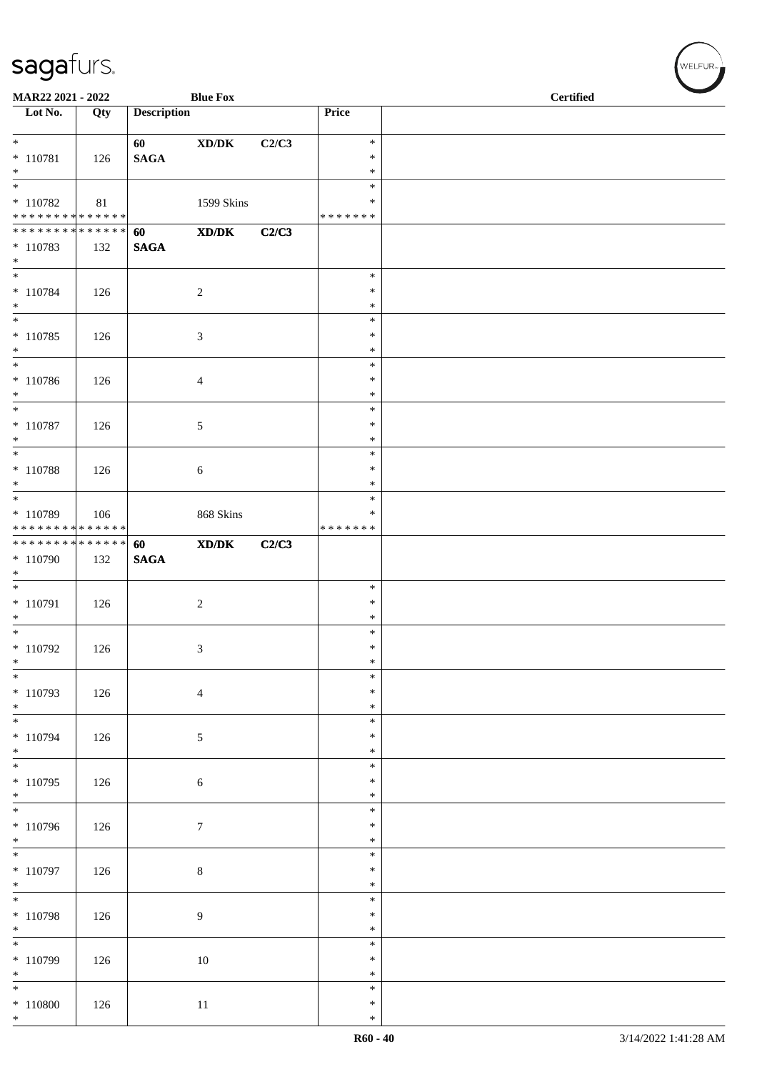MAR22 2021 - 2022 | Blue Fox | Certified

| Lot No. | Qty | Description | | | Price | |
|---|---|---|---|---|---|---|
| * <br> * 110781 <br> * | 126 | 60 <br> **SAGA** | **XD/DK** | **C2/C3** | * <br> * <br> * | |
| * <br> * 110782 <br> * * * * * * * * * * * * * * | 81 | | 1599 Skins | | * <br> * <br> * * * * * * * | |
| * * * * * * * * * * * * * * <br> * 110783 <br> * | 132 | **60** <br> **SAGA** | **XD/DK** | **C2/C3** | | |
| * <br> * 110784 <br> * | 126 | | 2 | | * <br> * <br> * | |
| * <br> * 110785 <br> * | 126 | | 3 | | * <br> * <br> * | |
| * <br> * 110786 <br> * | 126 | | 4 | | * <br> * <br> * | |
| * <br> * 110787 <br> * | 126 | | 5 | | * <br> * <br> * | |
| * <br> * 110788 <br> * | 126 | | 6 | | * <br> * <br> * | |
| * <br> * 110789 <br> * * * * * * * * * * * * * * | 106 | | 868 Skins | | * <br> * <br> * * * * * * * | |
| * * * * * * * * * * * * * * <br> * 110790 <br> * | 132 | **60** <br> **SAGA** | **XD/DK** | **C2/C3** | | |
| * <br> * 110791 <br> * | 126 | | 2 | | * <br> * <br> * | |
| * <br> * 110792 <br> * | 126 | | 3 | | * <br> * <br> * | |
| * <br> * 110793 <br> * | 126 | | 4 | | * <br> * <br> * | |
| * <br> * 110794 <br> * | 126 | | 5 | | * <br> * <br> * | |
| * <br> * 110795 <br> * | 126 | | 6 | | * <br> * <br> * | |
| * <br> * 110796 <br> * | 126 | | 7 | | * <br> * <br> * | |
| * <br> * 110797 <br> * | 126 | | 8 | | * <br> * <br> * | |
| * <br> * 110798 <br> * | 126 | | 9 | | * <br> * <br> * | |
| * <br> * 110799 <br> * | 126 | | 10 | | * <br> * <br> * | |
| * <br> * 110800 <br> * | 126 | | 11 | | * <br> * <br> * | |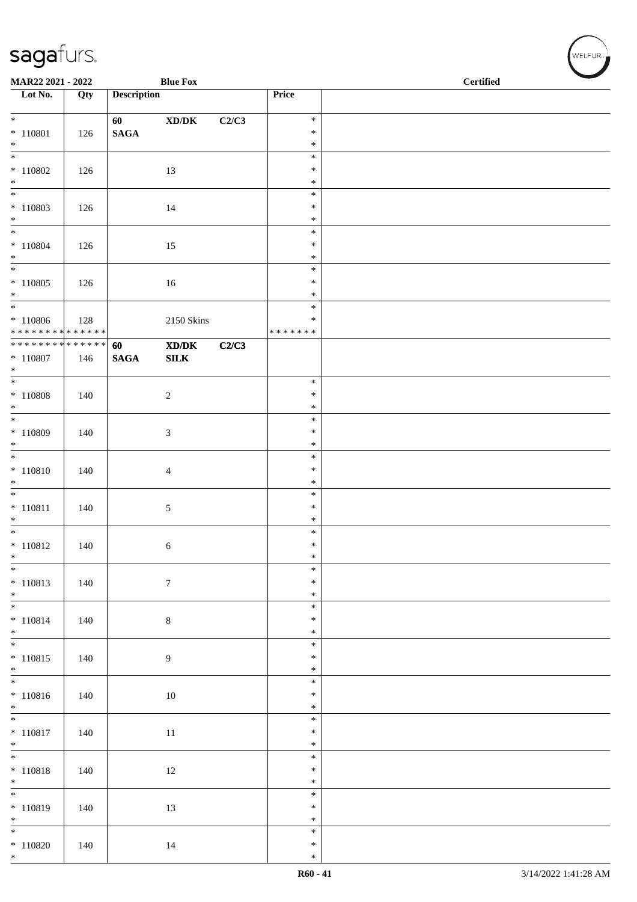MAR22 2021 - 2022 | Blue Fox | Certified

| Lot No. | Qty | Description | | | Price | |
|---|---|---|---|---|---|---|
| * 110801 * | 126 | 60 SAGA | XD/DK | C2/C3 | * * * | |
| * 110802 * | 126 | | 13 | | * * * | |
| * 110803 * | 126 | | 14 | | * * * | |
| * 110804 * | 126 | | 15 | | * * * | |
| * 110805 * | 126 | | 16 | | * * * | |
| * 110806 * * * * * * * * * * * * * * | 128 | | 2150 Skins | | * * * * * * * * * | |
| * * * * * * * * * * * * * * 110807 * | 146 | 60 SAGA | XD/DK SILK | C2/C3 | | |
| * 110808 * | 140 | | 2 | | * * * | |
| * 110809 * | 140 | | 3 | | * * * | |
| * 110810 * | 140 | | 4 | | * * * | |
| * 110811 * | 140 | | 5 | | * * * | |
| * 110812 * | 140 | | 6 | | * * * | |
| * 110813 * | 140 | | 7 | | * * * | |
| * 110814 * | 140 | | 8 | | * * * | |
| * 110815 * | 140 | | 9 | | * * * | |
| * 110816 * | 140 | | 10 | | * * * | |
| * 110817 * | 140 | | 11 | | * * * | |
| * 110818 * | 140 | | 12 | | * * * | |
| * 110819 * | 140 | | 13 | | * * * | |
| * 110820 * | 140 | | 14 | | * * * | |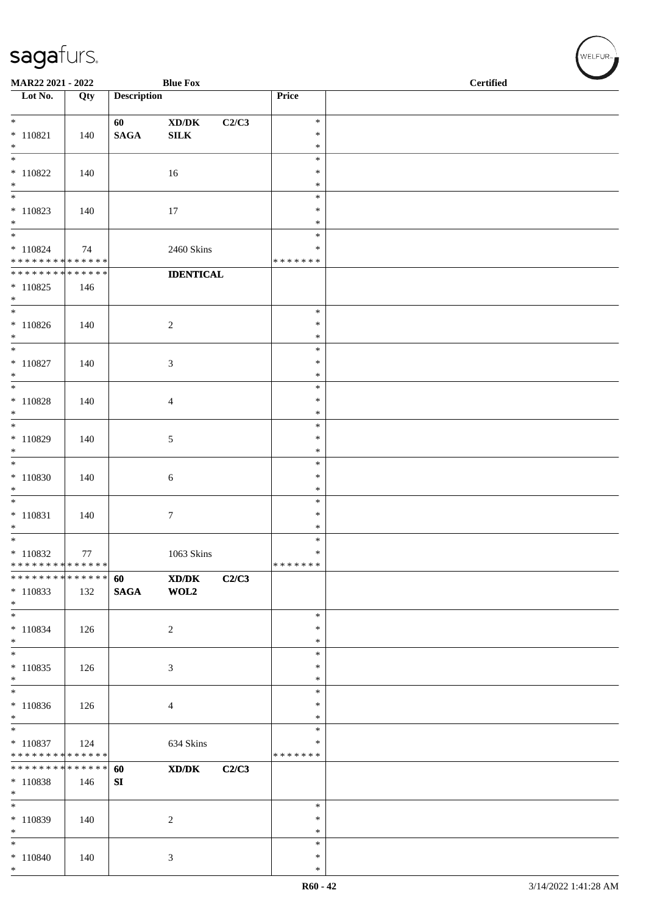| Lot No. | Qty | Description | | | Price | |
|---|---|---|---|---|---|---|
| * | | 60 | XD/DK | C2/C3 | * | |
| * 110821 | 140 | SAGA | SILK | | * | |
| * | | | | | * | |
| * 110822 | 140 | | 16 | | * | |
| * 110823 | 140 | | 17 | | * | |
| * 110824 | 74 | | 2460 Skins | | * ******* | |
| ************** | | | IDENTICAL | | | |
| * 110825 | 146 | | | | | |
| * 110826 | 140 | | 2 | | * | |
| * 110827 | 140 | | 3 | | * | |
| * 110828 | 140 | | 4 | | * | |
| * 110829 | 140 | | 5 | | * | |
| * 110830 | 140 | | 6 | | * | |
| * 110831 | 140 | | 7 | | * | |
| * 110832 | 77 | | 1063 Skins | | * ******* | |
| ************** | | 60 | XD/DK | C2/C3 | | |
| * 110833 | 132 | SAGA | WOL2 | | | |
| * 110834 | 126 | | 2 | | * | |
| * 110835 | 126 | | 3 | | * | |
| * 110836 | 126 | | 4 | | * | |
| * 110837 | 124 | | 634 Skins | | * ******* | |
| ************** | | 60 | XD/DK | C2/C3 | | |
| * 110838 | 146 | SI | | | | |
| * 110839 | 140 | | 2 | | * | |
| * 110840 | 140 | | 3 | | * | |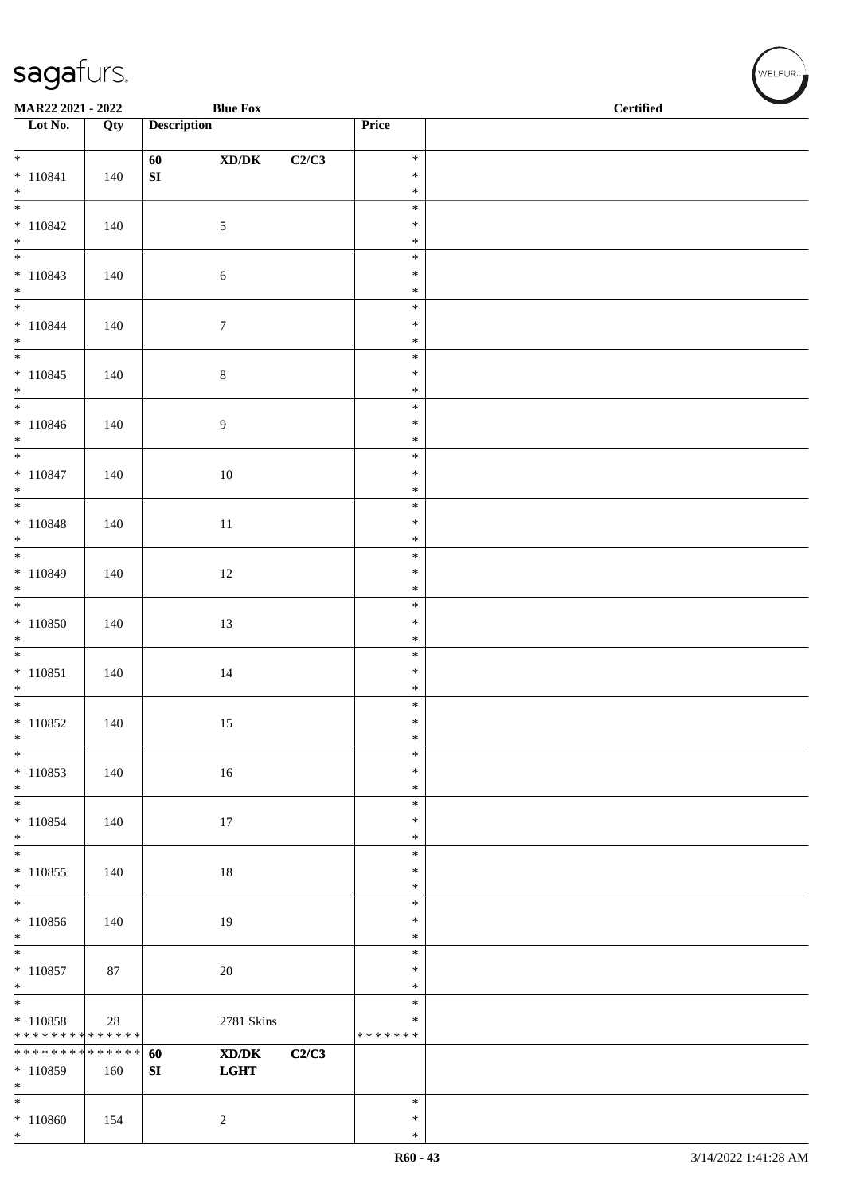| Lot No. | Qty | Description | | | Price | |
|---|---|---|---|---|---|---|
| * <br> * 110841 <br> * | 140 | 60 <br> SI | XD/DK | C2/C3 | * <br> * <br> * | |
| * <br> * 110842 <br> * | 140 | | 5 | | * <br> * <br> * | |
| * <br> * 110843 <br> * | 140 | | 6 | | * <br> * <br> * | |
| * <br> * 110844 <br> * | 140 | | 7 | | * <br> * <br> * | |
| * <br> * 110845 <br> * | 140 | | 8 | | * <br> * <br> * | |
| * <br> * 110846 <br> * | 140 | | 9 | | * <br> * <br> * | |
| * <br> * 110847 <br> * | 140 | | 10 | | * <br> * <br> * | |
| * <br> * 110848 <br> * | 140 | | 11 | | * <br> * <br> * | |
| * <br> * 110849 <br> * | 140 | | 12 | | * <br> * <br> * | |
| * <br> * 110850 <br> * | 140 | | 13 | | * <br> * <br> * | |
| * <br> * 110851 <br> * | 140 | | 14 | | * <br> * <br> * | |
| * <br> * 110852 <br> * | 140 | | 15 | | * <br> * <br> * | |
| * <br> * 110853 <br> * | 140 | | 16 | | * <br> * <br> * | |
| * <br> * 110854 <br> * | 140 | | 17 | | * <br> * <br> * | |
| * <br> * 110855 <br> * | 140 | | 18 | | * <br> * <br> * | |
| * <br> * 110856 <br> * | 140 | | 19 | | * <br> * <br> * | |
| * <br> * 110857 <br> * | 87 | | 20 | | * <br> * <br> * | |
| * <br> * 110858 <br> * * * * * * * * * * * * * * | 28 | | 2781 Skins | | * <br> * <br> * * * * * * * | |
| * * * * * * * * * * * * * * <br> * 110859 <br> * | 160 | **60** <br> **SI** | **XD/DK** <br> **LGHT** | **C2/C3** | | |
| * <br> * 110860 <br> * | 154 | | 2 | | * <br> * <br> * | |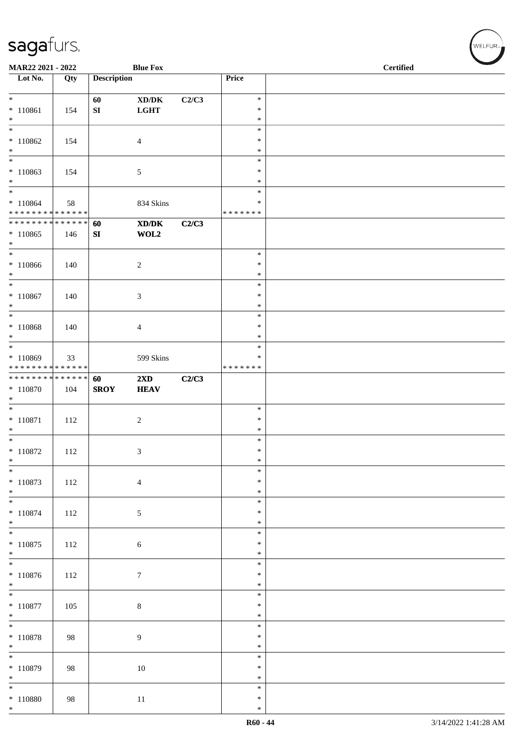MAR22 2021 - 2022 **Blue Fox** **Certified**

| Lot No. | Qty | Description | | | Price | |
|---|---|---|---|---|---|---|
| * | | **60** | **XD/DK** | **C2/C3** | * | |
| * 110861 | 154 | **SI** | **LGHT** | | * | |
| * | | | | | * | |
| * | | | | | * | |
| * 110862 | 154 | | 4 | | * | |
| * | | | | | * | |
| * | | | | | * | |
| * 110863 | 154 | | 5 | | * | |
| * | | | | | * | |
| * | | | | | * | |
| * 110864 | 58 | | 834 Skins | | * | |
| * * * * * * * * * * * * * * | | | | | * * * * * * * | |
| * * * * * * * * * * * * * * | | **60** | **XD/DK** | **C2/C3** | | |
| * 110865 | 146 | **SI** | **WOL2** | | | |
| * | | | | | | |
| * | | | | | * | |
| * 110866 | 140 | | 2 | | * | |
| * | | | | | * | |
| * | | | | | * | |
| * 110867 | 140 | | 3 | | * | |
| * | | | | | * | |
| * | | | | | * | |
| * 110868 | 140 | | 4 | | * | |
| * | | | | | * | |
| * | | | | | * | |
| * 110869 | 33 | | 599 Skins | | * | |
| * * * * * * * * * * * * * * | | | | | * * * * * * * | |
| * * * * * * * * * * * * * * | | **60** | **2XD** | **C2/C3** | | |
| * 110870 | 104 | **SROY** | **HEAV** | | | |
| * | | | | | | |
| * | | | | | * | |
| * 110871 | 112 | | 2 | | * | |
| * | | | | | * | |
| * | | | | | * | |
| * 110872 | 112 | | 3 | | * | |
| * | | | | | * | |
| * | | | | | * | |
| * 110873 | 112 | | 4 | | * | |
| * | | | | | * | |
| * | | | | | * | |
| * 110874 | 112 | | 5 | | * | |
| * | | | | | * | |
| * | | | | | * | |
| * 110875 | 112 | | 6 | | * | |
| * | | | | | * | |
| * | | | | | * | |
| * 110876 | 112 | | 7 | | * | |
| * | | | | | * | |
| * | | | | | * | |
| * 110877 | 105 | | 8 | | * | |
| * | | | | | * | |
| * | | | | | * | |
| * 110878 | 98 | | 9 | | * | |
| * | | | | | * | |
| * | | | | | * | |
| * 110879 | 98 | | 10 | | * | |
| * | | | | | * | |
| * | | | | | * | |
| * 110880 | 98 | | 11 | | * | |
| * | | | | | * | |

R60 - 44 3/14/2022 1:41:28 AM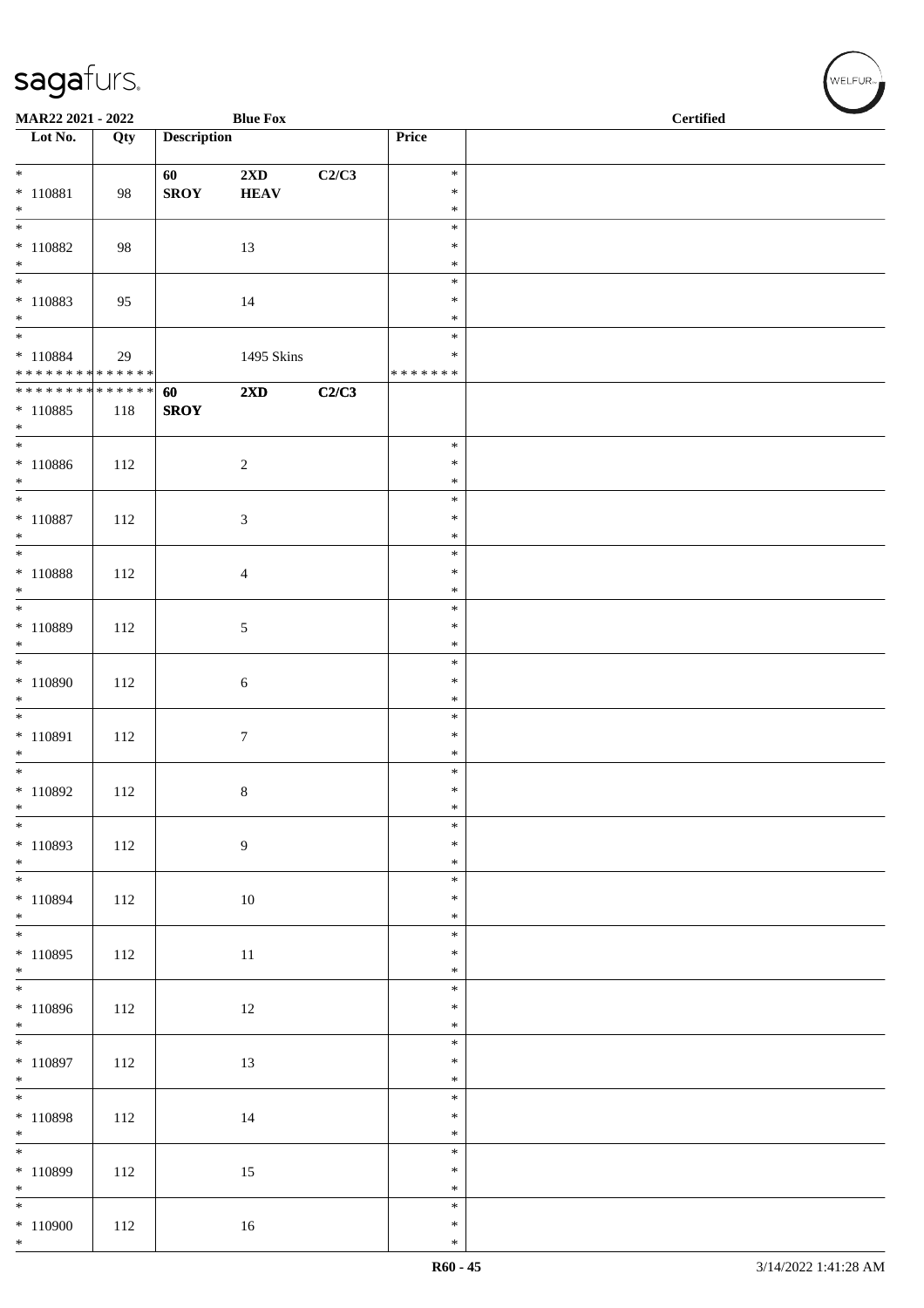MAR22 2021 - 2022 Blue Fox Certified

| Lot No. | Qty | Description | | | Price | |
|---|---|---|---|---|---|---|
| * <br> * 110881 <br> * | 98 | **60** <br> **SROY** | **2XD** <br> **HEAV** | **C2/C3** | * <br> * <br> * | |
| * <br> * 110882 <br> * | 98 | | 13 | | * <br> * <br> * | |
| * <br> * 110883 <br> * | 95 | | 14 | | * <br> * <br> * | |
| * <br> * 110884 <br> * * * * * * * * * * * * * * | 29 | | 1495 Skins | | * <br> * <br> * * * * * * * | |
| * * * * * * * * * * * * * * <br> * 110885 <br> * | 118 | **60** <br> **SROY** | **2XD** | **C2/C3** | | |
| * <br> * 110886 <br> * | 112 | | 2 | | * <br> * <br> * | |
| * <br> * 110887 <br> * | 112 | | 3 | | * <br> * <br> * | |
| * <br> * 110888 <br> * | 112 | | 4 | | * <br> * <br> * | |
| * <br> * 110889 <br> * | 112 | | 5 | | * <br> * <br> * | |
| * <br> * 110890 <br> * | 112 | | 6 | | * <br> * <br> * | |
| * <br> * 110891 <br> * | 112 | | 7 | | * <br> * <br> * | |
| * <br> * 110892 <br> * | 112 | | 8 | | * <br> * <br> * | |
| * <br> * 110893 <br> * | 112 | | 9 | | * <br> * <br> * | |
| * <br> * 110894 <br> * | 112 | | 10 | | * <br> * <br> * | |
| * <br> * 110895 <br> * | 112 | | 11 | | * <br> * <br> * | |
| * <br> * 110896 <br> * | 112 | | 12 | | * <br> * <br> * | |
| * <br> * 110897 <br> * | 112 | | 13 | | * <br> * <br> * | |
| * <br> * 110898 <br> * | 112 | | 14 | | * <br> * <br> * | |
| * <br> * 110899 <br> * | 112 | | 15 | | * <br> * <br> * | |
| * <br> * 110900 <br> * | 112 | | 16 | | * <br> * <br> * | |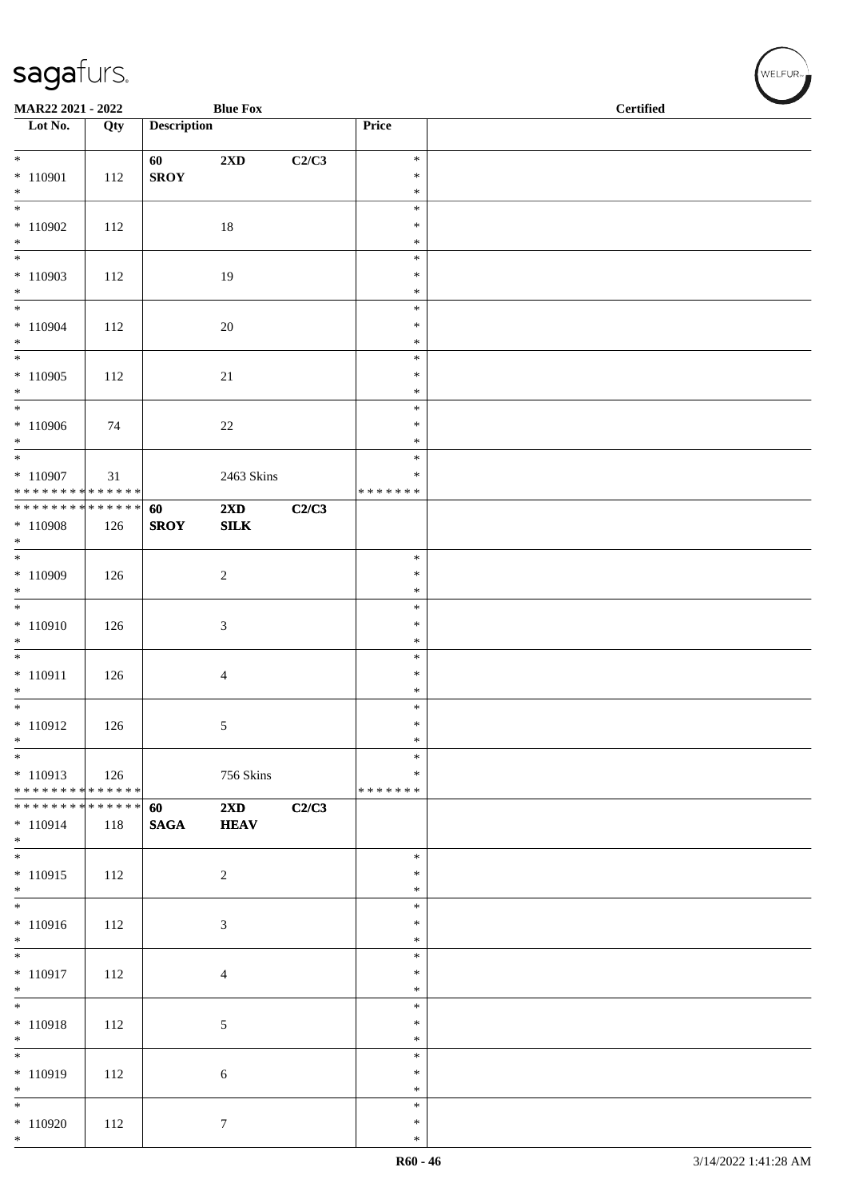MAR22 2021 - 2022 | Blue Fox | Certified

| Lot No. | Qty | Description | | | Price | |
|---|---|---|---|---|---|---|
| * | | **60** | **2XD** | **C2/C3** | * | |
| * 110901 | 112 | **SROY** | | | * | |
| * | | | | | * | |
| * | | | | | * | |
| * 110902 | 112 | | 18 | | * | |
| * | | | | | * | |
| * | | | | | * | |
| * 110903 | 112 | | 19 | | * | |
| * | | | | | * | |
| * | | | | | * | |
| * 110904 | 112 | | 20 | | * | |
| * | | | | | * | |
| * | | | | | * | |
| * 110905 | 112 | | 21 | | * | |
| * | | | | | * | |
| * | | | | | * | |
| * 110906 | 74 | | 22 | | * | |
| * | | | | | * | |
| * | | | | | * | |
| * 110907 | 31 | | 2463 Skins | | * | |
| * * * * * * * * * * * * * * | | | | | * * * * * * * | |
| * * * * * * * * * * * * * * | | **60** | **2XD** | **C2/C3** | | |
| * 110908 | 126 | **SROY** | **SILK** | | | |
| * | | | | | | |
| * | | | | | * | |
| * 110909 | 126 | | 2 | | * | |
| * | | | | | * | |
| * | | | | | * | |
| * 110910 | 126 | | 3 | | * | |
| * | | | | | * | |
| * | | | | | * | |
| * 110911 | 126 | | 4 | | * | |
| * | | | | | * | |
| * | | | | | * | |
| * 110912 | 126 | | 5 | | * | |
| * | | | | | * | |
| * | | | | | * | |
| * 110913 | 126 | | 756 Skins | | * | |
| * * * * * * * * * * * * * * | | | | | * * * * * * * | |
| * * * * * * * * * * * * * * | | **60** | **2XD** | **C2/C3** | | |
| * 110914 | 118 | **SAGA** | **HEAV** | | | |
| * | | | | | | |
| * | | | | | * | |
| * 110915 | 112 | | 2 | | * | |
| * | | | | | * | |
| * | | | | | * | |
| * 110916 | 112 | | 3 | | * | |
| * | | | | | * | |
| * | | | | | * | |
| * 110917 | 112 | | 4 | | * | |
| * | | | | | * | |
| * | | | | | * | |
| * 110918 | 112 | | 5 | | * | |
| * | | | | | * | |
| * | | | | | * | |
| * 110919 | 112 | | 6 | | * | |
| * | | | | | * | |
| * | | | | | * | |
| * 110920 | 112 | | 7 | | * | |
| * | | | | | * | |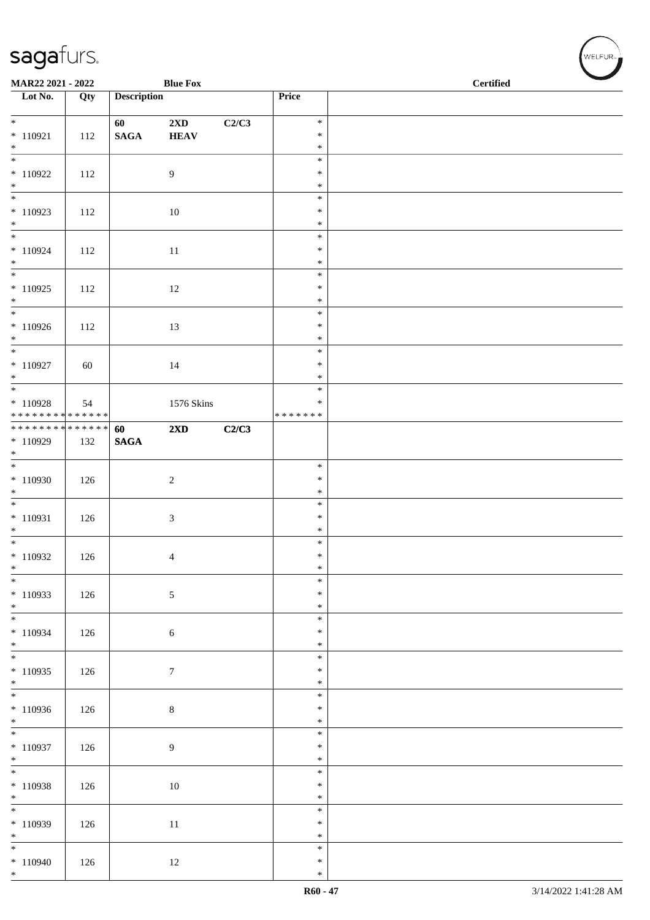| Lot No. | Qty | Description | | | Price | |
|---|---|---|---|---|---|---|
| * * 110921 * | 112 | 60 SAGA | 2XD HEAV | C2/C3 | * * * | |
| * * 110922 * | 112 | | 9 | | * * * | |
| * * 110923 * | 112 | | 10 | | * * * | |
| * * 110924 * | 112 | | 11 | | * * * | |
| * * 110925 * | 112 | | 12 | | * * * | |
| * * 110926 * | 112 | | 13 | | * * * | |
| * * 110927 * | 60 | | 14 | | * * * | |
| * * 110928 * * * * * * * * * * * * * * | 54 | | 1576 Skins | | * * * * * * * * * | |
| * * * * * * * * * * * * * * 110929 * | 132 | 60 SAGA | 2XD | C2/C3 | | |
| * * 110930 * | 126 | | 2 | | * * * | |
| * * 110931 * | 126 | | 3 | | * * * | |
| * * 110932 * | 126 | | 4 | | * * * | |
| * * 110933 * | 126 | | 5 | | * * * | |
| * * 110934 * | 126 | | 6 | | * * * | |
| * * 110935 * | 126 | | 7 | | * * * | |
| * * 110936 * | 126 | | 8 | | * * * | |
| * * 110937 * | 126 | | 9 | | * * * | |
| * * 110938 * | 126 | | 10 | | * * * | |
| * * 110939 * | 126 | | 11 | | * * * | |
| * * 110940 * | 126 | | 12 | | * * * | |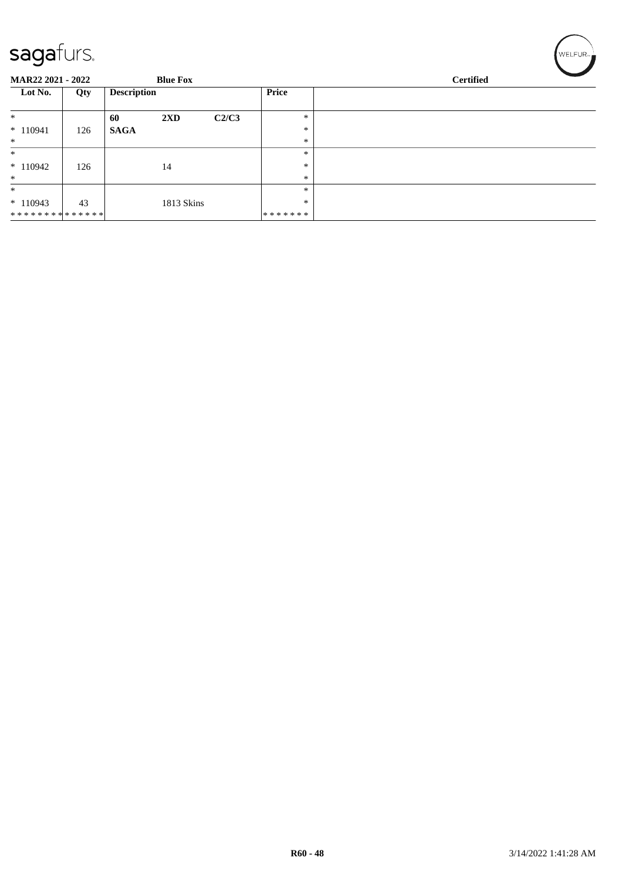**MAR22 2021 - 2022** **Blue Fox** **Certified**

| Lot No. | Qty | Description | | | Price | |
|---|---|---|---|---|---|---|
| * | | **60** | **2XD** | **C2/C3** | * | |
| * 110941 | 126 | **SAGA** | | | * | |
| * | | | | | * | |
| * | | | | | * | |
| * 110942 | 126 | | 14 | | * | |
| * | | | | | * | |
| * | | | | | * | |
| * 110943 | 43 | | 1813 Skins | | * | |
| * * * * * * * * * * * * * * | | | | | * * * * * * * | |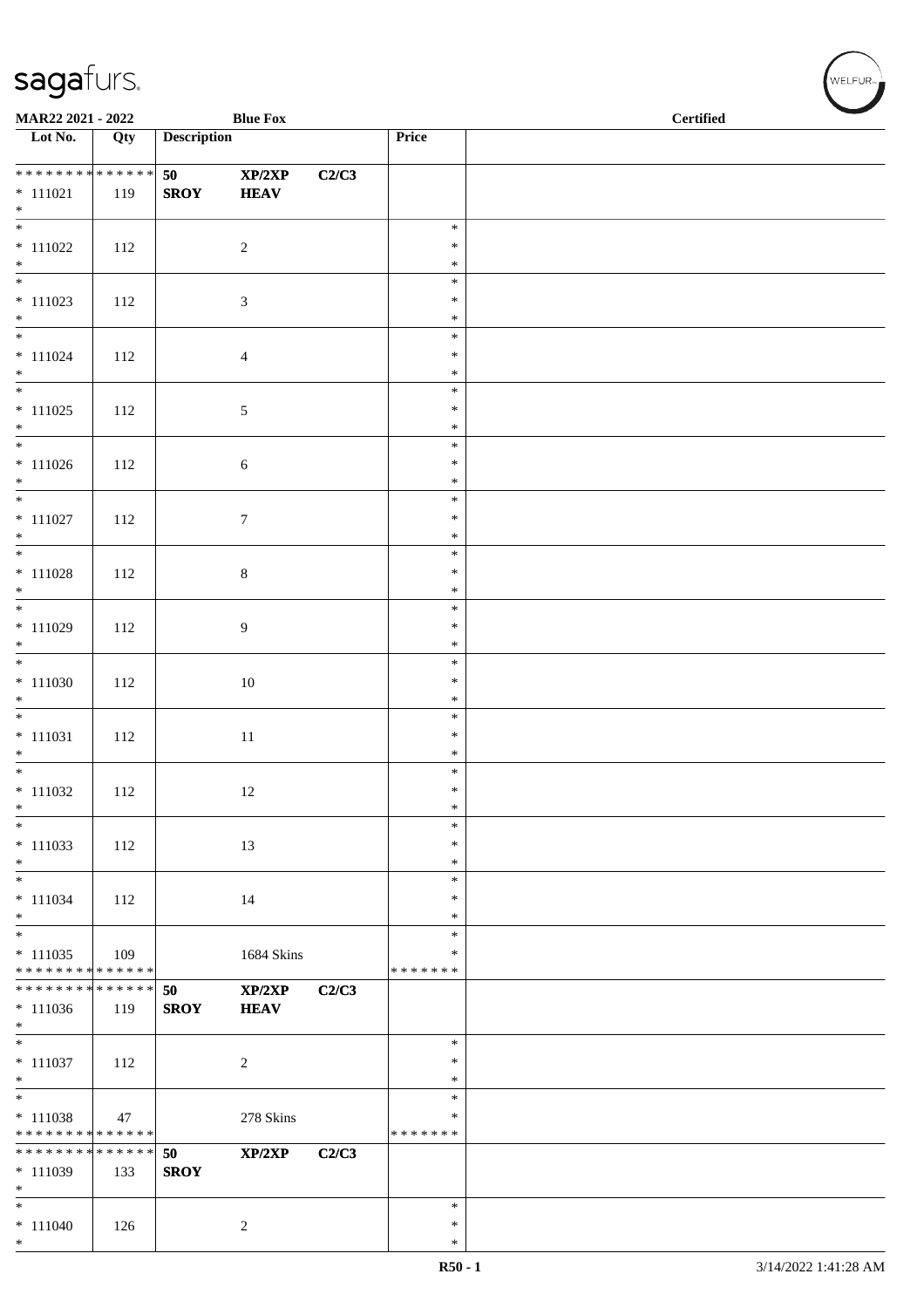**MAR22 2021 - 2022** **Blue Fox** **Certified**

| Lot No. | Qty | Description | | | Price | |
|---|---|---|---|---|---|---|
| * * * * * * * * * * * * * * | | **50** | **XP/2XP** | **C2/C3** | | |
| * 111021 | 119 | **SROY** | **HEAV** | | | |
| * | | | | | | |
| * 111022 | 112 | | 2 | | * * * | |
| * 111023 | 112 | | 3 | | * * * | |
| * 111024 | 112 | | 4 | | * * * | |
| * 111025 | 112 | | 5 | | * * * | |
| * 111026 | 112 | | 6 | | * * * | |
| * 111027 | 112 | | 7 | | * * * | |
| * 111028 | 112 | | 8 | | * * * | |
| * 111029 | 112 | | 9 | | * * * | |
| * 111030 | 112 | | 10 | | * * * | |
| * 111031 | 112 | | 11 | | * * * | |
| * 111032 | 112 | | 12 | | * * * | |
| * 111033 | 112 | | 13 | | * * * | |
| * 111034 | 112 | | 14 | | * * * | |
| * 111035 | 109 | | 1684 Skins | | * * | |
| * * * * * * * * * * * * * * | | | | | * * * * * * * | |
| * * * * * * * * * * * * * * | | **50** | **XP/2XP** | **C2/C3** | | |
| * 111036 | 119 | **SROY** | **HEAV** | | | |
| * | | | | | | |
| * 111037 | 112 | | 2 | | * * * | |
| * 111038 | 47 | | 278 Skins | | * * | |
| * * * * * * * * * * * * * * | | | | | * * * * * * * | |
| * * * * * * * * * * * * * * | | **50** | **XP/2XP** | **C2/C3** | | |
| * 111039 | 133 | **SROY** | | | | |
| * | | | | | | |
| * 111040 | 126 | | 2 | | * * * | |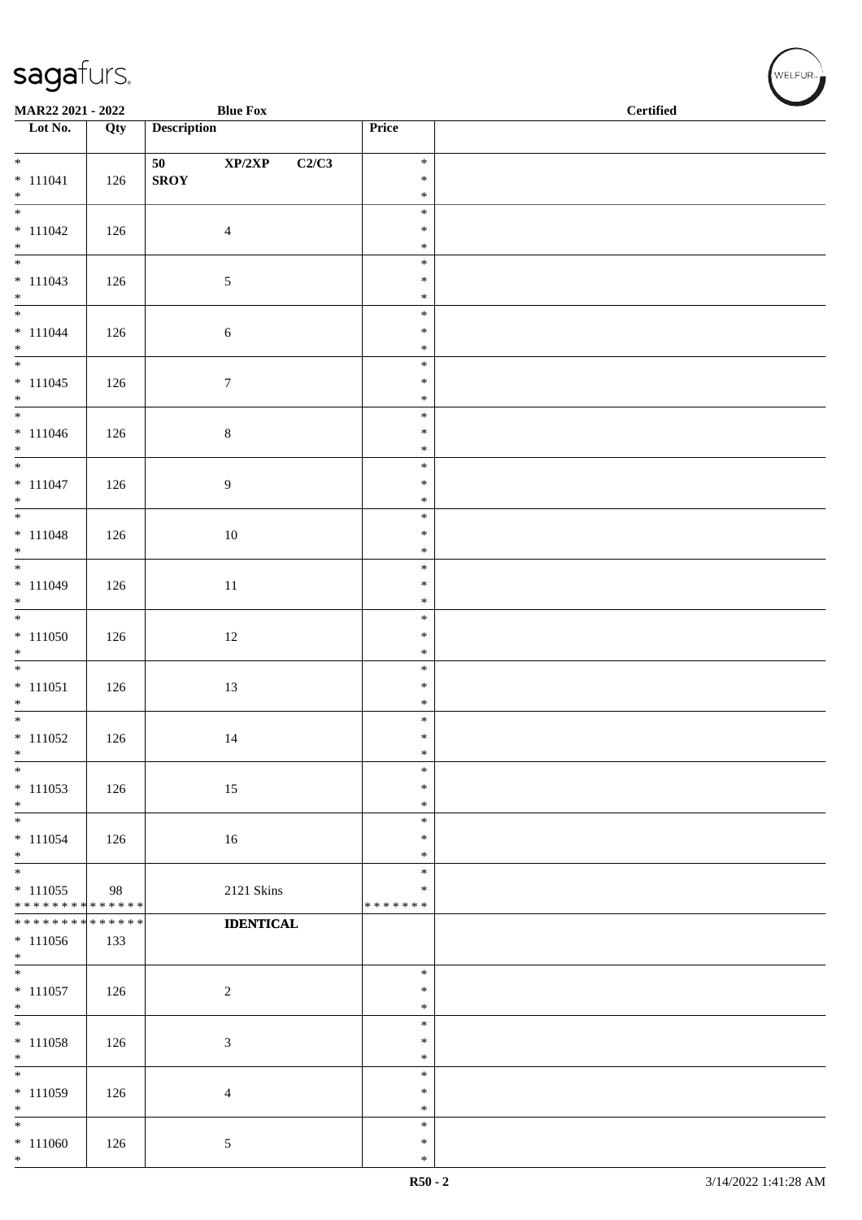MAR22 2021 - 2022 Blue Fox Certified

| Lot No. | Qty | Description | Price | |
|---|---|---|---|---|
| * <br> * 111041 <br> * | 126 | 50 XP/2XP C2/C3 <br> SROY | * <br> * <br> * | |
| * <br> * 111042 <br> * | 126 | 4 | * <br> * <br> * | |
| * <br> * 111043 <br> * | 126 | 5 | * <br> * <br> * | |
| * <br> * 111044 <br> * | 126 | 6 | * <br> * <br> * | |
| * <br> * 111045 <br> * | 126 | 7 | * <br> * <br> * | |
| * <br> * 111046 <br> * | 126 | 8 | * <br> * <br> * | |
| * <br> * 111047 <br> * | 126 | 9 | * <br> * <br> * | |
| * <br> * 111048 <br> * | 126 | 10 | * <br> * <br> * | |
| * <br> * 111049 <br> * | 126 | 11 | * <br> * <br> * | |
| * <br> * 111050 <br> * | 126 | 12 | * <br> * <br> * | |
| * <br> * 111051 <br> * | 126 | 13 | * <br> * <br> * | |
| * <br> * 111052 <br> * | 126 | 14 | * <br> * <br> * | |
| * <br> * 111053 <br> * | 126 | 15 | * <br> * <br> * | |
| * <br> * 111054 <br> * | 126 | 16 | * <br> * <br> * | |
| * <br> * 111055 <br> ************** | 98 | 2121 Skins | * <br> * <br> ******* | |
| ************** <br> * 111056 <br> * | 133 | **IDENTICAL** | | |
| * <br> * 111057 <br> * | 126 | 2 | * <br> * <br> * | |
| * <br> * 111058 <br> * | 126 | 3 | * <br> * <br> * | |
| * <br> * 111059 <br> * | 126 | 4 | * <br> * <br> * | |
| * <br> * 111060 <br> * | 126 | 5 | * <br> * <br> * | |

R50 - 2 3/14/2022 1:41:28 AM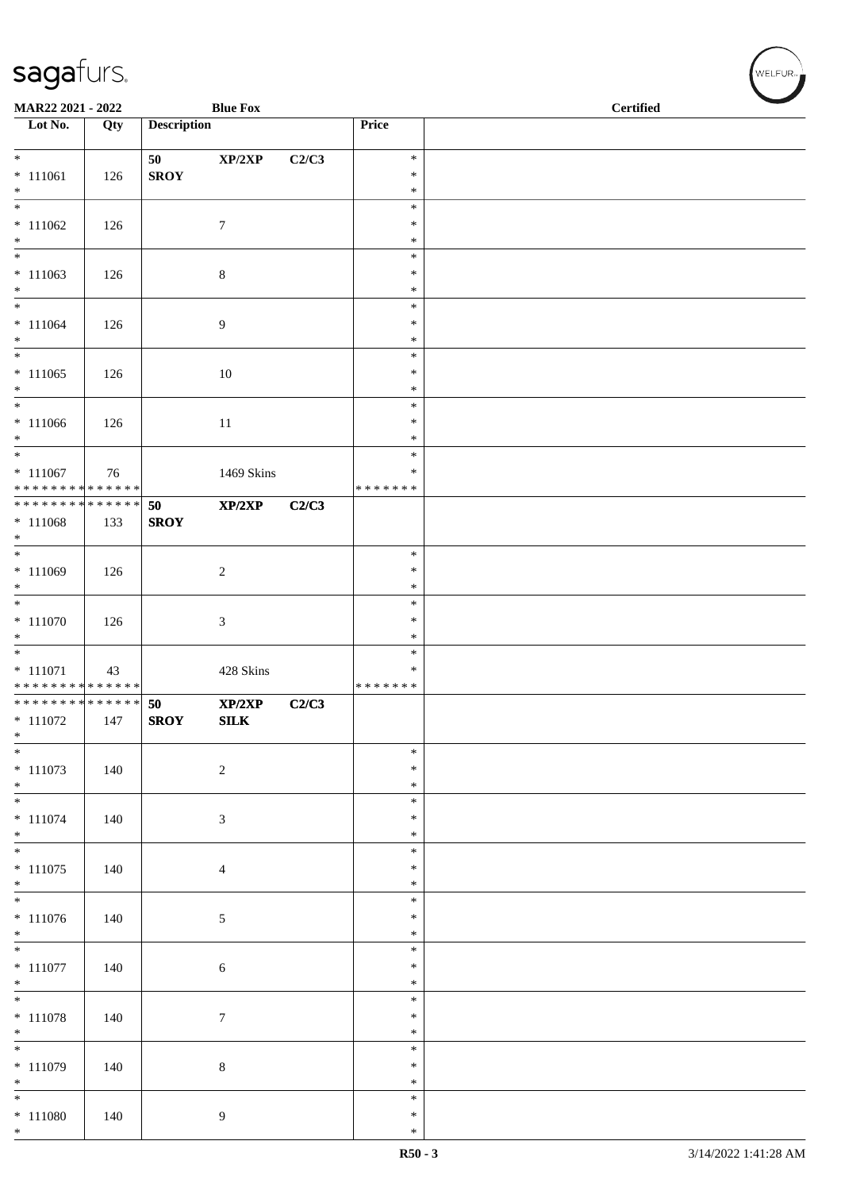| Lot No. | Qty | Description | | | Price | |
|---|---|---|---|---|---|---|
| * <br> * 111061 <br> * | 126 | 50 <br> **SROY** | XP/2XP | C2/C3 | * <br> * <br> * | |
| * <br> * 111062 <br> * | 126 | | 7 | | * <br> * <br> * | |
| * <br> * 111063 <br> * | 126 | | 8 | | * <br> * <br> * | |
| * <br> * 111064 <br> * | 126 | | 9 | | * <br> * <br> * | |
| * <br> * 111065 <br> * | 126 | | 10 | | * <br> * <br> * | |
| * <br> * 111066 <br> * | 126 | | 11 | | * <br> * <br> * | |
| * <br> * 111067 <br> * * * * * * * * * * * * * * | 76 | | 1469 Skins | | * <br> * <br> * * * * * * * | |
| * * * * * * * * * * * * * * <br> * 111068 <br> * | 133 | 50 <br> **SROY** | XP/2XP | C2/C3 | | |
| * <br> * 111069 <br> * | 126 | | 2 | | * <br> * <br> * | |
| * <br> * 111070 <br> * | 126 | | 3 | | * <br> * <br> * | |
| * <br> * 111071 <br> * * * * * * * * * * * * * * | 43 | | 428 Skins | | * <br> * <br> * * * * * * * | |
| * * * * * * * * * * * * * * <br> * 111072 <br> * | 147 | 50 <br> **SROY** | XP/2XP <br> **SILK** | C2/C3 | | |
| * <br> * 111073 <br> * | 140 | | 2 | | * <br> * <br> * | |
| * <br> * 111074 <br> * | 140 | | 3 | | * <br> * <br> * | |
| * <br> * 111075 <br> * | 140 | | 4 | | * <br> * <br> * | |
| * <br> * 111076 <br> * | 140 | | 5 | | * <br> * <br> * | |
| * <br> * 111077 <br> * | 140 | | 6 | | * <br> * <br> * | |
| * <br> * 111078 <br> * | 140 | | 7 | | * <br> * <br> * | |
| * <br> * 111079 <br> * | 140 | | 8 | | * <br> * <br> * | |
| * <br> * 111080 <br> * | 140 | | 9 | | * <br> * <br> * | |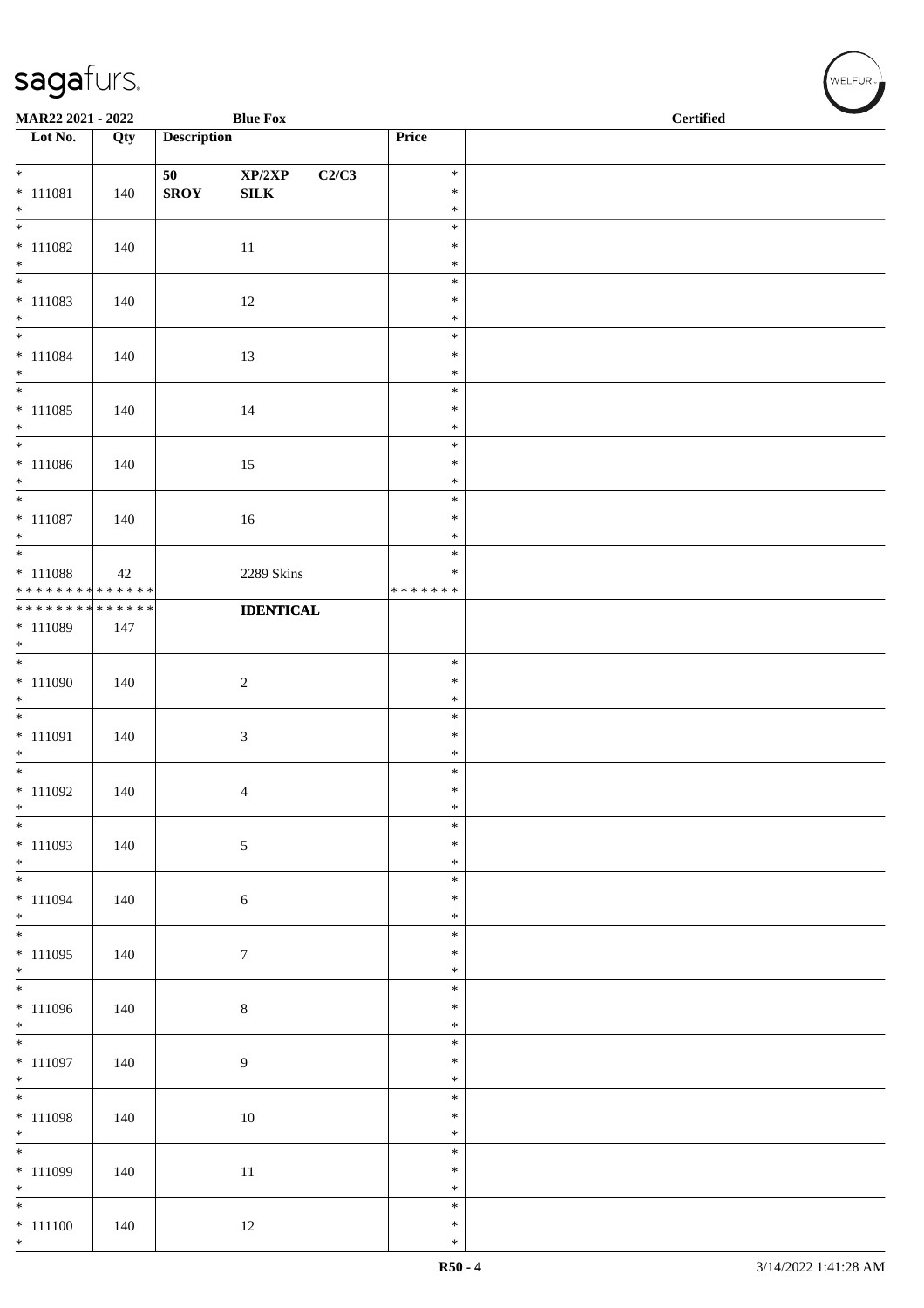| Lot No. | Qty | Description | | | Price | |
|---|---|---|---|---|---|---|
| * | | 50 | XP/2XP | C2/C3 | * | |
| * 111081 | 140 | SROY | SILK | | * | |
| * | | | | | * | |
| * 111082 | 140 | | 11 | | * | |
| * 111083 | 140 | | 12 | | * | |
| * 111084 | 140 | | 13 | | * | |
| * 111085 | 140 | | 14 | | * | |
| * 111086 | 140 | | 15 | | * | |
| * 111087 | 140 | | 16 | | * | |
| * 111088 | 42 | | 2289 Skins | | * | |
| ************** | | | | | ******* | |
| ************** | | | **IDENTICAL** | | | |
| * 111089 | 147 | | | | | |
| * 111090 | 140 | | 2 | | * | |
| * 111091 | 140 | | 3 | | * | |
| * 111092 | 140 | | 4 | | * | |
| * 111093 | 140 | | 5 | | * | |
| * 111094 | 140 | | 6 | | * | |
| * 111095 | 140 | | 7 | | * | |
| * 111096 | 140 | | 8 | | * | |
| * 111097 | 140 | | 9 | | * | |
| * 111098 | 140 | | 10 | | * | |
| * 111099 | 140 | | 11 | | * | |
| * 111100 | 140 | | 12 | | * | |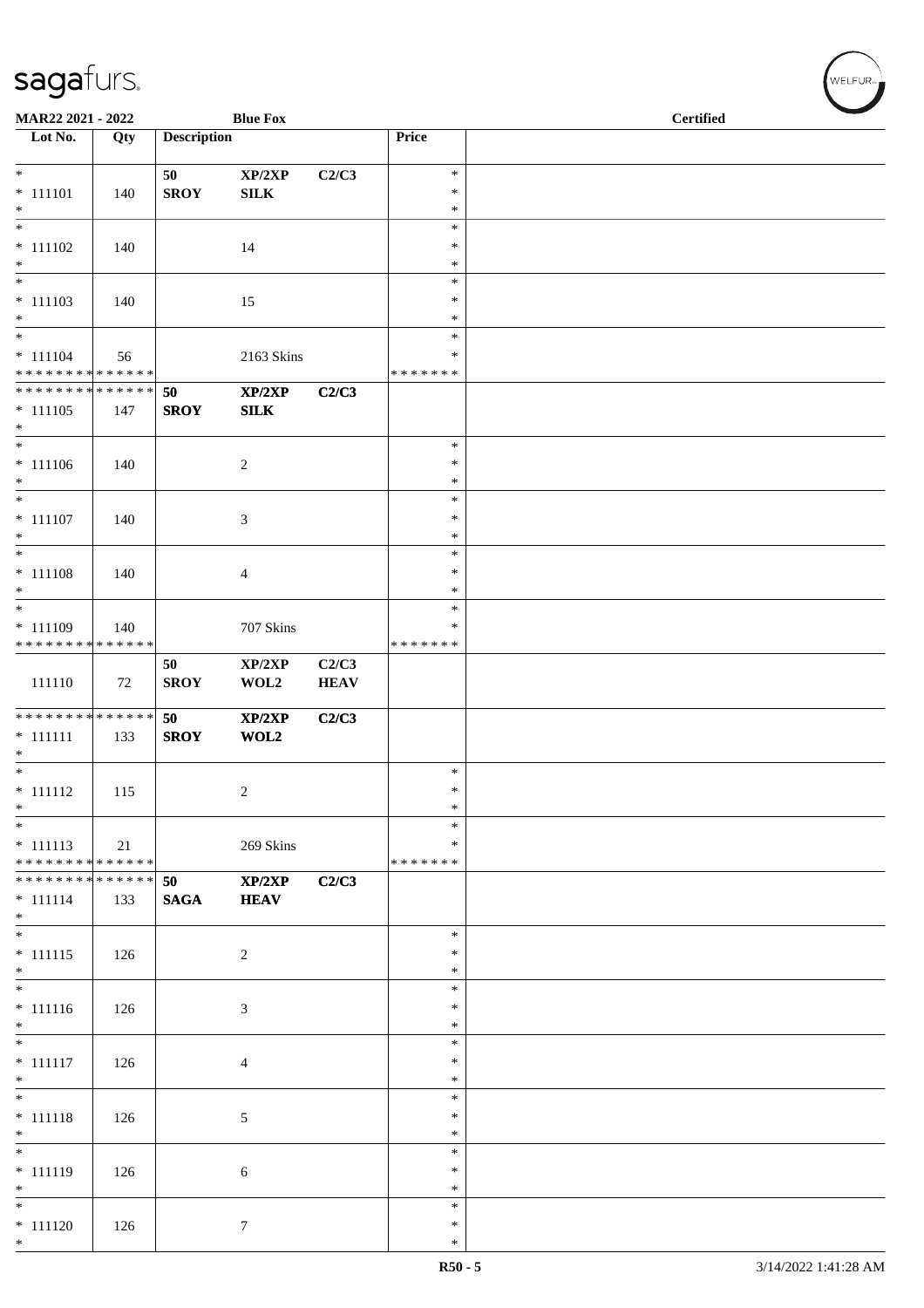MAR22 2021 - 2022 | Blue Fox | Certified

| Lot No. | Qty | Description | | | Price | |
|---|---|---|---|---|---|---|
| * | | 50 | XP/2XP | C2/C3 | * | |
| * 111101 | 140 | SROY | SILK | | * | |
| * | | | | | * | |
| * | | | | | * | |
| * 111102 | 140 | | 14 | | * | |
| * | | | | | * | |
| * | | | | | * | |
| * 111103 | 140 | | 15 | | * | |
| * | | | | | * | |
| * | | | | | * | |
| * 111104 | 56 | | 2163 Skins | | * | |
| * * * * * * * * * * * * * * | | | | | * * * * * * * | |
| * * * * * * * * * * * * * * | | 50 | XP/2XP | C2/C3 | | |
| * 111105 | 147 | SROY | SILK | | | |
| * | | | | | | |
| * | | | | | * | |
| * 111106 | 140 | | 2 | | * | |
| * | | | | | * | |
| * | | | | | * | |
| * 111107 | 140 | | 3 | | * | |
| * | | | | | * | |
| * | | | | | * | |
| * 111108 | 140 | | 4 | | * | |
| * | | | | | * | |
| * | | | | | * | |
| * 111109 | 140 | | 707 Skins | | * | |
| * * * * * * * * * * * * * * | | | | | * * * * * * * | |
| | | 50 | XP/2XP | C2/C3 | | |
| 111110 | 72 | SROY | WOL2 | HEAV | | |
| * * * * * * * * * * * * * * | | 50 | XP/2XP | C2/C3 | | |
| * 111111 | 133 | SROY | WOL2 | | | |
| * | | | | | | |
| * | | | | | * | |
| * 111112 | 115 | | 2 | | * | |
| * | | | | | * | |
| * | | | | | * | |
| * 111113 | 21 | | 269 Skins | | * | |
| * * * * * * * * * * * * * * | | | | | * * * * * * * | |
| * * * * * * * * * * * * * * | | 50 | XP/2XP | C2/C3 | | |
| * 111114 | 133 | SAGA | HEAV | | | |
| * | | | | | | |
| * | | | | | * | |
| * 111115 | 126 | | 2 | | * | |
| * | | | | | * | |
| * | | | | | * | |
| * 111116 | 126 | | 3 | | * | |
| * | | | | | * | |
| * | | | | | * | |
| * 111117 | 126 | | 4 | | * | |
| * | | | | | * | |
| * | | | | | * | |
| * 111118 | 126 | | 5 | | * | |
| * | | | | | * | |
| * | | | | | * | |
| * 111119 | 126 | | 6 | | * | |
| * | | | | | * | |
| * | | | | | * | |
| * 111120 | 126 | | 7 | | * | |
| * | | | | | * | |

R50 - 5 | 3/14/2022 1:41:28 AM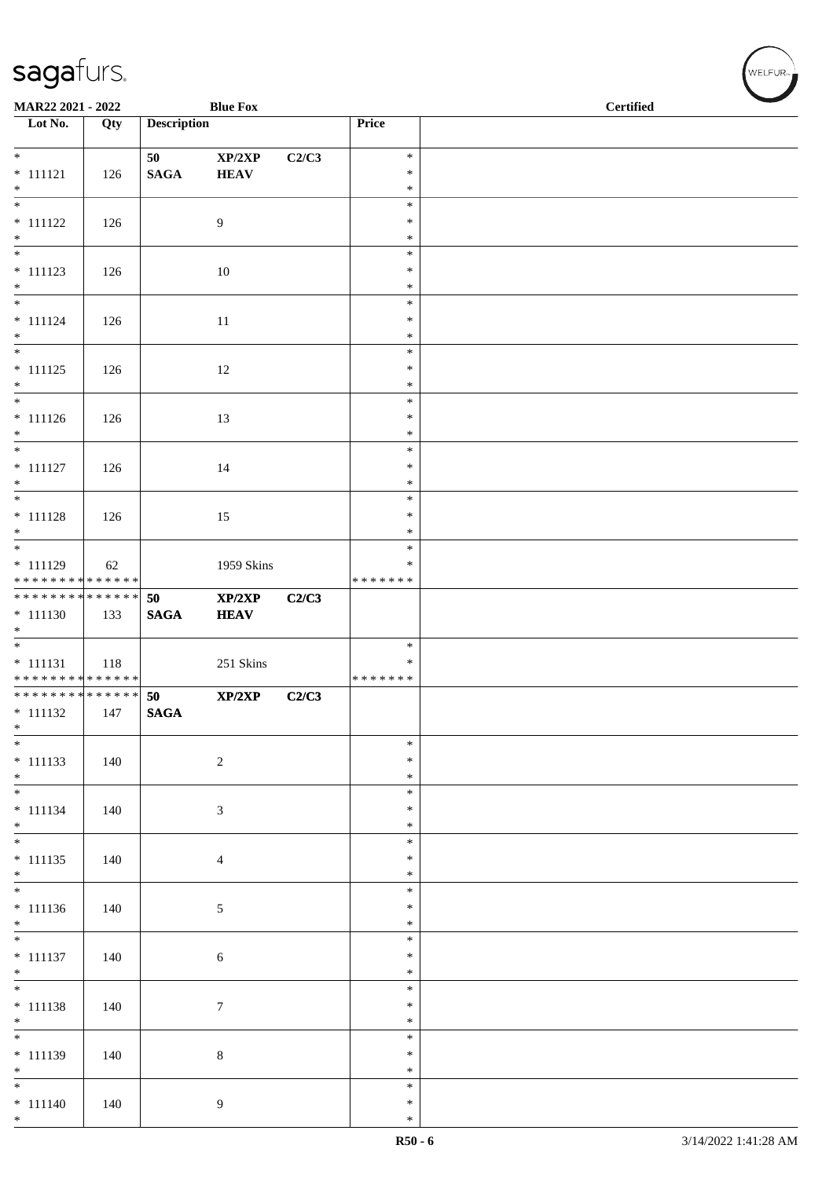| Lot No. | Qty | Description | | | Price | |
|---|---|---|---|---|---|---|
| * <br> * 111121 <br> * | 126 | 50 <br> **SAGA** | **XP/2XP** <br> **HEAV** | **C2/C3** | * <br> * <br> * | |
| * <br> * 111122 <br> * | 126 | | 9 | | * <br> * <br> * | |
| * <br> * 111123 <br> * | 126 | | 10 | | * <br> * <br> * | |
| * <br> * 111124 <br> * | 126 | | 11 | | * <br> * <br> * | |
| * <br> * 111125 <br> * | 126 | | 12 | | * <br> * <br> * | |
| * <br> * 111126 <br> * | 126 | | 13 | | * <br> * <br> * | |
| * <br> * 111127 <br> * | 126 | | 14 | | * <br> * <br> * | |
| * <br> * 111128 <br> * | 126 | | 15 | | * <br> * <br> * | |
| * <br> * 111129 <br> * * * * * * * * * * * * * * | 62 | | 1959 Skins | | * <br> * <br> * * * * * * * | |
| * * * * * * * * * * * * * * <br> * 111130 <br> * | 133 | **50** <br> **SAGA** | **XP/2XP** <br> **HEAV** | **C2/C3** | | |
| * <br> * 111131 <br> * * * * * * * * * * * * * * | 118 | | 251 Skins | | * <br> * <br> * * * * * * * | |
| * * * * * * * * * * * * * * <br> * 111132 <br> * | 147 | **50** <br> **SAGA** | **XP/2XP** | **C2/C3** | | |
| * <br> * 111133 <br> * | 140 | | 2 | | * <br> * <br> * | |
| * <br> * 111134 <br> * | 140 | | 3 | | * <br> * <br> * | |
| * <br> * 111135 <br> * | 140 | | 4 | | * <br> * <br> * | |
| * <br> * 111136 <br> * | 140 | | 5 | | * <br> * <br> * | |
| * <br> * 111137 <br> * | 140 | | 6 | | * <br> * <br> * | |
| * <br> * 111138 <br> * | 140 | | 7 | | * <br> * <br> * | |
| * <br> * 111139 <br> * | 140 | | 8 | | * <br> * <br> * | |
| * <br> * 111140 <br> * | 140 | | 9 | | * <br> * <br> * | |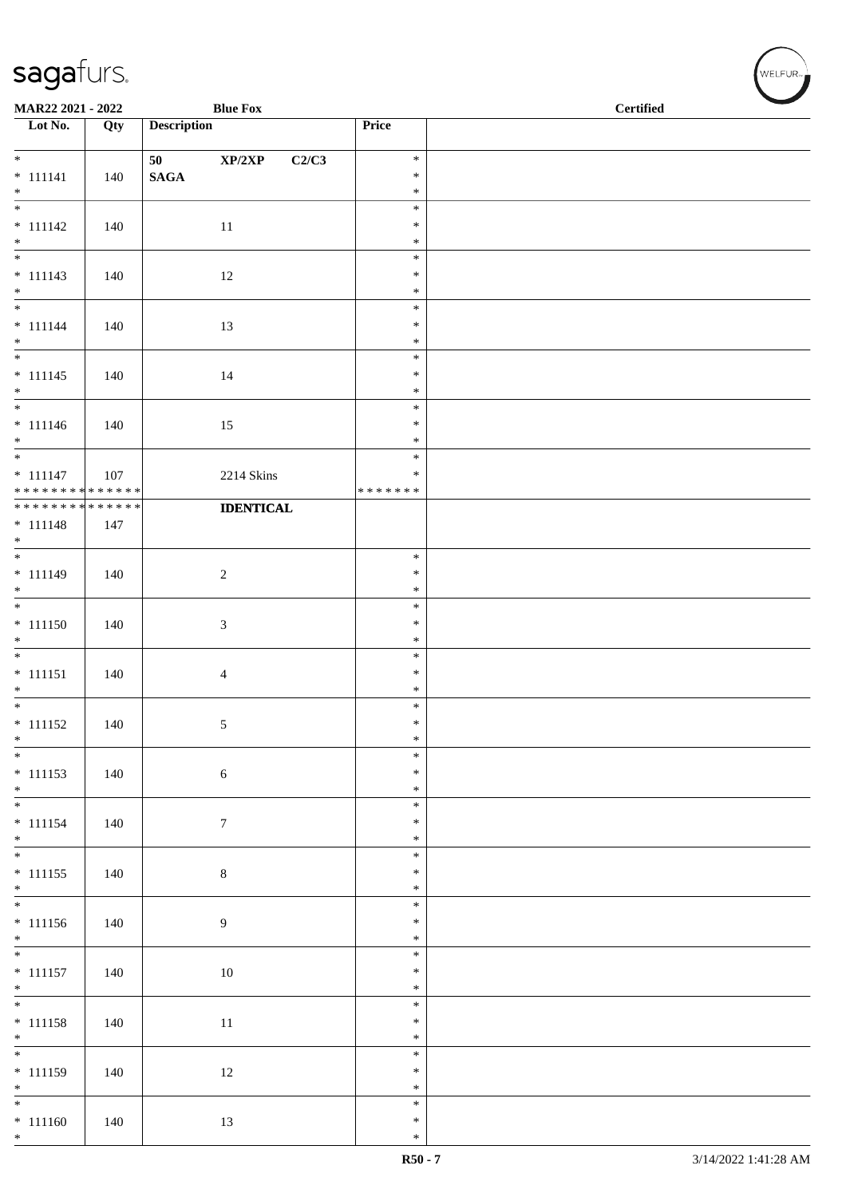| Lot No. | Qty | Description | Price | |
|---|---|---|---|---|
| * <br> * 111141 <br> * | 140 | 50 XP/2XP C2/C3 <br> **SAGA** | * <br> * <br> * | |
| * <br> * 111142 <br> * | 140 | 11 | * <br> * <br> * | |
| * <br> * 111143 <br> * | 140 | 12 | * <br> * <br> * | |
| * <br> * 111144 <br> * | 140 | 13 | * <br> * <br> * | |
| * <br> * 111145 <br> * | 140 | 14 | * <br> * <br> * | |
| * <br> * 111146 <br> * | 140 | 15 | * <br> * <br> * | |
| * <br> * 111147 <br> * * * * * * * * * * * * * * | 107 | 2214 Skins | * <br> * <br> * * * * * * * | |
| * * * * * * * * * * * * * * <br> * 111148 <br> * | 147 | **IDENTICAL** | | |
| * <br> * 111149 <br> * | 140 | 2 | * <br> * <br> * | |
| * <br> * 111150 <br> * | 140 | 3 | * <br> * <br> * | |
| * <br> * 111151 <br> * | 140 | 4 | * <br> * <br> * | |
| * <br> * 111152 <br> * | 140 | 5 | * <br> * <br> * | |
| * <br> * 111153 <br> * | 140 | 6 | * <br> * <br> * | |
| * <br> * 111154 <br> * | 140 | 7 | * <br> * <br> * | |
| * <br> * 111155 <br> * | 140 | 8 | * <br> * <br> * | |
| * <br> * 111156 <br> * | 140 | 9 | * <br> * <br> * | |
| * <br> * 111157 <br> * | 140 | 10 | * <br> * <br> * | |
| * <br> * 111158 <br> * | 140 | 11 | * <br> * <br> * | |
| * <br> * 111159 <br> * | 140 | 12 | * <br> * <br> * | |
| * <br> * 111160 <br> * | 140 | 13 | * <br> * <br> * | |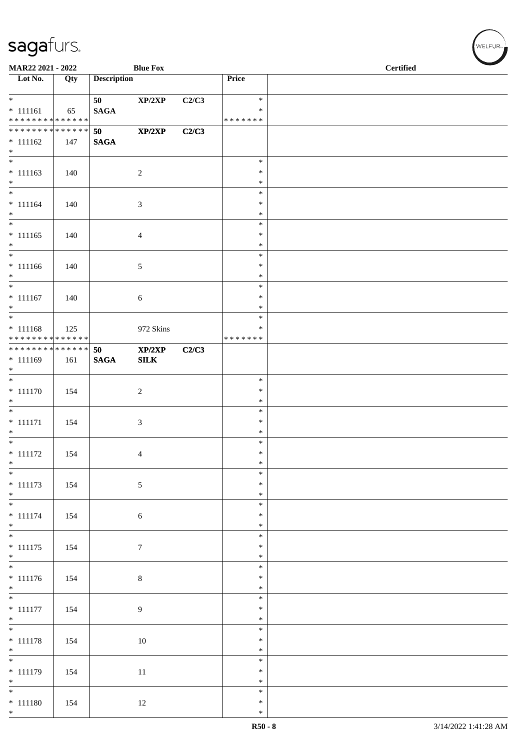MAR22 2021 - 2022 | Blue Fox | Certified

| Lot No. | Qty | Description | | | Price | |
|---|---|---|---|---|---|---|
| * <br> * 111161 <br> * * * * * * * * * * * * * * | 65 | 50 <br> **SAGA** | XP/2XP | C2/C3 | * <br> * <br> * * * * * * * | |
| * * * * * * * * * * * * * * <br> * 111162 <br> * | 147 | 50 <br> **SAGA** | XP/2XP | C2/C3 | | |
| * <br> * 111163 <br> * | 140 | | 2 | | * <br> * <br> * | |
| * <br> * 111164 <br> * | 140 | | 3 | | * <br> * <br> * | |
| * <br> * 111165 <br> * | 140 | | 4 | | * <br> * <br> * | |
| * <br> * 111166 <br> * | 140 | | 5 | | * <br> * <br> * | |
| * <br> * 111167 <br> * | 140 | | 6 | | * <br> * <br> * | |
| * <br> * 111168 <br> * * * * * * * * * * * * * * | 125 | | 972 Skins | | * <br> * <br> * * * * * * * | |
| * * * * * * * * * * * * * * <br> * 111169 <br> * | 161 | 50 <br> **SAGA** | XP/2XP <br> **SILK** | C2/C3 | | |
| * <br> * 111170 <br> * | 154 | | 2 | | * <br> * <br> * | |
| * <br> * 111171 <br> * | 154 | | 3 | | * <br> * <br> * | |
| * <br> * 111172 <br> * | 154 | | 4 | | * <br> * <br> * | |
| * <br> * 111173 <br> * | 154 | | 5 | | * <br> * <br> * | |
| * <br> * 111174 <br> * | 154 | | 6 | | * <br> * <br> * | |
| * <br> * 111175 <br> * | 154 | | 7 | | * <br> * <br> * | |
| * <br> * 111176 <br> * | 154 | | 8 | | * <br> * <br> * | |
| * <br> * 111177 <br> * | 154 | | 9 | | * <br> * <br> * | |
| * <br> * 111178 <br> * | 154 | | 10 | | * <br> * <br> * | |
| * <br> * 111179 <br> * | 154 | | 11 | | * <br> * <br> * | |
| * <br> * 111180 <br> * | 154 | | 12 | | * <br> * <br> * | |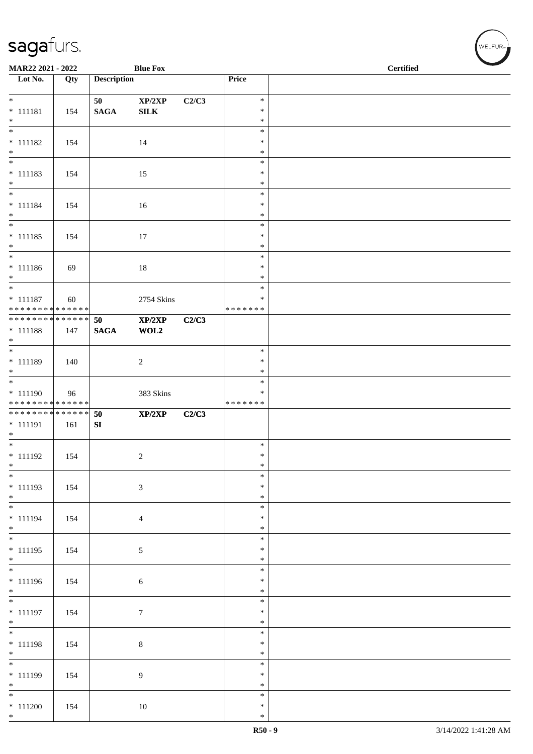**MAR22 2021 - 2022** **Blue Fox** **Certified**

| Lot No. | Qty | Description | | | Price | |
|---|---|---|---|---|---|---|
| * 111181 * | 154 | 50 SAGA | XP/2XP SILK | C2/C3 | * * * | |
| * 111182 * | 154 | | 14 | | * * * | |
| * 111183 * | 154 | | 15 | | * * * | |
| * 111184 * | 154 | | 16 | | * * * | |
| * 111185 * | 154 | | 17 | | * * * | |
| * 111186 * | 69 | | 18 | | * * * | |
| * 111187 * * * * * * * * * * * * * * | 60 | | 2754 Skins | | * * * * * * * * * | |
| * * * * * * * * * * * * * * 111188 * | 147 | 50 SAGA | XP/2XP WOL2 | C2/C3 | | |
| * 111189 * | 140 | | 2 | | * * * | |
| * 111190 * * * * * * * * * * * * * * | 96 | | 383 Skins | | * * * * * * * * * | |
| * * * * * * * * * * * * * * 111191 * | 161 | 50 SI | XP/2XP | C2/C3 | | |
| * 111192 * | 154 | | 2 | | * * * | |
| * 111193 * | 154 | | 3 | | * * * | |
| * 111194 * | 154 | | 4 | | * * * | |
| * 111195 * | 154 | | 5 | | * * * | |
| * 111196 * | 154 | | 6 | | * * * | |
| * 111197 * | 154 | | 7 | | * * * | |
| * 111198 * | 154 | | 8 | | * * * | |
| * 111199 * | 154 | | 9 | | * * * | |
| * 111200 * | 154 | | 10 | | * * * | |

R50 - 9 3/14/2022 1:41:28 AM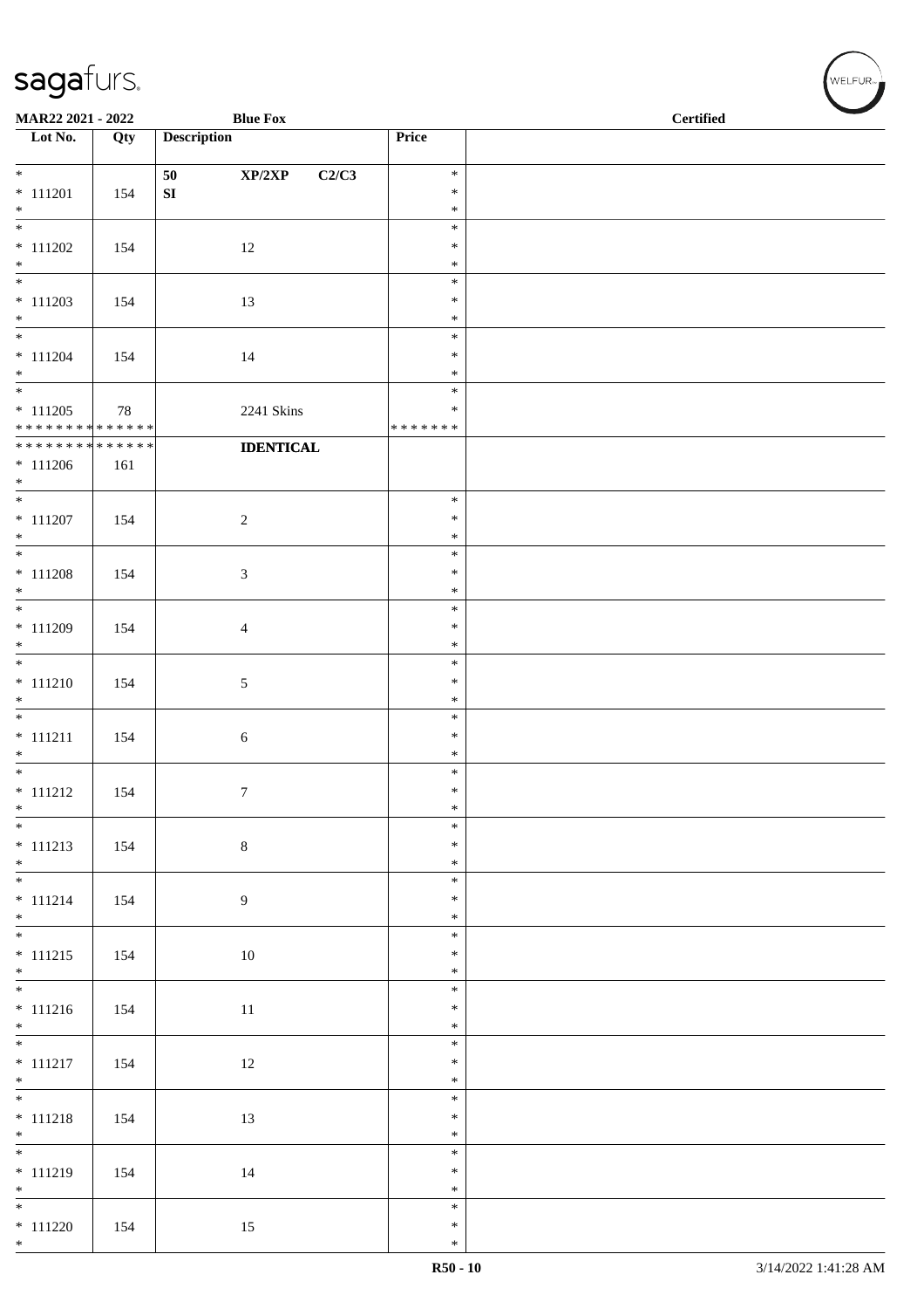| Lot No. | Qty | Description | Price | |
|---|---|---|---|---|
| *<br>* 111201<br>* | 154 | 50 **XP/2XP** C2/C3<br>SI | *<br>*<br>* | |
| *<br>* 111202<br>* | 154 | 12 | *<br>*<br>* | |
| *<br>* 111203<br>* | 154 | 13 | *<br>*<br>* | |
| *<br>* 111204<br>* | 154 | 14 | *<br>*<br>* | |
| *<br>* 111205<br>* * * * * * * * * * * * * * | 78 | 2241 Skins | *<br>*<br>* * * * * * * | |
| * * * * * * * * * * * * * *<br>* 111206<br>* | 161 | **IDENTICAL** | | |
| *<br>* 111207<br>* | 154 | 2 | *<br>*<br>* | |
| *<br>* 111208<br>* | 154 | 3 | *<br>*<br>* | |
| *<br>* 111209<br>* | 154 | 4 | *<br>*<br>* | |
| *<br>* 111210<br>* | 154 | 5 | *<br>*<br>* | |
| *<br>* 111211<br>* | 154 | 6 | *<br>*<br>* | |
| *<br>* 111212<br>* | 154 | 7 | *<br>*<br>* | |
| *<br>* 111213<br>* | 154 | 8 | *<br>*<br>* | |
| *<br>* 111214<br>* | 154 | 9 | *<br>*<br>* | |
| *<br>* 111215<br>* | 154 | 10 | *<br>*<br>* | |
| *<br>* 111216<br>* | 154 | 11 | *<br>*<br>* | |
| *<br>* 111217<br>* | 154 | 12 | *<br>*<br>* | |
| *<br>* 111218<br>* | 154 | 13 | *<br>*<br>* | |
| *<br>* 111219<br>* | 154 | 14 | *<br>*<br>* | |
| *<br>* 111220<br>* | 154 | 15 | *<br>*<br>* | |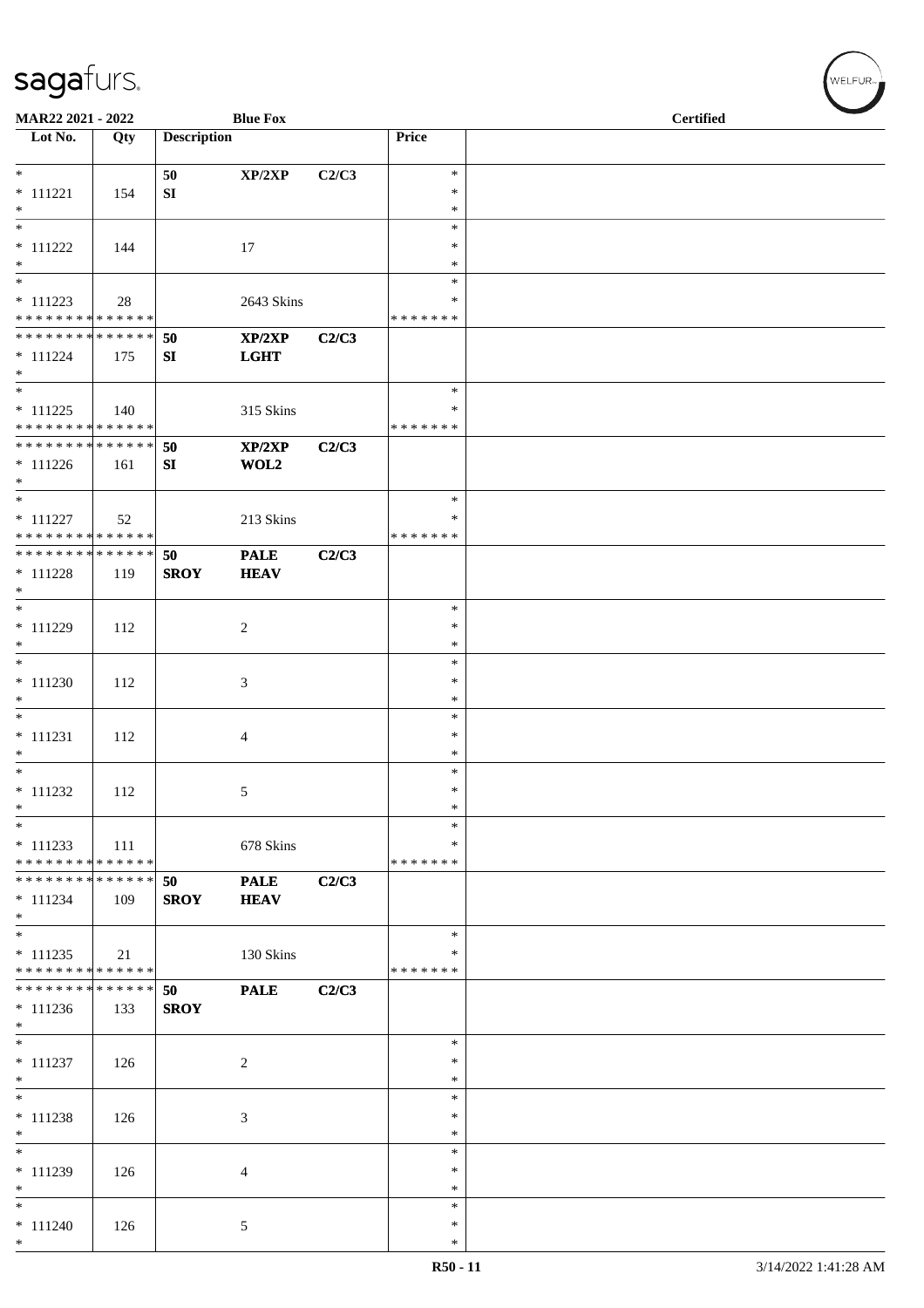MAR22 2021 - 2022 | Blue Fox | Certified

| Lot No. | Qty | Description | | | Price | |
|---|---|---|---|---|---|---|
| * | | 50 | XP/2XP | C2/C3 | * | |
| * 111221 | 154 | SI | | | * | |
| * | | | | | * | |
| * | | | | | * | |
| * 111222 | 144 | | 17 | | * | |
| * | | | | | * | |
| * | | | | | * | |
| * 111223 | 28 | | 2643 Skins | | * | |
| * * * * * * * * * * * * * * | | | | | * * * * * * * | |
| * * * * * * * * * * * * * * | | 50 | XP/2XP | C2/C3 | | |
| * 111224 | 175 | SI | LGHT | | | |
| * | | | | | | |
| * | | | | | * | |
| * 111225 | 140 | | 315 Skins | | * | |
| * * * * * * * * * * * * * * | | | | | * * * * * * * | |
| * * * * * * * * * * * * * * | | 50 | XP/2XP | C2/C3 | | |
| * 111226 | 161 | SI | WOL2 | | | |
| * | | | | | | |
| * | | | | | * | |
| * 111227 | 52 | | 213 Skins | | * | |
| * * * * * * * * * * * * * * | | | | | * * * * * * * | |
| * * * * * * * * * * * * * * | | 50 | PALE | C2/C3 | | |
| * 111228 | 119 | SROY | HEAV | | | |
| * | | | | | | |
| * | | | | | * | |
| * 111229 | 112 | | 2 | | * | |
| * | | | | | * | |
| * | | | | | * | |
| * 111230 | 112 | | 3 | | * | |
| * | | | | | * | |
| * | | | | | * | |
| * 111231 | 112 | | 4 | | * | |
| * | | | | | * | |
| * | | | | | * | |
| * 111232 | 112 | | 5 | | * | |
| * | | | | | * | |
| * | | | | | * | |
| * 111233 | 111 | | 678 Skins | | * | |
| * * * * * * * * * * * * * * | | | | | * * * * * * * | |
| * * * * * * * * * * * * * * | | 50 | PALE | C2/C3 | | |
| * 111234 | 109 | SROY | HEAV | | | |
| * | | | | | | |
| * | | | | | * | |
| * 111235 | 21 | | 130 Skins | | * | |
| * * * * * * * * * * * * * * | | | | | * * * * * * * | |
| * * * * * * * * * * * * * * | | 50 | PALE | C2/C3 | | |
| * 111236 | 133 | SROY | | | | |
| * | | | | | | |
| * | | | | | * | |
| * 111237 | 126 | | 2 | | * | |
| * | | | | | * | |
| * | | | | | * | |
| * 111238 | 126 | | 3 | | * | |
| * | | | | | * | |
| * | | | | | * | |
| * 111239 | 126 | | 4 | | * | |
| * | | | | | * | |
| * | | | | | * | |
| * 111240 | 126 | | 5 | | * | |
| * | | | | | * | |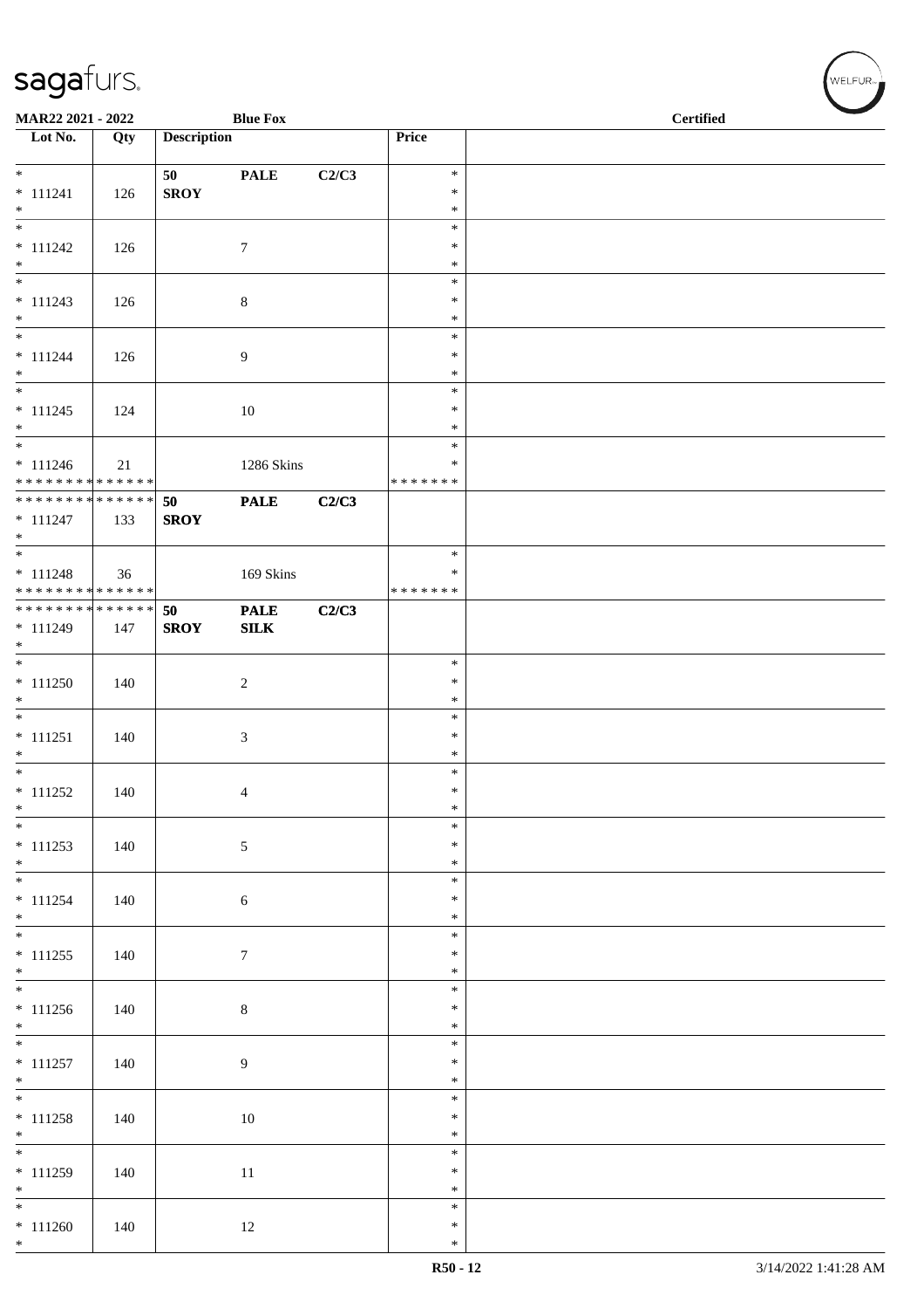MAR22 2021 - 2022 | Blue Fox | Certified

| Lot No. | Qty | Description | | | Price | |
|---|---|---|---|---|---|---|
| * * 111241 * | 126 | 50 SROY | PALE | C2/C3 | * * * | |
| * * 111242 * | 126 | | 7 | | * * * | |
| * * 111243 * | 126 | | 8 | | * * * | |
| * * 111244 * | 126 | | 9 | | * * * | |
| * * 111245 * | 124 | | 10 | | * * * | |
| * * 111246 * * * * * * * * * * * * * * | 21 | | 1286 Skins | | * * * * * * * * * | |
| * * * * * * * * * * * * * * * 111247 * | 133 | 50 SROY | PALE | C2/C3 | | |
| * * 111248 * * * * * * * * * * * * * * | 36 | | 169 Skins | | * * * * * * * * * | |
| * * * * * * * * * * * * * * * 111249 * | 147 | 50 SROY | PALE SILK | C2/C3 | | |
| * * 111250 * | 140 | | 2 | | * * * | |
| * * 111251 * | 140 | | 3 | | * * * | |
| * * 111252 * | 140 | | 4 | | * * * | |
| * * 111253 * | 140 | | 5 | | * * * | |
| * * 111254 * | 140 | | 6 | | * * * | |
| * * 111255 * | 140 | | 7 | | * * * | |
| * * 111256 * | 140 | | 8 | | * * * | |
| * * 111257 * | 140 | | 9 | | * * * | |
| * * 111258 * | 140 | | 10 | | * * * | |
| * * 111259 * | 140 | | 11 | | * * * | |
| * * 111260 * | 140 | | 12 | | * * * | |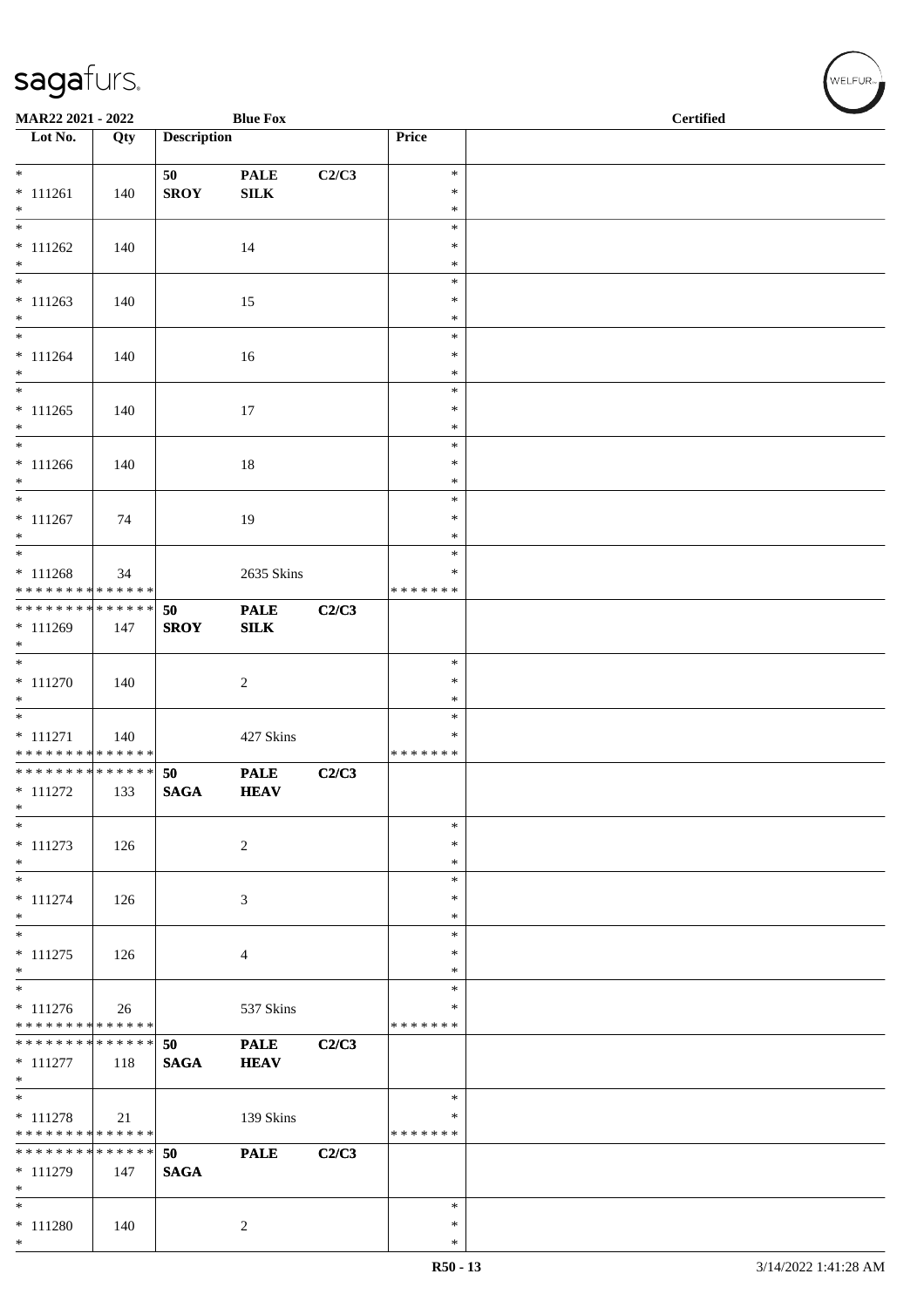| Lot No. | Qty | Description | | | Price | |
|---|---|---|---|---|---|---|
| * <br> * 111261 <br> * | 140 | 50 <br> **SROY** | **PALE** <br> **SILK** | C2/C3 | * <br> * <br> * | |
| * <br> * 111262 <br> * | 140 | | 14 | | * <br> * <br> * | |
| * <br> * 111263 <br> * | 140 | | 15 | | * <br> * <br> * | |
| * <br> * 111264 <br> * | 140 | | 16 | | * <br> * <br> * | |
| * <br> * 111265 <br> * | 140 | | 17 | | * <br> * <br> * | |
| * <br> * 111266 <br> * | 140 | | 18 | | * <br> * <br> * | |
| * <br> * 111267 <br> * | 74 | | 19 | | * <br> * <br> * | |
| * <br> * 111268 <br> * * * * * * * * * * * * * * | 34 | | 2635 Skins | | * <br> * <br> * * * * * * * | |
| * * * * * * * * * * * * * * <br> * 111269 <br> * | 147 | 50 <br> **SROY** | **PALE** <br> **SILK** | C2/C3 | | |
| * <br> * 111270 <br> * | 140 | | 2 | | * <br> * <br> * | |
| * <br> * 111271 <br> * * * * * * * * * * * * * * | 140 | | 427 Skins | | * <br> * <br> * * * * * * * | |
| * * * * * * * * * * * * * * <br> * 111272 <br> * | 133 | 50 <br> **SAGA** | **PALE** <br> **HEAV** | C2/C3 | | |
| * <br> * 111273 <br> * | 126 | | 2 | | * <br> * <br> * | |
| * <br> * 111274 <br> * | 126 | | 3 | | * <br> * <br> * | |
| * <br> * 111275 <br> * | 126 | | 4 | | * <br> * <br> * | |
| * <br> * 111276 <br> * * * * * * * * * * * * * * | 26 | | 537 Skins | | * <br> * <br> * * * * * * * | |
| * * * * * * * * * * * * * * <br> * 111277 <br> * | 118 | 50 <br> **SAGA** | **PALE** <br> **HEAV** | C2/C3 | | |
| * <br> * 111278 <br> * * * * * * * * * * * * * * | 21 | | 139 Skins | | * <br> * <br> * * * * * * * | |
| * * * * * * * * * * * * * * <br> * 111279 <br> * | 147 | 50 <br> **SAGA** | **PALE** | C2/C3 | | |
| * <br> * 111280 <br> * | 140 | | 2 | | * <br> * <br> * | |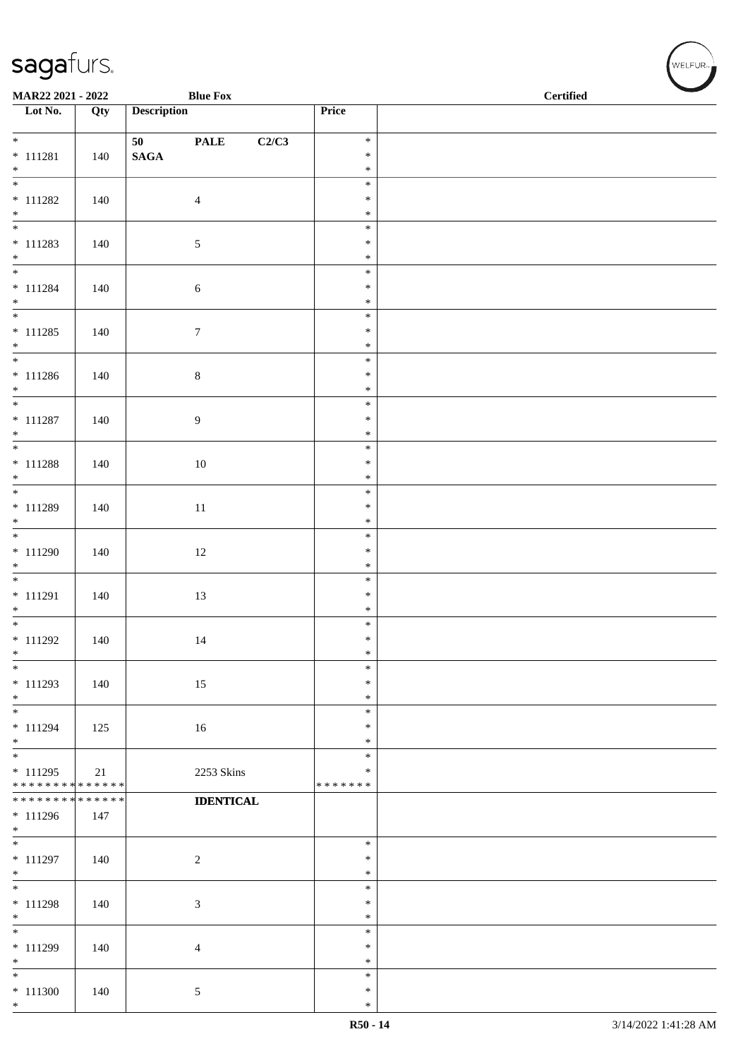MAR22 2021 - 2022 Blue Fox Certified

| Lot No. | Qty | Description | Price | |
|---|---|---|---|---|
| * <br> * 111281 <br> * | 140 | 50 PALE C2/C3 <br> SAGA | * <br> * <br> * | |
| * <br> * 111282 <br> * | 140 | 4 | * <br> * <br> * | |
| * <br> * 111283 <br> * | 140 | 5 | * <br> * <br> * | |
| * <br> * 111284 <br> * | 140 | 6 | * <br> * <br> * | |
| * <br> * 111285 <br> * | 140 | 7 | * <br> * <br> * | |
| * <br> * 111286 <br> * | 140 | 8 | * <br> * <br> * | |
| * <br> * 111287 <br> * | 140 | 9 | * <br> * <br> * | |
| * <br> * 111288 <br> * | 140 | 10 | * <br> * <br> * | |
| * <br> * 111289 <br> * | 140 | 11 | * <br> * <br> * | |
| * <br> * 111290 <br> * | 140 | 12 | * <br> * <br> * | |
| * <br> * 111291 <br> * | 140 | 13 | * <br> * <br> * | |
| * <br> * 111292 <br> * | 140 | 14 | * <br> * <br> * | |
| * <br> * 111293 <br> * | 140 | 15 | * <br> * <br> * | |
| * <br> * 111294 <br> * | 125 | 16 | * <br> * <br> * | |
| * <br> * 111295 <br> * * * * * * * * * * * * * * | 21 | 2253 Skins | * <br> * <br> * * * * * * * | |
| * * * * * * * * * * * * * * <br> * 111296 <br> * | 147 | **IDENTICAL** | | |
| * <br> * 111297 <br> * | 140 | 2 | * <br> * <br> * | |
| * <br> * 111298 <br> * | 140 | 3 | * <br> * <br> * | |
| * <br> * 111299 <br> * | 140 | 4 | * <br> * <br> * | |
| * <br> * 111300 <br> * | 140 | 5 | * <br> * <br> * | |

R50 - 14 3/14/2022 1:41:28 AM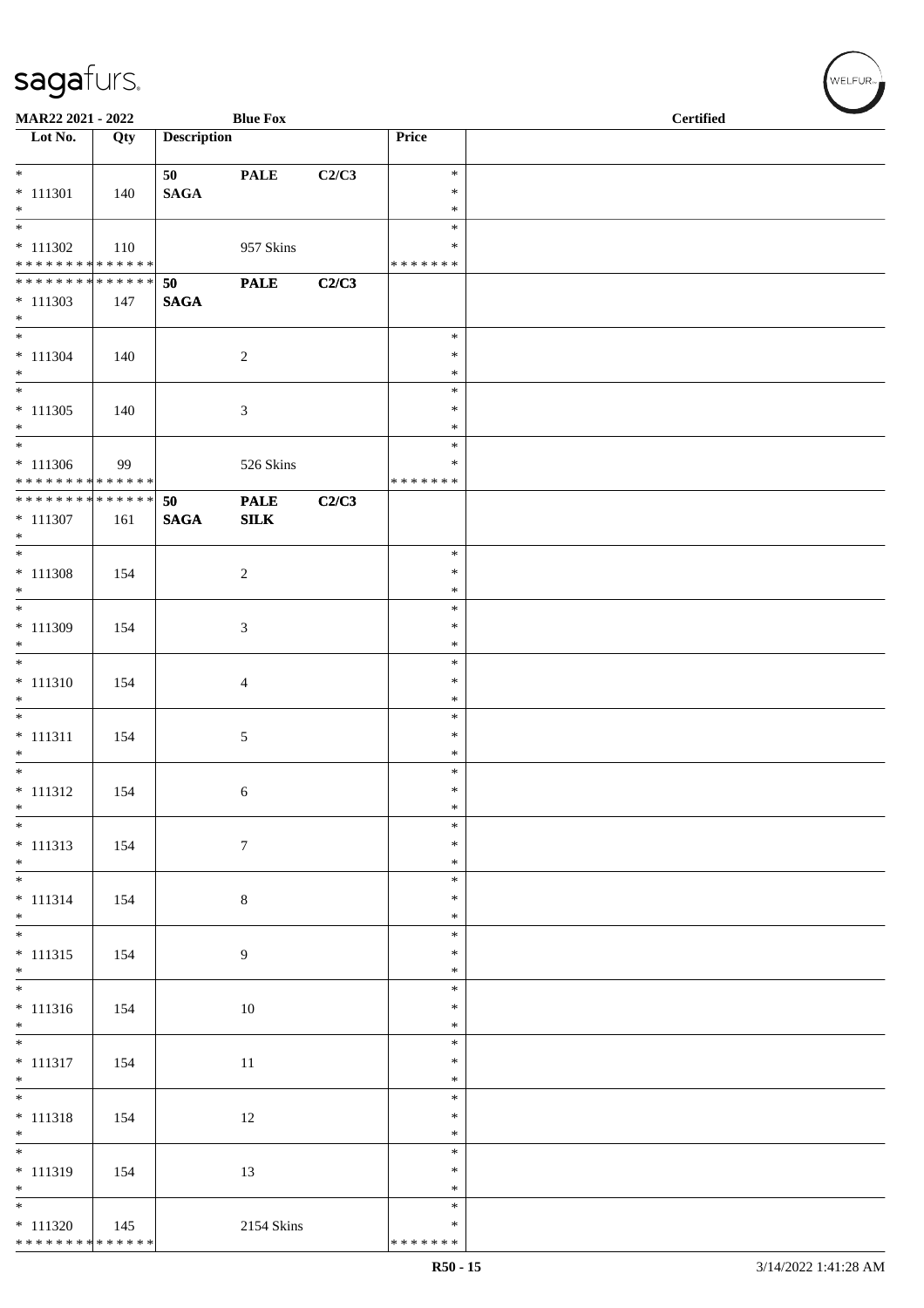MAR22 2021 - 2022 **Blue Fox** **Certified**

| Lot No. | Qty | Description | | | Price | |
|---|---|---|---|---|---|---|
| * | | 50 | PALE | C2/C3 | * | |
| * 111301 | 140 | SAGA | | | * | |
| * | | | | | * | |
| * | | | | | * | |
| * 111302 | 110 | | 957 Skins | | * | |
| * * * * * * * * * * * * * * | | | | | * * * * * * * | |
| * * * * * * * * * * * * * * | | 50 | PALE | C2/C3 | | |
| * 111303 | 147 | SAGA | | | | |
| * | | | | | | |
| * | | | | | * | |
| * 111304 | 140 | | 2 | | * | |
| * | | | | | * | |
| * | | | | | * | |
| * 111305 | 140 | | 3 | | * | |
| * | | | | | * | |
| * | | | | | * | |
| * 111306 | 99 | | 526 Skins | | * | |
| * * * * * * * * * * * * * * | | | | | * * * * * * * | |
| * * * * * * * * * * * * * * | | 50 | PALE | C2/C3 | | |
| * 111307 | 161 | SAGA | SILK | | | |
| * | | | | | | |
| * | | | | | * | |
| * 111308 | 154 | | 2 | | * | |
| * | | | | | * | |
| * | | | | | * | |
| * 111309 | 154 | | 3 | | * | |
| * | | | | | * | |
| * | | | | | * | |
| * 111310 | 154 | | 4 | | * | |
| * | | | | | * | |
| * | | | | | * | |
| * 111311 | 154 | | 5 | | * | |
| * | | | | | * | |
| * | | | | | * | |
| * 111312 | 154 | | 6 | | * | |
| * | | | | | * | |
| * | | | | | * | |
| * 111313 | 154 | | 7 | | * | |
| * | | | | | * | |
| * | | | | | * | |
| * 111314 | 154 | | 8 | | * | |
| * | | | | | * | |
| * | | | | | * | |
| * 111315 | 154 | | 9 | | * | |
| * | | | | | * | |
| * | | | | | * | |
| * 111316 | 154 | | 10 | | * | |
| * | | | | | * | |
| * | | | | | * | |
| * 111317 | 154 | | 11 | | * | |
| * | | | | | * | |
| * | | | | | * | |
| * 111318 | 154 | | 12 | | * | |
| * | | | | | * | |
| * | | | | | * | |
| * 111319 | 154 | | 13 | | * | |
| * | | | | | * | |
| * | | | | | * | |
| * 111320 | 145 | | 2154 Skins | | * | |
| * * * * * * * * * * * * * * | | | | | * * * * * * * | |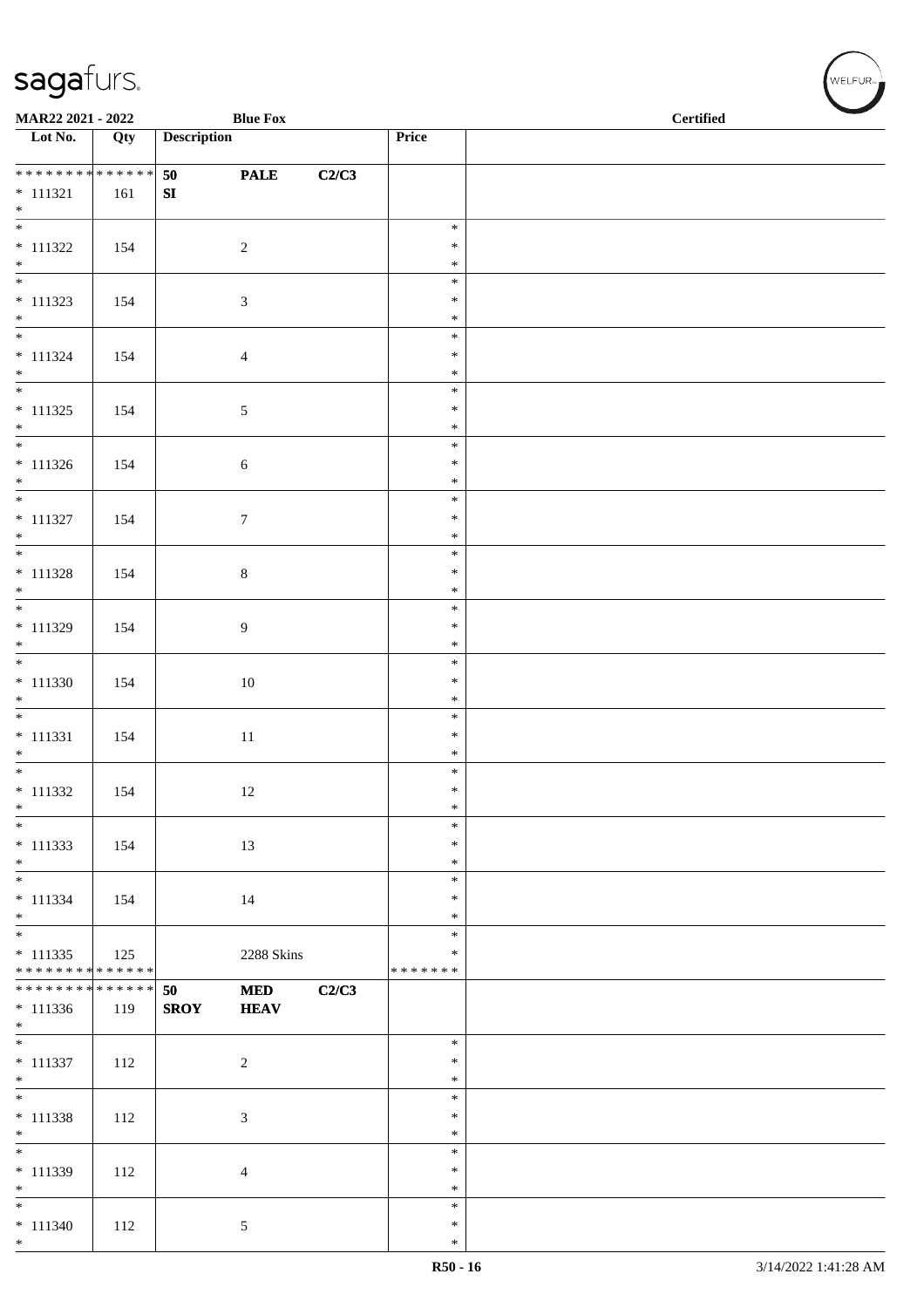| Lot No. | Qty | Description | | | Price | |
|---|---|---|---|---|---|---|
| * * * * * * * * * * * * * * | | 50 | PALE | C2/C3 | | |
| * 111321 | 161 | SI | | | | |
| * | | | | | | |
| * 111322 | 154 | | 2 | | * | |
| * 111323 | 154 | | 3 | | * | |
| * 111324 | 154 | | 4 | | * | |
| * 111325 | 154 | | 5 | | * | |
| * 111326 | 154 | | 6 | | * | |
| * 111327 | 154 | | 7 | | * | |
| * 111328 | 154 | | 8 | | * | |
| * 111329 | 154 | | 9 | | * | |
| * 111330 | 154 | | 10 | | * | |
| * 111331 | 154 | | 11 | | * | |
| * 111332 | 154 | | 12 | | * | |
| * 111333 | 154 | | 13 | | * | |
| * 111334 | 154 | | 14 | | * | |
| * 111335 | 125 | | 2288 Skins | | * | |
| * * * * * * * * * * * * * * | | | | | * * * * * * * | |
| * * * * * * * * * * * * * * | | 50 | MED | C2/C3 | | |
| * 111336 | 119 | SROY | HEAV | | | |
| * | | | | | | |
| * 111337 | 112 | | 2 | | * | |
| * 111338 | 112 | | 3 | | * | |
| * 111339 | 112 | | 4 | | * | |
| * 111340 | 112 | | 5 | | * | |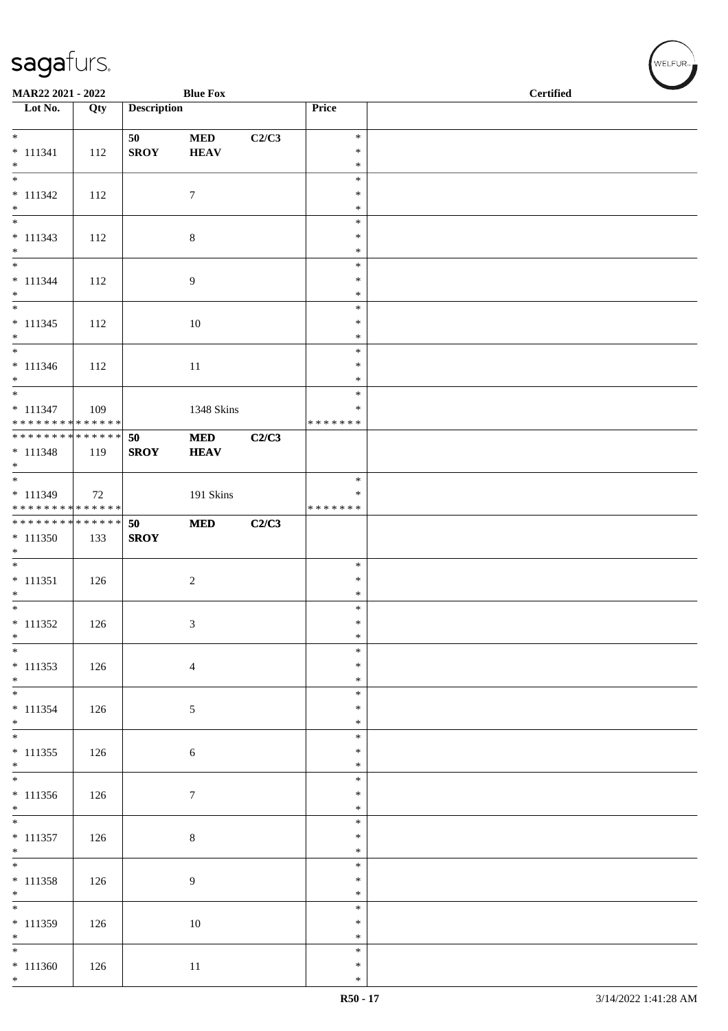| Lot No. | Qty | Description | | | Price | |
|---|---|---|---|---|---|---|
| * | | 50 | MED | C2/C3 | * | |
| * 111341 | 112 | SROY | HEAV | | * | |
| * | | | | | * | |
| * | | | | | * | |
| * 111342 | 112 | | 7 | | * | |
| * | | | | | * | |
| * | | | | | * | |
| * 111343 | 112 | | 8 | | * | |
| * | | | | | * | |
| * | | | | | * | |
| * 111344 | 112 | | 9 | | * | |
| * | | | | | * | |
| * | | | | | * | |
| * 111345 | 112 | | 10 | | * | |
| * | | | | | * | |
| * | | | | | * | |
| * 111346 | 112 | | 11 | | * | |
| * | | | | | * | |
| * | | | | | * | |
| * 111347 | 109 | | 1348 Skins | | * | |
| * * * * * * * * * * * * * * | | | | | * * * * * * * | |
| * * * * * * * * * * * * * * | | 50 | MED | C2/C3 | | |
| * 111348 | 119 | SROY | HEAV | | | |
| * | | | | | | |
| * | | | | | * | |
| * 111349 | 72 | | 191 Skins | | * | |
| * * * * * * * * * * * * * * | | | | | * * * * * * * | |
| * * * * * * * * * * * * * * | | 50 | MED | C2/C3 | | |
| * 111350 | 133 | SROY | | | | |
| * | | | | | | |
| * | | | | | * | |
| * 111351 | 126 | | 2 | | * | |
| * | | | | | * | |
| * | | | | | * | |
| * 111352 | 126 | | 3 | | * | |
| * | | | | | * | |
| * | | | | | * | |
| * 111353 | 126 | | 4 | | * | |
| * | | | | | * | |
| * | | | | | * | |
| * 111354 | 126 | | 5 | | * | |
| * | | | | | * | |
| * | | | | | * | |
| * 111355 | 126 | | 6 | | * | |
| * | | | | | * | |
| * | | | | | * | |
| * 111356 | 126 | | 7 | | * | |
| * | | | | | * | |
| * | | | | | * | |
| * 111357 | 126 | | 8 | | * | |
| * | | | | | * | |
| * | | | | | * | |
| * 111358 | 126 | | 9 | | * | |
| * | | | | | * | |
| * | | | | | * | |
| * 111359 | 126 | | 10 | | * | |
| * | | | | | * | |
| * | | | | | * | |
| * 111360 | 126 | | 11 | | * | |
| * | | | | | * | |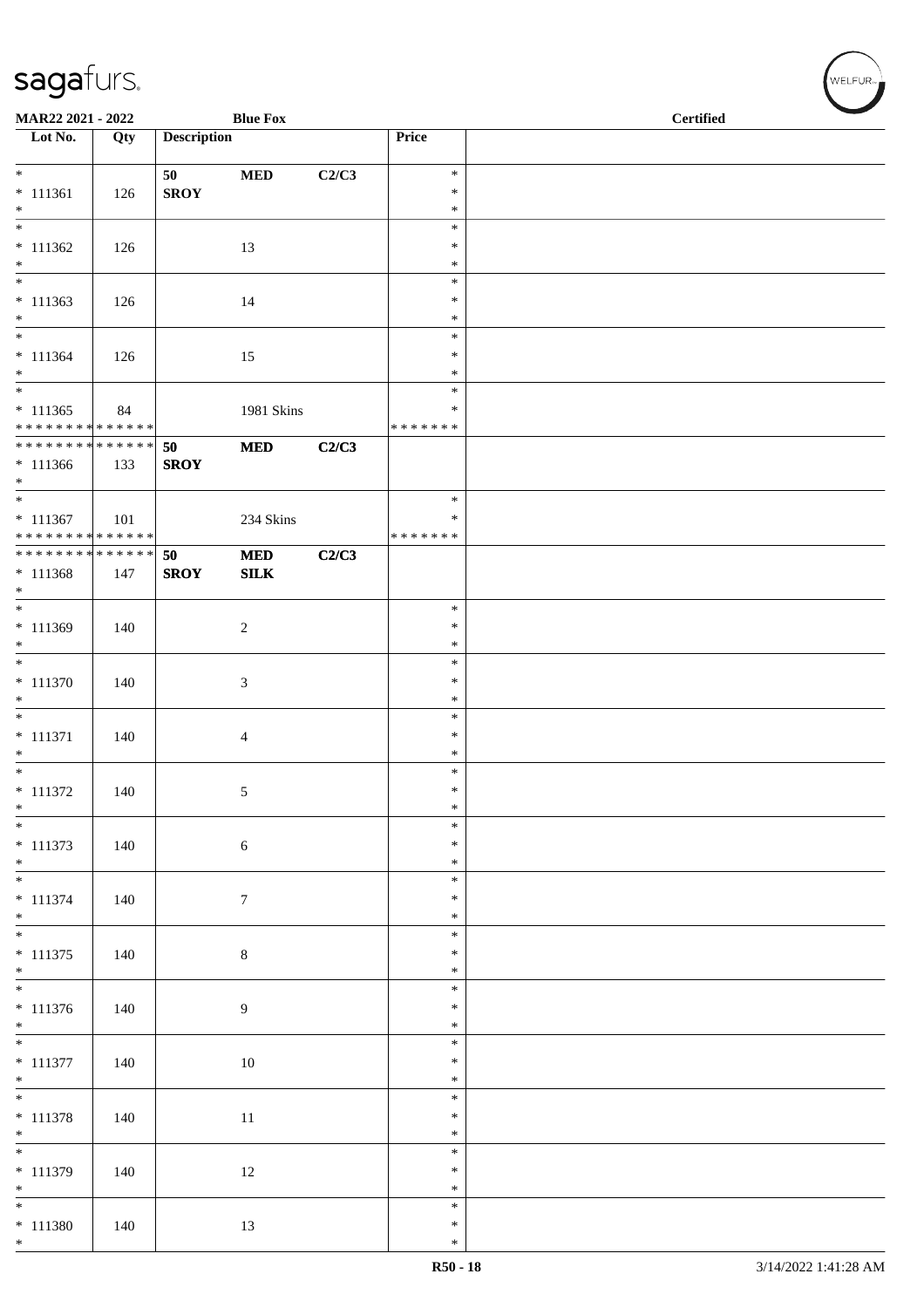**MAR22 2021 - 2022** **Blue Fox** **Certified**

| Lot No. | Qty | Description | | | Price | |
|---|---|---|---|---|---|---|
| * 111361 * | 126 | **50 SROY** | **MED** | **C2/C3** | * * * | |
| * 111362 * | 126 | | 13 | | * * * | |
| * 111363 * | 126 | | 14 | | * * * | |
| * 111364 * | 126 | | 15 | | * * * | |
| * 111365 * * * * * * * * * * * * * * | 84 | | 1981 Skins | | * * * * * * * * * | |
| * * * * * * * * * * * * * * 111366 * | 133 | **50 SROY** | **MED** | **C2/C3** | | |
| * 111367 * * * * * * * * * * * * * * | 101 | | 234 Skins | | * * * * * * * * * | |
| * * * * * * * * * * * * * * 111368 * | 147 | **50 SROY** | **MED SILK** | **C2/C3** | | |
| * 111369 * | 140 | | 2 | | * * * | |
| * 111370 * | 140 | | 3 | | * * * | |
| * 111371 * | 140 | | 4 | | * * * | |
| * 111372 * | 140 | | 5 | | * * * | |
| * 111373 * | 140 | | 6 | | * * * | |
| * 111374 * | 140 | | 7 | | * * * | |
| * 111375 * | 140 | | 8 | | * * * | |
| * 111376 * | 140 | | 9 | | * * * | |
| * 111377 * | 140 | | 10 | | * * * | |
| * 111378 * | 140 | | 11 | | * * * | |
| * 111379 * | 140 | | 12 | | * * * | |
| * 111380 * | 140 | | 13 | | * * * | |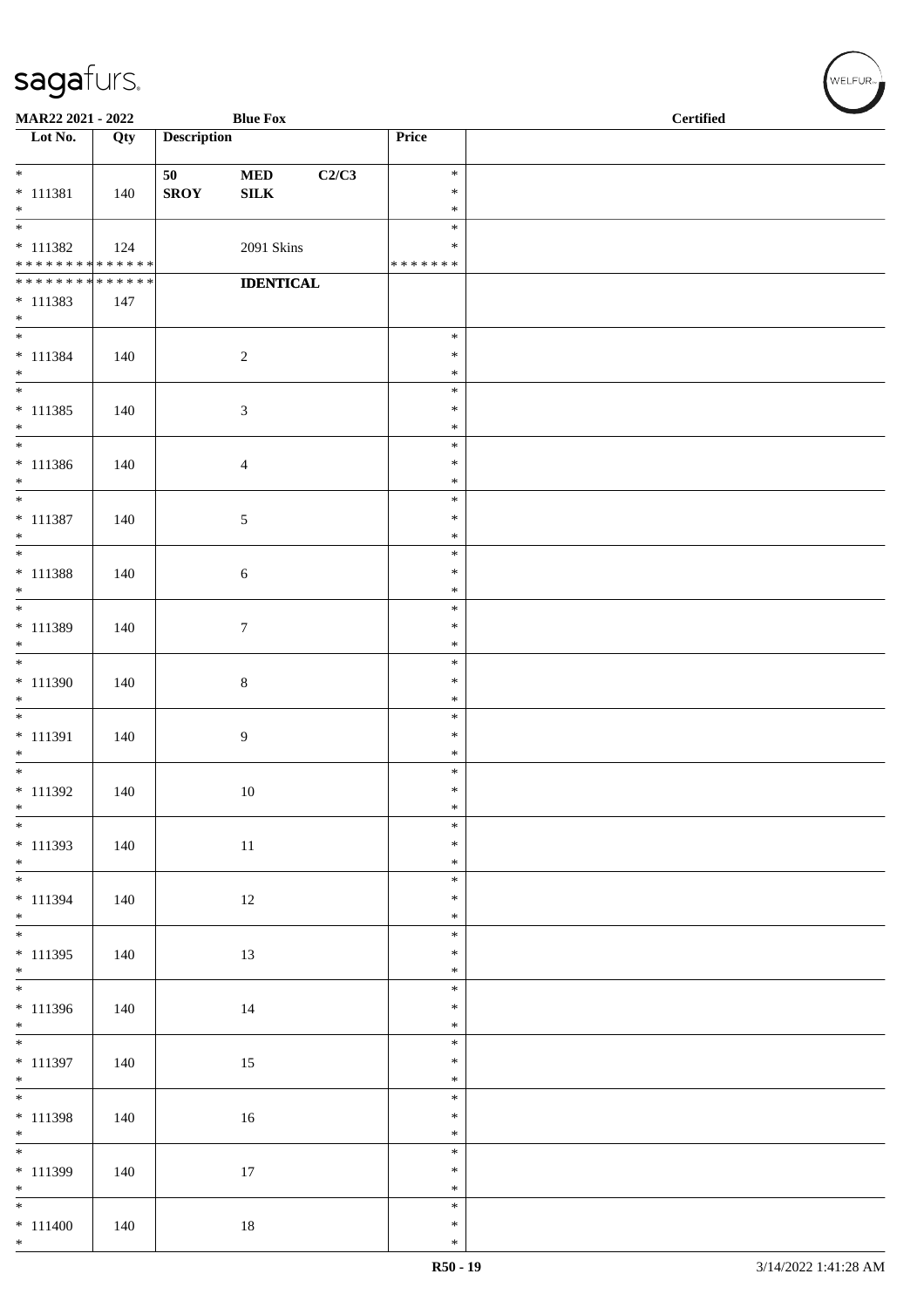| Lot No. | Qty | Description | | | Price | |
|---|---|---|---|---|---|---|
| * <br> * 111381 <br> * | 140 | 50 <br> **SROY** | **MED** <br> **SILK** | **C2/C3** | * <br> * <br> * | |
| * <br> * 111382 <br> * * * * * * * * * * * * * * | 124 | | 2091 Skins | | * <br> * <br> * * * * * * * | |
| * * * * * * * * * * * * * * <br> * 111383 <br> * | 147 | | **IDENTICAL** | | | |
| * <br> * 111384 <br> * | 140 | | 2 | | * <br> * <br> * | |
| * <br> * 111385 <br> * | 140 | | 3 | | * <br> * <br> * | |
| * <br> * 111386 <br> * | 140 | | 4 | | * <br> * <br> * | |
| * <br> * 111387 <br> * | 140 | | 5 | | * <br> * <br> * | |
| * <br> * 111388 <br> * | 140 | | 6 | | * <br> * <br> * | |
| * <br> * 111389 <br> * | 140 | | 7 | | * <br> * <br> * | |
| * <br> * 111390 <br> * | 140 | | 8 | | * <br> * <br> * | |
| * <br> * 111391 <br> * | 140 | | 9 | | * <br> * <br> * | |
| * <br> * 111392 <br> * | 140 | | 10 | | * <br> * <br> * | |
| * <br> * 111393 <br> * | 140 | | 11 | | * <br> * <br> * | |
| * <br> * 111394 <br> * | 140 | | 12 | | * <br> * <br> * | |
| * <br> * 111395 <br> * | 140 | | 13 | | * <br> * <br> * | |
| * <br> * 111396 <br> * | 140 | | 14 | | * <br> * <br> * | |
| * <br> * 111397 <br> * | 140 | | 15 | | * <br> * <br> * | |
| * <br> * 111398 <br> * | 140 | | 16 | | * <br> * <br> * | |
| * <br> * 111399 <br> * | 140 | | 17 | | * <br> * <br> * | |
| * <br> * 111400 <br> * | 140 | | 18 | | * <br> * <br> * | |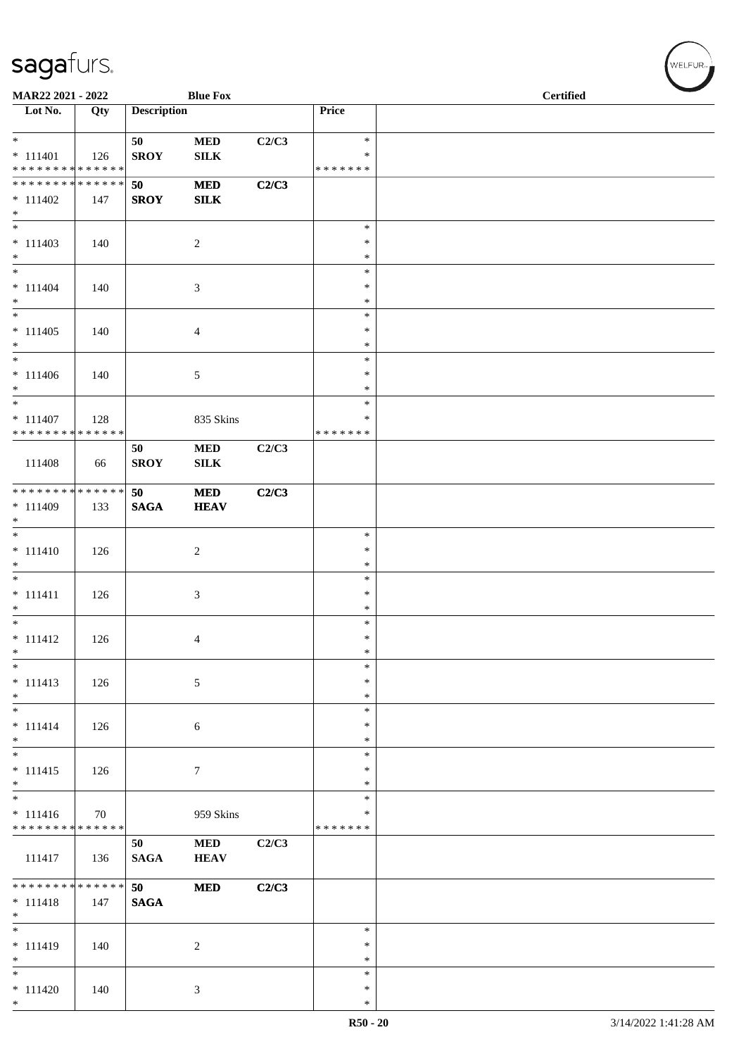MAR22 2021 - 2022 | Blue Fox | Certified

| Lot No. | Qty | Description | | | Price | |
|---|---|---|---|---|---|---|
| * | | 50 | MED | C2/C3 | * | |
| * 111401 | 126 | SROY | SILK | | * | |
| * * * * * * * * * * * * * * | | | | | * * * * * * * | |
| * * * * * * * * * * * * * * | | 50 | MED | C2/C3 | | |
| * 111402 | 147 | SROY | SILK | | | |
| * | | | | | | |
| * | | | | | * | |
| * 111403 | 140 | | 2 | | * | |
| * | | | | | * | |
| * | | | | | * | |
| * 111404 | 140 | | 3 | | * | |
| * | | | | | * | |
| * | | | | | * | |
| * 111405 | 140 | | 4 | | * | |
| * | | | | | * | |
| * | | | | | * | |
| * 111406 | 140 | | 5 | | * | |
| * | | | | | * | |
| * | | | | | * | |
| * 111407 | 128 | | 835 Skins | | * | |
| * * * * * * * * * * * * * * | | | | | * * * * * * * | |
| | | 50 | MED | C2/C3 | | |
| 111408 | 66 | SROY | SILK | | | |
| * * * * * * * * * * * * * * | | 50 | MED | C2/C3 | | |
| * 111409 | 133 | SAGA | HEAV | | | |
| * | | | | | | |
| * | | | | | * | |
| * 111410 | 126 | | 2 | | * | |
| * | | | | | * | |
| * | | | | | * | |
| * 111411 | 126 | | 3 | | * | |
| * | | | | | * | |
| * | | | | | * | |
| * 111412 | 126 | | 4 | | * | |
| * | | | | | * | |
| * | | | | | * | |
| * 111413 | 126 | | 5 | | * | |
| * | | | | | * | |
| * | | | | | * | |
| * 111414 | 126 | | 6 | | * | |
| * | | | | | * | |
| * | | | | | * | |
| * 111415 | 126 | | 7 | | * | |
| * | | | | | * | |
| * | | | | | * | |
| * 111416 | 70 | | 959 Skins | | * | |
| * * * * * * * * * * * * * * | | | | | * * * * * * * | |
| | | 50 | MED | C2/C3 | | |
| 111417 | 136 | SAGA | HEAV | | | |
| * * * * * * * * * * * * * * | | 50 | MED | C2/C3 | | |
| * 111418 | 147 | SAGA | | | | |
| * | | | | | | |
| * | | | | | * | |
| * 111419 | 140 | | 2 | | * | |
| * | | | | | * | |
| * | | | | | * | |
| * 111420 | 140 | | 3 | | * | |
| * | | | | | * | |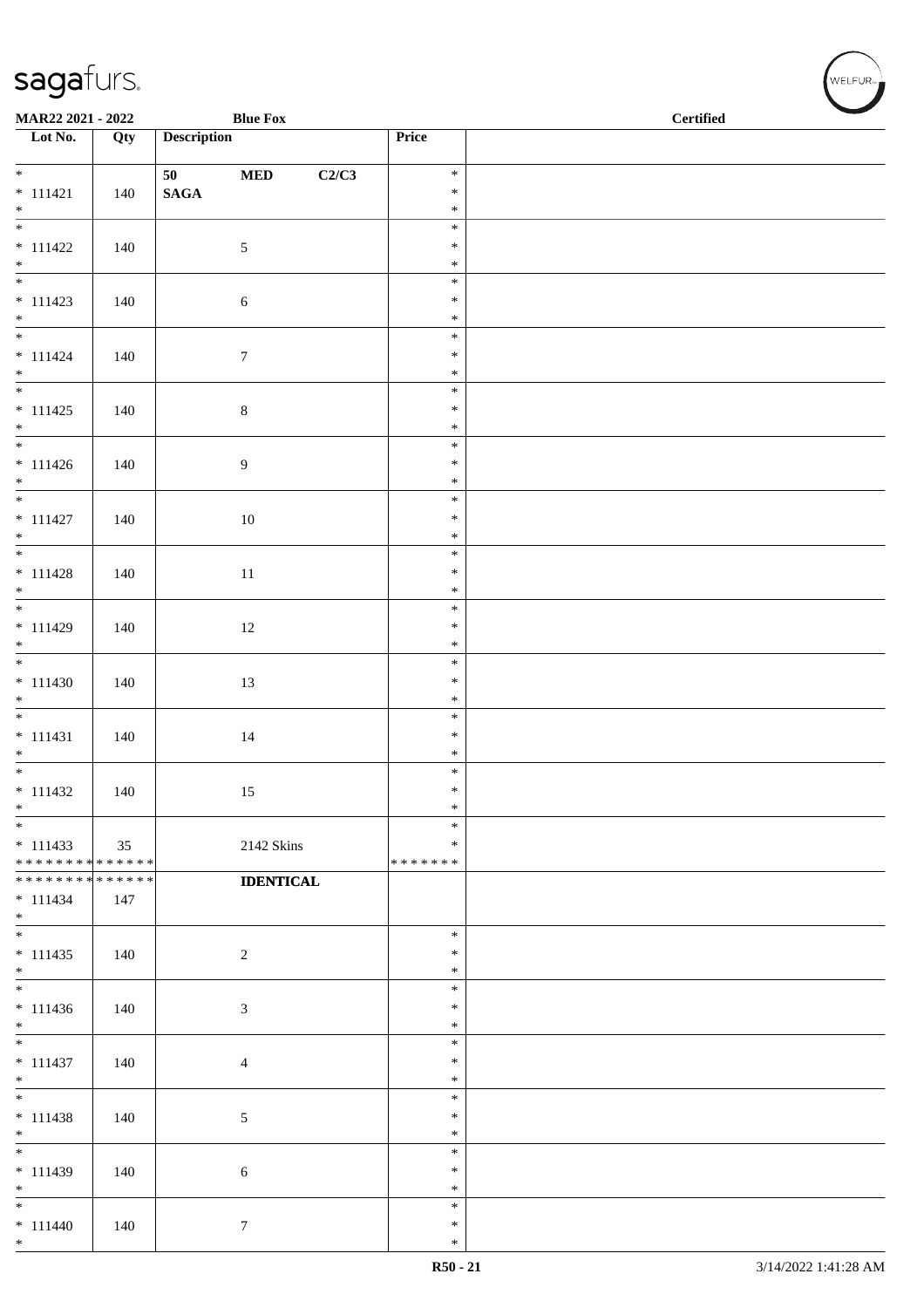| Lot No. | Qty | Description | Price | |
|---|---|---|---|---|
| * <br> * 111421 <br> * | 140 | 50 **MED** **C2/C3** <br> **SAGA** | * <br> * <br> * | |
| * <br> * 111422 <br> * | 140 | 5 | * <br> * <br> * | |
| * <br> * 111423 <br> * | 140 | 6 | * <br> * <br> * | |
| * <br> * 111424 <br> * | 140 | 7 | * <br> * <br> * | |
| * <br> * 111425 <br> * | 140 | 8 | * <br> * <br> * | |
| * <br> * 111426 <br> * | 140 | 9 | * <br> * <br> * | |
| * <br> * 111427 <br> * | 140 | 10 | * <br> * <br> * | |
| * <br> * 111428 <br> * | 140 | 11 | * <br> * <br> * | |
| * <br> * 111429 <br> * | 140 | 12 | * <br> * <br> * | |
| * <br> * 111430 <br> * | 140 | 13 | * <br> * <br> * | |
| * <br> * 111431 <br> * | 140 | 14 | * <br> * <br> * | |
| * <br> * 111432 <br> * | 140 | 15 | * <br> * <br> * | |
| * <br> * 111433 <br> * * * * * * * * * * * * * * | 35 | 2142 Skins | * <br> * <br> * * * * * * * | |
| * * * * * * * * * * * * * * <br> * 111434 <br> * | 147 | **IDENTICAL** | | |
| * <br> * 111435 <br> * | 140 | 2 | * <br> * <br> * | |
| * <br> * 111436 <br> * | 140 | 3 | * <br> * <br> * | |
| * <br> * 111437 <br> * | 140 | 4 | * <br> * <br> * | |
| * <br> * 111438 <br> * | 140 | 5 | * <br> * <br> * | |
| * <br> * 111439 <br> * | 140 | 6 | * <br> * <br> * | |
| * <br> * 111440 <br> * | 140 | 7 | * <br> * <br> * | |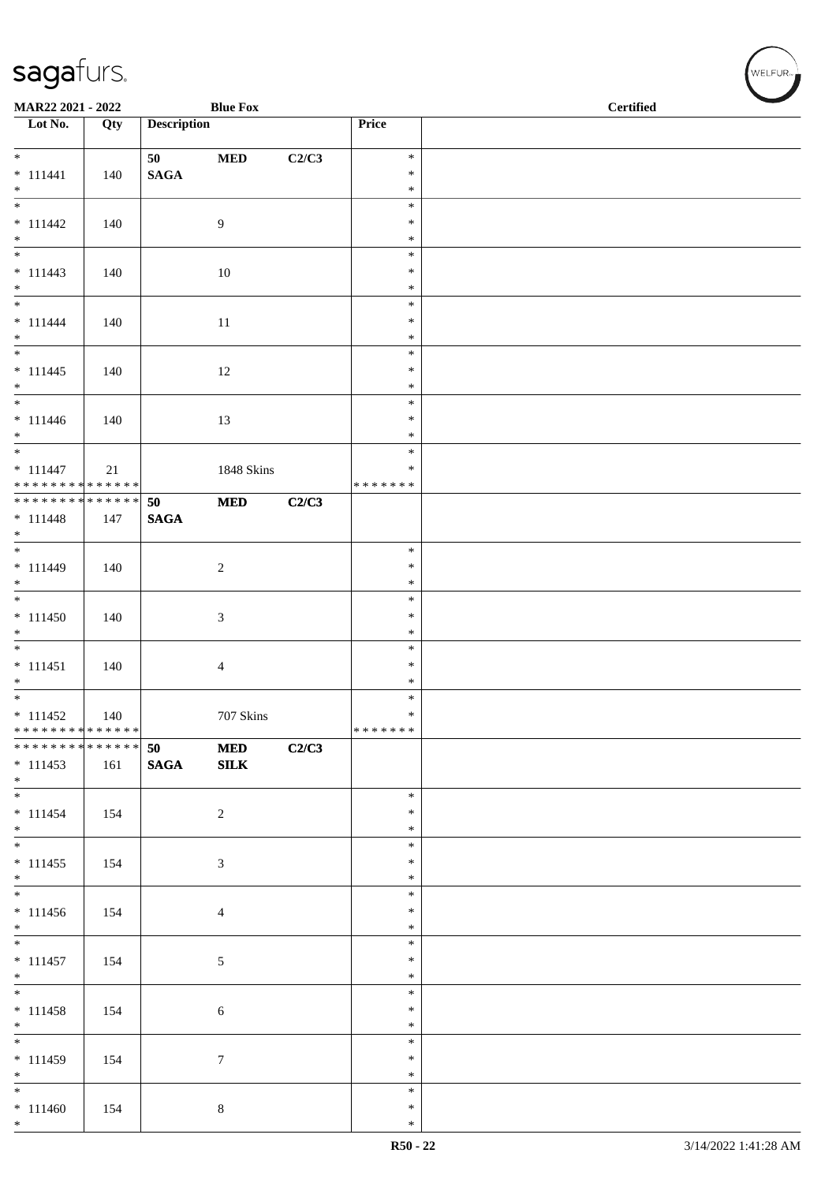| Lot No. | Qty | Description | | | Price | |
|---|---|---|---|---|---|---|
| * 111441 * | 140 | 50 SAGA | MED | C2/C3 | * * * | |
| * 111442 * | 140 | | 9 | | * * * | |
| * 111443 * | 140 | | 10 | | * * * | |
| * 111444 * | 140 | | 11 | | * * * | |
| * 111445 * | 140 | | 12 | | * * * | |
| * 111446 * | 140 | | 13 | | * * * | |
| * 111447 * * * * * * * * * * * * * * | 21 | | 1848 Skins | | * * * * * * * * * | |
| * * * * * * * * * * * * * * 111448 * | 147 | 50 SAGA | MED | C2/C3 | | |
| * 111449 * | 140 | | 2 | | * * * | |
| * 111450 * | 140 | | 3 | | * * * | |
| * 111451 * | 140 | | 4 | | * * * | |
| * 111452 * * * * * * * * * * * * * * | 140 | | 707 Skins | | * * * * * * * * * | |
| * * * * * * * * * * * * * * 111453 * | 161 | 50 SAGA | MED SILK | C2/C3 | | |
| * 111454 * | 154 | | 2 | | * * * | |
| * 111455 * | 154 | | 3 | | * * * | |
| * 111456 * | 154 | | 4 | | * * * | |
| * 111457 * | 154 | | 5 | | * * * | |
| * 111458 * | 154 | | 6 | | * * * | |
| * 111459 * | 154 | | 7 | | * * * | |
| * 111460 * | 154 | | 8 | | * * * | |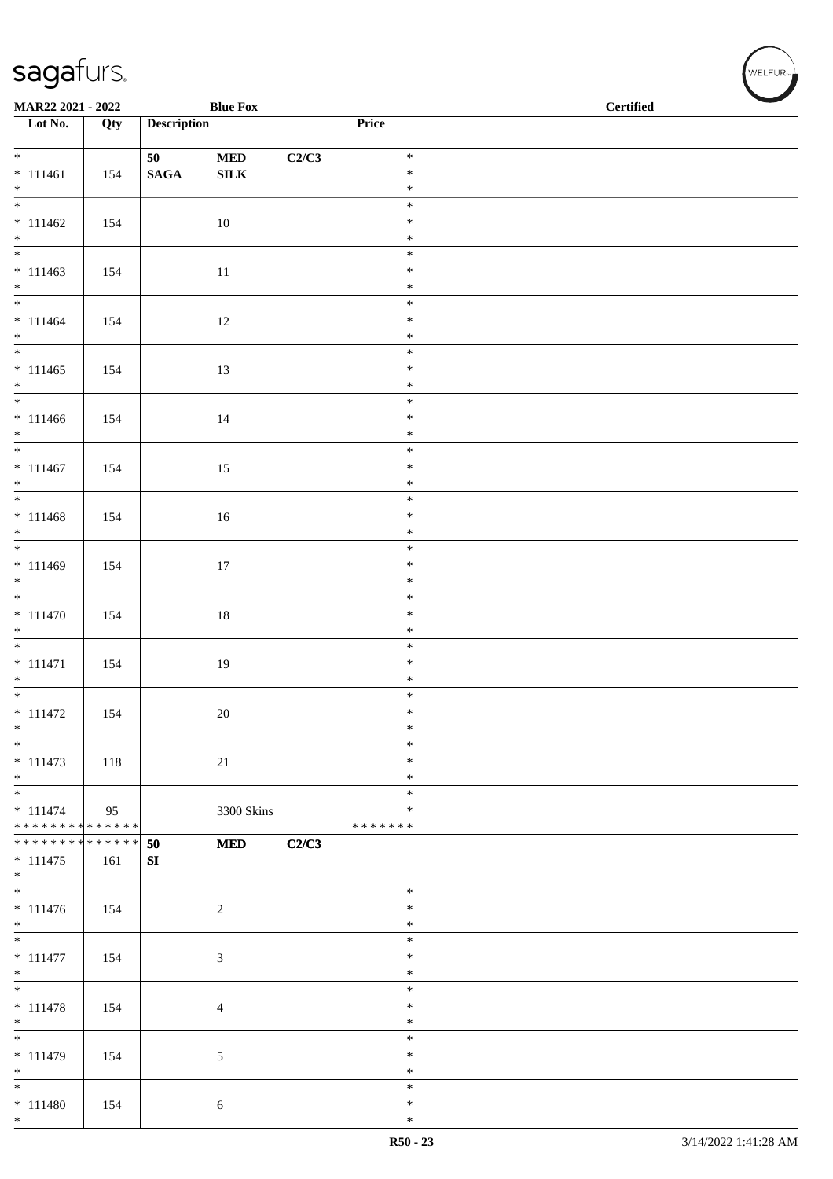**MAR22 2021 - 2022** **Blue Fox** **Certified**

| Lot No. | Qty | Description | | | Price | |
|---|---|---|---|---|---|---|
| * <br> * 111461 <br> * | 154 | **50** <br> **SAGA** | **MED** <br> **SILK** | **C2/C3** | * <br> * <br> * | |
| * <br> * 111462 <br> * | 154 | | 10 | | * <br> * <br> * | |
| * <br> * 111463 <br> * | 154 | | 11 | | * <br> * <br> * | |
| * <br> * 111464 <br> * | 154 | | 12 | | * <br> * <br> * | |
| * <br> * 111465 <br> * | 154 | | 13 | | * <br> * <br> * | |
| * <br> * 111466 <br> * | 154 | | 14 | | * <br> * <br> * | |
| * <br> * 111467 <br> * | 154 | | 15 | | * <br> * <br> * | |
| * <br> * 111468 <br> * | 154 | | 16 | | * <br> * <br> * | |
| * <br> * 111469 <br> * | 154 | | 17 | | * <br> * <br> * | |
| * <br> * 111470 <br> * | 154 | | 18 | | * <br> * <br> * | |
| * <br> * 111471 <br> * | 154 | | 19 | | * <br> * <br> * | |
| * <br> * 111472 <br> * | 154 | | 20 | | * <br> * <br> * | |
| * <br> * 111473 <br> * | 118 | | 21 | | * <br> * <br> * | |
| * <br> * 111474 <br> * * * * * * * * * * * * * * | 95 | | 3300 Skins | | * <br> * <br> * * * * * * * | |
| * * * * * * * * * * * * * * <br> * 111475 <br> * | 161 | **50** <br> **SI** | **MED** | **C2/C3** | | |
| * <br> * 111476 <br> * | 154 | | 2 | | * <br> * <br> * | |
| * <br> * 111477 <br> * | 154 | | 3 | | * <br> * <br> * | |
| * <br> * 111478 <br> * | 154 | | 4 | | * <br> * <br> * | |
| * <br> * 111479 <br> * | 154 | | 5 | | * <br> * <br> * | |
| * <br> * 111480 <br> * | 154 | | 6 | | * <br> * <br> * | |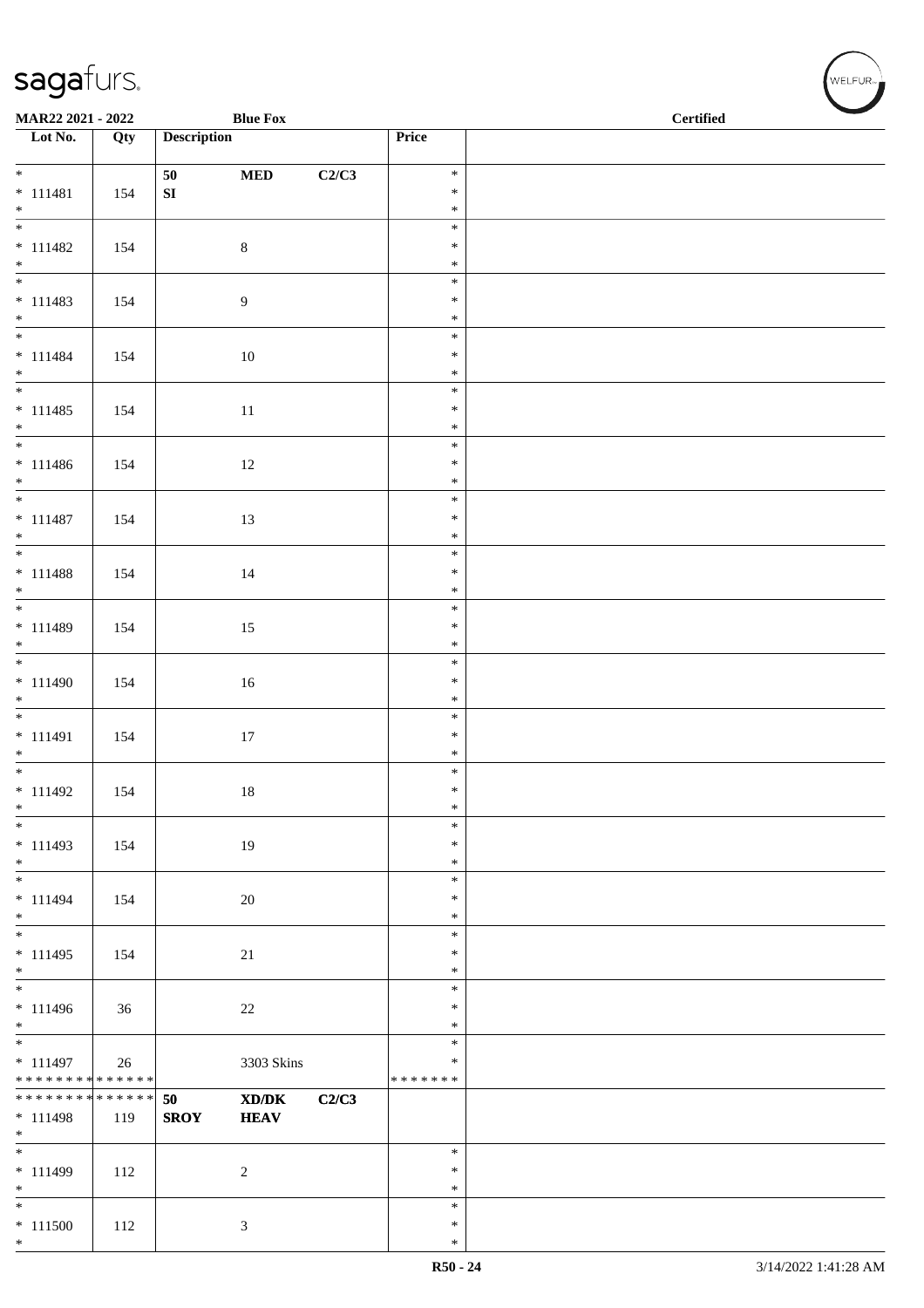MAR22 2021 - 2022 — Blue Fox — Certified

| Lot No. | Qty | Description | | | Price | |
|---|---|---|---|---|---|---|
| * <br> * 111481 <br> * | 154 | 50 <br> SI | MED | C2/C3 | * <br> * <br> * | |
| * <br> * 111482 <br> * | 154 | | 8 | | * <br> * <br> * | |
| * <br> * 111483 <br> * | 154 | | 9 | | * <br> * <br> * | |
| * <br> * 111484 <br> * | 154 | | 10 | | * <br> * <br> * | |
| * <br> * 111485 <br> * | 154 | | 11 | | * <br> * <br> * | |
| * <br> * 111486 <br> * | 154 | | 12 | | * <br> * <br> * | |
| * <br> * 111487 <br> * | 154 | | 13 | | * <br> * <br> * | |
| * <br> * 111488 <br> * | 154 | | 14 | | * <br> * <br> * | |
| * <br> * 111489 <br> * | 154 | | 15 | | * <br> * <br> * | |
| * <br> * 111490 <br> * | 154 | | 16 | | * <br> * <br> * | |
| * <br> * 111491 <br> * | 154 | | 17 | | * <br> * <br> * | |
| * <br> * 111492 <br> * | 154 | | 18 | | * <br> * <br> * | |
| * <br> * 111493 <br> * | 154 | | 19 | | * <br> * <br> * | |
| * <br> * 111494 <br> * | 154 | | 20 | | * <br> * <br> * | |
| * <br> * 111495 <br> * | 154 | | 21 | | * <br> * <br> * | |
| * <br> * 111496 <br> * | 36 | | 22 | | * <br> * <br> * | |
| * <br> * 111497 <br> * * * * * * * * * * * * * * | 26 | | 3303 Skins | | * <br> * <br> * * * * * * * | |
| * * * * * * * * * * * * * * <br> * 111498 <br> * | 119 | **50** <br> **SROY** | **XD/DK** <br> **HEAV** | **C2/C3** | | |
| * <br> * 111499 <br> * | 112 | | 2 | | * <br> * <br> * | |
| * <br> * 111500 <br> * | 112 | | 3 | | * <br> * <br> * | |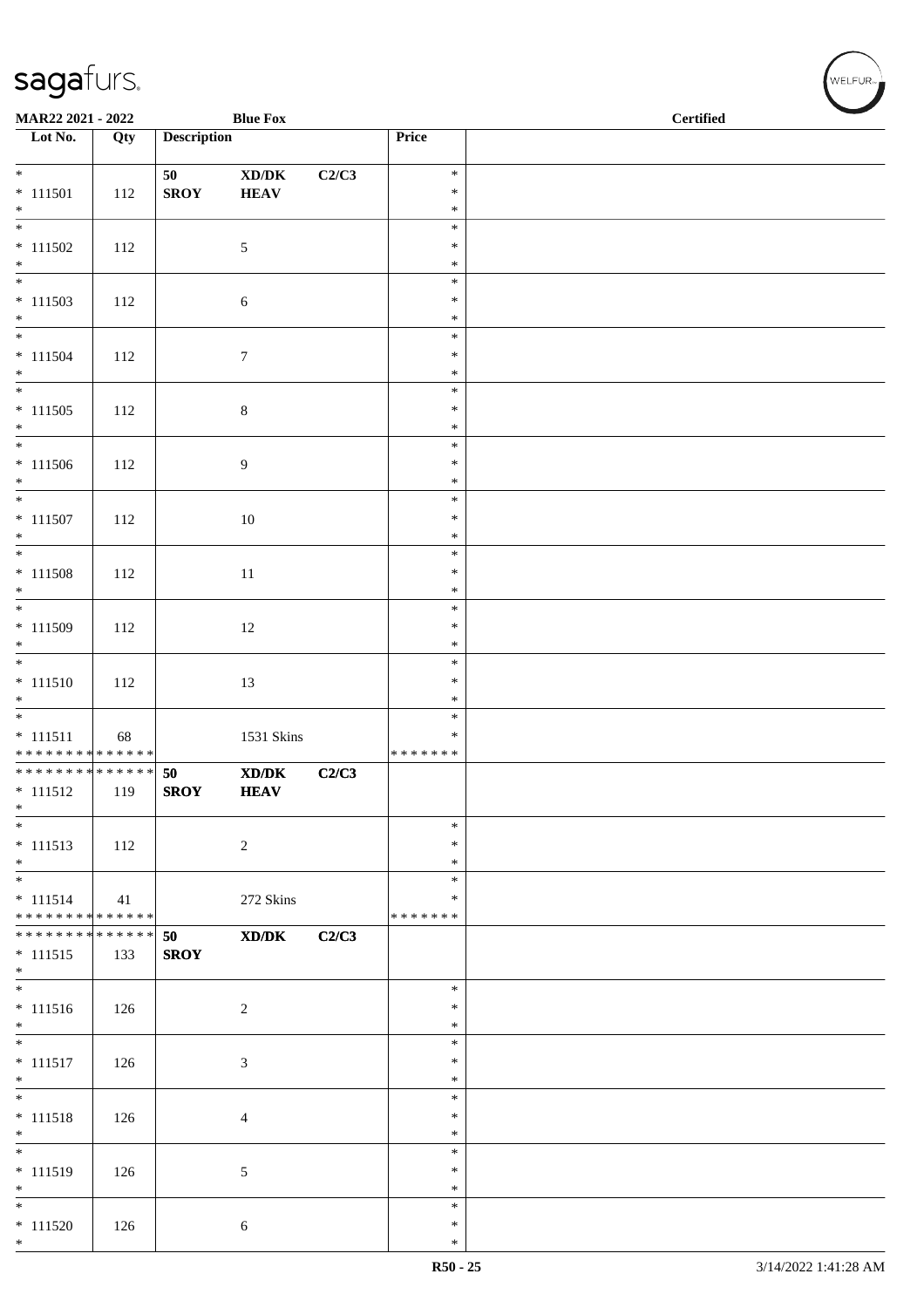| Lot No. | Qty | Description | | | Price | |
|---|---|---|---|---|---|---|
| * | | 50 | XD/DK | C2/C3 | * | |
| * 111501 | 112 | SROY | HEAV | | * | |
| * | | | | | * | |
| * 111502 | 112 | | 5 | | * | |
| * 111503 | 112 | | 6 | | * | |
| * 111504 | 112 | | 7 | | * | |
| * 111505 | 112 | | 8 | | * | |
| * 111506 | 112 | | 9 | | * | |
| * 111507 | 112 | | 10 | | * | |
| * 111508 | 112 | | 11 | | * | |
| * 111509 | 112 | | 12 | | * | |
| * 111510 | 112 | | 13 | | * | |
| * 111511 | 68 | | 1531 Skins | | * | |
| ************** | | | | | ******* | |
| ************** | | 50 | XD/DK | C2/C3 | | |
| * 111512 | 119 | SROY | HEAV | | | |
| * 111513 | 112 | | 2 | | * | |
| * 111514 | 41 | | 272 Skins | | * | |
| ************** | | | | | ******* | |
| ************** | | 50 | XD/DK | C2/C3 | | |
| * 111515 | 133 | SROY | | | | |
| * 111516 | 126 | | 2 | | * | |
| * 111517 | 126 | | 3 | | * | |
| * 111518 | 126 | | 4 | | * | |
| * 111519 | 126 | | 5 | | * | |
| * 111520 | 126 | | 6 | | * | |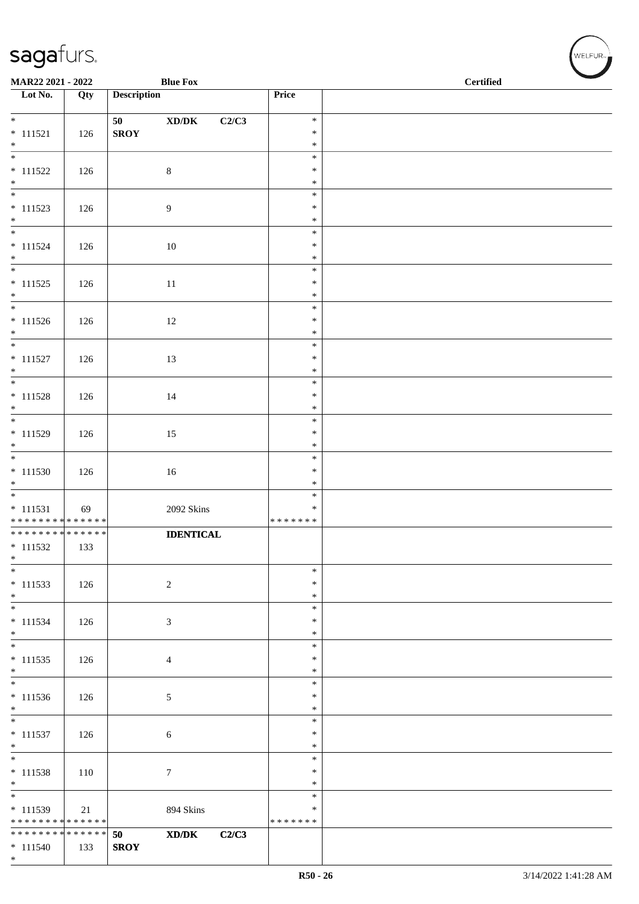| Lot No. | Qty | Description | | | Price | Certified |
|---|---|---|---|---|---|---|
| * 111521 * | 126 | 50 SROY | XD/DK | C2/C3 | * * * | |
| * 111522 * | 126 | | 8 | | * * * | |
| * 111523 * | 126 | | 9 | | * * * | |
| * 111524 * | 126 | | 10 | | * * * | |
| * 111525 * | 126 | | 11 | | * * * | |
| * 111526 * | 126 | | 12 | | * * * | |
| * 111527 * | 126 | | 13 | | * * * | |
| * 111528 * | 126 | | 14 | | * * * | |
| * 111529 * | 126 | | 15 | | * * * | |
| * 111530 * | 126 | | 16 | | * * * | |
| * 111531 * * * * * * * * * * * * * * | 69 | | 2092 Skins | | * * * * * * * * * | |
| * * * * * * * * * * * * * * 111532 * | 133 | | **IDENTICAL** | | | |
| * 111533 * | 126 | | 2 | | * * * | |
| * 111534 * | 126 | | 3 | | * * * | |
| * 111535 * | 126 | | 4 | | * * * | |
| * 111536 * | 126 | | 5 | | * * * | |
| * 111537 * | 126 | | 6 | | * * * | |
| * 111538 * | 110 | | 7 | | * * * | |
| * 111539 * * * * * * * * * * * * * * | 21 | | 894 Skins | | * * * * * * * * * | |
| * * * * * * * * * * * * * * 111540 * | 133 | 50 SROY | XD/DK | C2/C3 | | |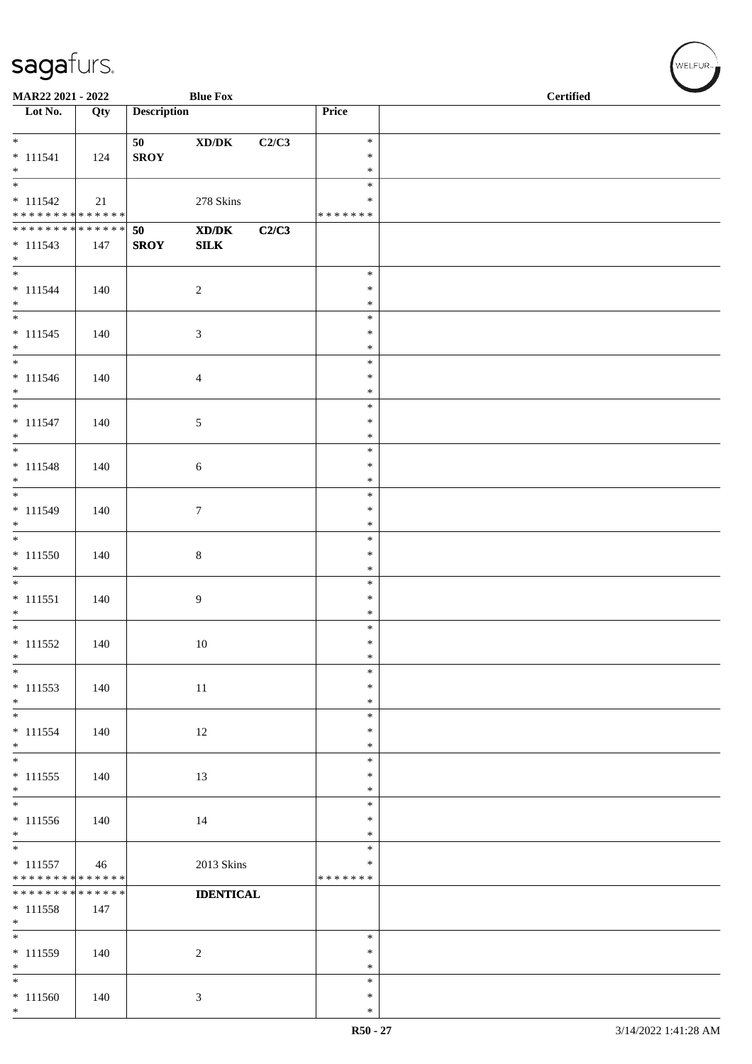MAR22 2021 - 2022 Blue Fox Certified

| Lot No. | Qty | Description | | | Price | |
|---|---|---|---|---|---|---|
| * | | 50 | XD/DK | C2/C3 | * | |
| * 111541 | 124 | SROY | | | * | |
| * | | | | | * | |
| * | | | | | * | |
| * 111542 | 21 | | 278 Skins | | * | |
| * * * * * * * * * * * * * * | | | | | * * * * * * * | |
| * * * * * * * * * * * * * * | | 50 | XD/DK | C2/C3 | | |
| * 111543 | 147 | SROY | SILK | | | |
| * | | | | | | |
| * | | | | | * | |
| * 111544 | 140 | | 2 | | * | |
| * | | | | | * | |
| * | | | | | * | |
| * 111545 | 140 | | 3 | | * | |
| * | | | | | * | |
| * | | | | | * | |
| * 111546 | 140 | | 4 | | * | |
| * | | | | | * | |
| * | | | | | * | |
| * 111547 | 140 | | 5 | | * | |
| * | | | | | * | |
| * | | | | | * | |
| * 111548 | 140 | | 6 | | * | |
| * | | | | | * | |
| * | | | | | * | |
| * 111549 | 140 | | 7 | | * | |
| * | | | | | * | |
| * | | | | | * | |
| * 111550 | 140 | | 8 | | * | |
| * | | | | | * | |
| * | | | | | * | |
| * 111551 | 140 | | 9 | | * | |
| * | | | | | * | |
| * | | | | | * | |
| * 111552 | 140 | | 10 | | * | |
| * | | | | | * | |
| * | | | | | * | |
| * 111553 | 140 | | 11 | | * | |
| * | | | | | * | |
| * | | | | | * | |
| * 111554 | 140 | | 12 | | * | |
| * | | | | | * | |
| * | | | | | * | |
| * 111555 | 140 | | 13 | | * | |
| * | | | | | * | |
| * | | | | | * | |
| * 111556 | 140 | | 14 | | * | |
| * | | | | | * | |
| * | | | | | * | |
| * 111557 | 46 | | 2013 Skins | | * | |
| * * * * * * * * * * * * * * | | | | | * * * * * * * | |
| * * * * * * * * * * * * * * | | | IDENTICAL | | | |
| * 111558 | 147 | | | | | |
| * | | | | | | |
| * | | | | | * | |
| * 111559 | 140 | | 2 | | * | |
| * | | | | | * | |
| * | | | | | * | |
| * 111560 | 140 | | 3 | | * | |
| * | | | | | * | |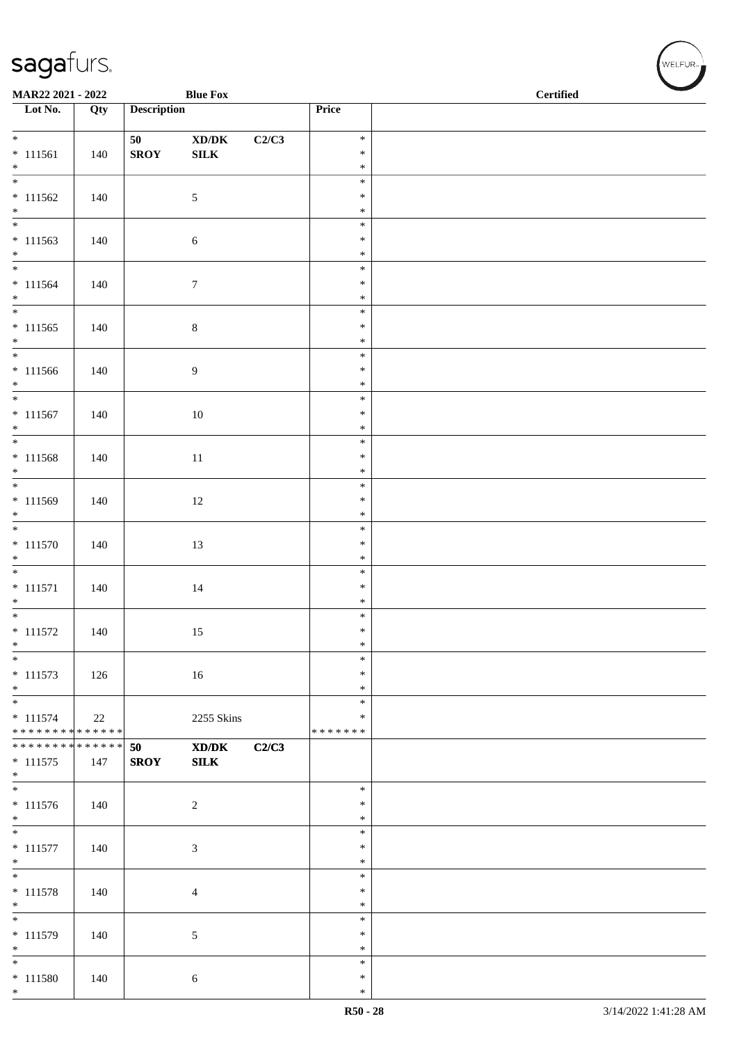| Lot No. | Qty | Description | | | Price | |
|---|---|---|---|---|---|---|
| * <br> * 111561 <br> * | 140 | 50 <br> **SROY** | **XD/DK** <br> **SILK** | **C2/C3** | * <br> * <br> * | |
| * <br> * 111562 <br> * | 140 | | 5 | | * <br> * <br> * | |
| * <br> * 111563 <br> * | 140 | | 6 | | * <br> * <br> * | |
| * <br> * 111564 <br> * | 140 | | 7 | | * <br> * <br> * | |
| * <br> * 111565 <br> * | 140 | | 8 | | * <br> * <br> * | |
| * <br> * 111566 <br> * | 140 | | 9 | | * <br> * <br> * | |
| * <br> * 111567 <br> * | 140 | | 10 | | * <br> * <br> * | |
| * <br> * 111568 <br> * | 140 | | 11 | | * <br> * <br> * | |
| * <br> * 111569 <br> * | 140 | | 12 | | * <br> * <br> * | |
| * <br> * 111570 <br> * | 140 | | 13 | | * <br> * <br> * | |
| * <br> * 111571 <br> * | 140 | | 14 | | * <br> * <br> * | |
| * <br> * 111572 <br> * | 140 | | 15 | | * <br> * <br> * | |
| * <br> * 111573 <br> * | 126 | | 16 | | * <br> * <br> * | |
| * <br> * 111574 <br> * * * * * * * * * * * * * * | 22 | | 2255 Skins | | * <br> * <br> * * * * * * * | |
| * * * * * * * * * * * * * * <br> * 111575 <br> * | 147 | **50** <br> **SROY** | **XD/DK** <br> **SILK** | **C2/C3** | | |
| * <br> * 111576 <br> * | 140 | | 2 | | * <br> * <br> * | |
| * <br> * 111577 <br> * | 140 | | 3 | | * <br> * <br> * | |
| * <br> * 111578 <br> * | 140 | | 4 | | * <br> * <br> * | |
| * <br> * 111579 <br> * | 140 | | 5 | | * <br> * <br> * | |
| * <br> * 111580 <br> * | 140 | | 6 | | * <br> * <br> * | |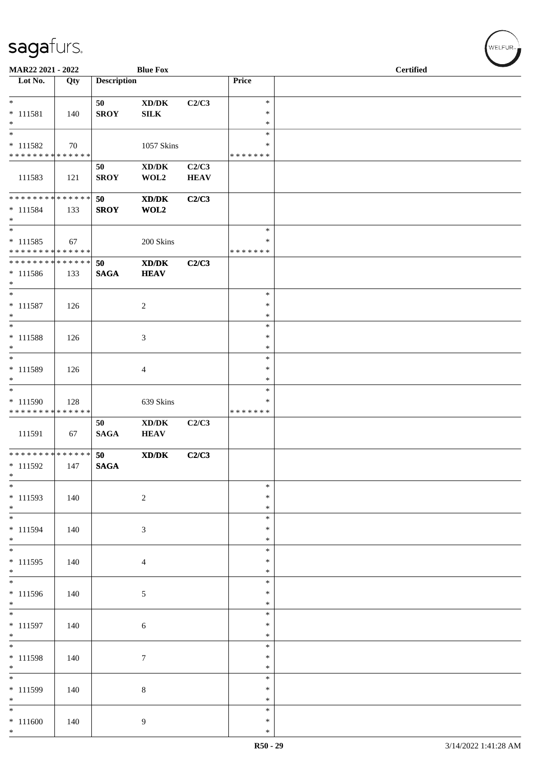| Lot No. | Qty | Description | | | Price | |
|---|---|---|---|---|---|---|
| * | | 50 | XD/DK | C2/C3 | * | |
| * 111581 | 140 | SROY | SILK | | * | |
| * | | | | | * | |
| * | | | | | * | |
| * 111582 | 70 | | 1057 Skins | | * | |
| * * * * * * * * * * * * * * | | | | | * * * * * * * | |
| | | 50 | XD/DK | C2/C3 | | |
| 111583 | 121 | SROY | WOL2 | HEAV | | |
| * * * * * * * * * * * * * * | | 50 | XD/DK | C2/C3 | | |
| * 111584 | 133 | SROY | WOL2 | | | |
| * | | | | | | |
| * | | | | | * | |
| * 111585 | 67 | | 200 Skins | | * | |
| * * * * * * * * * * * * * * | | | | | * * * * * * * | |
| * * * * * * * * * * * * * * | | 50 | XD/DK | C2/C3 | | |
| * 111586 | 133 | SAGA | HEAV | | | |
| * | | | | | | |
| * | | | | | * | |
| * 111587 | 126 | | 2 | | * | |
| * | | | | | * | |
| * | | | | | * | |
| * 111588 | 126 | | 3 | | * | |
| * | | | | | * | |
| * | | | | | * | |
| * 111589 | 126 | | 4 | | * | |
| * | | | | | * | |
| * | | | | | * | |
| * 111590 | 128 | | 639 Skins | | * | |
| * * * * * * * * * * * * * * | | | | | * * * * * * * | |
| | | 50 | XD/DK | C2/C3 | | |
| 111591 | 67 | SAGA | HEAV | | | |
| * * * * * * * * * * * * * * | | 50 | XD/DK | C2/C3 | | |
| * 111592 | 147 | SAGA | | | | |
| * | | | | | | |
| * | | | | | * | |
| * 111593 | 140 | | 2 | | * | |
| * | | | | | * | |
| * | | | | | * | |
| * 111594 | 140 | | 3 | | * | |
| * | | | | | * | |
| * | | | | | * | |
| * 111595 | 140 | | 4 | | * | |
| * | | | | | * | |
| * | | | | | * | |
| * 111596 | 140 | | 5 | | * | |
| * | | | | | * | |
| * | | | | | * | |
| * 111597 | 140 | | 6 | | * | |
| * | | | | | * | |
| * | | | | | * | |
| * 111598 | 140 | | 7 | | * | |
| * | | | | | * | |
| * | | | | | * | |
| * 111599 | 140 | | 8 | | * | |
| * | | | | | * | |
| * | | | | | * | |
| * 111600 | 140 | | 9 | | * | |
| * | | | | | * | |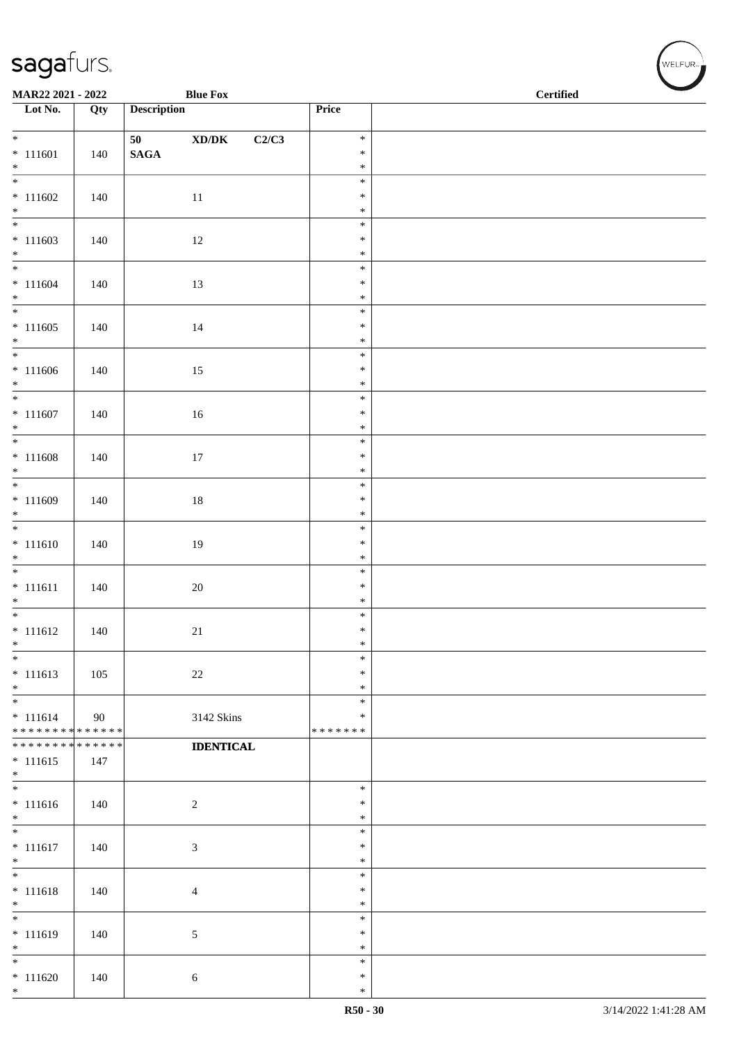**MAR22 2021 - 2022** **Blue Fox** **Certified**

| Lot No. | Qty | Description | Price | |
|---|---|---|---|---|
| * <br>* 111601<br>* | 140 | **50 XD/DK C2/C3**<br>**SAGA** | *<br>*<br>* | |
| * <br>* 111602<br>* | 140 | 11 | *<br>*<br>* | |
| * <br>* 111603<br>* | 140 | 12 | *<br>*<br>* | |
| * <br>* 111604<br>* | 140 | 13 | *<br>*<br>* | |
| * <br>* 111605<br>* | 140 | 14 | *<br>*<br>* | |
| * <br>* 111606<br>* | 140 | 15 | *<br>*<br>* | |
| * <br>* 111607<br>* | 140 | 16 | *<br>*<br>* | |
| * <br>* 111608<br>* | 140 | 17 | *<br>*<br>* | |
| * <br>* 111609<br>* | 140 | 18 | *<br>*<br>* | |
| * <br>* 111610<br>* | 140 | 19 | *<br>*<br>* | |
| * <br>* 111611<br>* | 140 | 20 | *<br>*<br>* | |
| * <br>* 111612<br>* | 140 | 21 | *<br>*<br>* | |
| * <br>* 111613<br>* | 105 | 22 | *<br>*<br>* | |
| * <br>* 111614<br>* * * * * * * * * * * * * * | 90 | 3142 Skins | *<br>*<br>* * * * * * * | |
| * * * * * * * * * * * * * *<br>* 111615<br>* | 147 | **IDENTICAL** | | |
| * <br>* 111616<br>* | 140 | 2 | *<br>*<br>* | |
| * <br>* 111617<br>* | 140 | 3 | *<br>*<br>* | |
| * <br>* 111618<br>* | 140 | 4 | *<br>*<br>* | |
| * <br>* 111619<br>* | 140 | 5 | *<br>*<br>* | |
| * <br>* 111620<br>* | 140 | 6 | *<br>*<br>* | |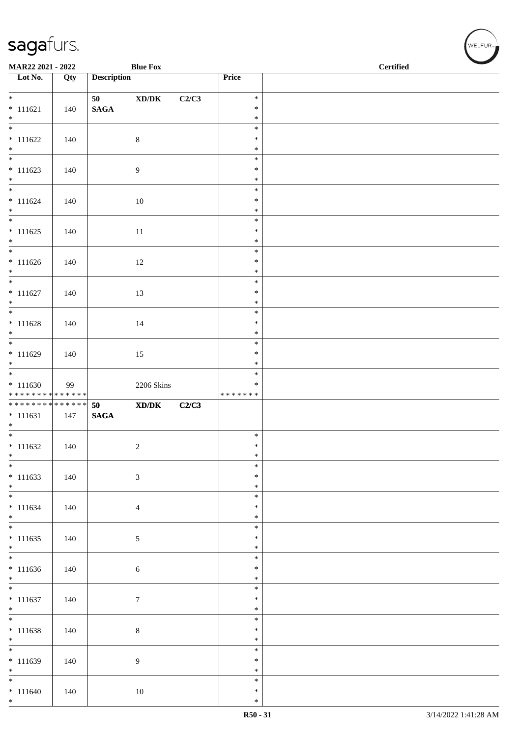| Lot No. | Qty | Description | | | Price | |
|---|---|---|---|---|---|---|
| * <br>* 111621<br>* | 140 | 50<br>**SAGA** | **XD/DK** | **C2/C3** | *<br>*<br>* | |
| * <br>* 111622<br>* | 140 | | 8 | | *<br>*<br>* | |
| * <br>* 111623<br>* | 140 | | 9 | | *<br>*<br>* | |
| * <br>* 111624<br>* | 140 | | 10 | | *<br>*<br>* | |
| * <br>* 111625<br>* | 140 | | 11 | | *<br>*<br>* | |
| * <br>* 111626<br>* | 140 | | 12 | | *<br>*<br>* | |
| * <br>* 111627<br>* | 140 | | 13 | | *<br>*<br>* | |
| * <br>* 111628<br>* | 140 | | 14 | | *<br>*<br>* | |
| * <br>* 111629<br>* | 140 | | 15 | | *<br>*<br>* | |
| * <br>* 111630<br>************** | 99 | | 2206 Skins | | *<br>*<br>******* | |
| **************<br>* 111631<br>* | 147 | **50**<br>**SAGA** | **XD/DK** | **C2/C3** | | |
| * <br>* 111632<br>* | 140 | | 2 | | *<br>*<br>* | |
| * <br>* 111633<br>* | 140 | | 3 | | *<br>*<br>* | |
| * <br>* 111634<br>* | 140 | | 4 | | *<br>*<br>* | |
| * <br>* 111635<br>* | 140 | | 5 | | *<br>*<br>* | |
| * <br>* 111636<br>* | 140 | | 6 | | *<br>*<br>* | |
| * <br>* 111637<br>* | 140 | | 7 | | *<br>*<br>* | |
| * <br>* 111638<br>* | 140 | | 8 | | *<br>*<br>* | |
| * <br>* 111639<br>* | 140 | | 9 | | *<br>*<br>* | |
| * <br>* 111640<br>* | 140 | | 10 | | *<br>*<br>* | |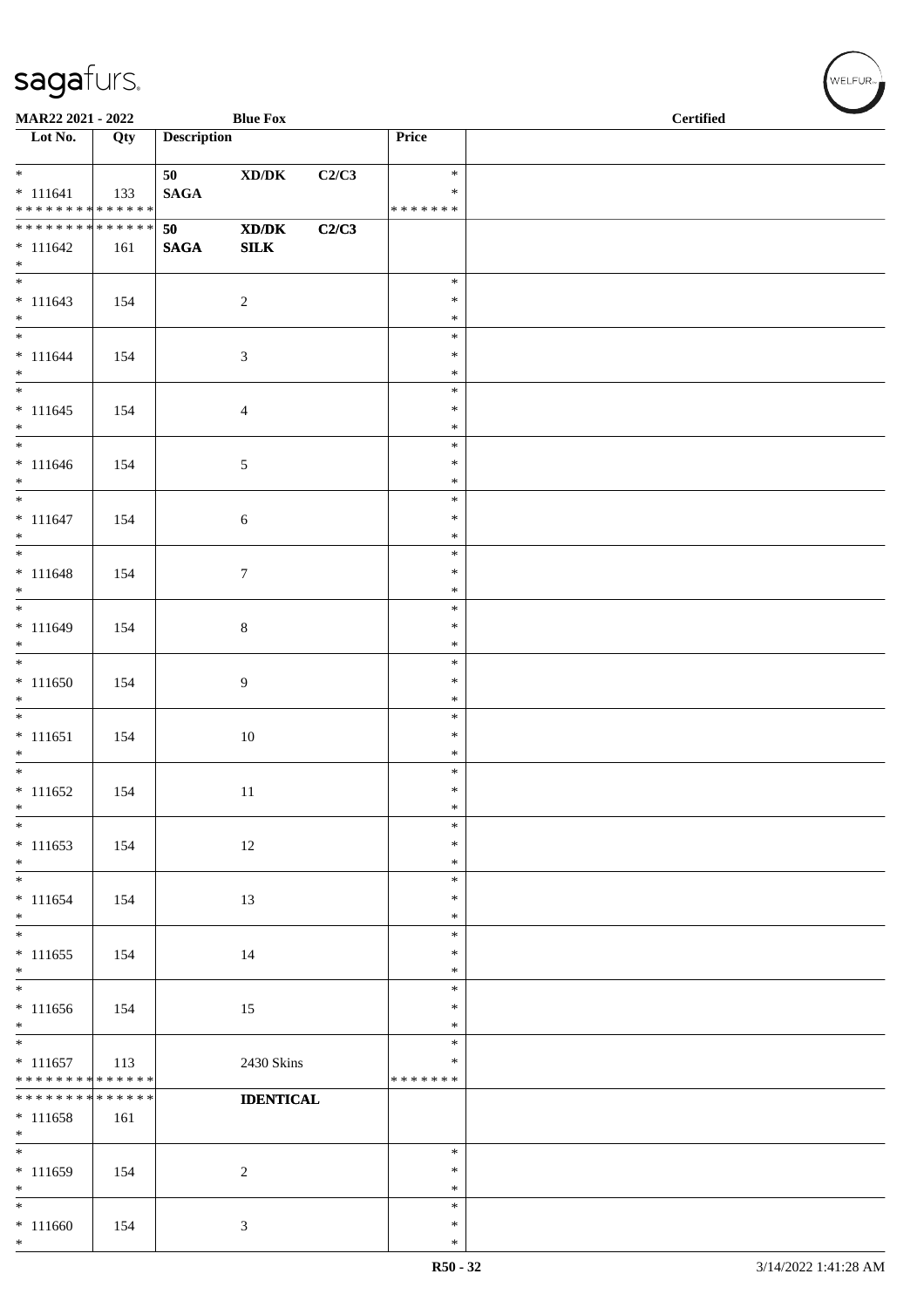| Lot No. | Qty | Description | | | Price | |
|---|---|---|---|---|---|---|
| * <br> * 111641 <br> * * * * * * * * * * * * * * | 133 | 50 <br> SAGA | XD/DK | C2/C3 | * <br> * <br> * * * * * * * | |
| * * * * * * * * * * * * * * <br> * 111642 <br> * | 161 | **50** <br> **SAGA** | **XD/DK** <br> **SILK** | **C2/C3** | | |
| * <br> * 111643 <br> * | 154 | | 2 | | * <br> * <br> * | |
| * <br> * 111644 <br> * | 154 | | 3 | | * <br> * <br> * | |
| * <br> * 111645 <br> * | 154 | | 4 | | * <br> * <br> * | |
| * <br> * 111646 <br> * | 154 | | 5 | | * <br> * <br> * | |
| * <br> * 111647 <br> * | 154 | | 6 | | * <br> * <br> * | |
| * <br> * 111648 <br> * | 154 | | 7 | | * <br> * <br> * | |
| * <br> * 111649 <br> * | 154 | | 8 | | * <br> * <br> * | |
| * <br> * 111650 <br> * | 154 | | 9 | | * <br> * <br> * | |
| * <br> * 111651 <br> * | 154 | | 10 | | * <br> * <br> * | |
| * <br> * 111652 <br> * | 154 | | 11 | | * <br> * <br> * | |
| * <br> * 111653 <br> * | 154 | | 12 | | * <br> * <br> * | |
| * <br> * 111654 <br> * | 154 | | 13 | | * <br> * <br> * | |
| * <br> * 111655 <br> * | 154 | | 14 | | * <br> * <br> * | |
| * <br> * 111656 <br> * | 154 | | 15 | | * <br> * <br> * | |
| * <br> * 111657 <br> * * * * * * * * * * * * * * | 113 | | 2430 Skins | | * <br> * <br> * * * * * * * | |
| * * * * * * * * * * * * * * <br> * 111658 <br> * | 161 | | **IDENTICAL** | | | |
| * <br> * 111659 <br> * | 154 | | 2 | | * <br> * <br> * | |
| * <br> * 111660 <br> * | 154 | | 3 | | * <br> * <br> * | |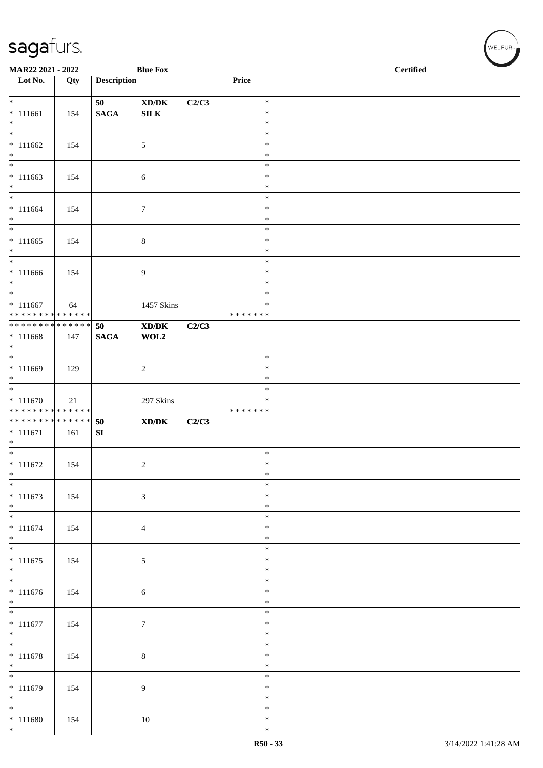MAR22 2021 - 2022 | Blue Fox | Certified

| Lot No. | Qty | Description | | | Price | |
|---|---|---|---|---|---|---|
| * <br> * 111661 <br> * | 154 | 50 <br> **SAGA** | **XD/DK** <br> **SILK** | **C2/C3** | * <br> * <br> * | |
| * <br> * 111662 <br> * | 154 | | 5 | | * <br> * <br> * | |
| * <br> * 111663 <br> * | 154 | | 6 | | * <br> * <br> * | |
| * <br> * 111664 <br> * | 154 | | 7 | | * <br> * <br> * | |
| * <br> * 111665 <br> * | 154 | | 8 | | * <br> * <br> * | |
| * <br> * 111666 <br> * | 154 | | 9 | | * <br> * <br> * | |
| * <br> * 111667 <br> * * * * * * * * * * * * * * | 64 | | 1457 Skins | | * <br> * <br> * * * * * * * | |
| * * * * * * * * * * * * * * <br> * 111668 <br> * | 147 | **50** <br> **SAGA** | **XD/DK** <br> **WOL2** | **C2/C3** | | |
| * <br> * 111669 <br> * | 129 | | 2 | | * <br> * <br> * | |
| * <br> * 111670 <br> * * * * * * * * * * * * * * | 21 | | 297 Skins | | * <br> * <br> * * * * * * * | |
| * * * * * * * * * * * * * * <br> * 111671 <br> * | 161 | **50** <br> **SI** | **XD/DK** | **C2/C3** | | |
| * <br> * 111672 <br> * | 154 | | 2 | | * <br> * <br> * | |
| * <br> * 111673 <br> * | 154 | | 3 | | * <br> * <br> * | |
| * <br> * 111674 <br> * | 154 | | 4 | | * <br> * <br> * | |
| * <br> * 111675 <br> * | 154 | | 5 | | * <br> * <br> * | |
| * <br> * 111676 <br> * | 154 | | 6 | | * <br> * <br> * | |
| * <br> * 111677 <br> * | 154 | | 7 | | * <br> * <br> * | |
| * <br> * 111678 <br> * | 154 | | 8 | | * <br> * <br> * | |
| * <br> * 111679 <br> * | 154 | | 9 | | * <br> * <br> * | |
| * <br> * 111680 <br> * | 154 | | 10 | | * <br> * <br> * | |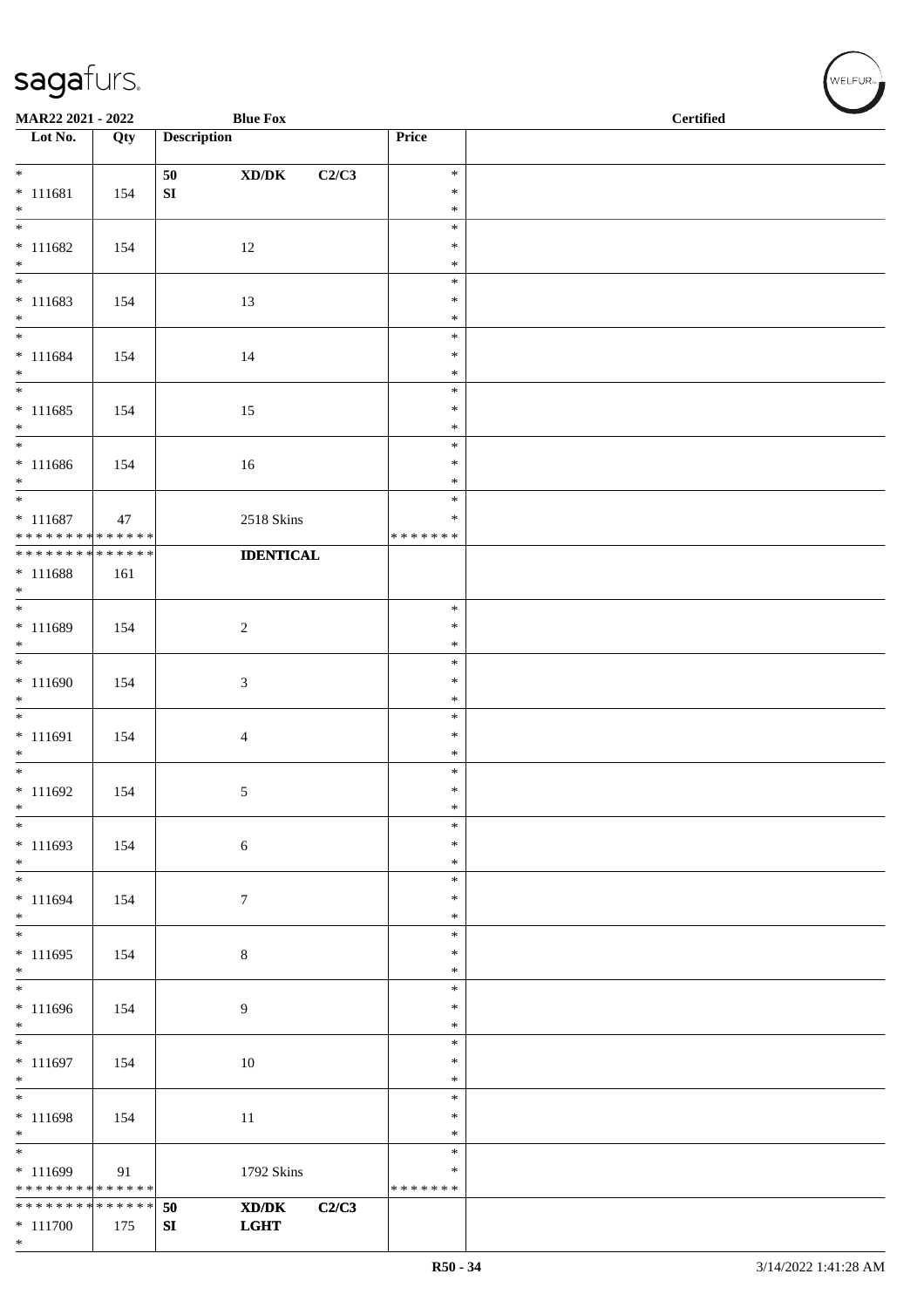| Lot No. | Qty | Description | Price | |
|---|---|---|---|---|
| * <br> * 111681 <br> * | 154 | **50** **XD/DK** **C2/C3** <br> **SI** | * <br> * <br> * | |
| * <br> * 111682 <br> * | 154 | 12 | * <br> * <br> * | |
| * <br> * 111683 <br> * | 154 | 13 | * <br> * <br> * | |
| * <br> * 111684 <br> * | 154 | 14 | * <br> * <br> * | |
| * <br> * 111685 <br> * | 154 | 15 | * <br> * <br> * | |
| * <br> * 111686 <br> * | 154 | 16 | * <br> * <br> * | |
| * <br> * 111687 <br> * * * * * * * * * * * * * * | 47 | 2518 Skins | * <br> * <br> * * * * * * * | |
| * * * * * * * * * * * * * * <br> * 111688 <br> * | 161 | **IDENTICAL** | | |
| * <br> * 111689 <br> * | 154 | 2 | * <br> * <br> * | |
| * <br> * 111690 <br> * | 154 | 3 | * <br> * <br> * | |
| * <br> * 111691 <br> * | 154 | 4 | * <br> * <br> * | |
| * <br> * 111692 <br> * | 154 | 5 | * <br> * <br> * | |
| * <br> * 111693 <br> * | 154 | 6 | * <br> * <br> * | |
| * <br> * 111694 <br> * | 154 | 7 | * <br> * <br> * | |
| * <br> * 111695 <br> * | 154 | 8 | * <br> * <br> * | |
| * <br> * 111696 <br> * | 154 | 9 | * <br> * <br> * | |
| * <br> * 111697 <br> * | 154 | 10 | * <br> * <br> * | |
| * <br> * 111698 <br> * | 154 | 11 | * <br> * <br> * | |
| * <br> * 111699 <br> * * * * * * * * * * * * * * | 91 | 1792 Skins | * <br> * <br> * * * * * * * | |
| * * * * * * * * * * * * * * <br> * 111700 <br> * | 175 | **50** **XD/DK** **C2/C3** <br> **SI** **LGHT** | | |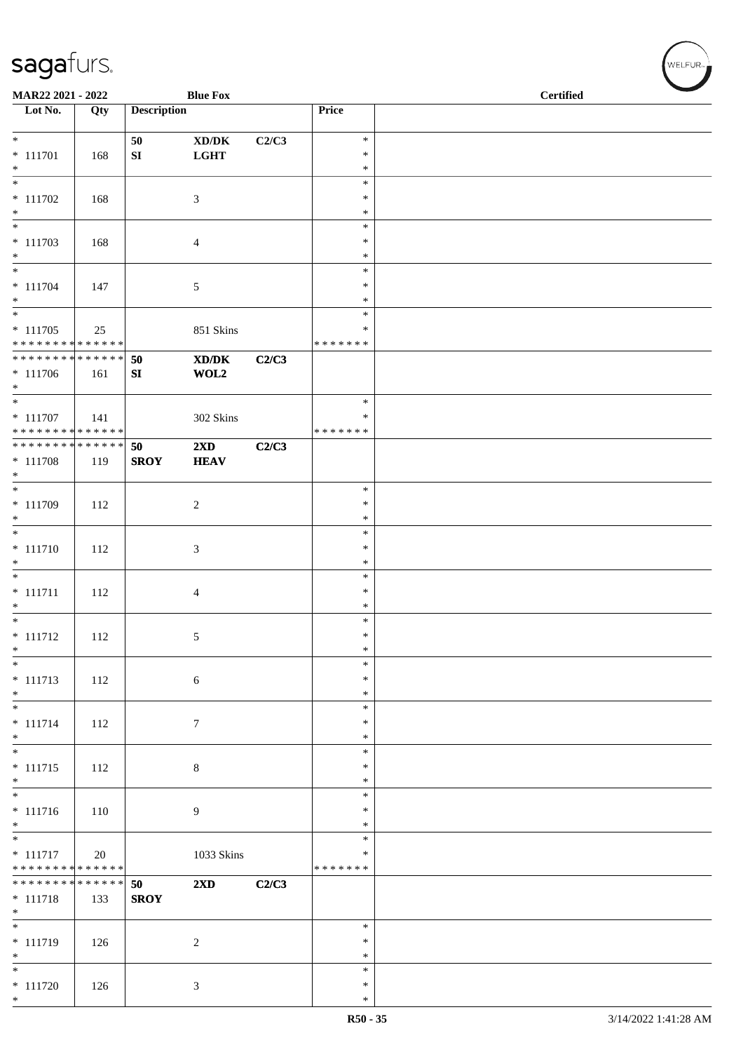MAR22 2021 - 2022 | Blue Fox | Certified

| Lot No. | Qty | Description | | | Price | |
|---|---|---|---|---|---|---|
| * <br> * 111701 <br> * | 168 | 50 <br> SI | XD/DK <br> LGHT | C2/C3 | * <br> * <br> * | |
| * <br> * 111702 <br> * | 168 | | 3 | | * <br> * <br> * | |
| * <br> * 111703 <br> * | 168 | | 4 | | * <br> * <br> * | |
| * <br> * 111704 <br> * | 147 | | 5 | | * <br> * <br> * | |
| * <br> * 111705 <br> * * * * * * * * * * * * * * | 25 | | 851 Skins | | * <br> * <br> * * * * * * * | |
| * * * * * * * * * * * * * * <br> * 111706 <br> * | 161 | 50 <br> SI | XD/DK <br> WOL2 | C2/C3 | | |
| * <br> * 111707 <br> * * * * * * * * * * * * * * | 141 | | 302 Skins | | * <br> * <br> * * * * * * * | |
| * * * * * * * * * * * * * * <br> * 111708 <br> * | 119 | 50 <br> SROY | 2XD <br> HEAV | C2/C3 | | |
| * <br> * 111709 <br> * | 112 | | 2 | | * <br> * <br> * | |
| * <br> * 111710 <br> * | 112 | | 3 | | * <br> * <br> * | |
| * <br> * 111711 <br> * | 112 | | 4 | | * <br> * <br> * | |
| * <br> * 111712 <br> * | 112 | | 5 | | * <br> * <br> * | |
| * <br> * 111713 <br> * | 112 | | 6 | | * <br> * <br> * | |
| * <br> * 111714 <br> * | 112 | | 7 | | * <br> * <br> * | |
| * <br> * 111715 <br> * | 112 | | 8 | | * <br> * <br> * | |
| * <br> * 111716 <br> * | 110 | | 9 | | * <br> * <br> * | |
| * <br> * 111717 <br> * * * * * * * * * * * * * * | 20 | | 1033 Skins | | * <br> * <br> * * * * * * * | |
| * * * * * * * * * * * * * * <br> * 111718 <br> * | 133 | 50 <br> SROY | 2XD | C2/C3 | | |
| * <br> * 111719 <br> * | 126 | | 2 | | * <br> * <br> * | |
| * <br> * 111720 <br> * | 126 | | 3 | | * <br> * <br> * | |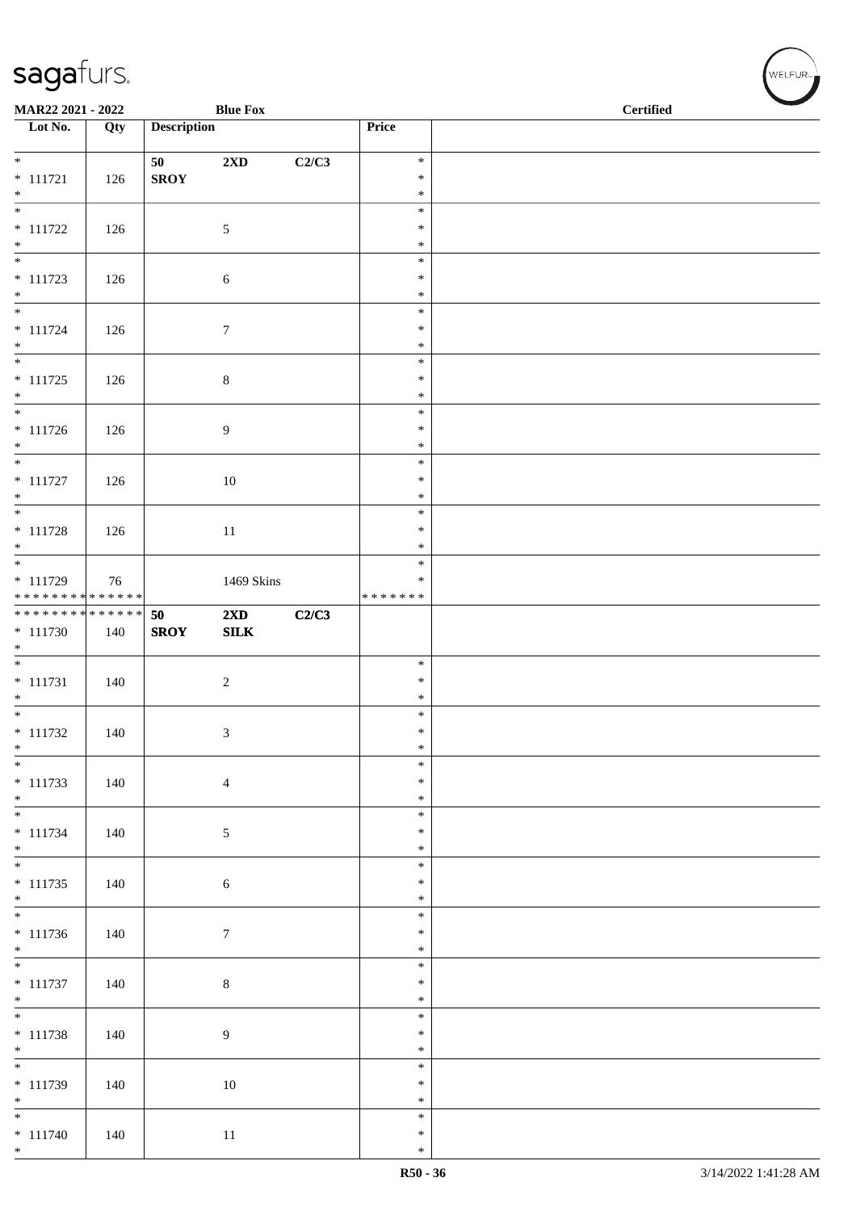MAR22 2021 - 2022 Blue Fox Certified

| Lot No. | Qty | Description | | | Price | |
|---|---|---|---|---|---|---|
| * <br> * 111721 <br> * | 126 | 50 <br> **SROY** | **2XD** | **C2/C3** | * <br> * <br> * | |
| * <br> * 111722 <br> * | 126 | | 5 | | * <br> * <br> * | |
| * <br> * 111723 <br> * | 126 | | 6 | | * <br> * <br> * | |
| * <br> * 111724 <br> * | 126 | | 7 | | * <br> * <br> * | |
| * <br> * 111725 <br> * | 126 | | 8 | | * <br> * <br> * | |
| * <br> * 111726 <br> * | 126 | | 9 | | * <br> * <br> * | |
| * <br> * 111727 <br> * | 126 | | 10 | | * <br> * <br> * | |
| * <br> * 111728 <br> * | 126 | | 11 | | * <br> * <br> * | |
| * <br> * 111729 <br> * * * * * * * * * * * * * * | 76 | | 1469 Skins | | * <br> * <br> * * * * * * * | |
| * * * * * * * * * * * * * * <br> * 111730 <br> * | 140 | **50** <br> **SROY** | **2XD** <br> **SILK** | **C2/C3** | | |
| * <br> * 111731 <br> * | 140 | | 2 | | * <br> * <br> * | |
| * <br> * 111732 <br> * | 140 | | 3 | | * <br> * <br> * | |
| * <br> * 111733 <br> * | 140 | | 4 | | * <br> * <br> * | |
| * <br> * 111734 <br> * | 140 | | 5 | | * <br> * <br> * | |
| * <br> * 111735 <br> * | 140 | | 6 | | * <br> * <br> * | |
| * <br> * 111736 <br> * | 140 | | 7 | | * <br> * <br> * | |
| * <br> * 111737 <br> * | 140 | | 8 | | * <br> * <br> * | |
| * <br> * 111738 <br> * | 140 | | 9 | | * <br> * <br> * | |
| * <br> * 111739 <br> * | 140 | | 10 | | * <br> * <br> * | |
| * <br> * 111740 <br> * | 140 | | 11 | | * <br> * <br> * | |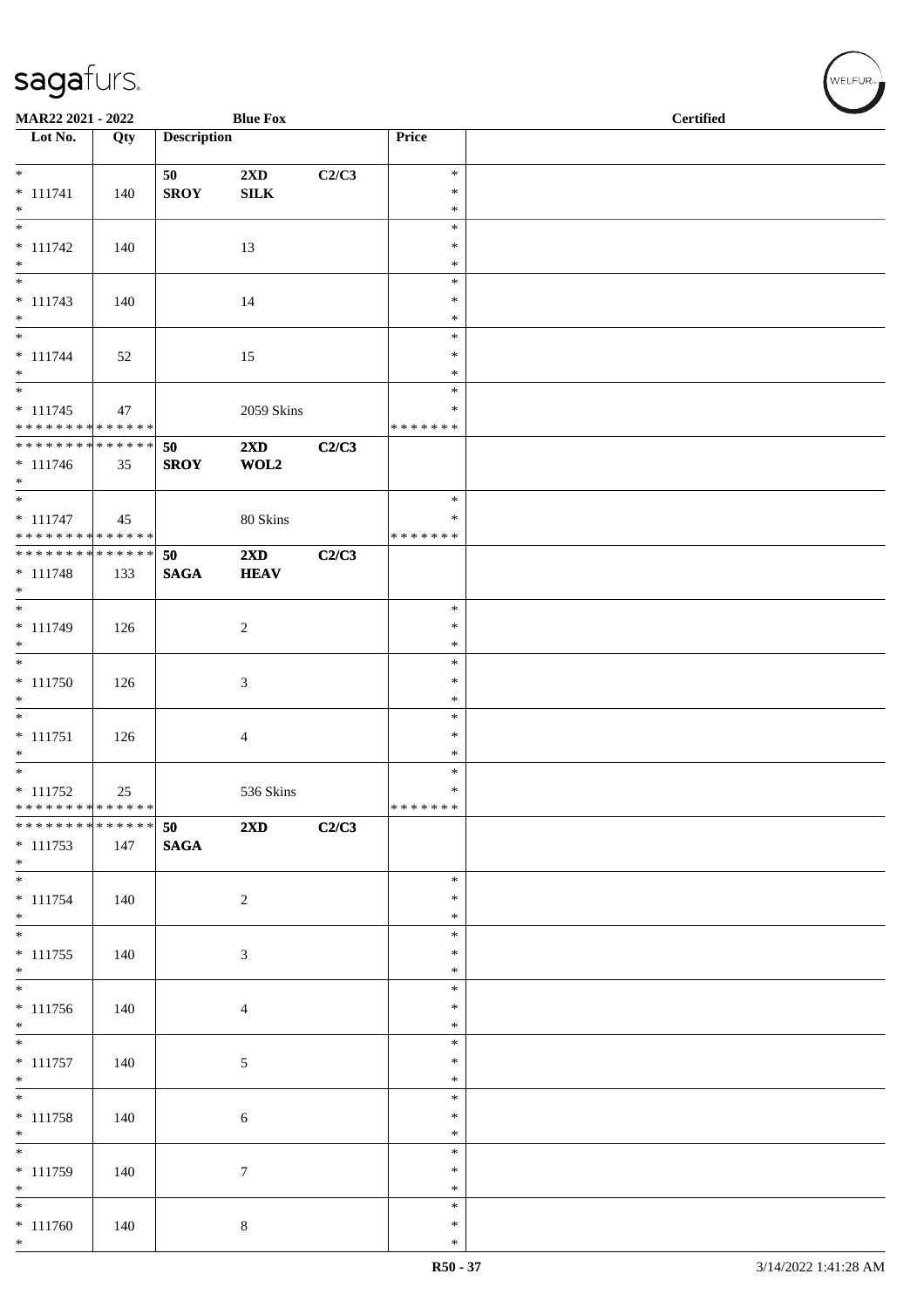MAR22 2021 - 2022 | Blue Fox | Certified

| Lot No. | Qty | Description | | | Price | |
|---|---|---|---|---|---|---|
| * | | 50 | 2XD | C2/C3 | * | |
| * 111741 | 140 | SROY | SILK | | * | |
| * | | | | | * | |
| * | | | | | * | |
| * 111742 | 140 | | 13 | | * | |
| * | | | | | * | |
| * | | | | | * | |
| * 111743 | 140 | | 14 | | * | |
| * | | | | | * | |
| * | | | | | * | |
| * 111744 | 52 | | 15 | | * | |
| * | | | | | * | |
| * | | | | | * | |
| * 111745 | 47 | | 2059 Skins | | * | |
| * * * * * * * * * * * * * * | | | | | * * * * * * * | |
| * * * * * * * * * * * * * * | | 50 | 2XD | C2/C3 | | |
| * 111746 | 35 | SROY | WOL2 | | | |
| * | | | | | | |
| * | | | | | * | |
| * 111747 | 45 | | 80 Skins | | * | |
| * * * * * * * * * * * * * * | | | | | * * * * * * * | |
| * * * * * * * * * * * * * * | | 50 | 2XD | C2/C3 | | |
| * 111748 | 133 | SAGA | HEAV | | | |
| * | | | | | | |
| * | | | | | * | |
| * 111749 | 126 | | 2 | | * | |
| * | | | | | * | |
| * | | | | | * | |
| * 111750 | 126 | | 3 | | * | |
| * | | | | | * | |
| * | | | | | * | |
| * 111751 | 126 | | 4 | | * | |
| * | | | | | * | |
| * | | | | | * | |
| * 111752 | 25 | | 536 Skins | | * | |
| * * * * * * * * * * * * * * | | | | | * * * * * * * | |
| * * * * * * * * * * * * * * | | 50 | 2XD | C2/C3 | | |
| * 111753 | 147 | SAGA | | | | |
| * | | | | | | |
| * | | | | | * | |
| * 111754 | 140 | | 2 | | * | |
| * | | | | | * | |
| * | | | | | * | |
| * 111755 | 140 | | 3 | | * | |
| * | | | | | * | |
| * | | | | | * | |
| * 111756 | 140 | | 4 | | * | |
| * | | | | | * | |
| * | | | | | * | |
| * 111757 | 140 | | 5 | | * | |
| * | | | | | * | |
| * | | | | | * | |
| * 111758 | 140 | | 6 | | * | |
| * | | | | | * | |
| * | | | | | * | |
| * 111759 | 140 | | 7 | | * | |
| * | | | | | * | |
| * | | | | | * | |
| * 111760 | 140 | | 8 | | * | |
| * | | | | | * | |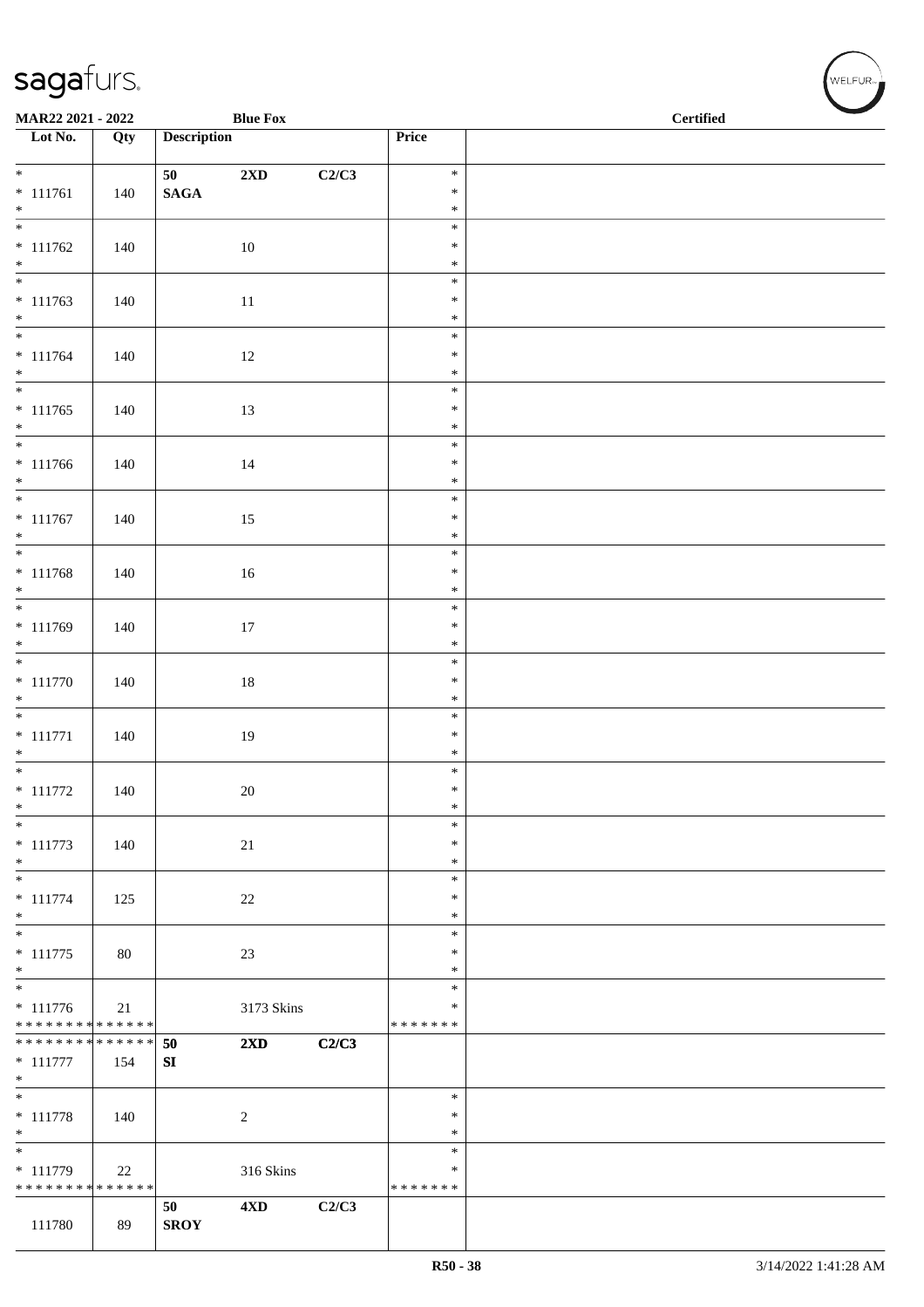MAR22 2021 - 2022 **Blue Fox** **Certified**

| Lot No. | Qty | Description | | | Price | |
|---|---|---|---|---|---|---|
| * <br> * 111761 <br> * | 140 | **50** <br> **SAGA** | **2XD** | **C2/C3** | * <br> * <br> * | |
| * <br> * 111762 <br> * | 140 | | 10 | | * <br> * <br> * | |
| * <br> * 111763 <br> * | 140 | | 11 | | * <br> * <br> * | |
| * <br> * 111764 <br> * | 140 | | 12 | | * <br> * <br> * | |
| * <br> * 111765 <br> * | 140 | | 13 | | * <br> * <br> * | |
| * <br> * 111766 <br> * | 140 | | 14 | | * <br> * <br> * | |
| * <br> * 111767 <br> * | 140 | | 15 | | * <br> * <br> * | |
| * <br> * 111768 <br> * | 140 | | 16 | | * <br> * <br> * | |
| * <br> * 111769 <br> * | 140 | | 17 | | * <br> * <br> * | |
| * <br> * 111770 <br> * | 140 | | 18 | | * <br> * <br> * | |
| * <br> * 111771 <br> * | 140 | | 19 | | * <br> * <br> * | |
| * <br> * 111772 <br> * | 140 | | 20 | | * <br> * <br> * | |
| * <br> * 111773 <br> * | 140 | | 21 | | * <br> * <br> * | |
| * <br> * 111774 <br> * | 125 | | 22 | | * <br> * <br> * | |
| * <br> * 111775 <br> * | 80 | | 23 | | * <br> * <br> * | |
| * <br> * 111776 <br> * * * * * * * * * * * * * * | 21 | | 3173 Skins | | * <br> * <br> * * * * * * * | |
| * * * * * * * * * * * * * * <br> * 111777 <br> * | 154 | **50** <br> **SI** | **2XD** | **C2/C3** | | |
| * <br> * 111778 <br> * | 140 | | 2 | | * <br> * <br> * | |
| * <br> * 111779 <br> * * * * * * * * * * * * * * | 22 | | 316 Skins | | * <br> * <br> * * * * * * * | |
| 111780 | 89 | **50** <br> **SROY** | **4XD** | **C2/C3** | | |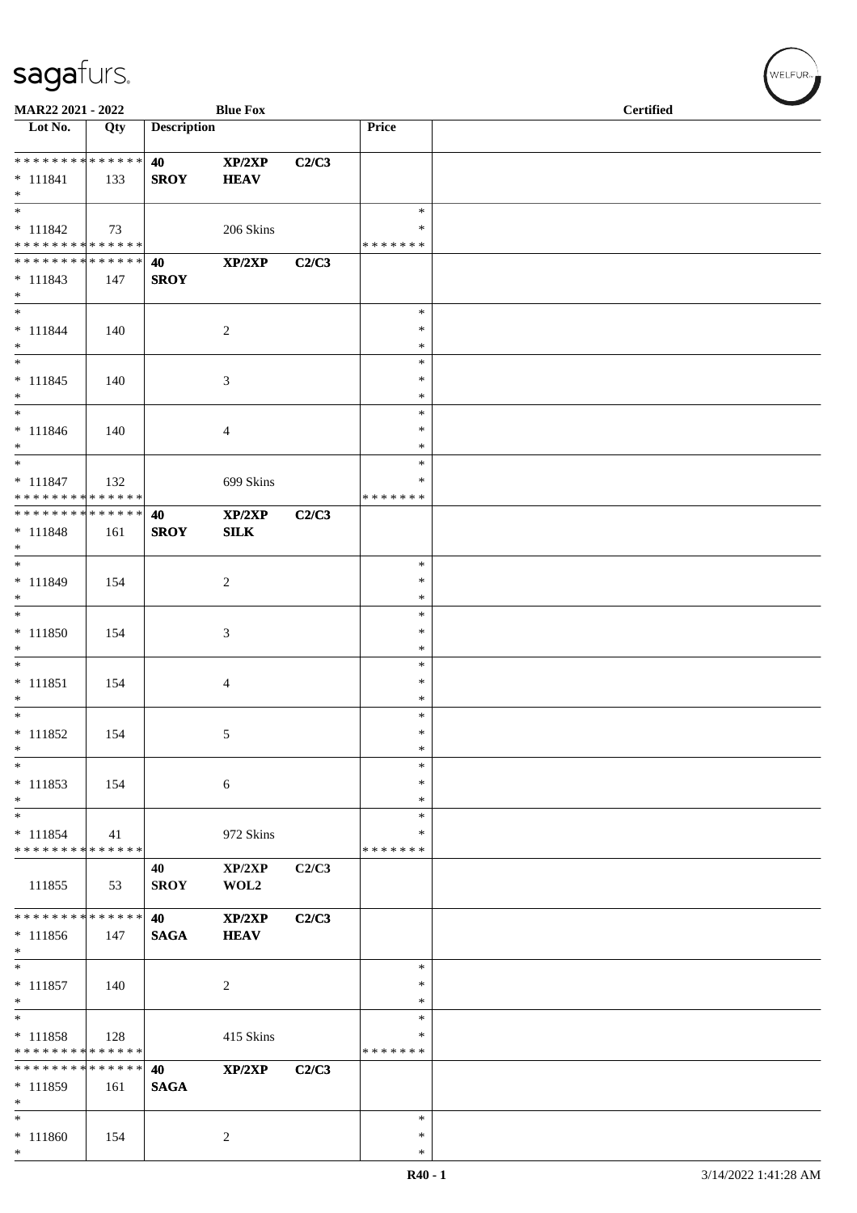| Lot No. | Qty | Description | | | Price | |
|---|---|---|---|---|---|---|
| * * * * * * * * * * * * * * | | 40 | XP/2XP | C2/C3 | | |
| * 111841 | 133 | SROY | HEAV | | | |
| * | | | | | | |
| * | | | | | * | |
| * 111842 | 73 | | 206 Skins | | * | |
| * * * * * * * * * * * * * * | | | | | * * * * * * * | |
| * * * * * * * * * * * * * * | | 40 | XP/2XP | C2/C3 | | |
| * 111843 | 147 | SROY | | | | |
| * | | | | | | |
| * | | | | | * | |
| * 111844 | 140 | | 2 | | * | |
| * | | | | | * | |
| * | | | | | * | |
| * 111845 | 140 | | 3 | | * | |
| * | | | | | * | |
| * | | | | | * | |
| * 111846 | 140 | | 4 | | * | |
| * | | | | | * | |
| * | | | | | * | |
| * 111847 | 132 | | 699 Skins | | * | |
| * * * * * * * * * * * * * * | | | | | * * * * * * * | |
| * * * * * * * * * * * * * * | | 40 | XP/2XP | C2/C3 | | |
| * 111848 | 161 | SROY | SILK | | | |
| * | | | | | | |
| * | | | | | * | |
| * 111849 | 154 | | 2 | | * | |
| * | | | | | * | |
| * | | | | | * | |
| * 111850 | 154 | | 3 | | * | |
| * | | | | | * | |
| * | | | | | * | |
| * 111851 | 154 | | 4 | | * | |
| * | | | | | * | |
| * | | | | | * | |
| * 111852 | 154 | | 5 | | * | |
| * | | | | | * | |
| * | | | | | * | |
| * 111853 | 154 | | 6 | | * | |
| * | | | | | * | |
| * | | | | | * | |
| * 111854 | 41 | | 972 Skins | | * | |
| * * * * * * * * * * * * * * | | | | | * * * * * * * | |
| | | 40 | XP/2XP | C2/C3 | | |
| 111855 | 53 | SROY | WOL2 | | | |
| * * * * * * * * * * * * * * | | 40 | XP/2XP | C2/C3 | | |
| * 111856 | 147 | SAGA | HEAV | | | |
| * | | | | | | |
| * | | | | | * | |
| * 111857 | 140 | | 2 | | * | |
| * | | | | | * | |
| * | | | | | * | |
| * 111858 | 128 | | 415 Skins | | * | |
| * * * * * * * * * * * * * * | | | | | * * * * * * * | |
| * * * * * * * * * * * * * * | | 40 | XP/2XP | C2/C3 | | |
| * 111859 | 161 | SAGA | | | | |
| * | | | | | | |
| * | | | | | * | |
| * 111860 | 154 | | 2 | | * | |
| * | | | | | * | |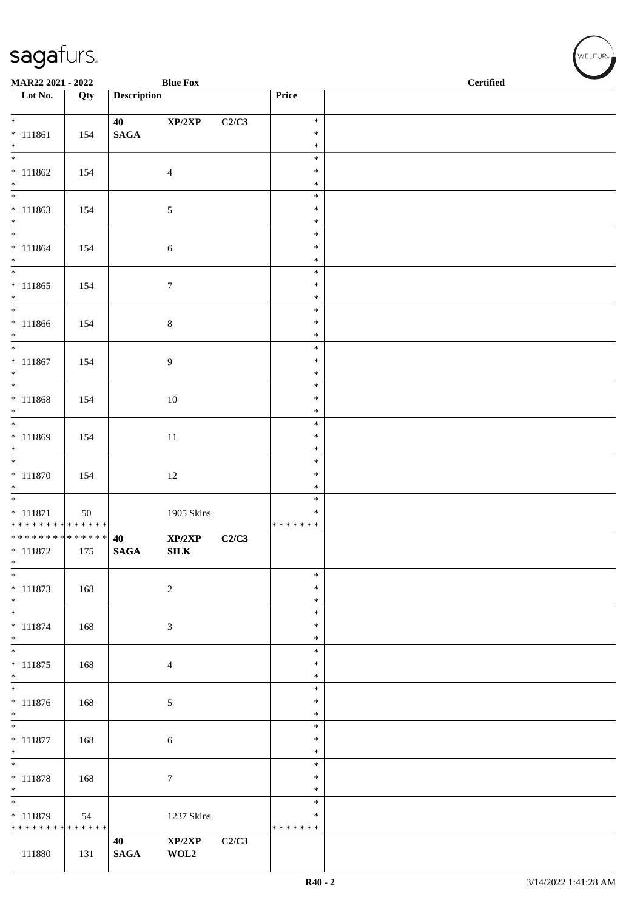| Lot No. | Qty | Description | | | Price | |
|---|---|---|---|---|---|---|
| * <br> * 111861 <br> * | 154 | 40 <br> SAGA | XP/2XP | C2/C3 | * <br> * <br> * | |
| * <br> * 111862 <br> * | 154 | | 4 | | * <br> * <br> * | |
| * <br> * 111863 <br> * | 154 | | 5 | | * <br> * <br> * | |
| * <br> * 111864 <br> * | 154 | | 6 | | * <br> * <br> * | |
| * <br> * 111865 <br> * | 154 | | 7 | | * <br> * <br> * | |
| * <br> * 111866 <br> * | 154 | | 8 | | * <br> * <br> * | |
| * <br> * 111867 <br> * | 154 | | 9 | | * <br> * <br> * | |
| * <br> * 111868 <br> * | 154 | | 10 | | * <br> * <br> * | |
| * <br> * 111869 <br> * | 154 | | 11 | | * <br> * <br> * | |
| * <br> * 111870 <br> * | 154 | | 12 | | * <br> * <br> * | |
| * <br> * 111871 <br> * * * * * * * * * * * * * * | 50 | | 1905 Skins | | * <br> * <br> * * * * * * * | |
| * * * * * * * * * * * * * * <br> * 111872 <br> * | 175 | **40** <br> **SAGA** | **XP/2XP** <br> **SILK** | **C2/C3** | | |
| * <br> * 111873 <br> * | 168 | | 2 | | * <br> * <br> * | |
| * <br> * 111874 <br> * | 168 | | 3 | | * <br> * <br> * | |
| * <br> * 111875 <br> * | 168 | | 4 | | * <br> * <br> * | |
| * <br> * 111876 <br> * | 168 | | 5 | | * <br> * <br> * | |
| * <br> * 111877 <br> * | 168 | | 6 | | * <br> * <br> * | |
| * <br> * 111878 <br> * | 168 | | 7 | | * <br> * <br> * | |
| * <br> * 111879 <br> * * * * * * * * * * * * * * | 54 | | 1237 Skins | | * <br> * <br> * * * * * * * | |
| 111880 | 131 | **40** <br> **SAGA** | **XP/2XP** <br> **WOL2** | **C2/C3** | | |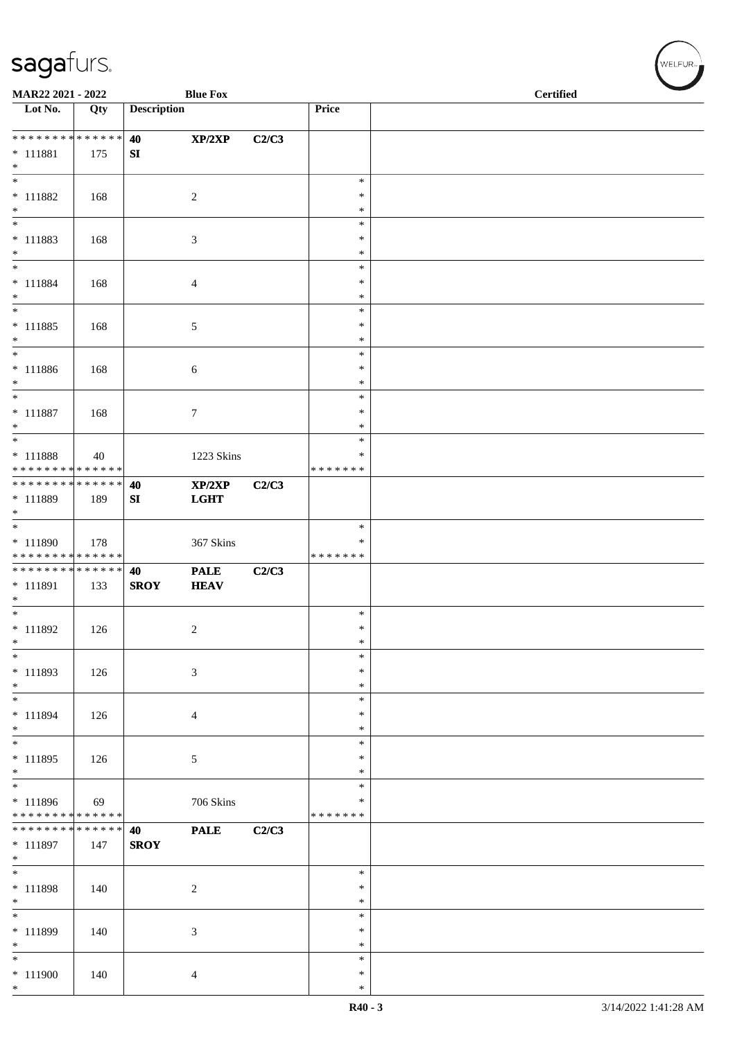MAR22 2021 - 2022 | Blue Fox | Certified

| Lot No. | Qty | Description | | | Price | |
|---|---|---|---|---|---|---|
| * * * * * * * * * * * * * * | 40 | XP/2XP | C2/C3 | | | |
| * 111881 | 175 | SI | | | | |
| * | | | | | | |
| * 111882 | 168 | | 2 | | * * * | |
| * 111883 | 168 | | 3 | | * * * | |
| * 111884 | 168 | | 4 | | * * * | |
| * 111885 | 168 | | 5 | | * * * | |
| * 111886 | 168 | | 6 | | * * * | |
| * 111887 | 168 | | 7 | | * * * | |
| * 111888 | 40 | | 1223 Skins | | * * * * * * * * | |
| * * * * * * * * * * * * * * | 40 | XP/2XP | C2/C3 | | | |
| * 111889 | 189 | SI | LGHT | | | |
| * 111890 | 178 | | 367 Skins | | * * * * * * * * | |
| * * * * * * * * * * * * * * | 40 | PALE | C2/C3 | | | |
| * 111891 | 133 | SROY | HEAV | | | |
| * 111892 | 126 | | 2 | | * * * | |
| * 111893 | 126 | | 3 | | * * * | |
| * 111894 | 126 | | 4 | | * * * | |
| * 111895 | 126 | | 5 | | * * * | |
| * 111896 | 69 | | 706 Skins | | * * * * * * * * | |
| * * * * * * * * * * * * * * | 40 | PALE | C2/C3 | | | |
| * 111897 | 147 | SROY | | | | |
| * 111898 | 140 | | 2 | | * * * | |
| * 111899 | 140 | | 3 | | * * * | |
| * 111900 | 140 | | 4 | | * * * | |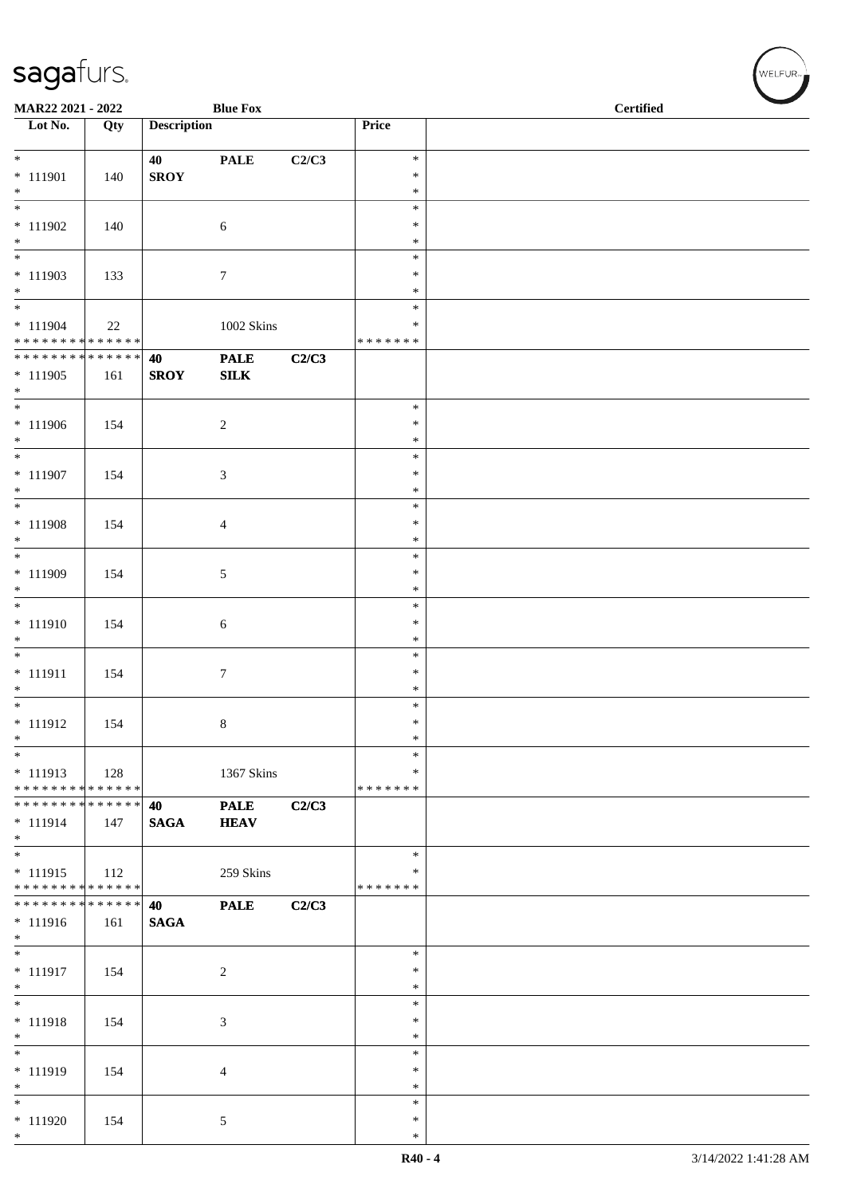**MAR22 2021 - 2022** **Blue Fox** **Certified**

| Lot No. | Qty | Description | | | Price | |
|---|---|---|---|---|---|---|
| * | | **40** | **PALE** | **C2/C3** | * | |
| * 111901 | 140 | **SROY** | | | * | |
| * | | | | | * | |
| * | | | | | * | |
| * 111902 | 140 | | 6 | | * | |
| * | | | | | * | |
| * | | | | | * | |
| * 111903 | 133 | | 7 | | * | |
| * | | | | | * | |
| * | | | | | * | |
| * 111904 | 22 | | 1002 Skins | | * | |
| * * * * * * * * * * * * * * | | | | | * * * * * * * | |
| * * * * * * * * * * * * * * | | **40** | **PALE** | **C2/C3** | | |
| * 111905 | 161 | **SROY** | **SILK** | | | |
| * | | | | | | |
| * | | | | | * | |
| * 111906 | 154 | | 2 | | * | |
| * | | | | | * | |
| * | | | | | * | |
| * 111907 | 154 | | 3 | | * | |
| * | | | | | * | |
| * | | | | | * | |
| * 111908 | 154 | | 4 | | * | |
| * | | | | | * | |
| * | | | | | * | |
| * 111909 | 154 | | 5 | | * | |
| * | | | | | * | |
| * | | | | | * | |
| * 111910 | 154 | | 6 | | * | |
| * | | | | | * | |
| * | | | | | * | |
| * 111911 | 154 | | 7 | | * | |
| * | | | | | * | |
| * | | | | | * | |
| * 111912 | 154 | | 8 | | * | |
| * | | | | | * | |
| * | | | | | * | |
| * 111913 | 128 | | 1367 Skins | | * | |
| * * * * * * * * * * * * * * | | | | | * * * * * * * | |
| * * * * * * * * * * * * * * | | **40** | **PALE** | **C2/C3** | | |
| * 111914 | 147 | **SAGA** | **HEAV** | | | |
| * | | | | | | |
| * | | | | | * | |
| * 111915 | 112 | | 259 Skins | | * | |
| * * * * * * * * * * * * * * | | | | | * * * * * * * | |
| * * * * * * * * * * * * * * | | **40** | **PALE** | **C2/C3** | | |
| * 111916 | 161 | **SAGA** | | | | |
| * | | | | | | |
| * | | | | | * | |
| * 111917 | 154 | | 2 | | * | |
| * | | | | | * | |
| * | | | | | * | |
| * 111918 | 154 | | 3 | | * | |
| * | | | | | * | |
| * | | | | | * | |
| * 111919 | 154 | | 4 | | * | |
| * | | | | | * | |
| * | | | | | * | |
| * 111920 | 154 | | 5 | | * | |
| * | | | | | * | |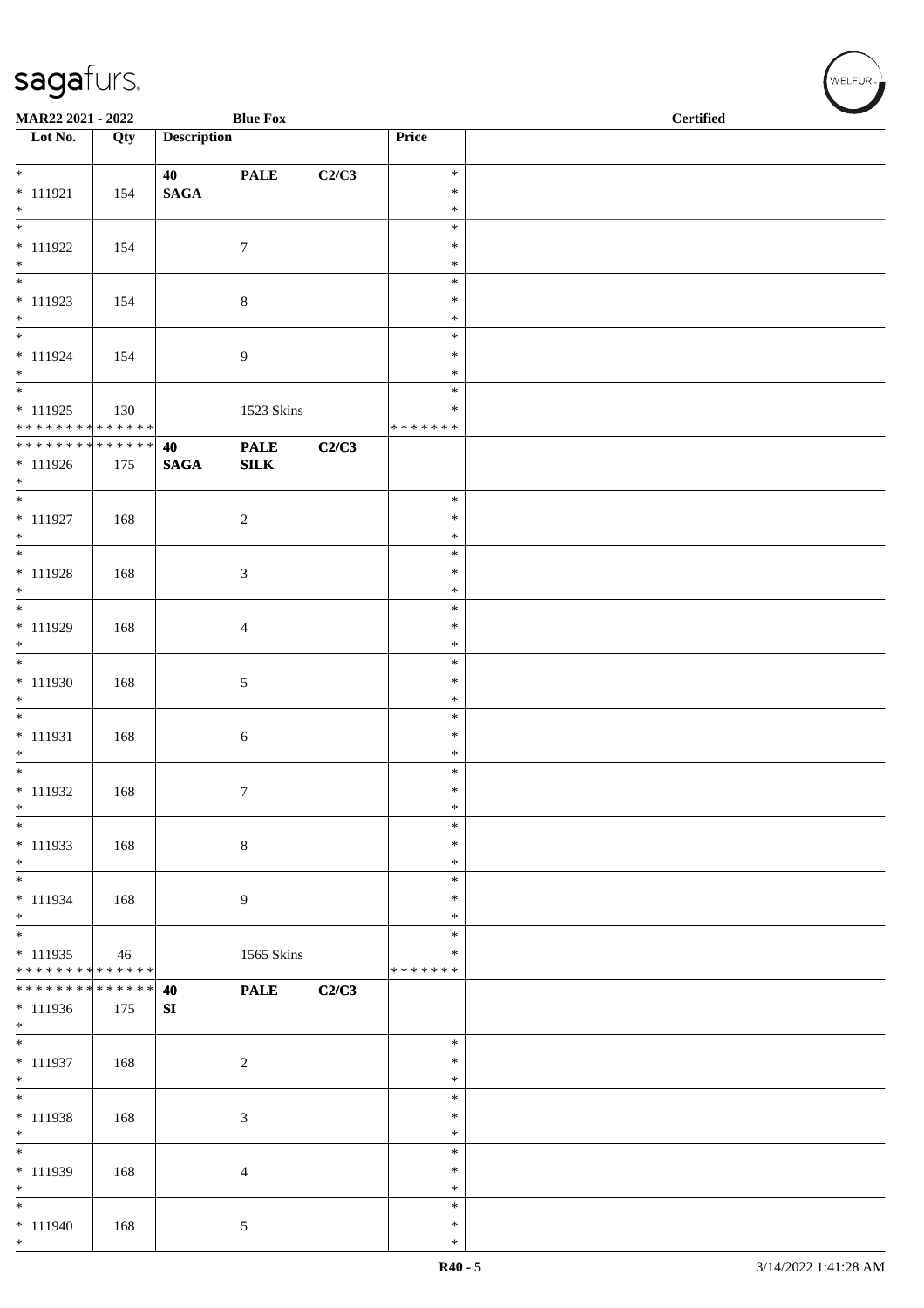| Lot No. | Qty | Description | | | Price | |
|---|---|---|---|---|---|---|
| * <br> * 111921 <br> * | 154 | **40** <br> **SAGA** | **PALE** | **C2/C3** | * <br> * <br> * | |
| * <br> * 111922 <br> * | 154 | | 7 | | * <br> * <br> * | |
| * <br> * 111923 <br> * | 154 | | 8 | | * <br> * <br> * | |
| * <br> * 111924 <br> * | 154 | | 9 | | * <br> * <br> * | |
| * <br> * 111925 <br> * * * * * * * * * * * * * * | 130 | | 1523 Skins | | * <br> * <br> * * * * * * * | |
| * * * * * * * * * * * * * * <br> * 111926 <br> * | 175 | **40** <br> **SAGA** | **PALE** <br> **SILK** | **C2/C3** | | |
| * <br> * 111927 <br> * | 168 | | 2 | | * <br> * <br> * | |
| * <br> * 111928 <br> * | 168 | | 3 | | * <br> * <br> * | |
| * <br> * 111929 <br> * | 168 | | 4 | | * <br> * <br> * | |
| * <br> * 111930 <br> * | 168 | | 5 | | * <br> * <br> * | |
| * <br> * 111931 <br> * | 168 | | 6 | | * <br> * <br> * | |
| * <br> * 111932 <br> * | 168 | | 7 | | * <br> * <br> * | |
| * <br> * 111933 <br> * | 168 | | 8 | | * <br> * <br> * | |
| * <br> * 111934 <br> * | 168 | | 9 | | * <br> * <br> * | |
| * <br> * 111935 <br> * * * * * * * * * * * * * * | 46 | | 1565 Skins | | * <br> * <br> * * * * * * * | |
| * * * * * * * * * * * * * * <br> * 111936 <br> * | 175 | **40** <br> **SI** | **PALE** | **C2/C3** | | |
| * <br> * 111937 <br> * | 168 | | 2 | | * <br> * <br> * | |
| * <br> * 111938 <br> * | 168 | | 3 | | * <br> * <br> * | |
| * <br> * 111939 <br> * | 168 | | 4 | | * <br> * <br> * | |
| * <br> * 111940 <br> * | 168 | | 5 | | * <br> * <br> * | |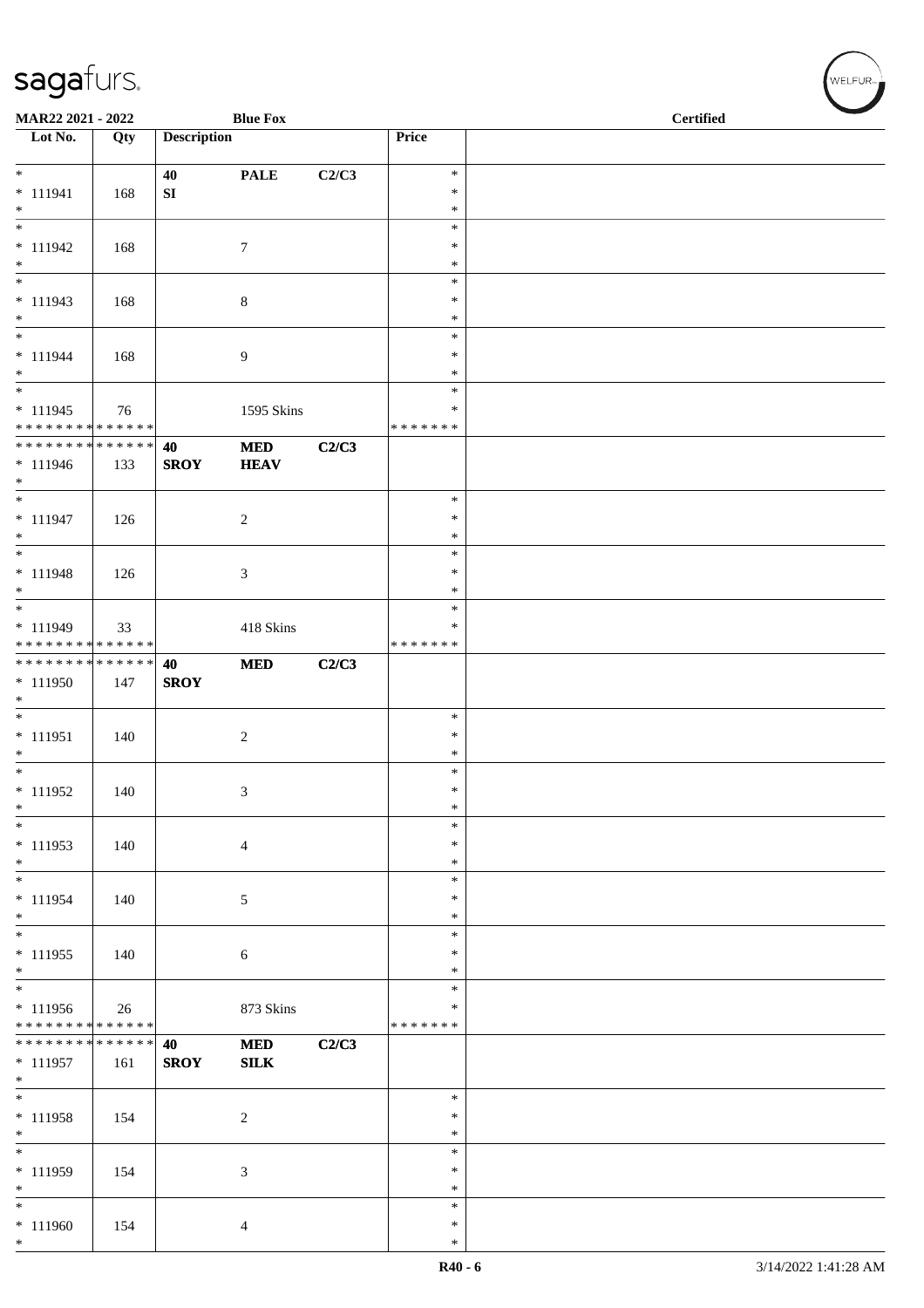MAR22 2021 - 2022 | Blue Fox | Certified

| Lot No. | Qty | Description | | | Price | |
|---|---|---|---|---|---|---|
| * <br> * 111941 <br> * | 168 | 40 <br> SI | PALE | C2/C3 | * <br> * <br> * | |
| * <br> * 111942 <br> * | 168 | | 7 | | * <br> * <br> * | |
| * <br> * 111943 <br> * | 168 | | 8 | | * <br> * <br> * | |
| * <br> * 111944 <br> * | 168 | | 9 | | * <br> * <br> * | |
| * <br> * 111945 <br> * * * * * * * * * * * * * * | 76 | | 1595 Skins | | * <br> * <br> * * * * * * * | |
| * * * * * * * * * * * * * * <br> * 111946 <br> * | 133 | **40** <br> **SROY** | **MED** <br> **HEAV** | **C2/C3** | | |
| * <br> * 111947 <br> * | 126 | | 2 | | * <br> * <br> * | |
| * <br> * 111948 <br> * | 126 | | 3 | | * <br> * <br> * | |
| * <br> * 111949 <br> * * * * * * * * * * * * * * | 33 | | 418 Skins | | * <br> * <br> * * * * * * * | |
| * * * * * * * * * * * * * * <br> * 111950 <br> * | 147 | **40** <br> **SROY** | **MED** | **C2/C3** | | |
| * <br> * 111951 <br> * | 140 | | 2 | | * <br> * <br> * | |
| * <br> * 111952 <br> * | 140 | | 3 | | * <br> * <br> * | |
| * <br> * 111953 <br> * | 140 | | 4 | | * <br> * <br> * | |
| * <br> * 111954 <br> * | 140 | | 5 | | * <br> * <br> * | |
| * <br> * 111955 <br> * | 140 | | 6 | | * <br> * <br> * | |
| * <br> * 111956 <br> * * * * * * * * * * * * * * | 26 | | 873 Skins | | * <br> * <br> * * * * * * * | |
| * * * * * * * * * * * * * * <br> * 111957 <br> * | 161 | **40** <br> **SROY** | **MED** <br> **SILK** | **C2/C3** | | |
| * <br> * 111958 <br> * | 154 | | 2 | | * <br> * <br> * | |
| * <br> * 111959 <br> * | 154 | | 3 | | * <br> * <br> * | |
| * <br> * 111960 <br> * | 154 | | 4 | | * <br> * <br> * | |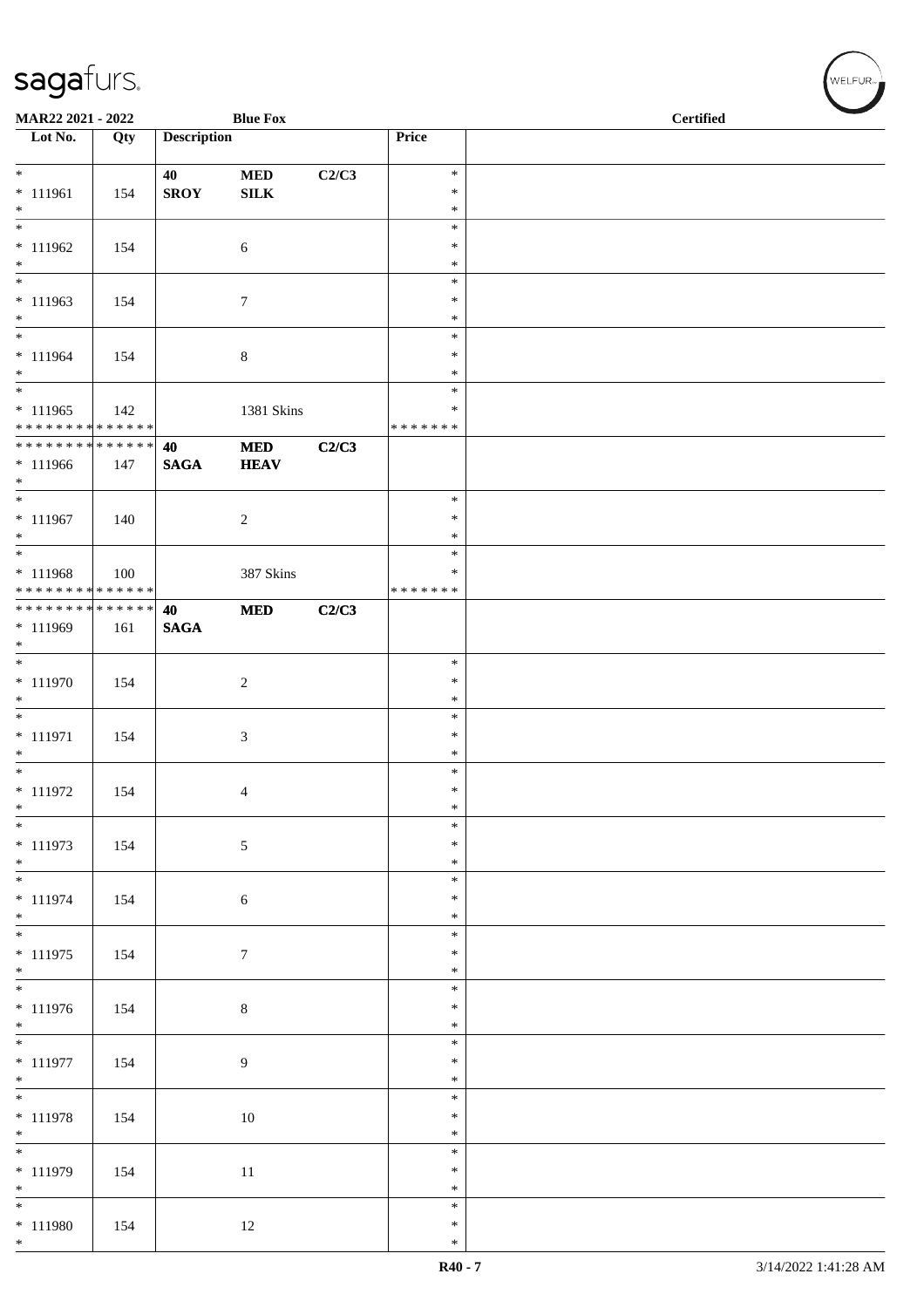| Lot No. | Qty | Description | | | Price | |
|---|---|---|---|---|---|---|
| * <br> * 111961 <br> * | 154 | 40 <br> SROY | MED <br> SILK | C2/C3 | * <br> * <br> * | |
| * <br> * 111962 <br> * | 154 | | 6 | | * <br> * <br> * | |
| * <br> * 111963 <br> * | 154 | | 7 | | * <br> * <br> * | |
| * <br> * 111964 <br> * | 154 | | 8 | | * <br> * <br> * | |
| * <br> * 111965 <br> * * * * * * * * * * * * * * | 142 | | 1381 Skins | | * <br> * <br> * * * * * * * | |
| * * * * * * * * * * * * * * <br> * 111966 <br> * | 147 | 40 <br> SAGA | MED <br> HEAV | C2/C3 | | |
| * <br> * 111967 <br> * | 140 | | 2 | | * <br> * <br> * | |
| * <br> * 111968 <br> * * * * * * * * * * * * * * | 100 | | 387 Skins | | * <br> * <br> * * * * * * * | |
| * * * * * * * * * * * * * * <br> * 111969 <br> * | 161 | 40 <br> SAGA | MED | C2/C3 | | |
| * <br> * 111970 <br> * | 154 | | 2 | | * <br> * <br> * | |
| * <br> * 111971 <br> * | 154 | | 3 | | * <br> * <br> * | |
| * <br> * 111972 <br> * | 154 | | 4 | | * <br> * <br> * | |
| * <br> * 111973 <br> * | 154 | | 5 | | * <br> * <br> * | |
| * <br> * 111974 <br> * | 154 | | 6 | | * <br> * <br> * | |
| * <br> * 111975 <br> * | 154 | | 7 | | * <br> * <br> * | |
| * <br> * 111976 <br> * | 154 | | 8 | | * <br> * <br> * | |
| * <br> * 111977 <br> * | 154 | | 9 | | * <br> * <br> * | |
| * <br> * 111978 <br> * | 154 | | 10 | | * <br> * <br> * | |
| * <br> * 111979 <br> * | 154 | | 11 | | * <br> * <br> * | |
| * <br> * 111980 <br> * | 154 | | 12 | | * <br> * <br> * | |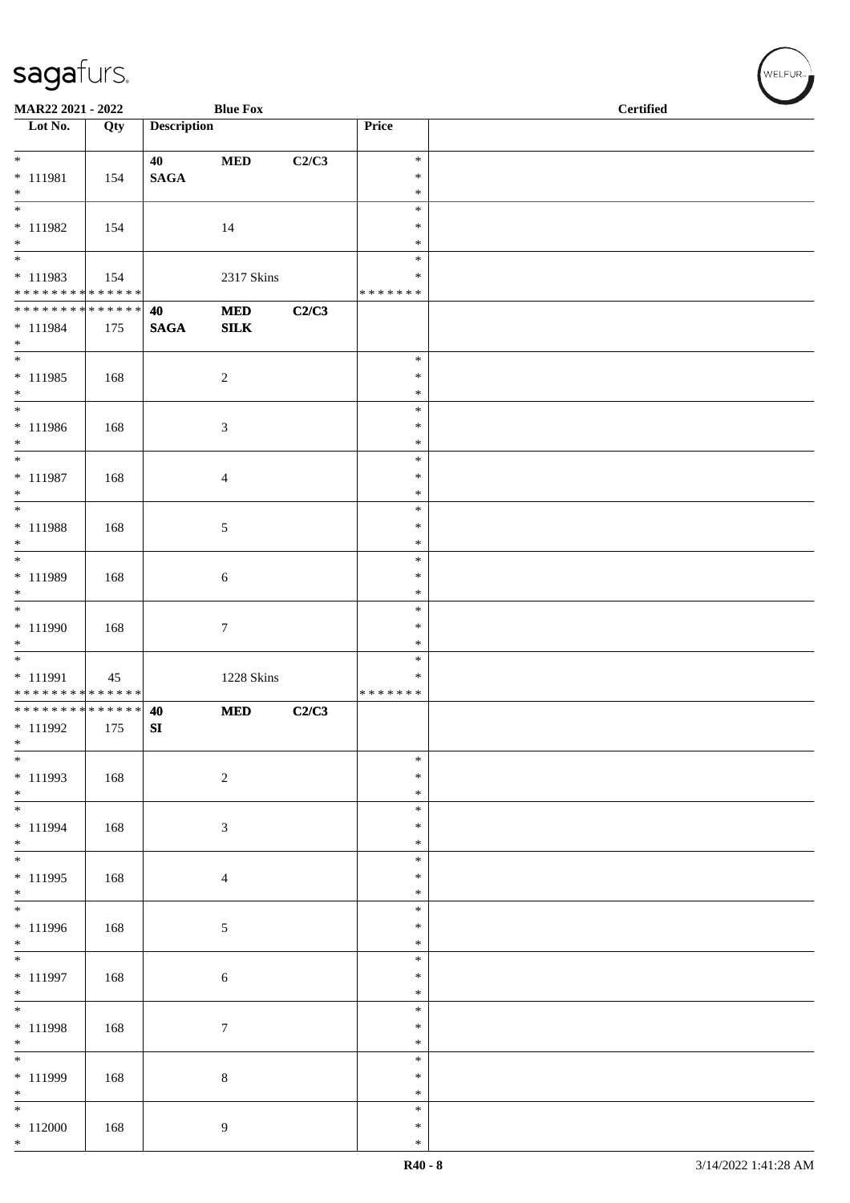| Lot No. | Qty | Description | | | Price | |
|---|---|---|---|---|---|---|
| * | | 40 | **MED** | C2/C3 | * | |
| * 111981 | 154 | **SAGA** | | | * | |
| * | | | | | * | |
| * | | | | | * | |
| * 111982 | 154 | | 14 | | * | |
| * | | | | | * | |
| * | | | | | * | |
| * 111983 | 154 | | 2317 Skins | | * | |
| * * * * * * * * * * * * * * | | | | | * * * * * * * | |
| * * * * * * * * * * * * * * | | 40 | **MED** | C2/C3 | | |
| * 111984 | 175 | **SAGA** | **SILK** | | | |
| * | | | | | | |
| * | | | | | * | |
| * 111985 | 168 | | 2 | | * | |
| * | | | | | * | |
| * | | | | | * | |
| * 111986 | 168 | | 3 | | * | |
| * | | | | | * | |
| * | | | | | * | |
| * 111987 | 168 | | 4 | | * | |
| * | | | | | * | |
| * | | | | | * | |
| * 111988 | 168 | | 5 | | * | |
| * | | | | | * | |
| * | | | | | * | |
| * 111989 | 168 | | 6 | | * | |
| * | | | | | * | |
| * | | | | | * | |
| * 111990 | 168 | | 7 | | * | |
| * | | | | | * | |
| * | | | | | * | |
| * 111991 | 45 | | 1228 Skins | | * | |
| * * * * * * * * * * * * * * | | | | | * * * * * * * | |
| * * * * * * * * * * * * * * | | 40 | **MED** | C2/C3 | | |
| * 111992 | 175 | **SI** | | | | |
| * | | | | | | |
| * | | | | | * | |
| * 111993 | 168 | | 2 | | * | |
| * | | | | | * | |
| * | | | | | * | |
| * 111994 | 168 | | 3 | | * | |
| * | | | | | * | |
| * | | | | | * | |
| * 111995 | 168 | | 4 | | * | |
| * | | | | | * | |
| * | | | | | * | |
| * 111996 | 168 | | 5 | | * | |
| * | | | | | * | |
| * | | | | | * | |
| * 111997 | 168 | | 6 | | * | |
| * | | | | | * | |
| * | | | | | * | |
| * 111998 | 168 | | 7 | | * | |
| * | | | | | * | |
| * | | | | | * | |
| * 111999 | 168 | | 8 | | * | |
| * | | | | | * | |
| * | | | | | * | |
| * 112000 | 168 | | 9 | | * | |
| * | | | | | * | |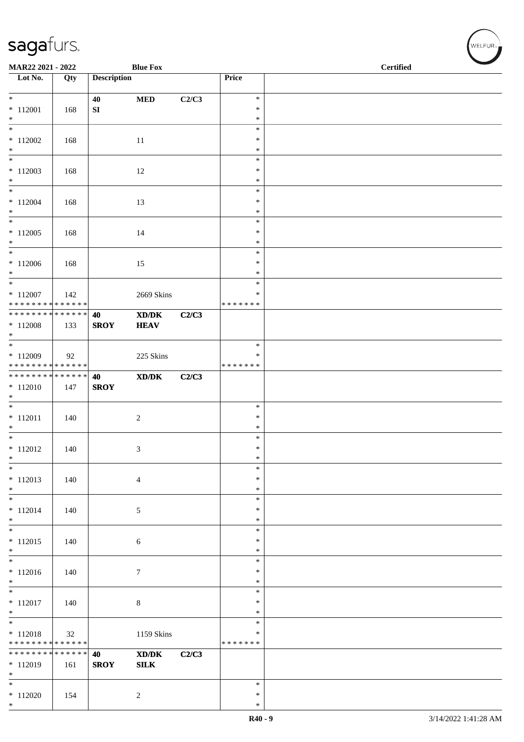MAR22 2021 - 2022 | Blue Fox | Certified

| Lot No. | Qty | Description | | | Price | |
|---|---|---|---|---|---|---|
| * 112001 * | 168 | 40 SI | MED | C2/C3 | * * * | |
| * 112002 * | 168 | | 11 | | * * * | |
| * 112003 * | 168 | | 12 | | * * * | |
| * 112004 * | 168 | | 13 | | * * * | |
| * 112005 * | 168 | | 14 | | * * * | |
| * 112006 * | 168 | | 15 | | * * * | |
| * 112007 * * * * * * * * * * * * * * | 142 | | 2669 Skins | | * * * * * * * * * | |
| * * * * * * * * * * * * * * 112008 * | 133 | 40 SROY | XD/DK HEAV | C2/C3 | | |
| * 112009 * * * * * * * * * * * * * * | 92 | | 225 Skins | | * * * * * * * * * | |
| * * * * * * * * * * * * * * 112010 * | 147 | 40 SROY | XD/DK | C2/C3 | | |
| * 112011 * | 140 | | 2 | | * * * | |
| * 112012 * | 140 | | 3 | | * * * | |
| * 112013 * | 140 | | 4 | | * * * | |
| * 112014 * | 140 | | 5 | | * * * | |
| * 112015 * | 140 | | 6 | | * * * | |
| * 112016 * | 140 | | 7 | | * * * | |
| * 112017 * | 140 | | 8 | | * * * | |
| * 112018 * * * * * * * * * * * * * * | 32 | | 1159 Skins | | * * * * * * * * * | |
| * * * * * * * * * * * * * * 112019 * | 161 | 40 SROY | XD/DK SILK | C2/C3 | | |
| * 112020 * | 154 | | 2 | | * * * | |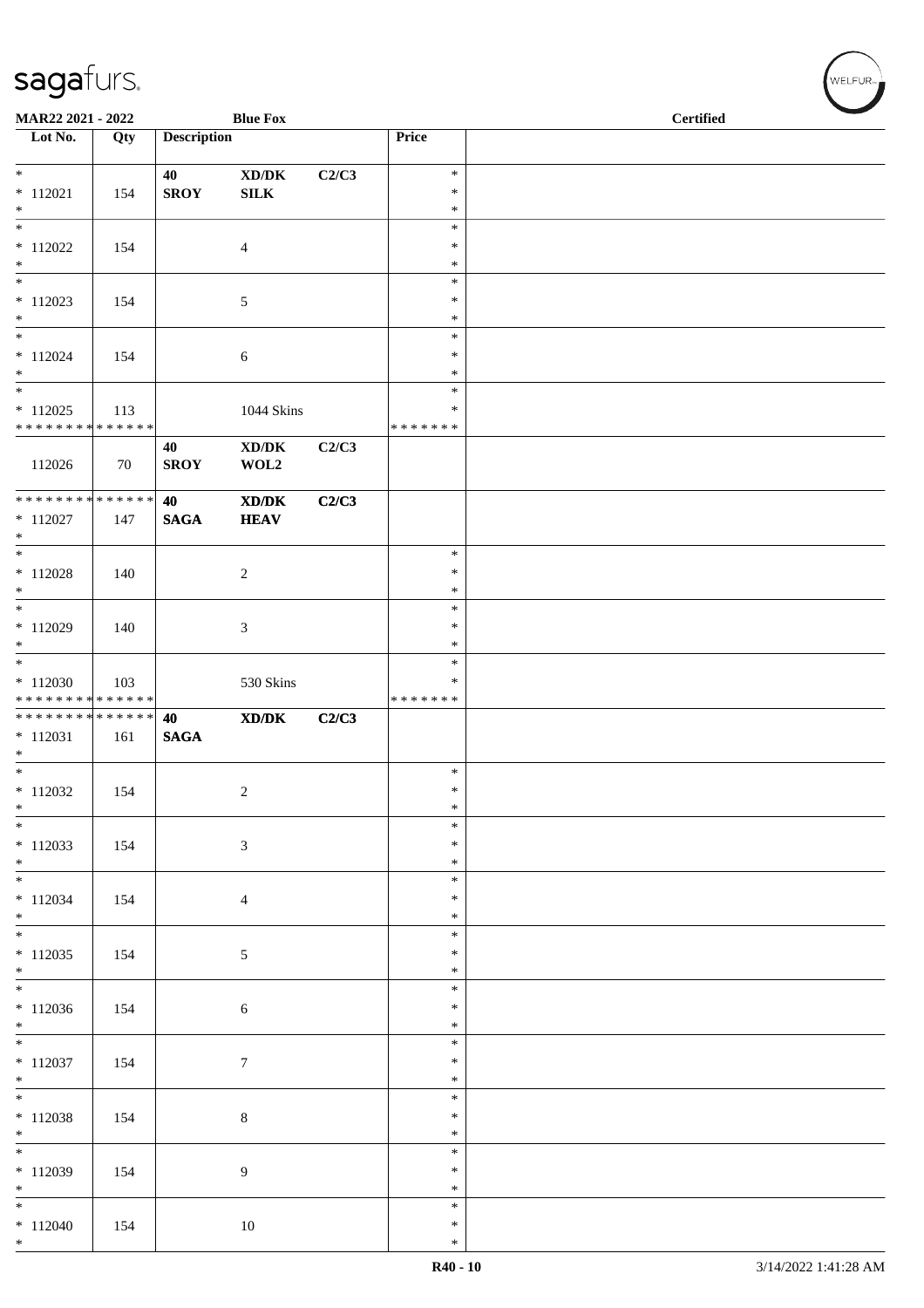MAR22 2021 - 2022 | Blue Fox | Certified

| Lot No. | Qty | Description | | | Price | |
|---|---|---|---|---|---|---|
| * <br> * 112021 <br> * | 154 | 40 <br> **SROY** | **XD/DK** <br> **SILK** | **C2/C3** | * <br> * <br> * | |
| * <br> * 112022 <br> * | 154 | | 4 | | * <br> * <br> * | |
| * <br> * 112023 <br> * | 154 | | 5 | | * <br> * <br> * | |
| * <br> * 112024 <br> * | 154 | | 6 | | * <br> * <br> * | |
| * <br> * 112025 <br> * * * * * * * * * * * * * * | 113 | | 1044 Skins | | * <br> * <br> * * * * * * * | |
| 112026 | 70 | 40 <br> **SROY** | **XD/DK** <br> **WOL2** | **C2/C3** | | |
| * * * * * * * * * * * * * * <br> * 112027 <br> * | 147 | **40** <br> **SAGA** | **XD/DK** <br> **HEAV** | **C2/C3** | | |
| * <br> * 112028 <br> * | 140 | | 2 | | * <br> * <br> * | |
| * <br> * 112029 <br> * | 140 | | 3 | | * <br> * <br> * | |
| * <br> * 112030 <br> * * * * * * * * * * * * * * | 103 | | 530 Skins | | * <br> * <br> * * * * * * * | |
| * * * * * * * * * * * * * * <br> * 112031 <br> * | 161 | **40** <br> **SAGA** | **XD/DK** | **C2/C3** | | |
| * <br> * 112032 <br> * | 154 | | 2 | | * <br> * <br> * | |
| * <br> * 112033 <br> * | 154 | | 3 | | * <br> * <br> * | |
| * <br> * 112034 <br> * | 154 | | 4 | | * <br> * <br> * | |
| * <br> * 112035 <br> * | 154 | | 5 | | * <br> * <br> * | |
| * <br> * 112036 <br> * | 154 | | 6 | | * <br> * <br> * | |
| * <br> * 112037 <br> * | 154 | | 7 | | * <br> * <br> * | |
| * <br> * 112038 <br> * | 154 | | 8 | | * <br> * <br> * | |
| * <br> * 112039 <br> * | 154 | | 9 | | * <br> * <br> * | |
| * <br> * 112040 <br> * | 154 | | 10 | | * <br> * <br> * | |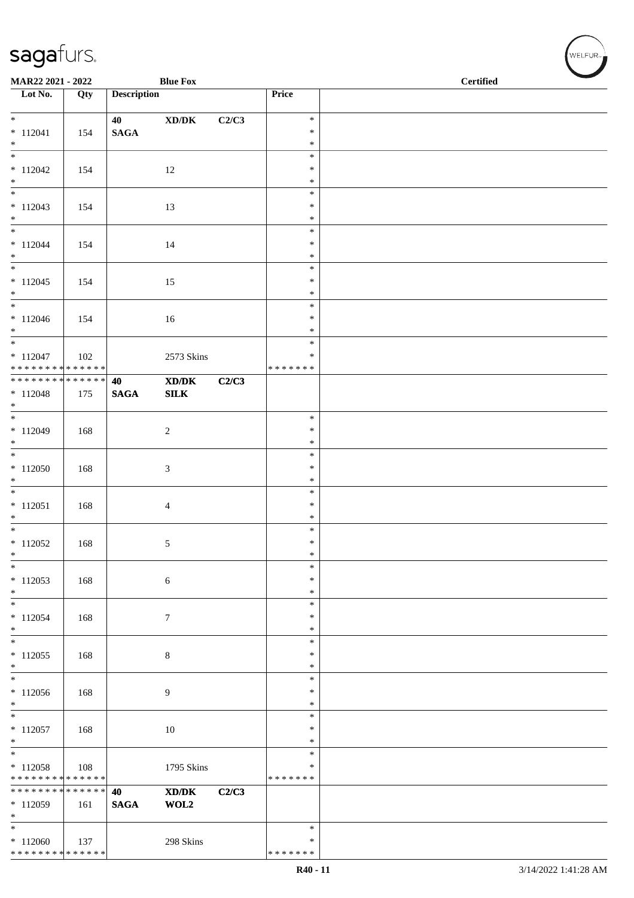| Lot No. | Qty | Description | | | Price | |
|---|---|---|---|---|---|---|
| * <br> * 112041 <br> * | 154 | 40 <br> **SAGA** | **XD/DK** | **C2/C3** | * <br> * <br> * | |
| * <br> * 112042 <br> * | 154 | | 12 | | * <br> * <br> * | |
| * <br> * 112043 <br> * | 154 | | 13 | | * <br> * <br> * | |
| * <br> * 112044 <br> * | 154 | | 14 | | * <br> * <br> * | |
| * <br> * 112045 <br> * | 154 | | 15 | | * <br> * <br> * | |
| * <br> * 112046 <br> * | 154 | | 16 | | * <br> * <br> * | |
| * <br> * 112047 <br> * * * * * * * * * * * * * * | 102 | | 2573 Skins | | * <br> * <br> * * * * * * * | |
| * * * * * * * * * * * * * * <br> * 112048 <br> * | 175 | **40** <br> **SAGA** | **XD/DK** <br> **SILK** | **C2/C3** | | |
| * <br> * 112049 <br> * | 168 | | 2 | | * <br> * <br> * | |
| * <br> * 112050 <br> * | 168 | | 3 | | * <br> * <br> * | |
| * <br> * 112051 <br> * | 168 | | 4 | | * <br> * <br> * | |
| * <br> * 112052 <br> * | 168 | | 5 | | * <br> * <br> * | |
| * <br> * 112053 <br> * | 168 | | 6 | | * <br> * <br> * | |
| * <br> * 112054 <br> * | 168 | | 7 | | * <br> * <br> * | |
| * <br> * 112055 <br> * | 168 | | 8 | | * <br> * <br> * | |
| * <br> * 112056 <br> * | 168 | | 9 | | * <br> * <br> * | |
| * <br> * 112057 <br> * | 168 | | 10 | | * <br> * <br> * | |
| * <br> * 112058 <br> * * * * * * * * * * * * * * | 108 | | 1795 Skins | | * <br> * <br> * * * * * * * | |
| * * * * * * * * * * * * * * <br> * 112059 <br> * | 161 | **40** <br> **SAGA** | **XD/DK** <br> **WOL2** | **C2/C3** | | |
| * <br> * 112060 <br> * * * * * * * * * * * * * * | 137 | | 298 Skins | | * <br> * <br> * * * * * * * | |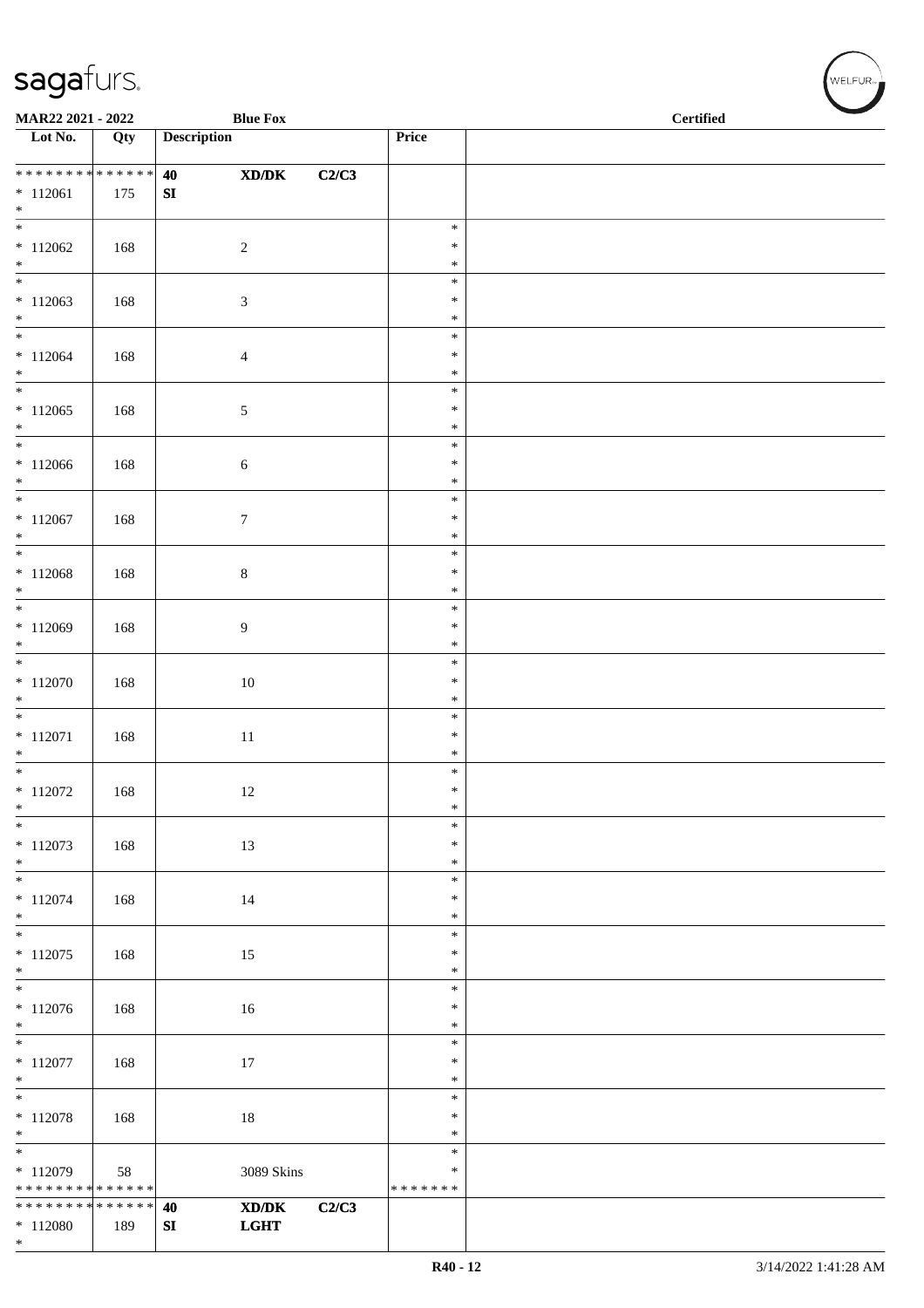| Lot No. | Qty | Description | | | Price | |
|---|---|---|---|---|---|---|
| * * * * * * * * * * * * * * | | 40 | XD/DK | C2/C3 | | |
| * 112061 | 175 | SI | | | | |
| * | | | | | | |
| * 112062 | 168 | | 2 | | * | |
| * 112063 | 168 | | 3 | | * | |
| * 112064 | 168 | | 4 | | * | |
| * 112065 | 168 | | 5 | | * | |
| * 112066 | 168 | | 6 | | * | |
| * 112067 | 168 | | 7 | | * | |
| * 112068 | 168 | | 8 | | * | |
| * 112069 | 168 | | 9 | | * | |
| * 112070 | 168 | | 10 | | * | |
| * 112071 | 168 | | 11 | | * | |
| * 112072 | 168 | | 12 | | * | |
| * 112073 | 168 | | 13 | | * | |
| * 112074 | 168 | | 14 | | * | |
| * 112075 | 168 | | 15 | | * | |
| * 112076 | 168 | | 16 | | * | |
| * 112077 | 168 | | 17 | | * | |
| * 112078 | 168 | | 18 | | * | |
| * 112079 | 58 | | 3089 Skins | | * | |
| * * * * * * * * * * * * * * | | | | | * * * * * * * | |
| * * * * * * * * * * * * * * | | 40 | XD/DK | C2/C3 | | |
| * 112080 | 189 | SI | LGHT | | | |
| * | | | | | | |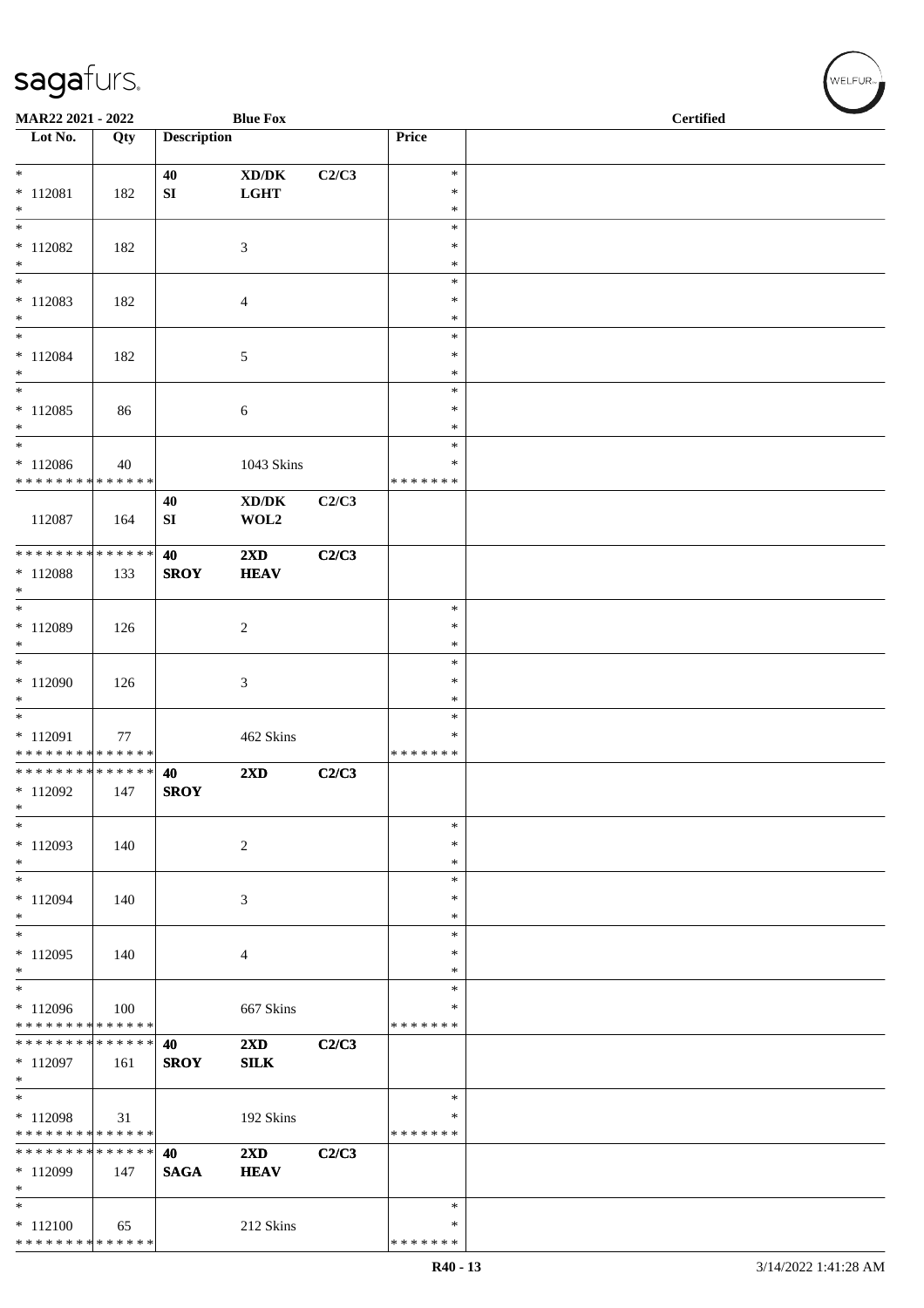| Lot No. | Qty | Description | | | Price | |
|---|---|---|---|---|---|---|
| * | | 40 | XD/DK | C2/C3 | * | |
| * 112081 | 182 | SI | LGHT | | * | |
| * | | | | | * | |
| * | | | | | * | |
| * 112082 | 182 | | 3 | | * | |
| * | | | | | * | |
| * | | | | | * | |
| * 112083 | 182 | | 4 | | * | |
| * | | | | | * | |
| * | | | | | * | |
| * 112084 | 182 | | 5 | | * | |
| * | | | | | * | |
| * | | | | | * | |
| * 112085 | 86 | | 6 | | * | |
| * | | | | | * | |
| * | | | | | * | |
| * 112086 | 40 | | 1043 Skins | | * | |
| * * * * * * * * * * * * * * | | | | | * * * * * * * | |
| | | 40 | XD/DK | C2/C3 | | |
| 112087 | 164 | SI | WOL2 | | | |
| * * * * * * * * * * * * * * | | 40 | 2XD | C2/C3 | | |
| * 112088 | 133 | SROY | HEAV | | | |
| * | | | | | | |
| * | | | | | * | |
| * 112089 | 126 | | 2 | | * | |
| * | | | | | * | |
| * | | | | | * | |
| * 112090 | 126 | | 3 | | * | |
| * | | | | | * | |
| * | | | | | * | |
| * 112091 | 77 | | 462 Skins | | * | |
| * * * * * * * * * * * * * * | | | | | * * * * * * * | |
| * * * * * * * * * * * * * * | | 40 | 2XD | C2/C3 | | |
| * 112092 | 147 | SROY | | | | |
| * | | | | | | |
| * | | | | | * | |
| * 112093 | 140 | | 2 | | * | |
| * | | | | | * | |
| * | | | | | * | |
| * 112094 | 140 | | 3 | | * | |
| * | | | | | * | |
| * | | | | | * | |
| * 112095 | 140 | | 4 | | * | |
| * | | | | | * | |
| * | | | | | * | |
| * 112096 | 100 | | 667 Skins | | * | |
| * * * * * * * * * * * * * * | | | | | * * * * * * * | |
| * * * * * * * * * * * * * * | | 40 | 2XD | C2/C3 | | |
| * 112097 | 161 | SROY | SILK | | | |
| * | | | | | | |
| * | | | | | * | |
| * 112098 | 31 | | 192 Skins | | * | |
| * * * * * * * * * * * * * * | | | | | * * * * * * * | |
| * * * * * * * * * * * * * * | | 40 | 2XD | C2/C3 | | |
| * 112099 | 147 | SAGA | HEAV | | | |
| * | | | | | | |
| * | | | | | * | |
| * 112100 | 65 | | 212 Skins | | * | |
| * * * * * * * * * * * * * * | | | | | * * * * * * * | |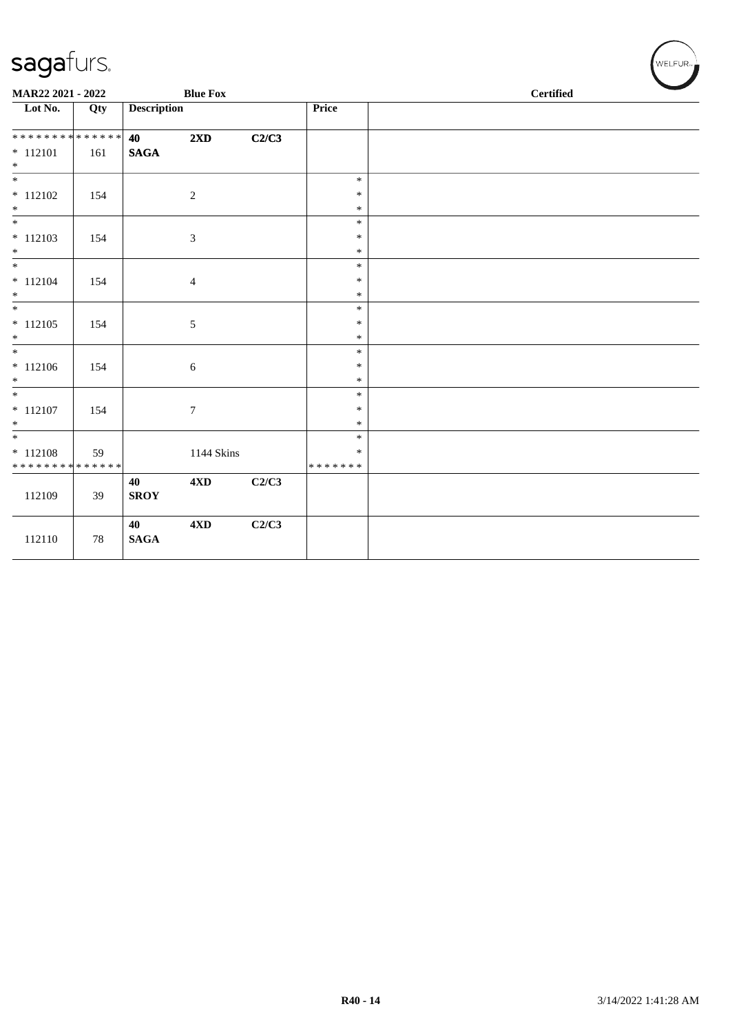MAR22 2021 - 2022 **Blue Fox** **Certified**

| Lot No. | Qty | Description | | | Price | |
|---|---|---|---|---|---|---|
| * * * * * * * * * * * * * * | | **40** | **2XD** | **C2/C3** | | |
| * 112101 | 161 | **SAGA** | | | | |
| * | | | | | | |
| * | | | | | * | |
| * 112102 | 154 | | 2 | | * | |
| * | | | | | * | |
| * | | | | | * | |
| * 112103 | 154 | | 3 | | * | |
| * | | | | | * | |
| * | | | | | * | |
| * 112104 | 154 | | 4 | | * | |
| * | | | | | * | |
| * | | | | | * | |
| * 112105 | 154 | | 5 | | * | |
| * | | | | | * | |
| * | | | | | * | |
| * 112106 | 154 | | 6 | | * | |
| * | | | | | * | |
| * | | | | | * | |
| * 112107 | 154 | | 7 | | * | |
| * | | | | | * | |
| * | | | | | * | |
| * 112108 | 59 | | 1144 Skins | | * | |
| * * * * * * * * * * * * * * | | | | | * * * * * * * | |
| | | **40** | **4XD** | **C2/C3** | | |
| 112109 | 39 | **SROY** | | | | |
| | | **40** | **4XD** | **C2/C3** | | |
| 112110 | 78 | **SAGA** | | | | |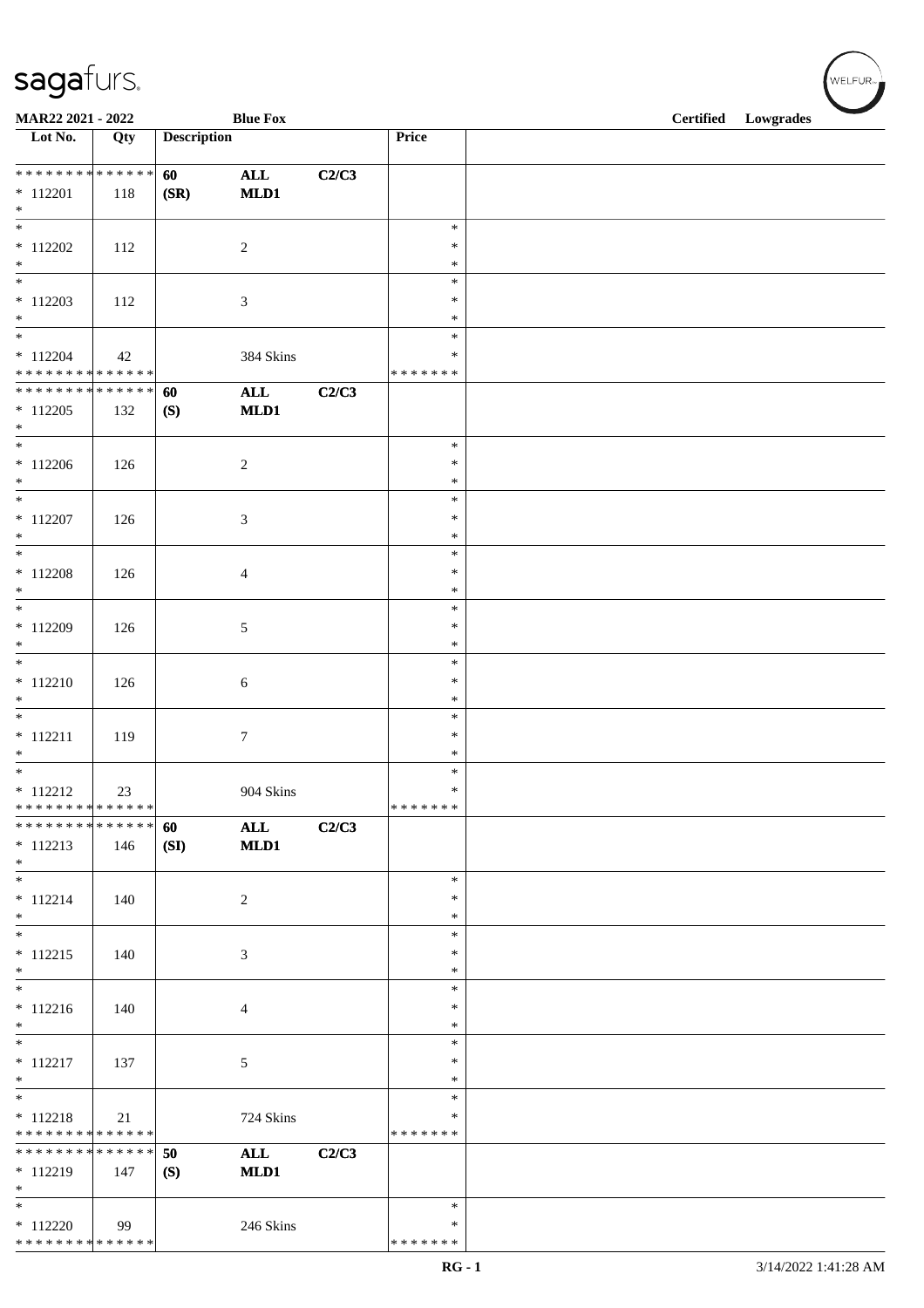**MAR22 2021 - 2022** **Blue Fox** **Certified Lowgrades**

| Lot No. | Qty | Description | | | Price | |
|---|---|---|---|---|---|---|
| * * * * * * * * * * * * * * | | 60 | ALL | C2/C3 | | |
| * 112201 | 118 | (SR) | MLD1 | | | |
| * | | | | | | |
| * | | | | | * | |
| * 112202 | 112 | | 2 | | * | |
| * | | | | | * | |
| * | | | | | * | |
| * 112203 | 112 | | 3 | | * | |
| * | | | | | * | |
| * | | | | | * | |
| * 112204 | 42 | | 384 Skins | | * | |
| * * * * * * * * * * * * * * | | | | | * * * * * * * | |
| * * * * * * * * * * * * * * | | 60 | ALL | C2/C3 | | |
| * 112205 | 132 | (S) | MLD1 | | | |
| * | | | | | | |
| * | | | | | * | |
| * 112206 | 126 | | 2 | | * | |
| * | | | | | * | |
| * | | | | | * | |
| * 112207 | 126 | | 3 | | * | |
| * | | | | | * | |
| * | | | | | * | |
| * 112208 | 126 | | 4 | | * | |
| * | | | | | * | |
| * | | | | | * | |
| * 112209 | 126 | | 5 | | * | |
| * | | | | | * | |
| * | | | | | * | |
| * 112210 | 126 | | 6 | | * | |
| * | | | | | * | |
| * | | | | | * | |
| * 112211 | 119 | | 7 | | * | |
| * | | | | | * | |
| * | | | | | * | |
| * 112212 | 23 | | 904 Skins | | * | |
| * * * * * * * * * * * * * * | | | | | * * * * * * * | |
| * * * * * * * * * * * * * * | | 60 | ALL | C2/C3 | | |
| * 112213 | 146 | (SI) | MLD1 | | | |
| * | | | | | | |
| * | | | | | * | |
| * 112214 | 140 | | 2 | | * | |
| * | | | | | * | |
| * | | | | | * | |
| * 112215 | 140 | | 3 | | * | |
| * | | | | | * | |
| * | | | | | * | |
| * 112216 | 140 | | 4 | | * | |
| * | | | | | * | |
| * | | | | | * | |
| * 112217 | 137 | | 5 | | * | |
| * | | | | | * | |
| * | | | | | * | |
| * 112218 | 21 | | 724 Skins | | * | |
| * * * * * * * * * * * * * * | | | | | * * * * * * * | |
| * * * * * * * * * * * * * * | | 50 | ALL | C2/C3 | | |
| * 112219 | 147 | (S) | MLD1 | | | |
| * | | | | | | |
| * | | | | | * | |
| * 112220 | 99 | | 246 Skins | | * | |
| * * * * * * * * * * * * * * | | | | | * * * * * * * | |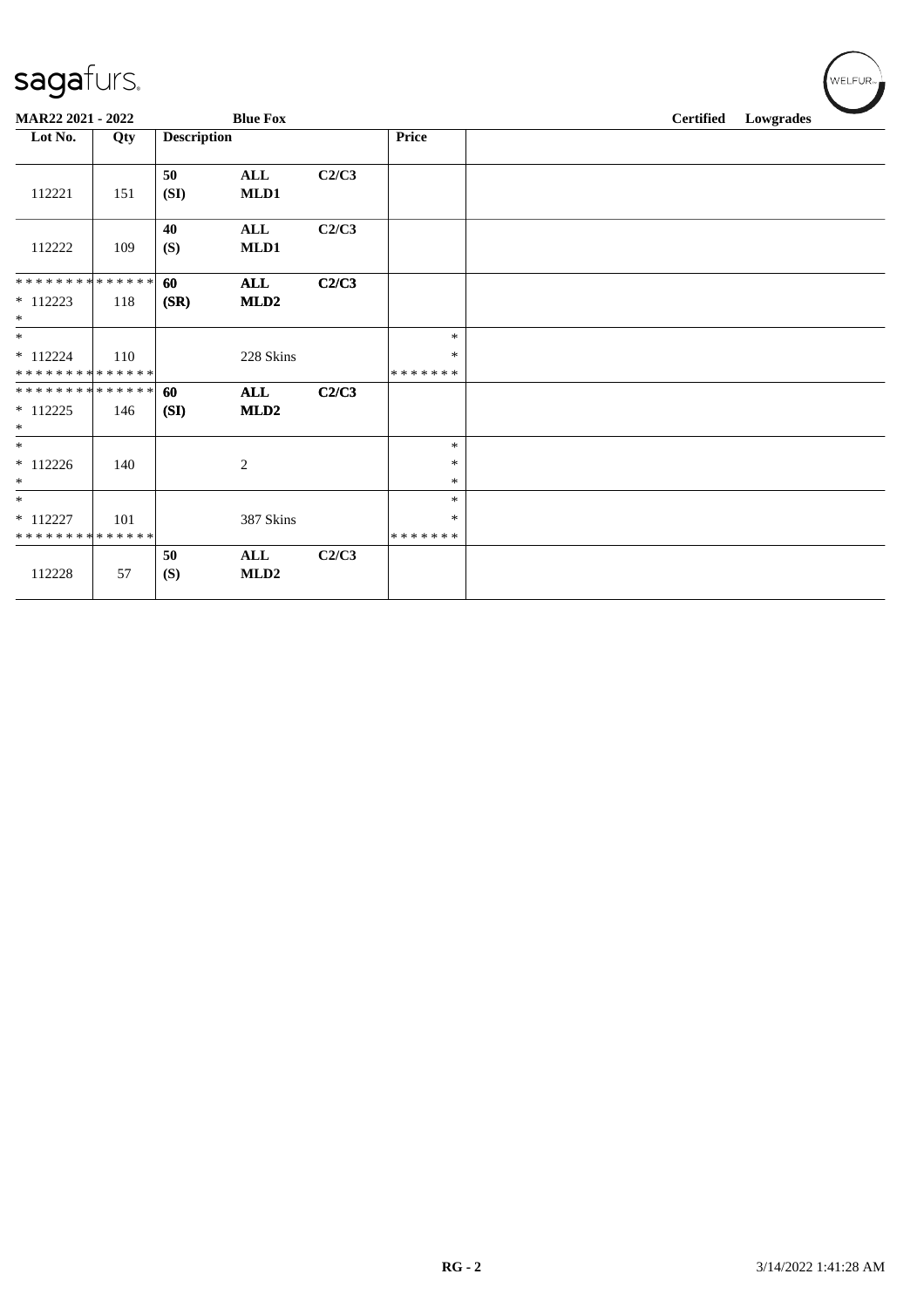**MAR22 2021 - 2022** **Blue Fox** **Certified** **Lowgrades**

| Lot No. | Qty | Description | | | Price | |
|---|---|---|---|---|---|---|
| 112221 | 151 | **50** **(SI)** | **ALL** **MLD1** | **C2/C3** | | |
| 112222 | 109 | **40** **(S)** | **ALL** **MLD1** | **C2/C3** | | |
| * * * * * * * * * * * * * * * 112223 * | 118 | **60** **(SR)** | **ALL** **MLD2** | **C2/C3** | | |
| * * 112224 * * * * * * * * * * * * * * | 110 | | 228 Skins | | * * * * * * * * * | |
| * * * * * * * * * * * * * * * 112225 * | 146 | **60** **(SI)** | **ALL** **MLD2** | **C2/C3** | | |
| * * 112226 * | 140 | | 2 | | * * * | |
| * * 112227 * * * * * * * * * * * * * * | 101 | | 387 Skins | | * * * * * * * * * | |
| 112228 | 57 | **50** **(S)** | **ALL** **MLD2** | **C2/C3** | | |